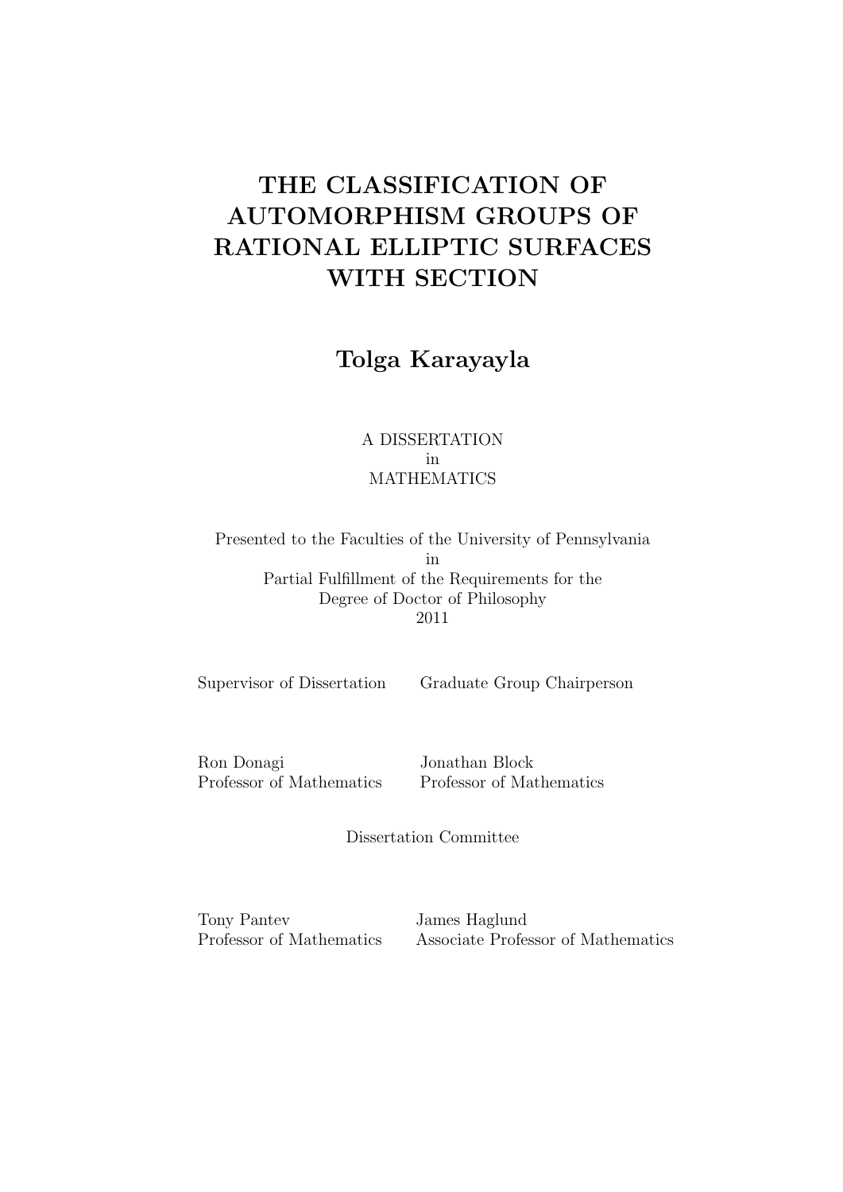# THE CLASSIFICATION OF AUTOMORPHISM GROUPS OF RATIONAL ELLIPTIC SURFACES WITH SECTION

**Tolga Karayayla**

A DISSERTATION
in
MATHEMATICS

Presented to the Faculties of the University of Pennsylvania
in
Partial Fulfillment of the Requirements for the
Degree of Doctor of Philosophy
2011

Supervisor of Dissertation

Ron Donagi
Professor of Mathematics

Graduate Group Chairperson

Jonathan Block
Professor of Mathematics

Dissertation Committee

Tony Pantev
Professor of Mathematics

James Haglund
Associate Professor of Mathematics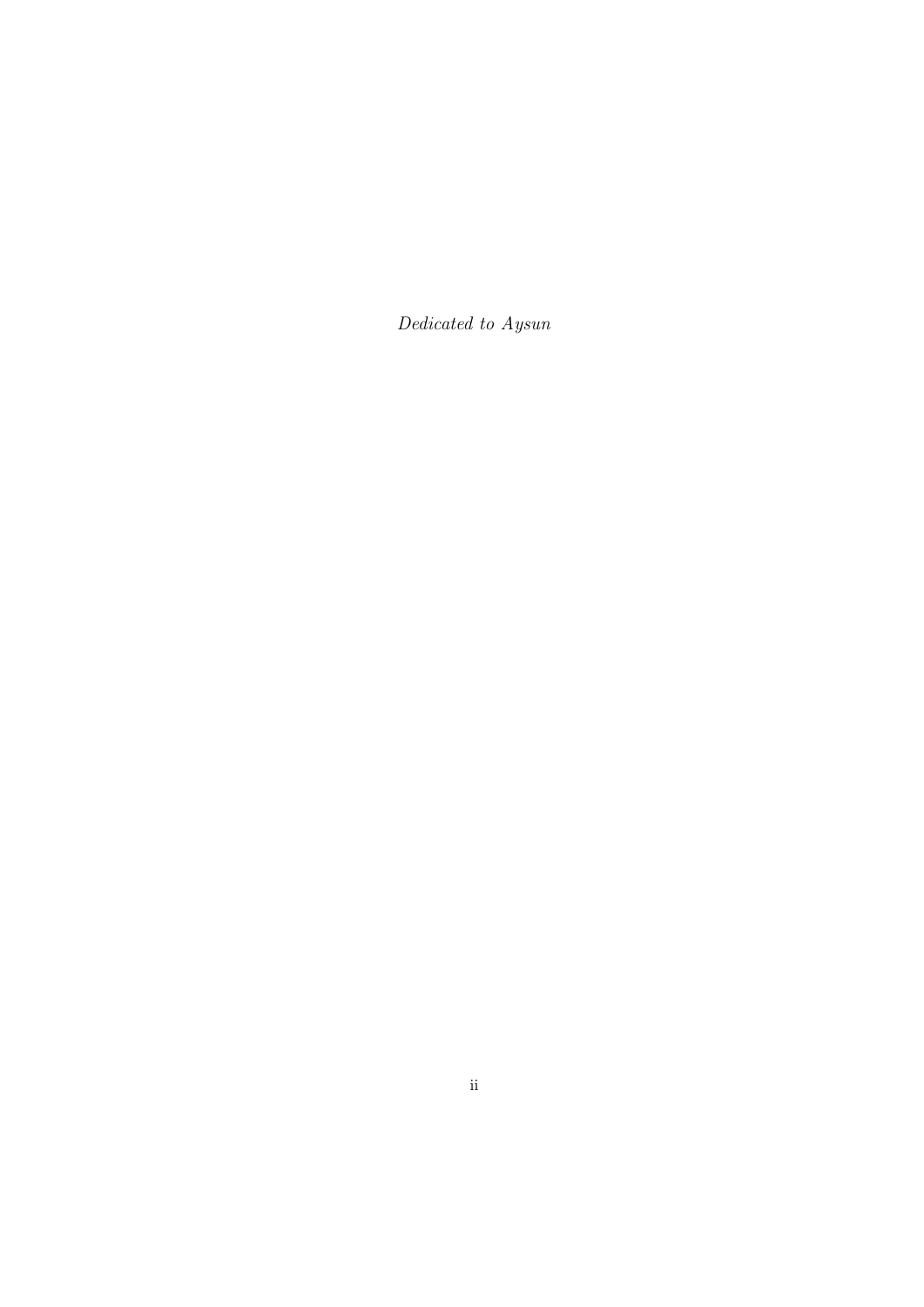*Dedicated to Aysun*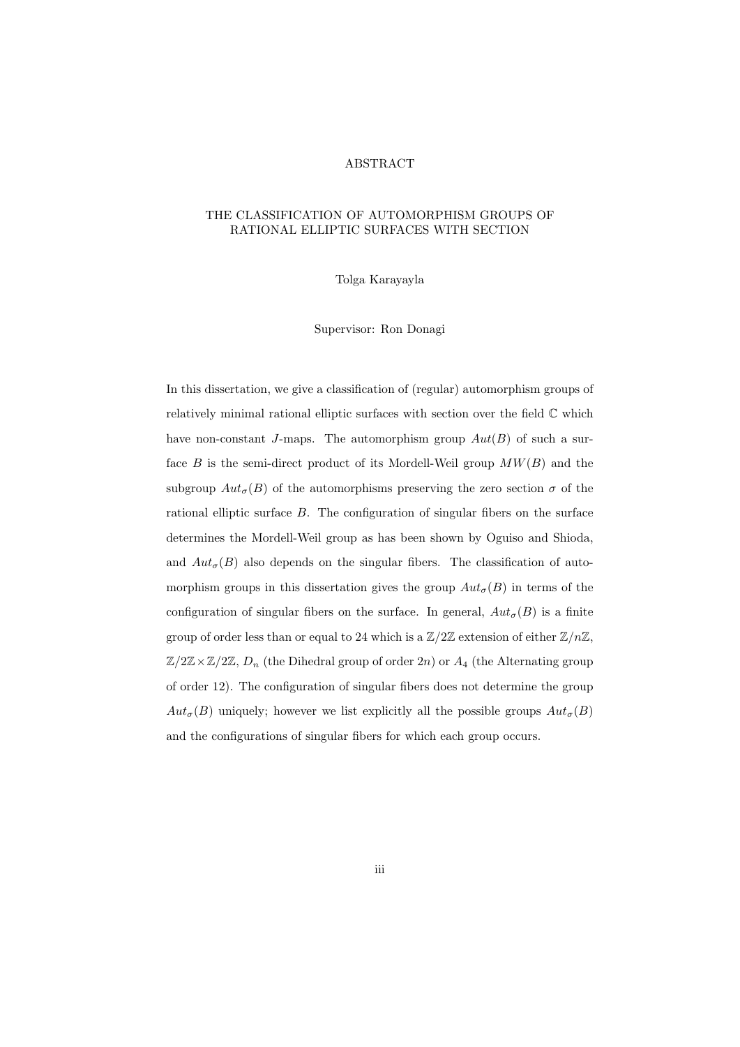# ABSTRACT

## THE CLASSIFICATION OF AUTOMORPHISM GROUPS OF RATIONAL ELLIPTIC SURFACES WITH SECTION

Tolga Karayayla

Supervisor: Ron Donagi

In this dissertation, we give a classification of (regular) automorphism groups of relatively minimal rational elliptic surfaces with section over the field $\mathbb{C}$ which have non-constant $J$-maps. The automorphism group $Aut(B)$ of such a surface $B$ is the semi-direct product of its Mordell-Weil group $MW(B)$ and the subgroup $Aut_\sigma(B)$ of the automorphisms preserving the zero section $\sigma$ of the rational elliptic surface $B$. The configuration of singular fibers on the surface determines the Mordell-Weil group as has been shown by Oguiso and Shioda, and $Aut_\sigma(B)$ also depends on the singular fibers. The classification of automorphism groups in this dissertation gives the group $Aut_\sigma(B)$ in terms of the configuration of singular fibers on the surface. In general, $Aut_\sigma(B)$ is a finite group of order less than or equal to 24 which is a $\mathbb{Z}/2\mathbb{Z}$ extension of either $\mathbb{Z}/n\mathbb{Z}$, $\mathbb{Z}/2\mathbb{Z}\times\mathbb{Z}/2\mathbb{Z}$, $D_n$ (the Dihedral group of order $2n$) or $A_4$ (the Alternating group of order 12). The configuration of singular fibers does not determine the group $Aut_\sigma(B)$ uniquely; however we list explicitly all the possible groups $Aut_\sigma(B)$ and the configurations of singular fibers for which each group occurs.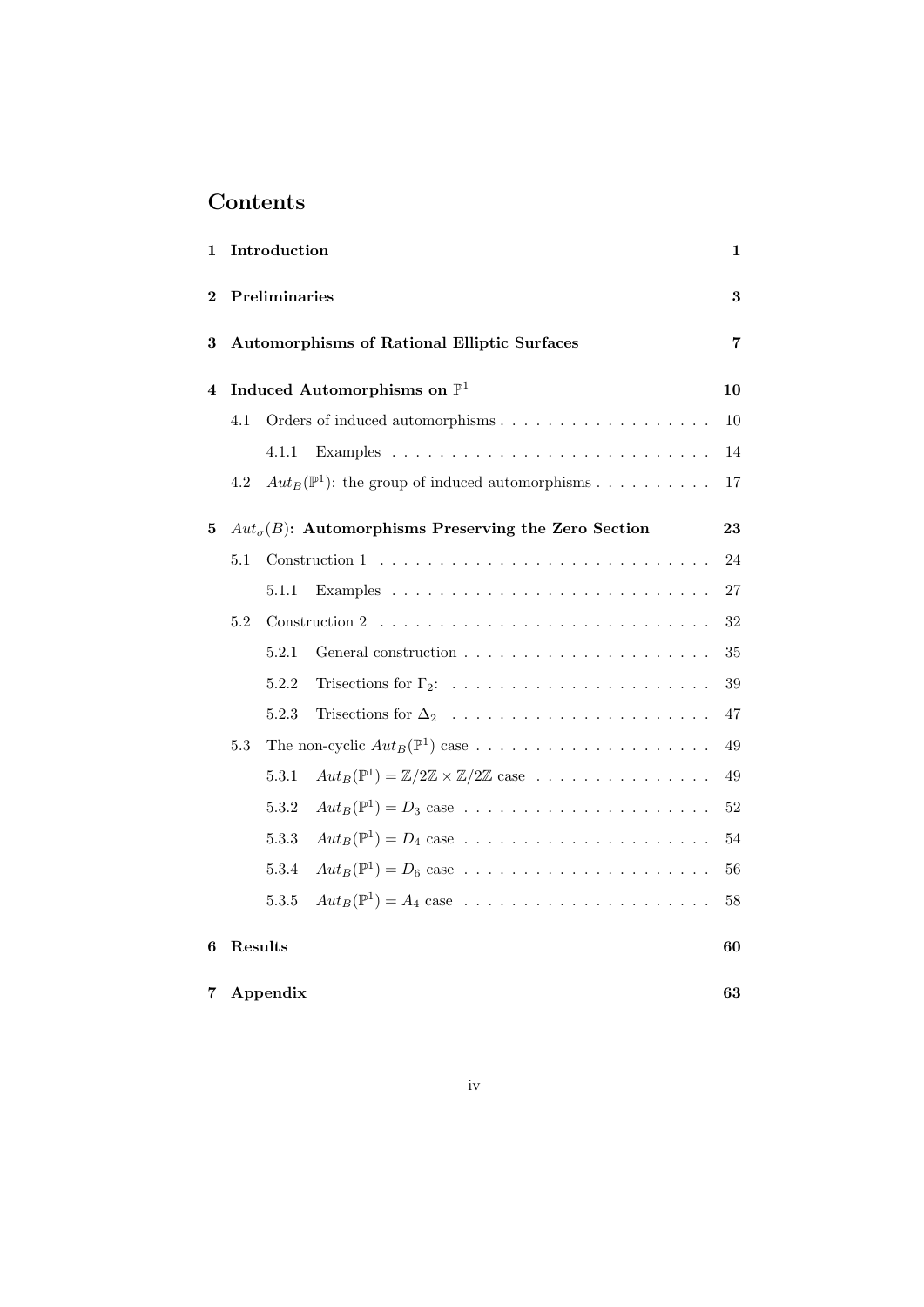# Contents

1 Introduction 1

2 Preliminaries 3

3 Automorphisms of Rational Elliptic Surfaces 7

4 Induced Automorphisms on $\mathbb{P}^1$ 10

- 4.1 Orders of induced automorphisms 10
  - 4.1.1 Examples 14
- 4.2 $Aut_B(\mathbb{P}^1)$: the group of induced automorphisms 17

5 $Aut_\sigma(B)$: Automorphisms Preserving the Zero Section 23

- 5.1 Construction 1 24
  - 5.1.1 Examples 27
- 5.2 Construction 2 32
  - 5.2.1 General construction 35
  - 5.2.2 Trisections for $\Gamma_2$: 39
  - 5.2.3 Trisections for $\Delta_2$ 47
- 5.3 The non-cyclic $Aut_B(\mathbb{P}^1)$ case 49
  - 5.3.1 $Aut_B(\mathbb{P}^1) = \mathbb{Z}/2\mathbb{Z} \times \mathbb{Z}/2\mathbb{Z}$ case 49
  - 5.3.2 $Aut_B(\mathbb{P}^1) = D_3$ case 52
  - 5.3.3 $Aut_B(\mathbb{P}^1) = D_4$ case 54
  - 5.3.4 $Aut_B(\mathbb{P}^1) = D_6$ case 56
  - 5.3.5 $Aut_B(\mathbb{P}^1) = A_4$ case 58

6 Results 60

7 Appendix 63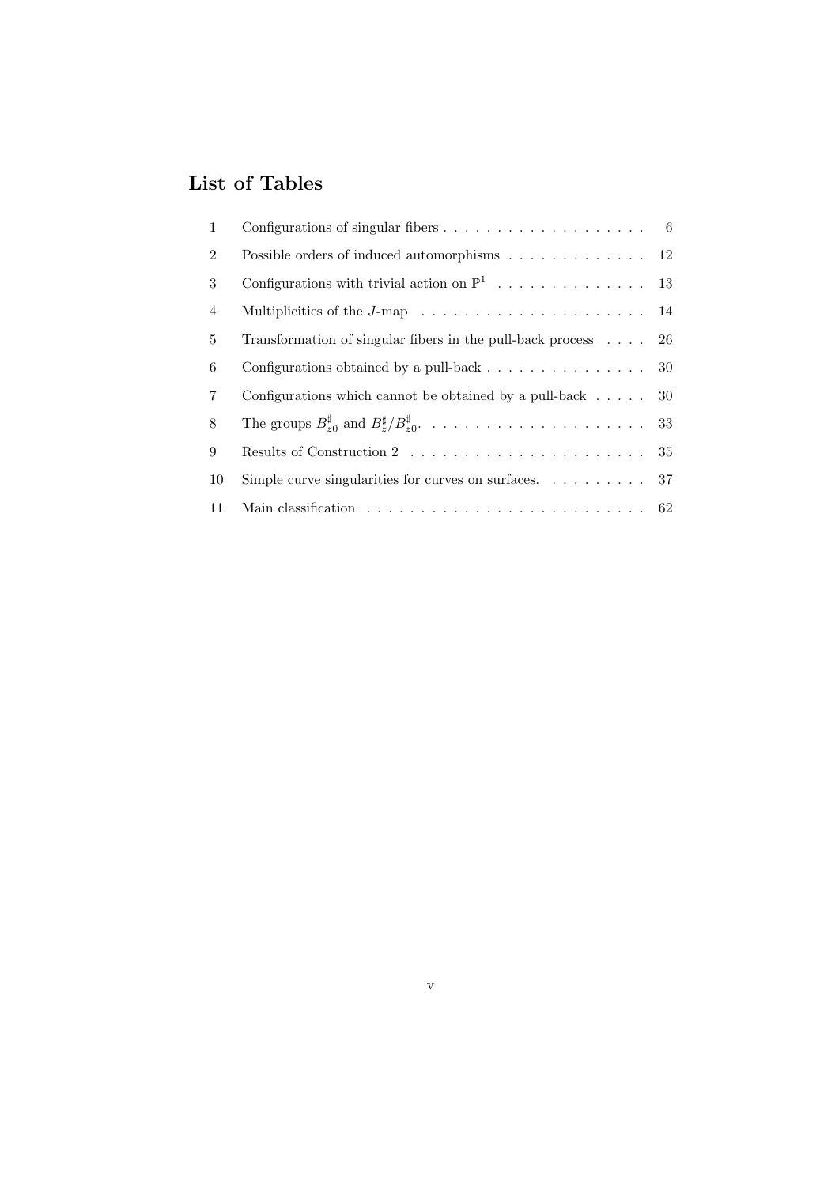# List of Tables

| | | |
|---|---|---|
| 1 | Configurations of singular fibers | 6 |
| 2 | Possible orders of induced automorphisms | 12 |
| 3 | Configurations with trivial action on $\mathbb{P}^1$ | 13 |
| 4 | Multiplicities of the $J$-map | 14 |
| 5 | Transformation of singular fibers in the pull-back process | 26 |
| 6 | Configurations obtained by a pull-back | 30 |
| 7 | Configurations which cannot be obtained by a pull-back | 30 |
| 8 | The groups $B^\sharp_{z0}$ and $B^\sharp_z/B^\sharp_{z0}$. | 33 |
| 9 | Results of Construction 2 | 35 |
| 10 | Simple curve singularities for curves on surfaces. | 37 |
| 11 | Main classification | 62 |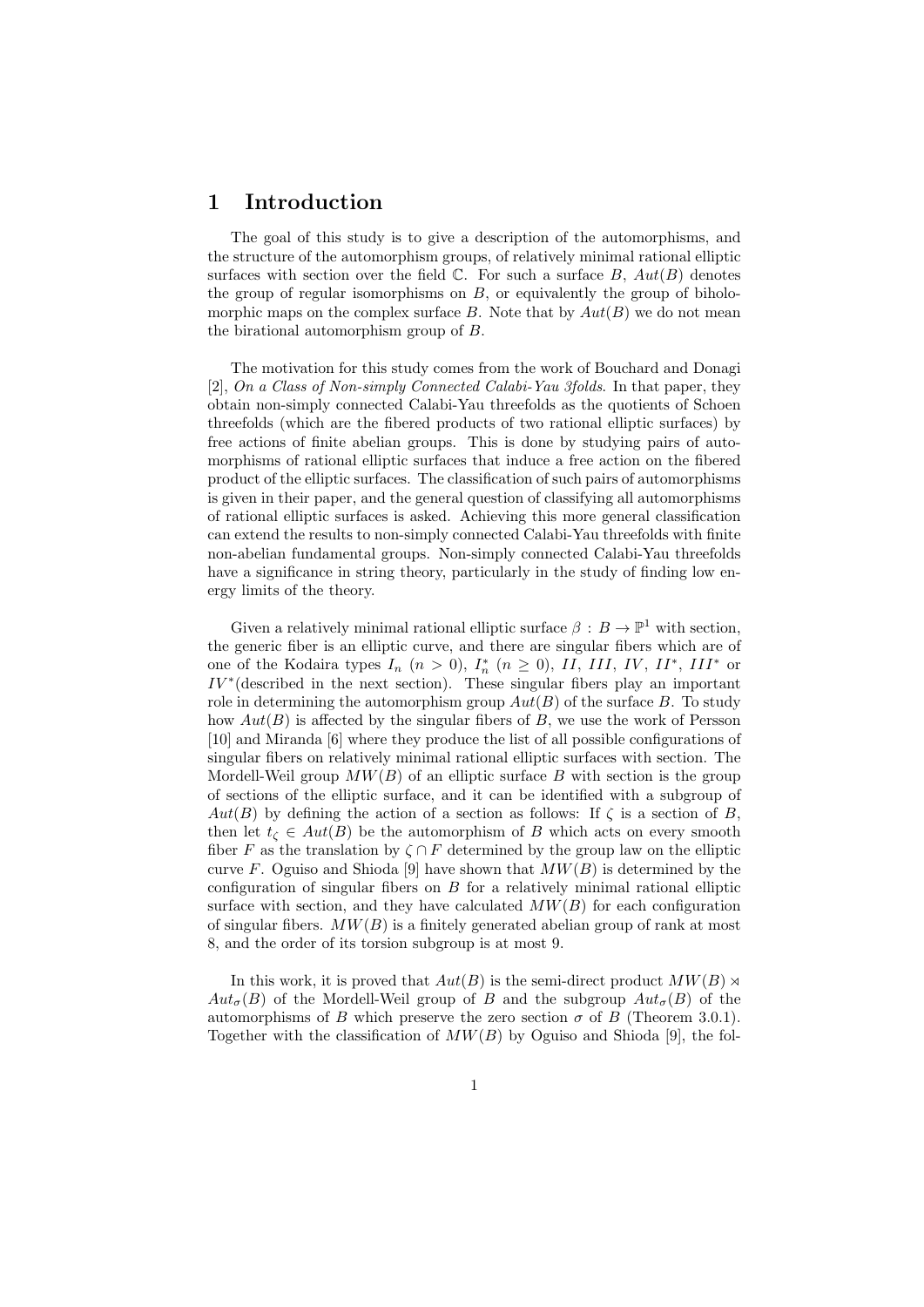# 1 Introduction

The goal of this study is to give a description of the automorphisms, and the structure of the automorphism groups, of relatively minimal rational elliptic surfaces with section over the field $\mathbb{C}$. For such a surface $B$, $Aut(B)$ denotes the group of regular isomorphisms on $B$, or equivalently the group of biholomorphic maps on the complex surface $B$. Note that by $Aut(B)$ we do not mean the birational automorphism group of $B$.

The motivation for this study comes from the work of Bouchard and Donagi [2], *On a Class of Non-simply Connected Calabi-Yau 3folds*. In that paper, they obtain non-simply connected Calabi-Yau threefolds as the quotients of Schoen threefolds (which are the fibered products of two rational elliptic surfaces) by free actions of finite abelian groups. This is done by studying pairs of automorphisms of rational elliptic surfaces that induce a free action on the fibered product of the elliptic surfaces. The classification of such pairs of automorphisms is given in their paper, and the general question of classifying all automorphisms of rational elliptic surfaces is asked. Achieving this more general classification can extend the results to non-simply connected Calabi-Yau threefolds with finite non-abelian fundamental groups. Non-simply connected Calabi-Yau threefolds have a significance in string theory, particularly in the study of finding low energy limits of the theory.

Given a relatively minimal rational elliptic surface $\beta : B \to \mathbb{P}^1$ with section, the generic fiber is an elliptic curve, and there are singular fibers which are of one of the Kodaira types $I_n$ ($n > 0$), $I_n^*$ ($n \geq 0$), $II$, $III$, $IV$, $II^*$, $III^*$ or $IV^*$(described in the next section). These singular fibers play an important role in determining the automorphism group $Aut(B)$ of the surface $B$. To study how $Aut(B)$ is affected by the singular fibers of $B$, we use the work of Persson [10] and Miranda [6] where they produce the list of all possible configurations of singular fibers on relatively minimal rational elliptic surfaces with section. The Mordell-Weil group $MW(B)$ of an elliptic surface $B$ with section is the group of sections of the elliptic surface, and it can be identified with a subgroup of $Aut(B)$ by defining the action of a section as follows: If $\zeta$ is a section of $B$, then let $t_\zeta \in Aut(B)$ be the automorphism of $B$ which acts on every smooth fiber $F$ as the translation by $\zeta \cap F$ determined by the group law on the elliptic curve $F$. Oguiso and Shioda [9] have shown that $MW(B)$ is determined by the configuration of singular fibers on $B$ for a relatively minimal rational elliptic surface with section, and they have calculated $MW(B)$ for each configuration of singular fibers. $MW(B)$ is a finitely generated abelian group of rank at most 8, and the order of its torsion subgroup is at most 9.

In this work, it is proved that $Aut(B)$ is the semi-direct product $MW(B) \rtimes Aut_\sigma(B)$ of the Mordell-Weil group of $B$ and the subgroup $Aut_\sigma(B)$ of the automorphisms of $B$ which preserve the zero section $\sigma$ of $B$ (Theorem 3.0.1). Together with the classification of $MW(B)$ by Oguiso and Shioda [9], the fol-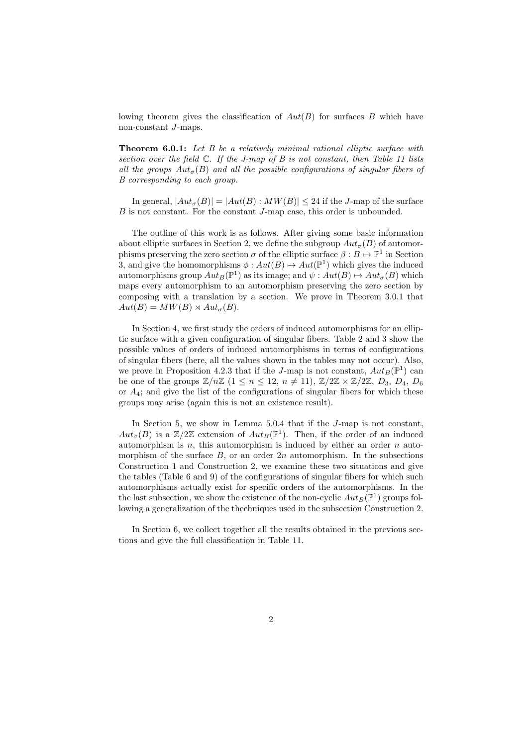lowing theorem gives the classification of $Aut(B)$ for surfaces $B$ which have non-constant $J$-maps.

**Theorem 6.0.1:** *Let $B$ be a relatively minimal rational elliptic surface with section over the field $\mathbb{C}$. If the $J$-map of $B$ is not constant, then Table 11 lists all the groups $Aut_\sigma(B)$ and all the possible configurations of singular fibers of $B$ corresponding to each group.*

In general, $|Aut_\sigma(B)| = |Aut(B) : MW(B)| \leq 24$ if the $J$-map of the surface $B$ is not constant. For the constant $J$-map case, this order is unbounded.

The outline of this work is as follows. After giving some basic information about elliptic surfaces in Section 2, we define the subgroup $Aut_\sigma(B)$ of automorphisms preserving the zero section $\sigma$ of the elliptic surface $\beta : B \mapsto \mathbb{P}^1$ in Section 3, and give the homomorphisms $\phi : Aut(B) \mapsto Aut(\mathbb{P}^1)$ which gives the induced automorphisms group $Aut_B(\mathbb{P}^1)$ as its image; and $\psi : Aut(B) \mapsto Aut_\sigma(B)$ which maps every automorphism to an automorphism preserving the zero section by composing with a translation by a section. We prove in Theorem 3.0.1 that $Aut(B) = MW(B) \rtimes Aut_\sigma(B)$.

In Section 4, we first study the orders of induced automorphisms for an elliptic surface with a given configuration of singular fibers. Table 2 and 3 show the possible values of orders of induced automorphisms in terms of configurations of singular fibers (here, all the values shown in the tables may not occur). Also, we prove in Proposition 4.2.3 that if the $J$-map is not constant, $Aut_B(\mathbb{P}^1)$ can be one of the groups $\mathbb{Z}/n\mathbb{Z}$ $(1 \leq n \leq 12,\ n \neq 11)$, $\mathbb{Z}/2\mathbb{Z} \times \mathbb{Z}/2\mathbb{Z}$, $D_3$, $D_4$, $D_6$ or $A_4$; and give the list of the configurations of singular fibers for which these groups may arise (again this is not an existence result).

In Section 5, we show in Lemma 5.0.4 that if the $J$-map is not constant, $Aut_\sigma(B)$ is a $\mathbb{Z}/2\mathbb{Z}$ extension of $Aut_B(\mathbb{P}^1)$. Then, if the order of an induced automorphism is $n$, this automorphism is induced by either an order $n$ automorphism of the surface $B$, or an order $2n$ automorphism. In the subsections Construction 1 and Construction 2, we examine these two situations and give the tables (Table 6 and 9) of the configurations of singular fibers for which such automorphisms actually exist for specific orders of the automorphisms. In the the last subsection, we show the existence of the non-cyclic $Aut_B(\mathbb{P}^1)$ groups following a generalization of the thechniques used in the subsection Construction 2.

In Section 6, we collect together all the results obtained in the previous sections and give the full classification in Table 11.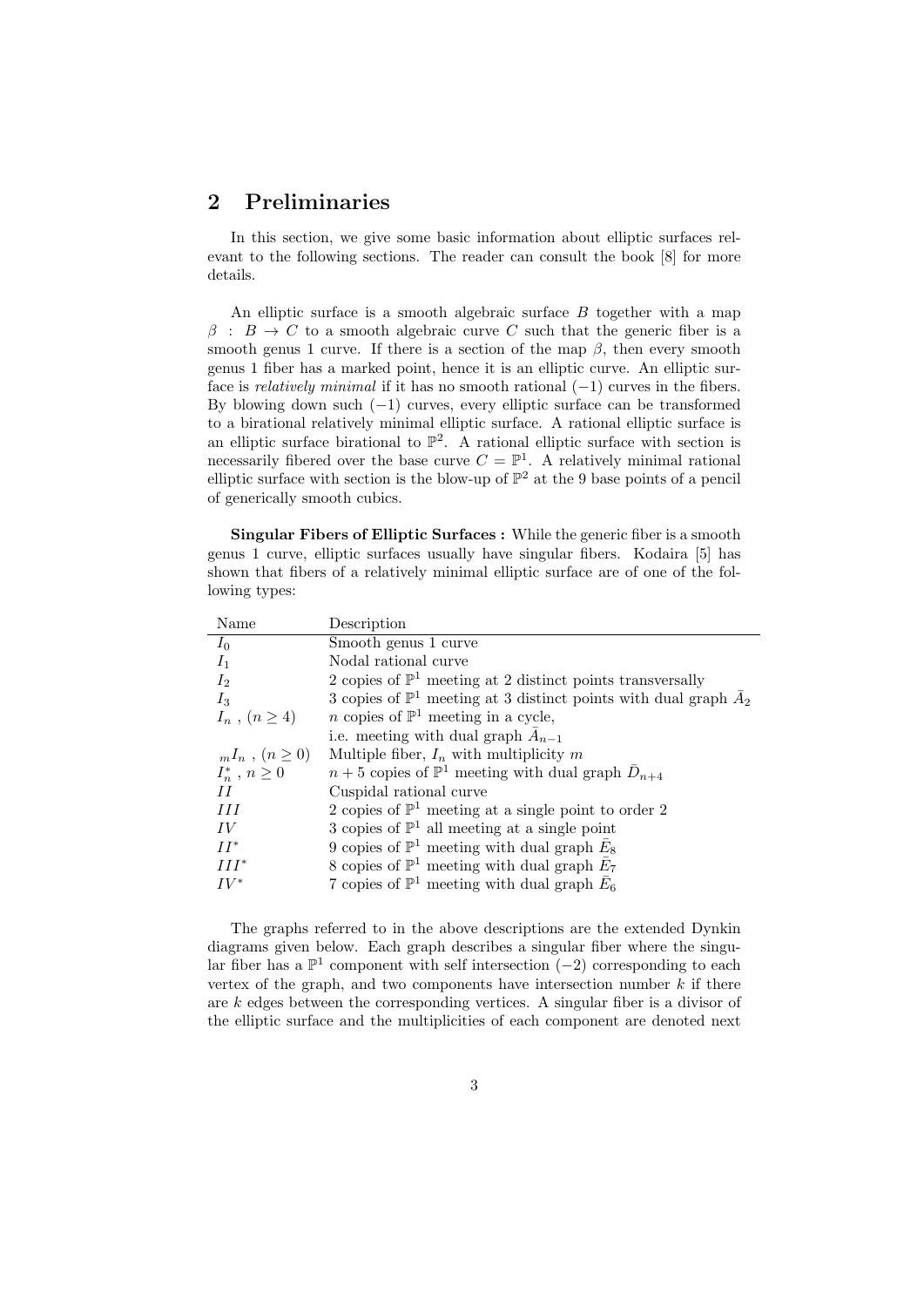## 2 Preliminaries

In this section, we give some basic information about elliptic surfaces relevant to the following sections. The reader can consult the book [8] for more details.

An elliptic surface is a smooth algebraic surface $B$ together with a map $\beta : B \to C$ to a smooth algebraic curve $C$ such that the generic fiber is a smooth genus 1 curve. If there is a section of the map $\beta$, then every smooth genus 1 fiber has a marked point, hence it is an elliptic curve. An elliptic surface is *relatively minimal* if it has no smooth rational $(-1)$ curves in the fibers. By blowing down such $(-1)$ curves, every elliptic surface can be transformed to a birational relatively minimal elliptic surface. A rational elliptic surface is an elliptic surface birational to $\mathbb{P}^2$. A rational elliptic surface with section is necessarily fibered over the base curve $C = \mathbb{P}^1$. A relatively minimal rational elliptic surface with section is the blow-up of $\mathbb{P}^2$ at the 9 base points of a pencil of generically smooth cubics.

**Singular Fibers of Elliptic Surfaces :** While the generic fiber is a smooth genus 1 curve, elliptic surfaces usually have singular fibers. Kodaira [5] has shown that fibers of a relatively minimal elliptic surface are of one of the following types:

| Name | Description |
|---|---|
| $I_0$ | Smooth genus 1 curve |
| $I_1$ | Nodal rational curve |
| $I_2$ | 2 copies of $\mathbb{P}^1$ meeting at 2 distinct points transversally |
| $I_3$ | 3 copies of $\mathbb{P}^1$ meeting at 3 distinct points with dual graph $\bar{A}_2$ |
| $I_n$ , $(n \geq 4)$ | $n$ copies of $\mathbb{P}^1$ meeting in a cycle, |
| | i.e. meeting with dual graph $\bar{A}_{n-1}$ |
| ${}_mI_n$ , $(n \geq 0)$ | Multiple fiber, $I_n$ with multiplicity $m$ |
| $I_n^*$ , $n \geq 0$ | $n+5$ copies of $\mathbb{P}^1$ meeting with dual graph $\bar{D}_{n+4}$ |
| $II$ | Cuspidal rational curve |
| $III$ | 2 copies of $\mathbb{P}^1$ meeting at a single point to order 2 |
| $IV$ | 3 copies of $\mathbb{P}^1$ all meeting at a single point |
| $II^*$ | 9 copies of $\mathbb{P}^1$ meeting with dual graph $\bar{E}_8$ |
| $III^*$ | 8 copies of $\mathbb{P}^1$ meeting with dual graph $\bar{E}_7$ |
| $IV^*$ | 7 copies of $\mathbb{P}^1$ meeting with dual graph $\bar{E}_6$ |

The graphs referred to in the above descriptions are the extended Dynkin diagrams given below. Each graph describes a singular fiber where the singular fiber has a $\mathbb{P}^1$ component with self intersection $(-2)$ corresponding to each vertex of the graph, and two components have intersection number $k$ if there are $k$ edges between the corresponding vertices. A singular fiber is a divisor of the elliptic surface and the multiplicities of each component are denoted next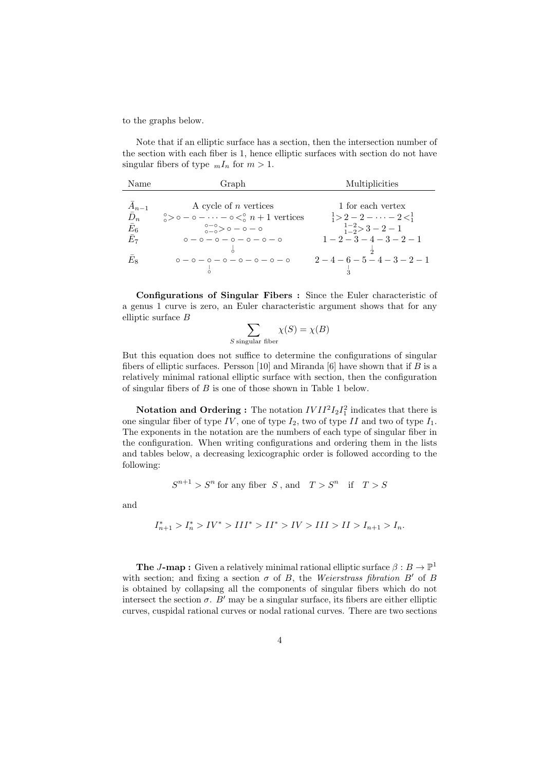to the graphs below.

Note that if an elliptic surface has a section, then the intersection number of the section with each fiber is 1, hence elliptic surfaces with section do not have singular fibers of type ${}_mI_n$ for $m > 1$.

| Name | Graph | Multiplicities |
|---|---|---|
| $\bar{A}_{n-1}$ | A cycle of $n$ vertices | 1 for each vertex |
| $\bar{D}_n$ | ${}^{\circ}_{\circ}\!> \circ - \circ - \cdots - \circ <^{\circ}_{\circ}$ $n+1$ vertices | ${}^{1}_{1}\!> 2 - 2 - \cdots - 2 <^{1}_{1}$ |
| $\bar{E}_6$ | ${}^{\circ - \circ}_{\circ - \circ}\!> \circ - \circ - \circ$ | ${}^{1-2}_{1-2}\!> 3 - 2 - 1$ |
| $\bar{E}_7$ | $\circ - \circ - \circ - \underset{\circ}{\underset{\mid}{\circ}} - \circ - \circ - \circ$ | $1 - 2 - 3 - \underset{2}{\underset{\mid}{4}} - 3 - 2 - 1$ |
| $\bar{E}_8$ | $\circ - \circ - \underset{\circ}{\underset{\mid}{\circ}} - \circ - \circ - \circ - \circ - \circ$ | $2 - 4 - \underset{3}{\underset{\mid}{6}} - 5 - 4 - 3 - 2 - 1$ |

**Configurations of Singular Fibers :** Since the Euler characteristic of a genus 1 curve is zero, an Euler characteristic argument shows that for any elliptic surface $B$

$$\sum_{S \text{ singular fiber}} \chi(S) = \chi(B)$$

But this equation does not suffice to determine the configurations of singular fibers of elliptic surfaces. Persson [10] and Miranda [6] have shown that if $B$ is a relatively minimal rational elliptic surface with section, then the configuration of singular fibers of $B$ is one of those shown in Table 1 below.

**Notation and Ordering :** The notation $IVII^2I_2I_1^2$ indicates that there is one singular fiber of type $IV$, one of type $I_2$, two of type $II$ and two of type $I_1$. The exponents in the notation are the numbers of each type of singular fiber in the configuration. When writing configurations and ordering them in the lists and tables below, a decreasing lexicographic order is followed according to the following:

$$S^{n+1} > S^n \text{ for any fiber } S \text{, and} \quad T > S^n \quad \text{if} \quad T > S$$

and

$$I^*_{n+1} > I^*_n > IV^* > III^* > II^* > IV > III > II > I_{n+1} > I_n.$$

**The $J$-map :** Given a relatively minimal rational elliptic surface $\beta : B \to \mathbb{P}^1$ with section; and fixing a section $\sigma$ of $B$, the *Weierstrass fibration* $B'$ of $B$ is obtained by collapsing all the components of singular fibers which do not intersect the section $\sigma$. $B'$ may be a singular surface, its fibers are either elliptic curves, cuspidal rational curves or nodal rational curves. There are two sections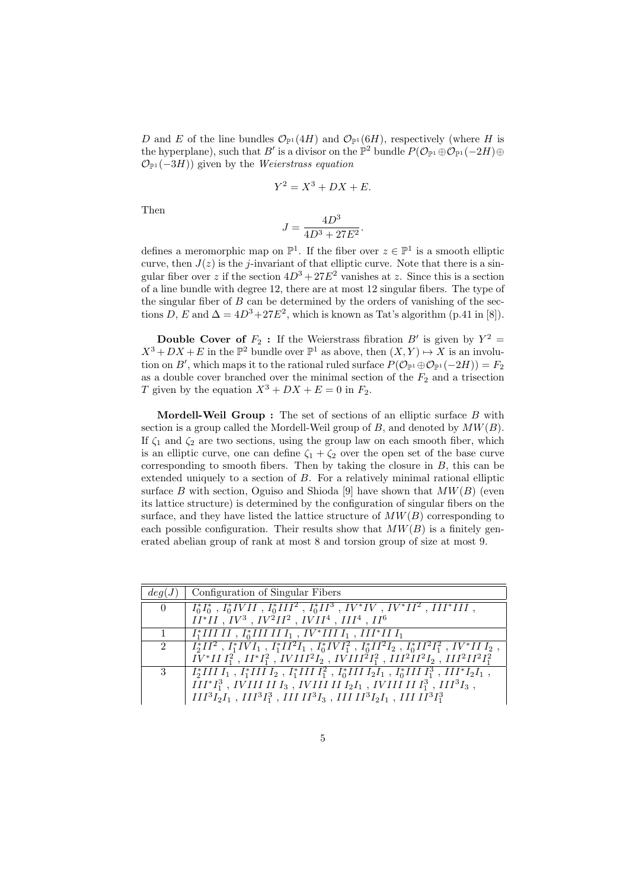$D$ and $E$ of the line bundles $\mathcal{O}_{\mathbb{P}^1}(4H)$ and $\mathcal{O}_{\mathbb{P}^1}(6H)$, respectively (where $H$ is the hyperplane), such that $B'$ is a divisor on the $\mathbb{P}^2$ bundle $P(\mathcal{O}_{\mathbb{P}^1} \oplus \mathcal{O}_{\mathbb{P}^1}(-2H) \oplus \mathcal{O}_{\mathbb{P}^1}(-3H))$ given by the *Weierstrass equation*

$$Y^2 = X^3 + DX + E.$$

Then

$$J = \frac{4D^3}{4D^3 + 27E^2}.$$

defines a meromorphic map on $\mathbb{P}^1$. If the fiber over $z \in \mathbb{P}^1$ is a smooth elliptic curve, then $J(z)$ is the $j$-invariant of that elliptic curve. Note that there is a singular fiber over $z$ if the section $4D^3 + 27E^2$ vanishes at $z$. Since this is a section of a line bundle with degree 12, there are at most 12 singular fibers. The type of the singular fiber of $B$ can be determined by the orders of vanishing of the sections $D$, $E$ and $\Delta = 4D^3 + 27E^2$, which is known as Tat's algorithm (p.41 in [8]).

**Double Cover of $F_2$ :** If the Weierstrass fibration $B'$ is given by $Y^2 = X^3 + DX + E$ in the $\mathbb{P}^2$ bundle over $\mathbb{P}^1$ as above, then $(X, Y) \mapsto X$ is an involution on $B'$, which maps it to the rational ruled surface $P(\mathcal{O}_{\mathbb{P}^1} \oplus \mathcal{O}_{\mathbb{P}^1}(-2H)) = F_2$ as a double cover branched over the minimal section of the $F_2$ and a trisection $T$ given by the equation $X^3 + DX + E = 0$ in $F_2$.

**Mordell-Weil Group :** The set of sections of an elliptic surface $B$ with section is a group called the Mordell-Weil group of $B$, and denoted by $MW(B)$. If $\zeta_1$ and $\zeta_2$ are two sections, using the group law on each smooth fiber, which is an elliptic curve, one can define $\zeta_1 + \zeta_2$ over the open set of the base curve corresponding to smooth fibers. Then by taking the closure in $B$, this can be extended uniquely to a section of $B$. For a relatively minimal rational elliptic surface $B$ with section, Oguiso and Shioda [9] have shown that $MW(B)$ (even its lattice structure) is determined by the configuration of singular fibers on the surface, and they have listed the lattice structure of $MW(B)$ corresponding to each possible configuration. Their results show that $MW(B)$ is a finitely generated abelian group of rank at most 8 and torsion group of size at most 9.

| $deg(J)$ | Configuration of Singular Fibers |
|---|---|
| 0 | $I_0^* I_0^*$ , $I_0^* IV II$ , $I_0^* III^2$ , $I_0^* II^3$ , $IV^* IV$ , $IV^* II^2$ , $III^* III$ , $II^* II$ , $IV^3$ , $IV^2 II^2$ , $IV II^4$ , $III^4$ , $II^6$ |
| 1 | $I_1^* III\, II$ , $I_0^* III\, II\, I_1$ , $IV^* III\, I_1$ , $III^* II\, I_1$ |
| 2 | $I_2^* II^2$ , $I_1^* IV I_1$ , $I_1^* II^2 I_1$ , $I_0^* IV I_1^2$ , $I_0^* II^2 I_2$ , $I_0^* II^2 I_1^2$ , $IV^* II\, I_2$ , $IV^* II\, I_1^2$ , $II^* I_1^2$ , $IV III^2 I_2$ , $IV III^2 I_1^2$ , $III^2 II^2 I_2$ , $III^2 II^2 I_1^2$ |
| 3 | $I_2^* III\, I_1$ , $I_1^* III\, I_2$ , $I_1^* III\, I_1^2$ , $I_0^* III\, I_2 I_1$ , $I_0^* III\, I_1^3$ , $III^* I_2 I_1$ , $III^* I_1^3$ , $IV III\, II\, I_3$ , $IV III\, II\, I_2 I_1$ , $IV III\, II\, I_1^3$ , $III^3 I_3$ , $III^3 I_2 I_1$ , $III^3 I_1^3$ , $III\, II^3 I_3$ , $III\, II^3 I_2 I_1$ , $III\, II^3 I_1^3$ |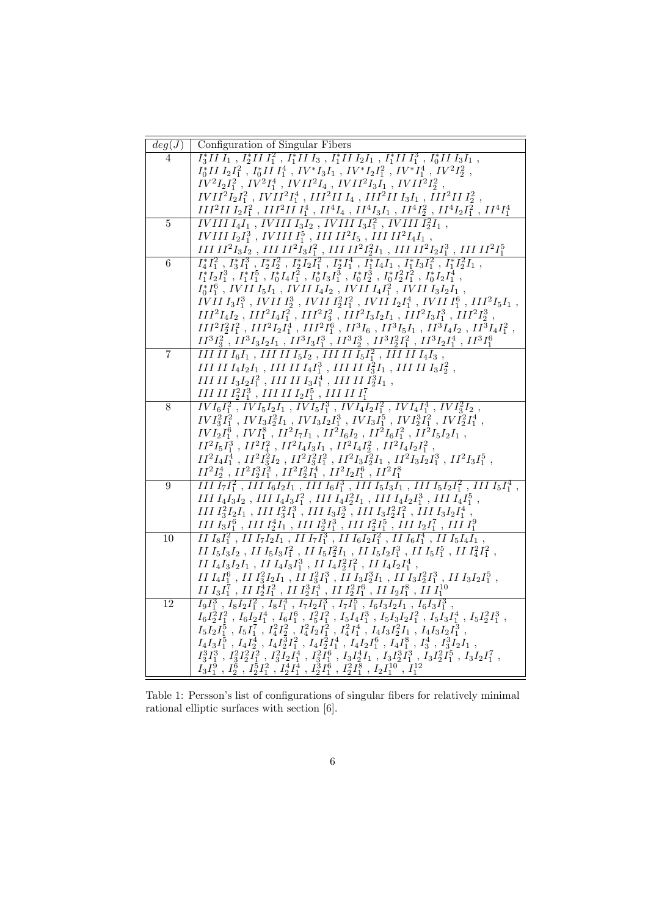| $deg(J)$ | Configuration of Singular Fibers |
|---|---|
| 4 | $I_3^*II\,I_1$ , $I_2^*II\,I_1^2$ , $I_1^*II\,I_3$ , $I_1^*II\,I_2I_1$ , $I_1^*II\,I_1^3$ , $I_0^*II\,I_3I_1$ , $I_0^*II\,I_2I_1^2$ , $I_0^*II\,I_1^4$ , $IV^*I_3I_1$ , $IV^*I_2I_1^2$ , $IV^*I_1^4$ , $IV^2I_2^2$ , $IV^2I_2I_1^2$ , $IV^2I_1^4$ , $IVII^2I_4$ , $IVII^2I_3I_1$ , $IVII^2I_2^2$ , $IVII^2I_2I_1^2$ , $IVII^2I_1^4$ , $III^2II\,I_4$ , $III^2II\,I_3I_1$ , $III^2II\,I_2^2$ , $III^2II\,I_2I_1^2$ , $III^2II\,I_1^4$ , $II^4I_4$ , $II^4I_3I_1$ , $II^4I_2^2$ , $II^4I_2I_1^2$ , $II^4I_1^4$ |
| 5 | $IVIII\,I_4I_1$ , $IVIII\,I_3I_2$ , $IVIII\,I_3I_1^2$ , $IVIII\,I_2^2I_1$ , $IVIII\,I_2I_1^3$ , $IVIII\,I_1^5$ , $III\,II^2I_5$ , $III\,II^2I_4I_1$ , $III\,II^2I_3I_2$ , $III\,II^2I_3I_1^2$ , $III\,II^2I_2^2I_1$ , $III\,II^2I_2I_1^3$ , $III\,II^2I_1^5$ |
| 6 | $I_4^*I_1^2$ , $I_3^*I_1^3$ , $I_2^*I_2^2$ , $I_2^*I_2I_1^2$ , $I_2^*I_1^4$ , $I_1^*I_4I_1$ , $I_1^*I_3I_1^2$ , $I_1^*I_2^2I_1$ , $I_1^*I_2I_1^3$ , $I_1^*I_1^5$ , $I_0^*I_4I_1^2$ , $I_0^*I_3I_1^3$ , $I_0^*I_2^3$ , $I_0^*I_2^2I_1^2$ , $I_0^*I_2I_1^4$ , $I_0^*I_1^6$ , $IVII\,I_5I_1$ , $IVII\,I_4I_2$ , $IVII\,I_4I_1^2$ , $IVII\,I_3I_2I_1$ , $IVII\,I_3I_1^3$ , $IVII\,I_2^3$ , $IVII\,I_2^2I_1^2$ , $IVII\,I_2I_1^4$ , $IVII\,I_1^6$ , $III^2I_5I_1$ , $III^2I_4I_2$ , $III^2I_4I_1^2$ , $III^2I_3^2$ , $III^2I_3I_2I_1$ , $III^2I_3I_1^3$ , $III^2I_2^3$ , $III^2I_2^2I_1^2$ , $III^2I_2I_1^4$ , $III^2I_1^6$ , $II^3I_6$ , $II^3I_5I_1$ , $II^3I_4I_2$ , $II^3I_4I_1^2$ , $II^3I_3^2$ , $II^3I_3I_2I_1$ , $II^3I_3I_1^3$ , $II^3I_2^3$ , $II^3I_2^2I_1^2$ , $II^3I_2I_1^4$ , $II^3I_1^6$ |
| 7 | $III\,II\,I_6I_1$ , $III\,II\,I_5I_2$ , $III\,II\,I_5I_1^2$ , $III\,II\,I_4I_3$ , $III\,II\,I_4I_2I_1$ , $III\,II\,I_4I_1^3$ , $III\,II\,I_3^2I_1$ , $III\,II\,I_3I_2^2$ , $III\,II\,I_3I_2I_1^2$ , $III\,II\,I_3I_1^4$ , $III\,II\,I_2^3I_1$ , $III\,II\,I_2^2I_1^3$ , $III\,II\,I_2I_1^5$ , $III\,II\,I_1^7$ |
| 8 | $IVI_6I_1^2$ , $IVI_5I_2I_1$ , $IVI_5I_1^3$ , $IVI_4I_2I_1^2$ , $IVI_4I_1^4$ , $IVI_3^2I_2$ , $IVI_3^2I_1^2$ , $IVI_3I_2^2I_1$ , $IVI_3I_2I_1^3$ , $IVI_3I_1^5$ , $IVI_2^3I_1^2$ , $IVI_2^2I_1^4$ , $IVI_2I_1^6$ , $IVI_1^8$ , $II^2I_7I_1$ , $II^2I_6I_2$ , $II^2I_6I_1^2$ , $II^2I_5I_2I_1$ , $II^2I_5I_1^3$ , $II^2I_4^2$ , $II^2I_4I_3I_1$ , $II^2I_4I_2^2$ , $II^2I_4I_2I_1^2$ , $II^2I_4I_1^4$ , $II^2I_3^2I_2$ , $II^2I_3^2I_1^2$ , $II^2I_3I_2^2I_1$ , $II^2I_3I_2I_1^3$ , $II^2I_3I_1^5$ , $II^2I_2^4$ , $II^2I_2^3I_1^2$ , $II^2I_2^2I_1^4$ , $II^2I_2I_1^6$ , $II^2I_1^8$ |
| 9 | $III\,I_7I_1^2$ , $III\,I_6I_2I_1$ , $III\,I_6I_1^3$ , $III\,I_5I_3I_1$ , $III\,I_5I_2I_1^2$ , $III\,I_5I_1^4$ , $III\,I_4I_3I_2$ , $III\,I_4I_3I_1^2$ , $III\,I_4I_2^2I_1$ , $III\,I_4I_2I_1^3$ , $III\,I_4I_1^5$ , $III\,I_3^2I_2I_1$ , $III\,I_3^2I_1^3$ , $III\,I_3I_2^3$ , $III\,I_3I_2^2I_1^2$ , $III\,I_3I_2I_1^4$ , $III\,I_3I_1^6$ , $III\,I_2^4I_1$ , $III\,I_2^3I_1^3$ , $III\,I_2^2I_1^5$ , $III\,I_2I_1^7$ , $III\,I_1^9$ |
| 10 | $II\,I_8I_1^2$ , $II\,I_7I_2I_1$ , $II\,I_7I_1^3$ , $II\,I_6I_2I_1^2$ , $II\,I_6I_1^4$ , $II\,I_5I_4I_1$ , $II\,I_5I_3I_2$ , $II\,I_5I_3I_1^2$ , $II\,I_5I_2^2I_1$ , $II\,I_5I_2I_1^3$ , $II\,I_5I_1^5$ , $II\,I_4^2I_1^2$ , $II\,I_4I_3I_2I_1$ , $II\,I_4I_3I_1^3$ , $II\,I_4I_2^2I_1^2$ , $II\,I_4I_2I_1^4$ , $II\,I_4I_1^6$ , $II\,I_3^2I_2I_1$ , $II\,I_3^2I_1^3$ , $II\,I_3I_2^3I_1$ , $II\,I_3I_2^2I_1^3$ , $II\,I_3I_2I_1^5$ , $II\,I_3I_1^7$ , $II\,I_2^4I_1^2$ , $II\,I_2^3I_1^4$ , $II\,I_2^2I_1^6$ , $II\,I_2I_1^8$ , $II\,I_1^{10}$ |
| 12 | $I_9I_1^3$ , $I_8I_2I_1^2$ , $I_8I_1^4$ , $I_7I_2I_1^3$ , $I_7I_1^5$ , $I_6I_3I_2I_1$ , $I_6I_3I_1^3$ , $I_6I_2^2I_1^2$ , $I_6I_2I_1^4$ , $I_6I_1^6$ , $I_5^2I_1^2$ , $I_5I_4I_1^3$ , $I_5I_3I_2I_1^2$ , $I_5I_3I_1^4$ , $I_5I_2^2I_1^3$ , $I_5I_2I_1^5$ , $I_5I_1^7$ , $I_4^2I_2^2$ , $I_4^2I_2I_1^2$ , $I_4^2I_1^4$ , $I_4I_3I_2^2I_1$ , $I_4I_3I_2I_1^3$ , $I_4I_3I_1^5$ , $I_4I_2^4$ , $I_4I_2^3I_1^2$ , $I_4I_2^2I_1^4$ , $I_4I_2I_1^6$ , $I_4I_1^8$ , $I_3^4$ , $I_3^3I_2I_1$ , $I_3^3I_1^3$ , $I_3^2I_2^2I_1^2$ , $I_3^2I_2I_1^4$ , $I_3^2I_1^6$ , $I_3I_2^4I_1$ , $I_3I_2^3I_1^3$ , $I_3I_2^2I_1^5$ , $I_3I_2I_1^7$ , $I_3I_1^9$ , $I_2^6$ , $I_2^5I_1^2$ , $I_2^4I_1^4$ , $I_2^3I_1^6$ , $I_2^2I_1^8$ , $I_2I_1^{10}$ , $I_1^{12}$ |

Table 1: Persson's list of configurations of singular fibers for relatively minimal rational elliptic surfaces with section [6].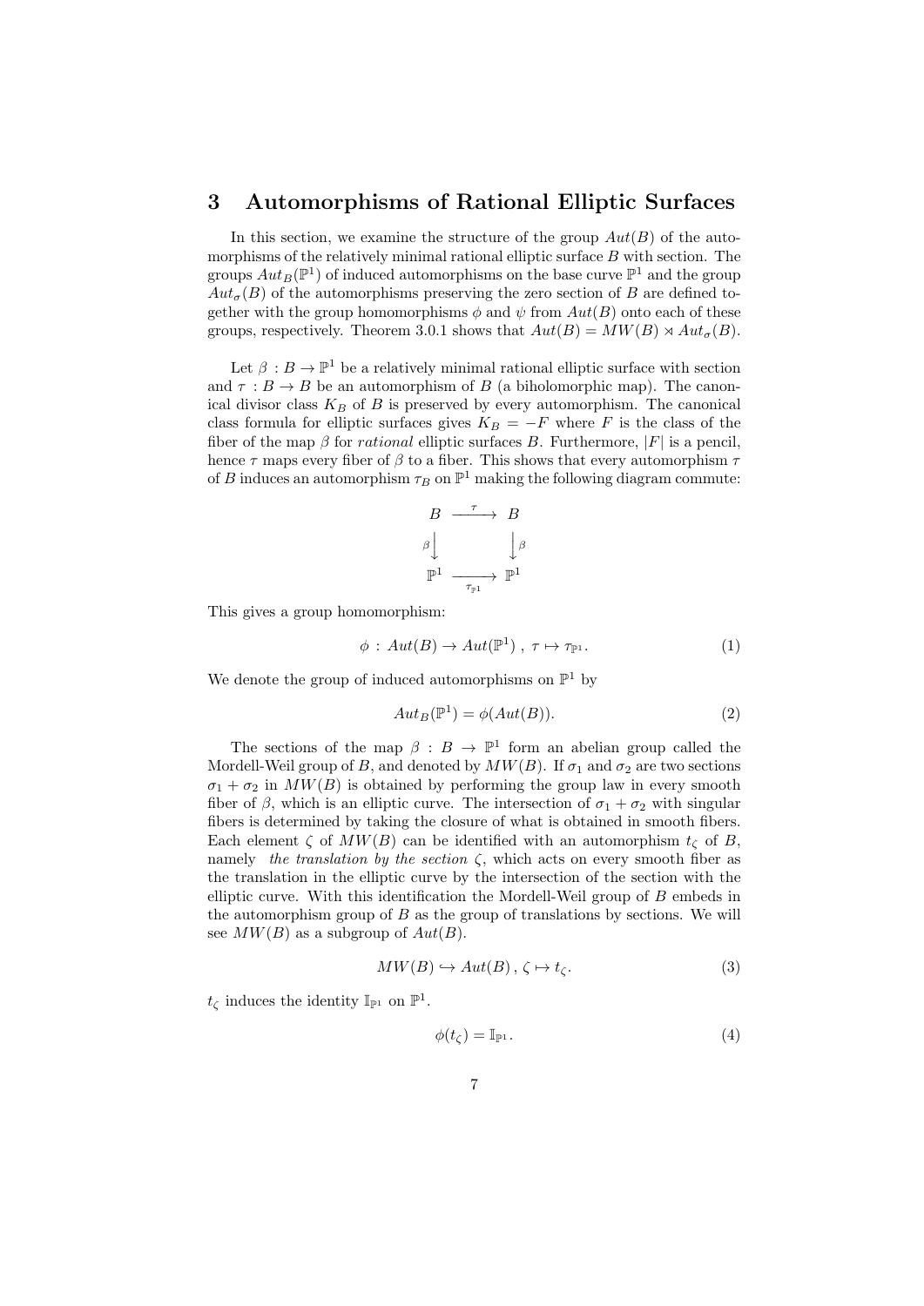# 3 Automorphisms of Rational Elliptic Surfaces

In this section, we examine the structure of the group $Aut(B)$ of the automorphisms of the relatively minimal rational elliptic surface $B$ with section. The groups $Aut_B(\mathbb{P}^1)$ of induced automorphisms on the base curve $\mathbb{P}^1$ and the group $Aut_\sigma(B)$ of the automorphisms preserving the zero section of $B$ are defined together with the group homomorphisms $\phi$ and $\psi$ from $Aut(B)$ onto each of these groups, respectively. Theorem 3.0.1 shows that $Aut(B) = MW(B) \rtimes Aut_\sigma(B)$.

Let $\beta : B \to \mathbb{P}^1$ be a relatively minimal rational elliptic surface with section and $\tau : B \to B$ be an automorphism of $B$ (a biholomorphic map). The canonical divisor class $K_B$ of $B$ is preserved by every automorphism. The canonical class formula for elliptic surfaces gives $K_B = -F$ where $F$ is the class of the fiber of the map $\beta$ for *rational* elliptic surfaces $B$. Furthermore, $|F|$ is a pencil, hence $\tau$ maps every fiber of $\beta$ to a fiber. This shows that every automorphism $\tau$ of $B$ induces an automorphism $\tau_B$ on $\mathbb{P}^1$ making the following diagram commute:

$$\begin{array}{ccc} B & \xrightarrow{\tau} & B \\ {\scriptstyle\beta}\downarrow & & \downarrow{\scriptstyle\beta} \\ \mathbb{P}^1 & \xrightarrow[\tau_{\mathbb{P}^1}]{} & \mathbb{P}^1 \end{array}$$

This gives a group homomorphism:

$$\phi \, : \, Aut(B) \to Aut(\mathbb{P}^1) \; , \; \tau \mapsto \tau_{\mathbb{P}^1}. \tag{1}$$

We denote the group of induced automorphisms on $\mathbb{P}^1$ by

$$Aut_B(\mathbb{P}^1) = \phi(Aut(B)). \tag{2}$$

The sections of the map $\beta : B \to \mathbb{P}^1$ form an abelian group called the Mordell-Weil group of $B$, and denoted by $MW(B)$. If $\sigma_1$ and $\sigma_2$ are two sections $\sigma_1 + \sigma_2$ in $MW(B)$ is obtained by performing the group law in every smooth fiber of $\beta$, which is an elliptic curve. The intersection of $\sigma_1 + \sigma_2$ with singular fibers is determined by taking the closure of what is obtained in smooth fibers. Each element $\zeta$ of $MW(B)$ can be identified with an automorphism $t_\zeta$ of $B$, namely *the translation by the section* $\zeta$, which acts on every smooth fiber as the translation in the elliptic curve by the intersection of the section with the elliptic curve. With this identification the Mordell-Weil group of $B$ embeds in the automorphism group of $B$ as the group of translations by sections. We will see $MW(B)$ as a subgroup of $Aut(B)$.

$$MW(B) \hookrightarrow Aut(B) \, , \, \zeta \mapsto t_\zeta. \tag{3}$$

$t_\zeta$ induces the identity $\mathbb{I}_{\mathbb{P}^1}$ on $\mathbb{P}^1$.

$$\phi(t_\zeta) = \mathbb{I}_{\mathbb{P}^1}. \tag{4}$$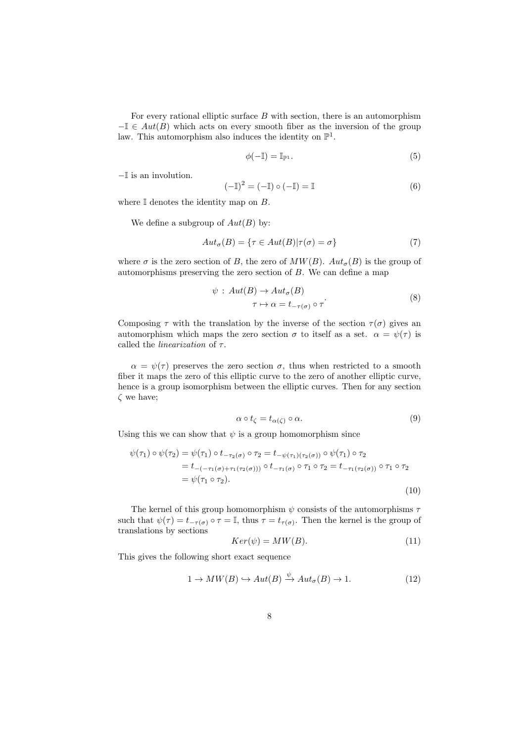For every rational elliptic surface $B$ with section, there is an automorphism $-\mathbb{I} \in Aut(B)$ which acts on every smooth fiber as the inversion of the group law. This automorphism also induces the identity on $\mathbb{P}^1$.

$$\phi(-\mathbb{I}) = \mathbb{I}_{\mathbb{P}^1}. \tag{5}$$

$-\mathbb{I}$ is an involution.

$$(-\mathbb{I})^2 = (-\mathbb{I}) \circ (-\mathbb{I}) = \mathbb{I} \tag{6}$$

where $\mathbb{I}$ denotes the identity map on $B$.

We define a subgroup of $Aut(B)$ by:

$$Aut_\sigma(B) = \{\tau \in Aut(B) | \tau(\sigma) = \sigma\} \tag{7}$$

where $\sigma$ is the zero section of $B$, the zero of $MW(B)$. $Aut_\sigma(B)$ is the group of automorphisms preserving the zero section of $B$. We can define a map

$$\begin{aligned} \psi \,:\, Aut(B) &\to Aut_\sigma(B) \\ \tau &\mapsto \alpha = t_{-\tau(\sigma)} \circ \tau \end{aligned}. \tag{8}$$

Composing $\tau$ with the translation by the inverse of the section $\tau(\sigma)$ gives an automorphism which maps the zero section $\sigma$ to itself as a set. $\alpha = \psi(\tau)$ is called the *linearization* of $\tau$.

$\alpha = \psi(\tau)$ preserves the zero section $\sigma$, thus when restricted to a smooth fiber it maps the zero of this elliptic curve to the zero of another elliptic curve, hence is a group isomorphism between the elliptic curves. Then for any section $\zeta$ we have;

$$\alpha \circ t_\zeta = t_{\alpha(\zeta)} \circ \alpha. \tag{9}$$

Using this we can show that $\psi$ is a group homomorphism since

$$\begin{aligned} \psi(\tau_1) \circ \psi(\tau_2) &= \psi(\tau_1) \circ t_{-\tau_2(\sigma)} \circ \tau_2 = t_{-\psi(\tau_1)(\tau_2(\sigma))} \circ \psi(\tau_1) \circ \tau_2 \\ &= t_{-(-\tau_1(\sigma)+\tau_1(\tau_2(\sigma)))} \circ t_{-\tau_1(\sigma)} \circ \tau_1 \circ \tau_2 = t_{-\tau_1(\tau_2(\sigma))} \circ \tau_1 \circ \tau_2 \\ &= \psi(\tau_1 \circ \tau_2). \end{aligned} \tag{10}$$

The kernel of this group homomorphism $\psi$ consists of the automorphisms $\tau$ such that $\psi(\tau) = t_{-\tau(\sigma)} \circ \tau = \mathbb{I}$, thus $\tau = t_{\tau(\sigma)}$. Then the kernel is the group of translations by sections

$$Ker(\psi) = MW(B). \tag{11}$$

This gives the following short exact sequence

$$1 \to MW(B) \hookrightarrow Aut(B) \xrightarrow{\psi} Aut_\sigma(B) \to 1. \tag{12}$$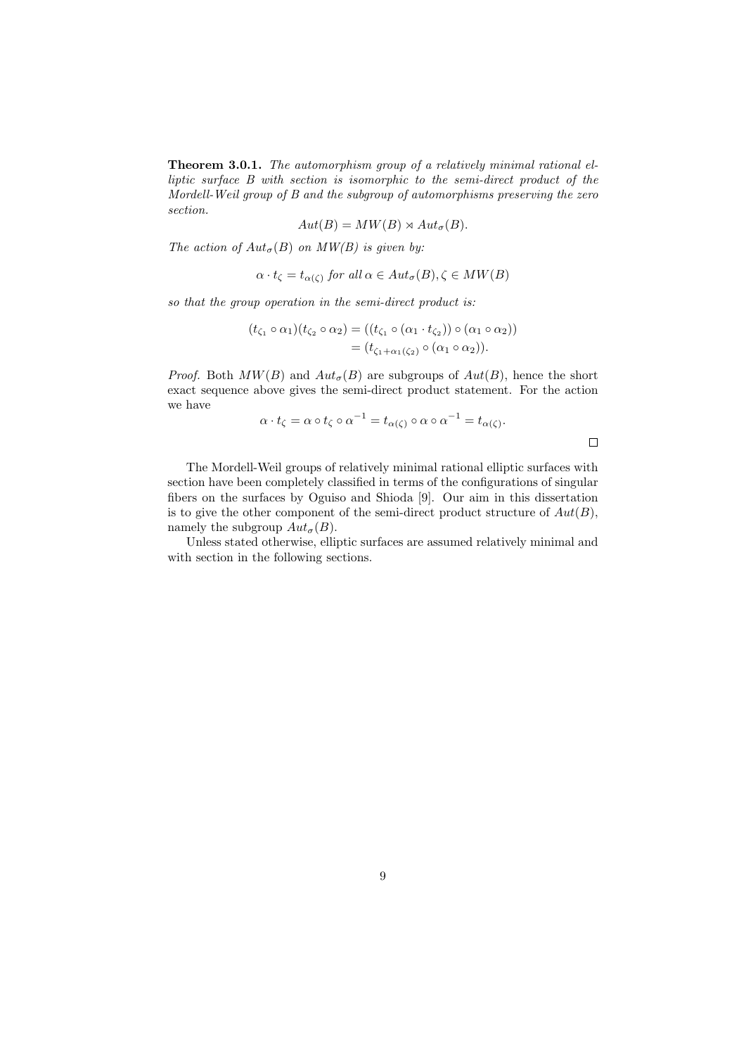**Theorem 3.0.1.** *The automorphism group of a relatively minimal rational elliptic surface $B$ with section is isomorphic to the semi-direct product of the Mordell-Weil group of $B$ and the subgroup of automorphisms preserving the zero section.*

$$Aut(B) = MW(B) \rtimes Aut_\sigma(B).$$

*The action of $Aut_\sigma(B)$ on $MW(B)$ is given by:*

$$\alpha \cdot t_\zeta = t_{\alpha(\zeta)} \text{ for all } \alpha \in Aut_\sigma(B), \zeta \in MW(B)$$

*so that the group operation in the semi-direct product is:*

$$\begin{aligned}
(t_{\zeta_1} \circ \alpha_1)(t_{\zeta_2} \circ \alpha_2) &= ((t_{\zeta_1} \circ (\alpha_1 \cdot t_{\zeta_2})) \circ (\alpha_1 \circ \alpha_2)) \\
&= (t_{\zeta_1 + \alpha_1(\zeta_2)} \circ (\alpha_1 \circ \alpha_2)).
\end{aligned}$$

*Proof.* Both $MW(B)$ and $Aut_\sigma(B)$ are subgroups of $Aut(B)$, hence the short exact sequence above gives the semi-direct product statement. For the action we have

$$\alpha \cdot t_\zeta = \alpha \circ t_\zeta \circ \alpha^{-1} = t_{\alpha(\zeta)} \circ \alpha \circ \alpha^{-1} = t_{\alpha(\zeta)}.$$

□

The Mordell-Weil groups of relatively minimal rational elliptic surfaces with section have been completely classified in terms of the configurations of singular fibers on the surfaces by Oguiso and Shioda [9]. Our aim in this dissertation is to give the other component of the semi-direct product structure of $Aut(B)$, namely the subgroup $Aut_\sigma(B)$.

Unless stated otherwise, elliptic surfaces are assumed relatively minimal and with section in the following sections.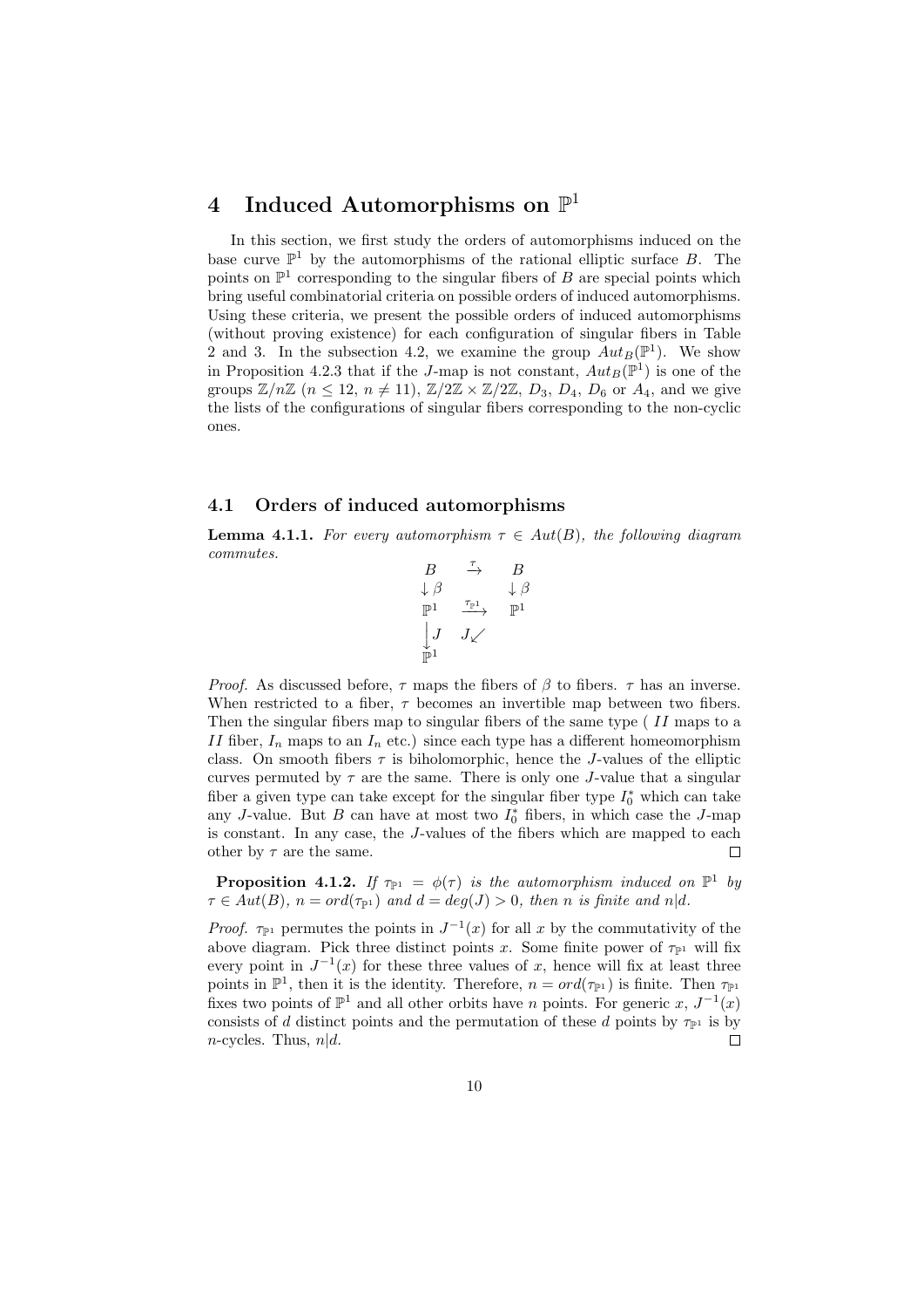# 4 Induced Automorphisms on $\mathbb{P}^1$

In this section, we first study the orders of automorphisms induced on the base curve $\mathbb{P}^1$ by the automorphisms of the rational elliptic surface $B$. The points on $\mathbb{P}^1$ corresponding to the singular fibers of $B$ are special points which bring useful combinatorial criteria on possible orders of induced automorphisms. Using these criteria, we present the possible orders of induced automorphisms (without proving existence) for each configuration of singular fibers in Table 2 and 3. In the subsection 4.2, we examine the group $Aut_B(\mathbb{P}^1)$. We show in Proposition 4.2.3 that if the $J$-map is not constant, $Aut_B(\mathbb{P}^1)$ is one of the groups $\mathbb{Z}/n\mathbb{Z}$ ($n \leq 12$, $n \neq 11$), $\mathbb{Z}/2\mathbb{Z} \times \mathbb{Z}/2\mathbb{Z}$, $D_3$, $D_4$, $D_6$ or $A_4$, and we give the lists of the configurations of singular fibers corresponding to the non-cyclic ones.

## 4.1 Orders of induced automorphisms

**Lemma 4.1.1.** *For every automorphism $\tau \in Aut(B)$, the following diagram commutes.*

$$\begin{array}{ccc} B & \xrightarrow{\tau} & B \\ \downarrow \beta & & \downarrow \beta \\ \mathbb{P}^1 & \xrightarrow{\tau_{\mathbb{P}^1}} & \mathbb{P}^1 \\ \Big\downarrow J & J \swarrow & \\ \mathbb{P}^1 & & \end{array}$$

*Proof.* As discussed before, $\tau$ maps the fibers of $\beta$ to fibers. $\tau$ has an inverse. When restricted to a fiber, $\tau$ becomes an invertible map between two fibers. Then the singular fibers map to singular fibers of the same type ( $II$ maps to a $II$ fiber, $I_n$ maps to an $I_n$ etc.) since each type has a different homeomorphism class. On smooth fibers $\tau$ is biholomorphic, hence the $J$-values of the elliptic curves permuted by $\tau$ are the same. There is only one $J$-value that a singular fiber a given type can take except for the singular fiber type $I_0^*$ which can take any $J$-value. But $B$ can have at most two $I_0^*$ fibers, in which case the $J$-map is constant. In any case, the $J$-values of the fibers which are mapped to each other by $\tau$ are the same. $\square$

**Proposition 4.1.2.** *If $\tau_{\mathbb{P}^1} = \phi(\tau)$ is the automorphism induced on $\mathbb{P}^1$ by $\tau \in Aut(B)$, $n = ord(\tau_{\mathbb{P}^1})$ and $d = deg(J) > 0$, then $n$ is finite and $n|d$.*

*Proof.* $\tau_{\mathbb{P}^1}$ permutes the points in $J^{-1}(x)$ for all $x$ by the commutativity of the above diagram. Pick three distinct points $x$. Some finite power of $\tau_{\mathbb{P}^1}$ will fix every point in $J^{-1}(x)$ for these three values of $x$, hence will fix at least three points in $\mathbb{P}^1$, then it is the identity. Therefore, $n = ord(\tau_{\mathbb{P}^1})$ is finite. Then $\tau_{\mathbb{P}^1}$ fixes two points of $\mathbb{P}^1$ and all other orbits have $n$ points. For generic $x$, $J^{-1}(x)$ consists of $d$ distinct points and the permutation of these $d$ points by $\tau_{\mathbb{P}^1}$ is by $n$-cycles. Thus, $n|d$. $\square$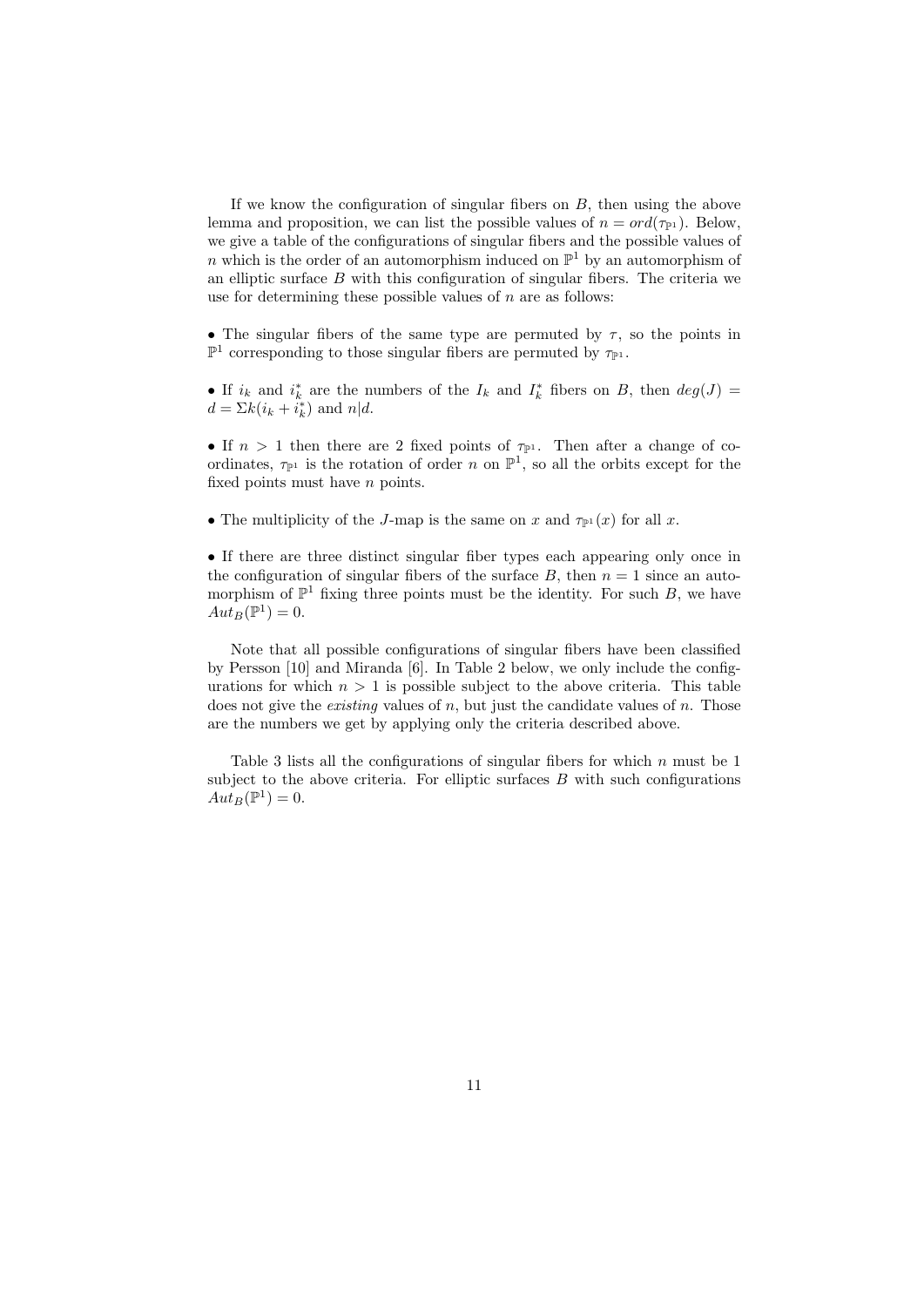If we know the configuration of singular fibers on $B$, then using the above lemma and proposition, we can list the possible values of $n = ord(\tau_{\mathbb{P}^1})$. Below, we give a table of the configurations of singular fibers and the possible values of $n$ which is the order of an automorphism induced on $\mathbb{P}^1$ by an automorphism of an elliptic surface $B$ with this configuration of singular fibers. The criteria we use for determining these possible values of $n$ are as follows:

• The singular fibers of the same type are permuted by $\tau$, so the points in $\mathbb{P}^1$ corresponding to those singular fibers are permuted by $\tau_{\mathbb{P}^1}$.

• If $i_k$ and $i_k^*$ are the numbers of the $I_k$ and $I_k^*$ fibers on $B$, then $deg(J) = d = \Sigma k(i_k + i_k^*)$ and $n|d$.

• If $n > 1$ then there are 2 fixed points of $\tau_{\mathbb{P}^1}$. Then after a change of coordinates, $\tau_{\mathbb{P}^1}$ is the rotation of order $n$ on $\mathbb{P}^1$, so all the orbits except for the fixed points must have $n$ points.

• The multiplicity of the $J$-map is the same on $x$ and $\tau_{\mathbb{P}^1}(x)$ for all $x$.

• If there are three distinct singular fiber types each appearing only once in the configuration of singular fibers of the surface $B$, then $n = 1$ since an automorphism of $\mathbb{P}^1$ fixing three points must be the identity. For such $B$, we have $Aut_B(\mathbb{P}^1) = 0$.

Note that all possible configurations of singular fibers have been classified by Persson [10] and Miranda [6]. In Table 2 below, we only include the configurations for which $n > 1$ is possible subject to the above criteria. This table does not give the *existing* values of $n$, but just the candidate values of $n$. Those are the numbers we get by applying only the criteria described above.

Table 3 lists all the configurations of singular fibers for which $n$ must be 1 subject to the above criteria. For elliptic surfaces $B$ with such configurations $Aut_B(\mathbb{P}^1) = 0$.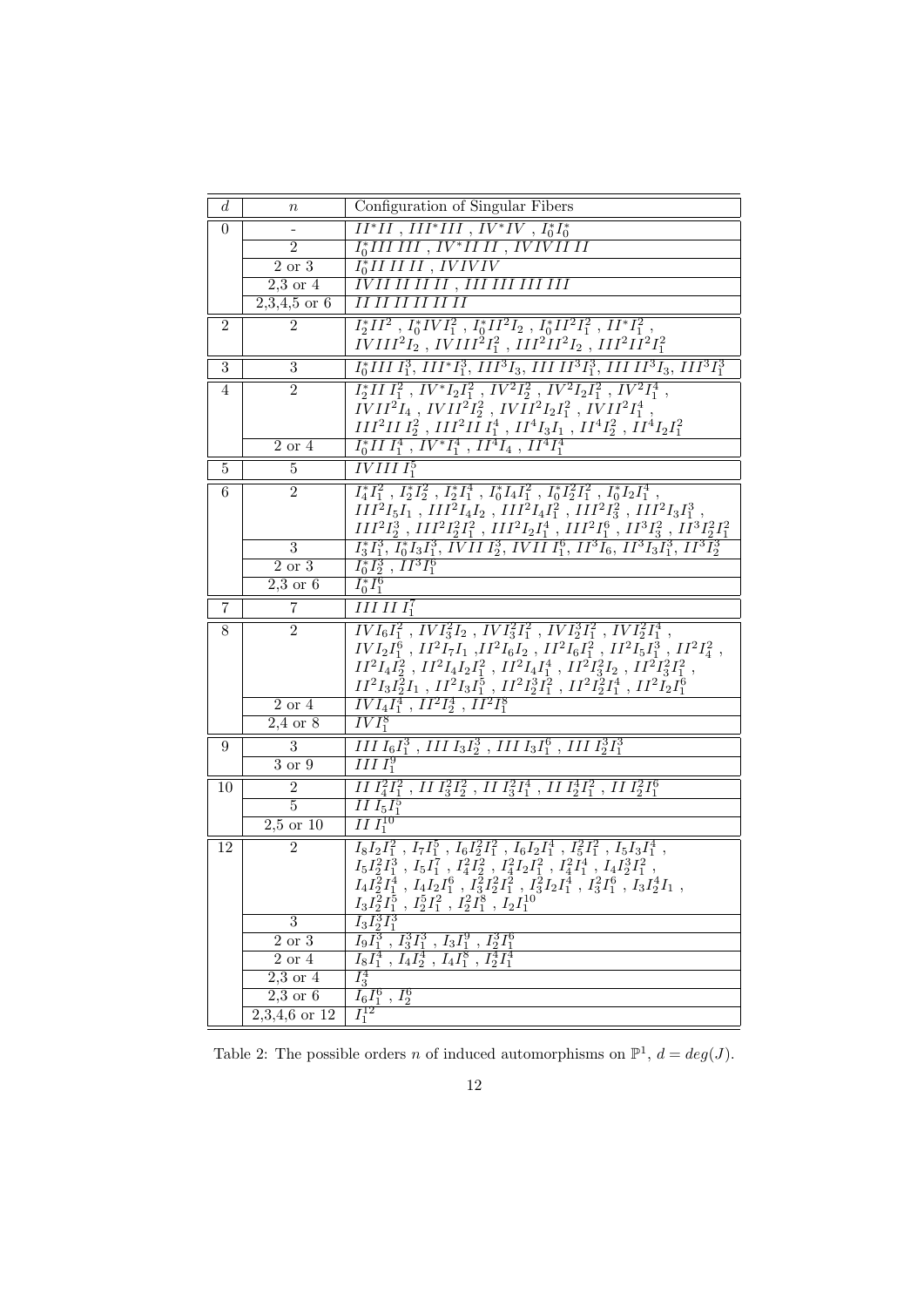| $d$ | $n$ | Configuration of Singular Fibers |
|---|---|---|
| 0 | - | $II^*II$ , $III^*III$ , $IV^*IV$ , $I_0^*I_0^*$ |
| | 2 | $I_0^*III\,III$ , $IV^*II\,II$ , $IV\,IV\,II\,II$ |
| | 2 or 3 | $I_0^*II\,II\,II$ , $IV\,IV\,IV$ |
| | 2,3 or 4 | $IV\,II\,II\,II\,II$ , $III\,III\,III\,III$ |
| | 2,3,4,5 or 6 | $II\,II\,II\,II\,II\,II$ |
| 2 | 2 | $I_2^*II^2$ , $I_0^*IV\,I_1^2$ , $I_0^*II^2I_2$ , $I_0^*II^2I_1^2$ , $II^*I_1^2$ , $IV\,III^2I_2$ , $IV\,III^2I_1^2$ , $III^2II^2I_2$ , $III^2II^2I_1^2$ |
| 3 | 3 | $I_0^*III\,I_1^3$, $III^*I_1^3$, $III^3I_3$, $III\,II^3I_1^3$, $III\,II^3I_3$, $III^3I_1^3$ |
| 4 | 2 | $I_2^*II\,I_1^2$ , $IV^*I_2I_1^2$ , $IV^2I_2^2$ , $IV^2I_2I_1^2$ , $IV^2I_1^4$ , $IV\,II^2I_4$ , $IV\,II^2I_2^2$ , $IV\,II^2I_2I_1^2$ , $IV\,II^2I_1^4$ , $III^2II\,I_2^2$ , $III^2II\,I_1^4$ , $II^4I_3I_1$ , $II^4I_2^2$ , $II^4I_2I_1^2$ |
| | 2 or 4 | $I_0^*II\,I_1^4$ , $IV^*I_1^4$ , $II^4I_4$ , $II^4I_1^4$ |
| 5 | 5 | $IV\,III\,I_1^5$ |
| 6 | 2 | $I_4^*I_1^2$ , $I_2^*I_2^2$ , $I_2^*I_1^4$ , $I_0^*I_4I_1^2$ , $I_0^*I_2^2I_1^2$ , $I_0^*I_2I_1^4$ , $III^2I_5I_1$ , $III^2I_4I_2$ , $III^2I_4I_1^2$ , $III^2I_3^2$ , $III^2I_3I_1^3$ , $III^2I_2^3$ , $III^2I_2^2I_1^2$ , $III^2I_2I_1^4$ , $III^2I_1^6$ , $II^3I_3^2$ , $II^3I_2^2I_1^2$ |
| | 3 | $I_3^*I_1^3$, $I_0^*I_3I_1^3$, $IV\,II\,I_2^3$, $IV\,II\,I_1^6$, $II^3I_6$, $II^3I_3I_1^3$, $II^3I_2^3$ |
| | 2 or 3 | $I_0^*I_2^3$ , $II^3I_1^6$ |
| | 2,3 or 6 | $I_0^*I_1^6$ |
| 7 | 7 | $III\,II\,I_1^7$ |
| 8 | 2 | $IV\,I_6I_1^2$ , $IV\,I_3^2I_2$ , $IV\,I_3^2I_1^2$ , $IV\,I_2^3I_1^2$ , $IV\,I_2^2I_1^4$ , $IV\,I_2I_1^6$ , $II^2I_7I_1$ , $II^2I_6I_2$ , $II^2I_6I_1^2$ , $II^2I_5I_1^3$ , $II^2I_4^2$ , $II^2I_4I_2^2$ , $II^2I_4I_2I_1^2$ , $II^2I_4I_1^4$ , $II^2I_3^2I_2$ , $II^2I_3^2I_1^2$ , $II^2I_3I_2^2I_1$ , $II^2I_3I_1^5$ , $II^2I_2^3I_1^2$ , $II^2I_2^2I_1^4$ , $II^2I_2I_1^6$ |
| | 2 or 4 | $IV\,I_4I_1^4$ , $II^2I_2^4$ , $II^2I_1^8$ |
| | 2,4 or 8 | $IV\,I_1^8$ |
| 9 | 3 | $III\,I_6I_1^3$ , $III\,I_3I_2^3$ , $III\,I_3I_1^6$ , $III\,I_2^3I_1^3$ |
| | 3 or 9 | $III\,I_1^9$ |
| 10 | 2 | $II\,I_4^2I_1^2$ , $II\,I_3^2I_2^2$ , $II\,I_3^2I_1^4$ , $II\,I_2^4I_1^2$ , $II\,I_2^2I_1^6$ |
| | 5 | $II\,I_5I_1^5$ |
| | 2,5 or 10 | $II\,I_1^{10}$ |
| 12 | 2 | $I_8I_2I_1^2$ , $I_7I_1^5$ , $I_6I_2^2I_1^2$ , $I_6I_2I_1^4$ , $I_5^2I_1^2$ , $I_5I_3I_1^4$ , $I_5I_2^2I_1^3$ , $I_5I_1^7$ , $I_4^2I_2^2$ , $I_4^2I_2I_1^2$ , $I_4^2I_1^4$ , $I_4I_3^2I_1^2$ , $I_4I_2^2I_1^4$ , $I_4I_2I_1^6$ , $I_3^2I_2^2I_1^2$ , $I_3^2I_2I_1^4$ , $I_3^2I_1^6$ , $I_3I_2^4I_1$ , $I_3I_2^2I_1^5$ , $I_2^5I_1^2$ , $I_2^2I_1^8$ , $I_2I_1^{10}$ |
| | 3 | $I_3I_2^3I_1^3$ |
| | 2 or 3 | $I_9I_1^3$ , $I_3^3I_1^3$ , $I_3I_1^9$ , $I_2^3I_1^6$ |
| | 2 or 4 | $I_8I_1^4$ , $I_4I_2^4$ , $I_4I_1^8$ , $I_2^4I_1^4$ |
| | 2,3 or 4 | $I_3^4$ |
| | 2,3 or 6 | $I_6I_1^6$ , $I_2^6$ |
| | 2,3,4,6 or 12 | $I_1^{12}$ |

Table 2: The possible orders $n$ of induced automorphisms on $\mathbb{P}^1$, $d = deg(J)$.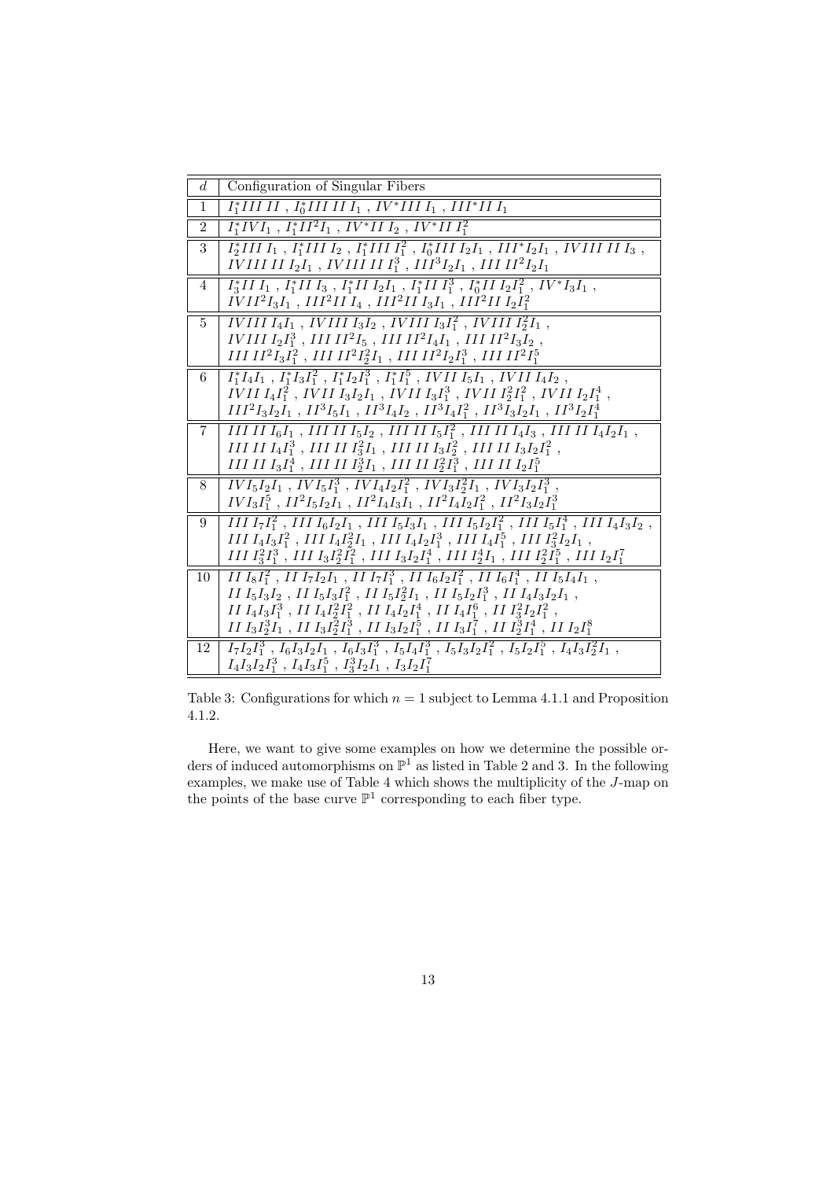| $d$ | Configuration of Singular Fibers |
|---|---|
| 1 | $I_1^*III\,II$ , $I_0^*III\,II\,I_1$ , $IV^*III\,I_1$ , $III^*II\,I_1$ |
| 2 | $I_1^*IV I_1$ , $I_1^*II^2I_1$ , $IV^*II\,I_2$ , $IV^*II\,I_1^2$ |
| 3 | $I_2^*III\,I_1$ , $I_1^*III\,I_2$ , $I_1^*III\,I_1^2$ , $I_0^*III\,I_2I_1$ , $III^*I_2I_1$ , $IV III\,II\,I_3$ , $IV III\,II\,I_2I_1$ , $IV III\,II\,I_1^3$ , $III^3I_2I_1$ , $III\,II^2I_2I_1$ |
| 4 | $I_3^*II\,I_1$ , $I_1^*II\,I_3$ , $I_1^*II\,I_2I_1$ , $I_1^*II\,I_1^3$ , $I_0^*II\,I_2I_1^2$ , $IV^*I_3I_1$ , $IV II^2I_3I_1$ , $III^2II\,I_4$ , $III^2II\,I_3I_1$ , $III^2II\,I_2I_1^2$ |
| 5 | $IV III\,I_4I_1$ , $IV III\,I_3I_2$ , $IV III\,I_3I_1^2$ , $IV III\,I_2^2I_1$ , $IV III\,I_2I_1^3$ , $III\,II^2I_5$ , $III\,II^2I_4I_1$ , $III\,II^2I_3I_2$ , $III\,II^2I_3I_1^2$ , $III\,II^2I_2^2I_1$ , $III\,II^2I_2I_1^3$ , $III\,II^2I_1^5$ |
| 6 | $I_1^*I_4I_1$ , $I_1^*I_3I_1^2$ , $I_1^*I_2I_1^3$ , $I_1^*I_1^5$ , $IV II\,I_5I_1$ , $IV II\,I_4I_2$ , $IV II\,I_4I_1^2$ , $IV II\,I_3I_2I_1$ , $IV II\,I_3I_1^3$ , $IV II\,I_2^2I_1^2$ , $IV II\,I_2I_1^4$ , $III^2I_3I_2I_1$ , $II^3I_5I_1$ , $II^3I_4I_2$ , $II^3I_4I_1^2$ , $II^3I_3I_2I_1$ , $II^3I_2I_1^4$ |
| 7 | $III\,II\,I_6I_1$ , $III\,II\,I_5I_2$ , $III\,II\,I_5I_1^2$ , $III\,II\,I_4I_3$ , $III\,II\,I_4I_2I_1$ , $III\,II\,I_4I_1^3$ , $III\,II\,I_3^2I_1$ , $III\,II\,I_3I_2^2$ , $III\,II\,I_3I_2I_1^2$ , $III\,II\,I_3I_1^4$ , $III\,II\,I_2^3I_1$ , $III\,II\,I_2^2I_1^3$ , $III\,II\,I_2I_1^5$ |
| 8 | $IV I_5I_2I_1$ , $IV I_5I_1^3$ , $IV I_4I_2I_1^2$ , $IV I_3I_2^2I_1$ , $IV I_3I_2I_1^3$ , $IV I_3I_1^5$ , $II^2I_5I_2I_1$ , $II^2I_4I_3I_1$ , $II^2I_4I_2I_1^2$ , $II^2I_3I_2I_1^3$ |
| 9 | $III\,I_7I_1^2$ , $III\,I_6I_2I_1$ , $III\,I_5I_3I_1$ , $III\,I_5I_2I_1^2$ , $III\,I_5I_1^4$ , $III\,I_4I_3I_2$ , $III\,I_4I_3I_1^2$ , $III\,I_4I_2^2I_1$ , $III\,I_4I_2I_1^3$ , $III\,I_4I_1^5$ , $III\,I_3^2I_2I_1$ , $III\,I_3^2I_1^3$ , $III\,I_3I_2^2I_1^2$ , $III\,I_3I_2I_1^4$ , $III\,I_2^4I_1$ , $III\,I_2^2I_1^5$ , $III\,I_2I_1^7$ |
| 10 | $II\,I_8I_1^2$ , $II\,I_7I_2I_1$ , $II\,I_7I_1^3$ , $II\,I_6I_2I_1^2$ , $II\,I_6I_1^4$ , $II\,I_5I_4I_1$ , $II\,I_5I_3I_2$ , $II\,I_5I_3I_1^2$ , $II\,I_5I_2^2I_1$ , $II\,I_5I_2I_1^3$ , $II\,I_4I_3I_2I_1$ , $II\,I_4I_3I_1^3$ , $II\,I_4I_2^2I_1^2$ , $II\,I_4I_2I_1^4$ , $II\,I_4I_1^6$ , $II\,I_3^2I_2I_1^2$ , $II\,I_3I_2^3I_1$ , $II\,I_3I_2^2I_1^3$ , $II\,I_3I_2I_1^5$ , $II\,I_3I_1^7$ , $II\,I_2^3I_1^4$ , $II\,I_2I_1^8$ |
| 12 | $I_7I_2I_1^3$ , $I_6I_3I_2I_1$ , $I_6I_3I_1^3$ , $I_5I_4I_1^3$ , $I_5I_3I_2I_1^2$ , $I_5I_2I_1^5$ , $I_4I_3I_2^2I_1$ , $I_4I_3I_2I_1^3$ , $I_4I_3I_1^5$ , $I_3^3I_2I_1$ , $I_3I_2I_1^7$ |

Table 3: Configurations for which $n = 1$ subject to Lemma 4.1.1 and Proposition 4.1.2.

Here, we want to give some examples on how we determine the possible orders of induced automorphisms on $\mathbb{P}^1$ as listed in Table 2 and 3. In the following examples, we make use of Table 4 which shows the multiplicity of the $J$-map on the points of the base curve $\mathbb{P}^1$ corresponding to each fiber type.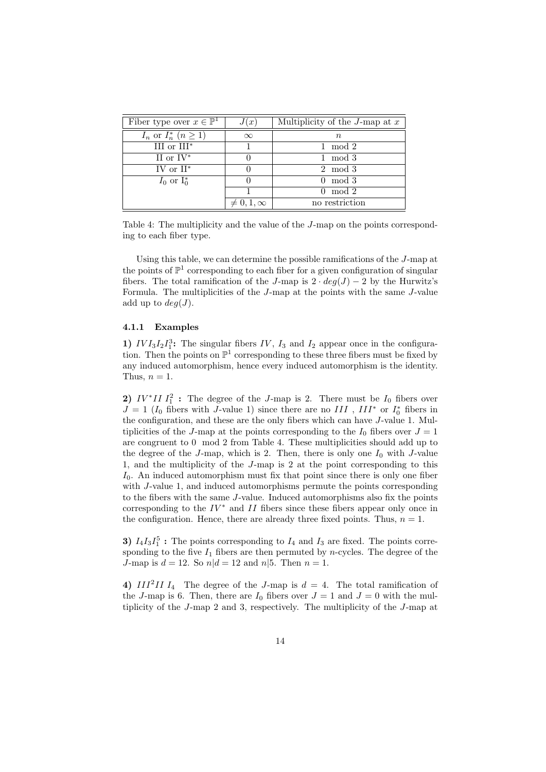| Fiber type over $x \in \mathbb{P}^1$ | $J(x)$ | Multiplicity of the $J$-map at $x$ |
|---|---|---|
| $I_n$ or $I_n^*$ $(n \geq 1)$ | $\infty$ | $n$ |
| III or III$^*$ | 1 | 1 mod 2 |
| II or IV$^*$ | 0 | 1 mod 3 |
| IV or II$^*$ | 0 | 2 mod 3 |
| $I_0$ or I$_0^*$ | 0 | 0 mod 3 |
| | 1 | 0 mod 2 |
| | $\neq 0, 1, \infty$ | no restriction |

Table 4: The multiplicity and the value of the $J$-map on the points corresponding to each fiber type.

Using this table, we can determine the possible ramifications of the $J$-map at the points of $\mathbb{P}^1$ corresponding to each fiber for a given configuration of singular fibers. The total ramification of the $J$-map is $2 \cdot deg(J) - 2$ by the Hurwitz's Formula. The multiplicities of the $J$-map at the points with the same $J$-value add up to $deg(J)$.

#### 4.1.1 Examples

**1)** $IVI_3I_2I_1^3$**:** The singular fibers $IV$, $I_3$ and $I_2$ appear once in the configuration. Then the points on $\mathbb{P}^1$ corresponding to these three fibers must be fixed by any induced automorphism, hence every induced automorphism is the identity. Thus, $n = 1$.

**2)** $IV^*II\ I_1^2$ **:** The degree of the $J$-map is 2. There must be $I_0$ fibers over $J = 1$ ($I_0$ fibers with $J$-value 1) since there are no $III$ , $III^*$ or $I_0^*$ fibers in the configuration, and these are the only fibers which can have $J$-value 1. Multiplicities of the $J$-map at the points corresponding to the $I_0$ fibers over $J = 1$ are congruent to 0 mod 2 from Table 4. These multiplicities should add up to the degree of the $J$-map, which is 2. Then, there is only one $I_0$ with $J$-value 1, and the multiplicity of the $J$-map is 2 at the point corresponding to this $I_0$. An induced automorphism must fix that point since there is only one fiber with $J$-value 1, and induced automorphisms permute the points corresponding to the fibers with the same $J$-value. Induced automorphisms also fix the points corresponding to the $IV^*$ and $II$ fibers since these fibers appear only once in the configuration. Hence, there are already three fixed points. Thus, $n = 1$.

**3)** $I_4I_3I_1^5$ **:** The points corresponding to $I_4$ and $I_3$ are fixed. The points corresponding to the five $I_1$ fibers are then permuted by $n$-cycles. The degree of the $J$-map is $d = 12$. So $n|d = 12$ and $n|5$. Then $n = 1$.

**4)** $III^2II\ I_4$ The degree of the $J$-map is $d = 4$. The total ramification of the $J$-map is 6. Then, there are $I_0$ fibers over $J = 1$ and $J = 0$ with the multiplicity of the $J$-map 2 and 3, respectively. The multiplicity of the $J$-map at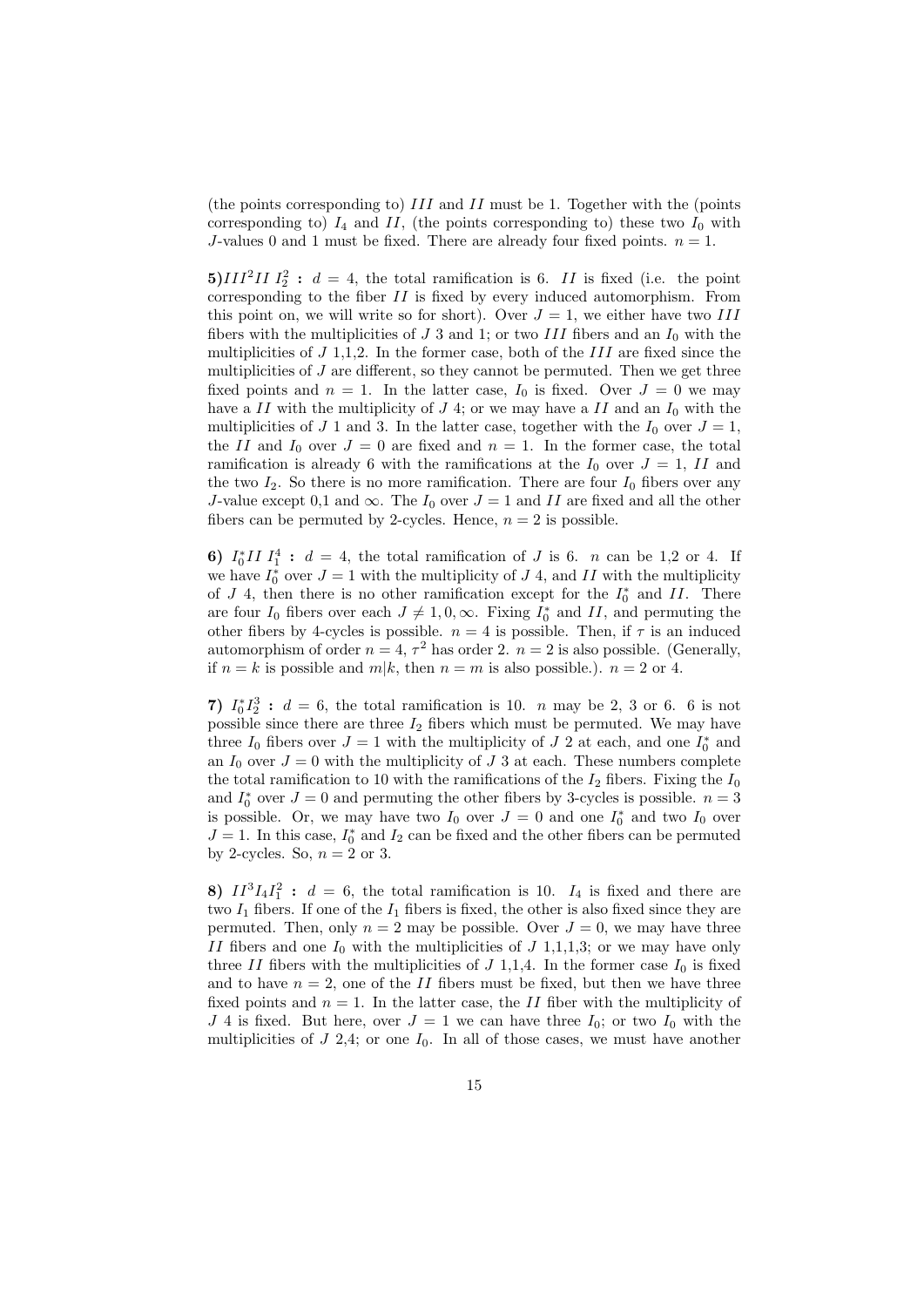(the points corresponding to) $III$ and $II$ must be 1. Together with the (points corresponding to) $I_4$ and $II$, (the points corresponding to) these two $I_0$ with $J$-values 0 and 1 must be fixed. There are already four fixed points. $n = 1$.

**5)**$III^2 II\ I_2^2$ **:** $d = 4$, the total ramification is 6. $II$ is fixed (i.e. the point corresponding to the fiber $II$ is fixed by every induced automorphism. From this point on, we will write so for short). Over $J = 1$, we either have two $III$ fibers with the multiplicities of $J$ 3 and 1; or two $III$ fibers and an $I_0$ with the multiplicities of $J$ 1,1,2. In the former case, both of the $III$ are fixed since the multiplicities of $J$ are different, so they cannot be permuted. Then we get three fixed points and $n = 1$. In the latter case, $I_0$ is fixed. Over $J = 0$ we may have a $II$ with the multiplicity of $J$ 4; or we may have a $II$ and an $I_0$ with the multiplicities of $J$ 1 and 3. In the latter case, together with the $I_0$ over $J = 1$, the $II$ and $I_0$ over $J = 0$ are fixed and $n = 1$. In the former case, the total ramification is already 6 with the ramifications at the $I_0$ over $J = 1$, $II$ and the two $I_2$. So there is no more ramification. There are four $I_0$ fibers over any $J$-value except 0,1 and $\infty$. The $I_0$ over $J = 1$ and $II$ are fixed and all the other fibers can be permuted by 2-cycles. Hence, $n = 2$ is possible.

**6)** $I_0^* II\ I_1^4$ **:** $d = 4$, the total ramification of $J$ is 6. $n$ can be 1,2 or 4. If we have $I_0^*$ over $J = 1$ with the multiplicity of $J$ 4, and $II$ with the multiplicity of $J$ 4, then there is no other ramification except for the $I_0^*$ and $II$. There are four $I_0$ fibers over each $J \neq 1, 0, \infty$. Fixing $I_0^*$ and $II$, and permuting the other fibers by 4-cycles is possible. $n = 4$ is possible. Then, if $\tau$ is an induced automorphism of order $n = 4$, $\tau^2$ has order 2. $n = 2$ is also possible. (Generally, if $n = k$ is possible and $m|k$, then $n = m$ is also possible.). $n = 2$ or 4.

**7)** $I_0^* I_2^3$ **:** $d = 6$, the total ramification is 10. $n$ may be 2, 3 or 6. 6 is not possible since there are three $I_2$ fibers which must be permuted. We may have three $I_0$ fibers over $J = 1$ with the multiplicity of $J$ 2 at each, and one $I_0^*$ and an $I_0$ over $J = 0$ with the multiplicity of $J$ 3 at each. These numbers complete the total ramification to 10 with the ramifications of the $I_2$ fibers. Fixing the $I_0$ and $I_0^*$ over $J = 0$ and permuting the other fibers by 3-cycles is possible. $n = 3$ is possible. Or, we may have two $I_0$ over $J = 0$ and one $I_0^*$ and two $I_0$ over $J = 1$. In this case, $I_0^*$ and $I_2$ can be fixed and the other fibers can be permuted by 2-cycles. So, $n = 2$ or 3.

**8)** $II^3 I_4 I_1^2$ **:** $d = 6$, the total ramification is 10. $I_4$ is fixed and there are two $I_1$ fibers. If one of the $I_1$ fibers is fixed, the other is also fixed since they are permuted. Then, only $n = 2$ may be possible. Over $J = 0$, we may have three $II$ fibers and one $I_0$ with the multiplicities of $J$ 1,1,1,3; or we may have only three $II$ fibers with the multiplicities of $J$ 1,1,4. In the former case $I_0$ is fixed and to have $n = 2$, one of the $II$ fibers must be fixed, but then we have three fixed points and $n = 1$. In the latter case, the $II$ fiber with the multiplicity of $J$ 4 is fixed. But here, over $J = 1$ we can have three $I_0$; or two $I_0$ with the multiplicities of $J$ 2,4; or one $I_0$. In all of those cases, we must have another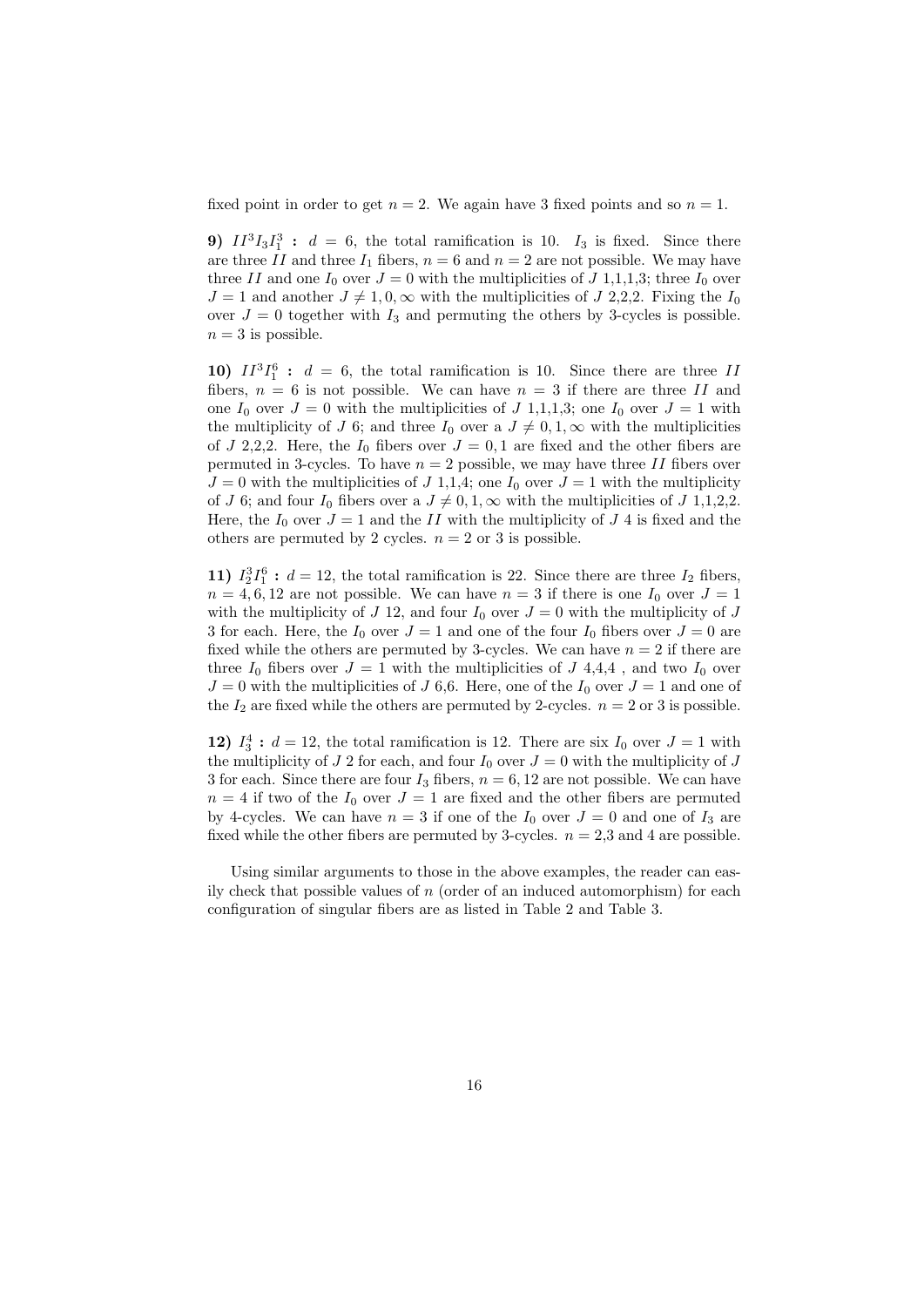fixed point in order to get $n = 2$. We again have 3 fixed points and so $n = 1$.

**9)** $II^3 I_3 I_1^3$ **:** $d = 6$, the total ramification is 10. $I_3$ is fixed. Since there are three $II$ and three $I_1$ fibers, $n = 6$ and $n = 2$ are not possible. We may have three $II$ and one $I_0$ over $J = 0$ with the multiplicities of $J$ 1,1,1,3; three $I_0$ over $J = 1$ and another $J \neq 1, 0, \infty$ with the multiplicities of $J$ 2,2,2. Fixing the $I_0$ over $J = 0$ together with $I_3$ and permuting the others by 3-cycles is possible. $n = 3$ is possible.

**10)** $II^3 I_1^6$ **:** $d = 6$, the total ramification is 10. Since there are three $II$ fibers, $n = 6$ is not possible. We can have $n = 3$ if there are three $II$ and one $I_0$ over $J = 0$ with the multiplicities of $J$ 1,1,1,3; one $I_0$ over $J = 1$ with the multiplicity of $J$ 6; and three $I_0$ over a $J \neq 0, 1, \infty$ with the multiplicities of $J$ 2,2,2. Here, the $I_0$ fibers over $J = 0, 1$ are fixed and the other fibers are permuted in 3-cycles. To have $n = 2$ possible, we may have three $II$ fibers over $J = 0$ with the multiplicities of $J$ 1,1,4; one $I_0$ over $J = 1$ with the multiplicity of $J$ 6; and four $I_0$ fibers over a $J \neq 0, 1, \infty$ with the multiplicities of $J$ 1,1,2,2. Here, the $I_0$ over $J = 1$ and the $II$ with the multiplicity of $J$ 4 is fixed and the others are permuted by 2 cycles. $n = 2$ or 3 is possible.

**11)** $I_2^3 I_1^6$ **:** $d = 12$, the total ramification is 22. Since there are three $I_2$ fibers, $n = 4, 6, 12$ are not possible. We can have $n = 3$ if there is one $I_0$ over $J = 1$ with the multiplicity of $J$ 12, and four $I_0$ over $J = 0$ with the multiplicity of $J$ 3 for each. Here, the $I_0$ over $J = 1$ and one of the four $I_0$ fibers over $J = 0$ are fixed while the others are permuted by 3-cycles. We can have $n = 2$ if there are three $I_0$ fibers over $J = 1$ with the multiplicities of $J$ 4,4,4 , and two $I_0$ over $J = 0$ with the multiplicities of $J$ 6,6. Here, one of the $I_0$ over $J = 1$ and one of the $I_2$ are fixed while the others are permuted by 2-cycles. $n = 2$ or 3 is possible.

**12)** $I_3^4$ **:** $d = 12$, the total ramification is 12. There are six $I_0$ over $J = 1$ with the multiplicity of $J$ 2 for each, and four $I_0$ over $J = 0$ with the multiplicity of $J$ 3 for each. Since there are four $I_3$ fibers, $n = 6, 12$ are not possible. We can have $n = 4$ if two of the $I_0$ over $J = 1$ are fixed and the other fibers are permuted by 4-cycles. We can have $n = 3$ if one of the $I_0$ over $J = 0$ and one of $I_3$ are fixed while the other fibers are permuted by 3-cycles. $n = 2$,3 and 4 are possible.

Using similar arguments to those in the above examples, the reader can easily check that possible values of $n$ (order of an induced automorphism) for each configuration of singular fibers are as listed in Table 2 and Table 3.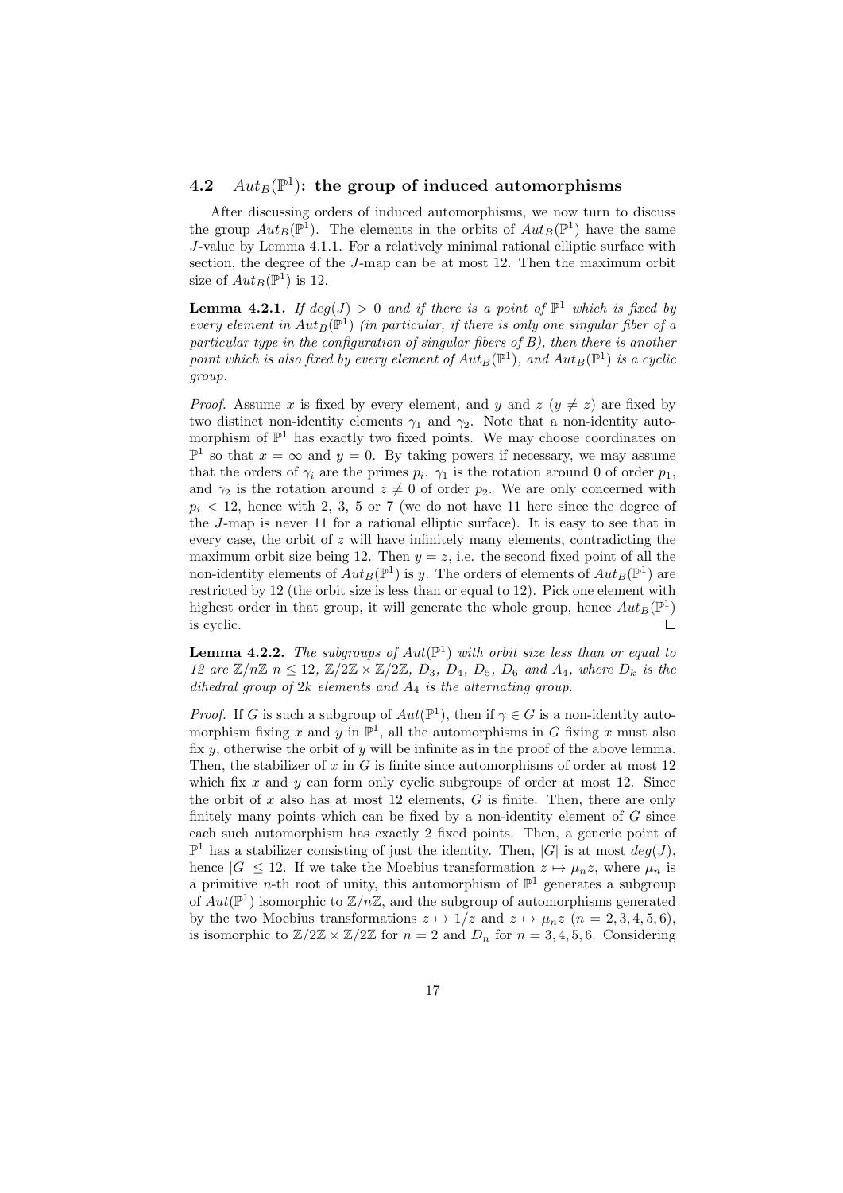## 4.2 $Aut_B(\mathbb{P}^1)$: the group of induced automorphisms

After discussing orders of induced automorphisms, we now turn to discuss the group $Aut_B(\mathbb{P}^1)$. The elements in the orbits of $Aut_B(\mathbb{P}^1)$ have the same $J$-value by Lemma 4.1.1. For a relatively minimal rational elliptic surface with section, the degree of the $J$-map can be at most 12. Then the maximum orbit size of $Aut_B(\mathbb{P}^1)$ is 12.

**Lemma 4.2.1.** *If $deg(J) > 0$ and if there is a point of $\mathbb{P}^1$ which is fixed by every element in $Aut_B(\mathbb{P}^1)$ (in particular, if there is only one singular fiber of a particular type in the configuration of singular fibers of $B$), then there is another point which is also fixed by every element of $Aut_B(\mathbb{P}^1)$, and $Aut_B(\mathbb{P}^1)$ is a cyclic group.*

*Proof.* Assume $x$ is fixed by every element, and $y$ and $z$ ($y \neq z$) are fixed by two distinct non-identity elements $\gamma_1$ and $\gamma_2$. Note that a non-identity automorphism of $\mathbb{P}^1$ has exactly two fixed points. We may choose coordinates on $\mathbb{P}^1$ so that $x = \infty$ and $y = 0$. By taking powers if necessary, we may assume that the orders of $\gamma_i$ are the primes $p_i$. $\gamma_1$ is the rotation around 0 of order $p_1$, and $\gamma_2$ is the rotation around $z \neq 0$ of order $p_2$. We are only concerned with $p_i < 12$, hence with 2, 3, 5 or 7 (we do not have 11 here since the degree of the $J$-map is never 11 for a rational elliptic surface). It is easy to see that in every case, the orbit of $z$ will have infinitely many elements, contradicting the maximum orbit size being 12. Then $y = z$, i.e. the second fixed point of all the non-identity elements of $Aut_B(\mathbb{P}^1)$ is $y$. The orders of elements of $Aut_B(\mathbb{P}^1)$ are restricted by 12 (the orbit size is less than or equal to 12). Pick one element with highest order in that group, it will generate the whole group, hence $Aut_B(\mathbb{P}^1)$ is cyclic. $\square$

**Lemma 4.2.2.** *The subgroups of $Aut(\mathbb{P}^1)$ with orbit size less than or equal to 12 are $\mathbb{Z}/n\mathbb{Z}$ $n \leq 12$, $\mathbb{Z}/2\mathbb{Z} \times \mathbb{Z}/2\mathbb{Z}$, $D_3$, $D_4$, $D_5$, $D_6$ and $A_4$, where $D_k$ is the dihedral group of $2k$ elements and $A_4$ is the alternating group.*

*Proof.* If $G$ is such a subgroup of $Aut(\mathbb{P}^1)$, then if $\gamma \in G$ is a non-identity automorphism fixing $x$ and $y$ in $\mathbb{P}^1$, all the automorphisms in $G$ fixing $x$ must also fix $y$, otherwise the orbit of $y$ will be infinite as in the proof of the above lemma. Then, the stabilizer of $x$ in $G$ is finite since automorphisms of order at most 12 which fix $x$ and $y$ can form only cyclic subgroups of order at most 12. Since the orbit of $x$ also has at most 12 elements, $G$ is finite. Then, there are only finitely many points which can be fixed by a non-identity element of $G$ since each such automorphism has exactly 2 fixed points. Then, a generic point of $\mathbb{P}^1$ has a stabilizer consisting of just the identity. Then, $|G|$ is at most $deg(J)$, hence $|G| \leq 12$. If we take the Moebius transformation $z \mapsto \mu_n z$, where $\mu_n$ is a primitive $n$-th root of unity, this automorphism of $\mathbb{P}^1$ generates a subgroup of $Aut(\mathbb{P}^1)$ isomorphic to $\mathbb{Z}/n\mathbb{Z}$, and the subgroup of automorphisms generated by the two Moebius transformations $z \mapsto 1/z$ and $z \mapsto \mu_n z$ ($n = 2, 3, 4, 5, 6$), is isomorphic to $\mathbb{Z}/2\mathbb{Z} \times \mathbb{Z}/2\mathbb{Z}$ for $n = 2$ and $D_n$ for $n = 3, 4, 5, 6$. Considering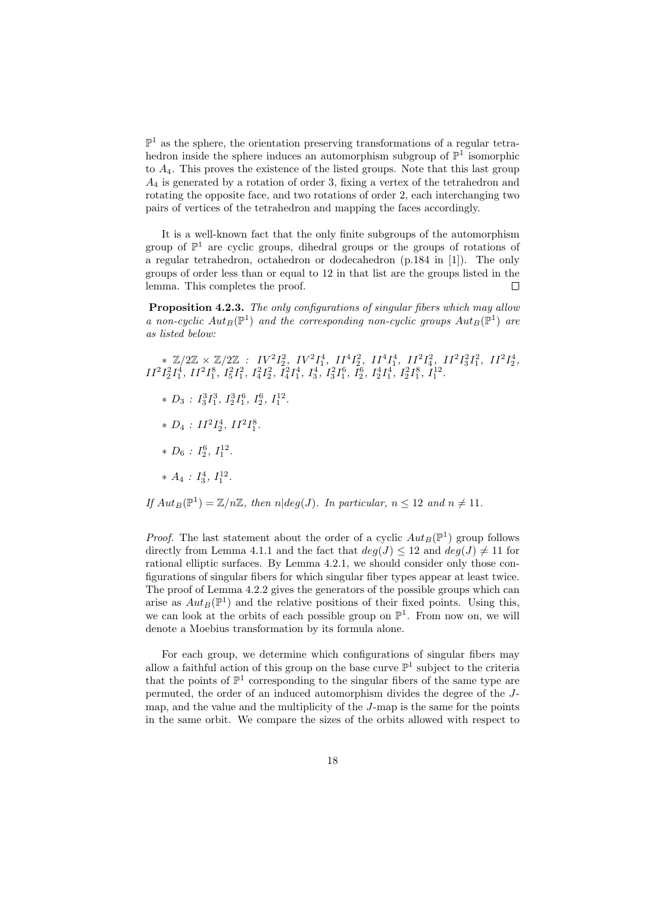$\mathbb{P}^1$ as the sphere, the orientation preserving transformations of a regular tetrahedron inside the sphere induces an automorphism subgroup of $\mathbb{P}^1$ isomorphic to $A_4$. This proves the existence of the listed groups. Note that this last group $A_4$ is generated by a rotation of order 3, fixing a vertex of the tetrahedron and rotating the opposite face, and two rotations of order 2, each interchanging two pairs of vertices of the tetrahedron and mapping the faces accordingly.

It is a well-known fact that the only finite subgroups of the automorphism group of $\mathbb{P}^1$ are cyclic groups, dihedral groups or the groups of rotations of a regular tetrahedron, octahedron or dodecahedron (p.184 in [1]). The only groups of order less than or equal to 12 in that list are the groups listed in the lemma. This completes the proof. □

**Proposition 4.2.3.** *The only configurations of singular fibers which may allow a non-cyclic $Aut_B(\mathbb{P}^1)$ and the corresponding non-cyclic groups $Aut_B(\mathbb{P}^1)$ are as listed below:*

* $\mathbb{Z}/2\mathbb{Z} \times \mathbb{Z}/2\mathbb{Z}$ : $IV^2I_2^2$, $IV^2I_1^4$, $II^4I_2^2$, $II^4I_1^4$, $II^2I_4^2$, $II^2I_3^2I_1^2$, $II^2I_2^4$, $II^2I_2^2I_1^4$, $II^2I_1^8$, $I_5^2I_1^2$, $I_4^2I_2^2$, $I_4^2I_1^4$, $I_3^4$, $I_3^2I_1^6$, $I_2^6$, $I_2^4I_1^4$, $I_2^2I_1^8$, $I_1^{12}$.

* $D_3$ : $I_3^3I_1^3$, $I_2^3I_1^6$, $I_2^6$, $I_1^{12}$.

* $D_4$ : $II^2I_2^4$, $II^2I_1^8$.

* $D_6$ : $I_2^6$, $I_1^{12}$.

* $A_4$ : $I_3^4$, $I_1^{12}$.

*If $Aut_B(\mathbb{P}^1) = \mathbb{Z}/n\mathbb{Z}$, then $n|deg(J)$. In particular, $n \leq 12$ and $n \neq 11$.*

*Proof.* The last statement about the order of a cyclic $Aut_B(\mathbb{P}^1)$ group follows directly from Lemma 4.1.1 and the fact that $deg(J) \leq 12$ and $deg(J) \neq 11$ for rational elliptic surfaces. By Lemma 4.2.1, we should consider only those configurations of singular fibers for which singular fiber types appear at least twice. The proof of Lemma 4.2.2 gives the generators of the possible groups which can arise as $Aut_B(\mathbb{P}^1)$ and the relative positions of their fixed points. Using this, we can look at the orbits of each possible group on $\mathbb{P}^1$. From now on, we will denote a Moebius transformation by its formula alone.

For each group, we determine which configurations of singular fibers may allow a faithful action of this group on the base curve $\mathbb{P}^1$ subject to the criteria that the points of $\mathbb{P}^1$ corresponding to the singular fibers of the same type are permuted, the order of an induced automorphism divides the degree of the $J$-map, and the value and the multiplicity of the $J$-map is the same for the points in the same orbit. We compare the sizes of the orbits allowed with respect to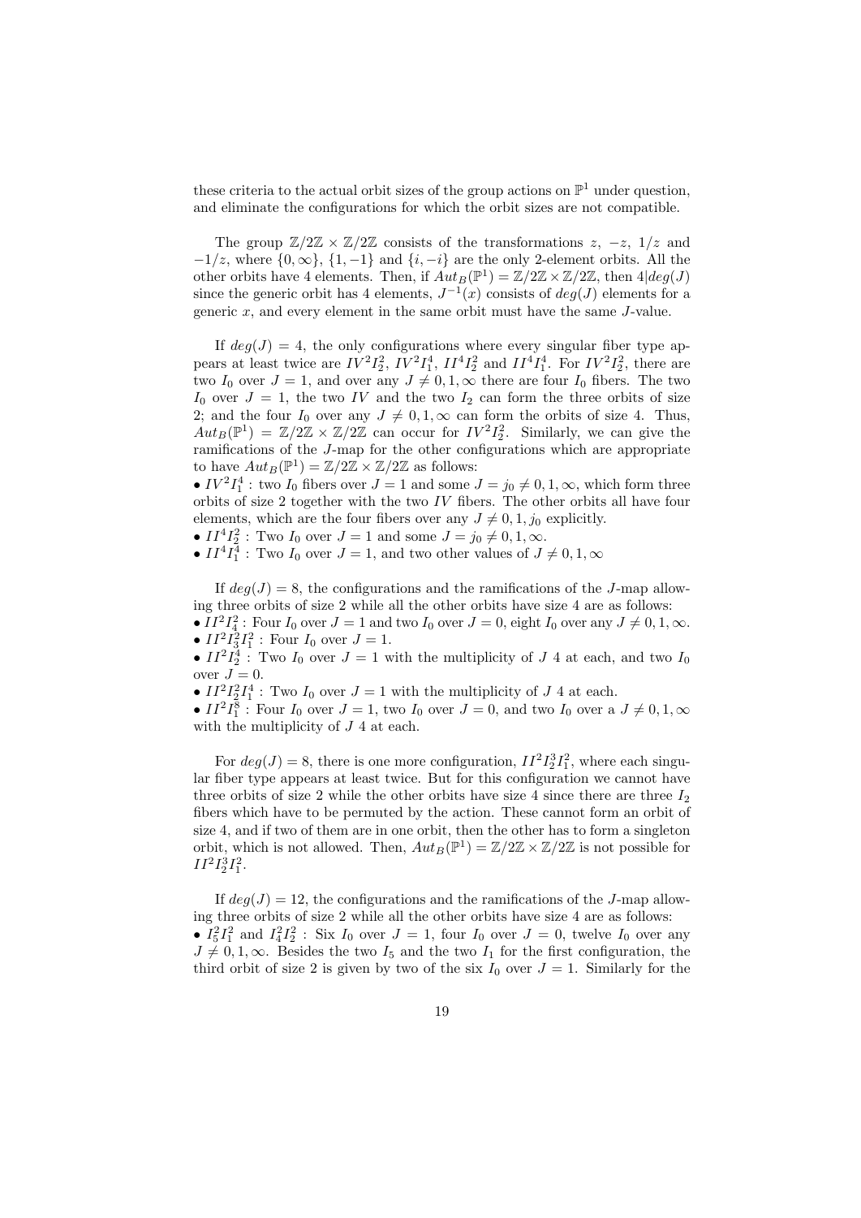these criteria to the actual orbit sizes of the group actions on $\mathbb{P}^1$ under question, and eliminate the configurations for which the orbit sizes are not compatible.

The group $\mathbb{Z}/2\mathbb{Z} \times \mathbb{Z}/2\mathbb{Z}$ consists of the transformations $z$, $-z$, $1/z$ and $-1/z$, where $\{0, \infty\}$, $\{1, -1\}$ and $\{i, -i\}$ are the only 2-element orbits. All the other orbits have 4 elements. Then, if $Aut_B(\mathbb{P}^1) = \mathbb{Z}/2\mathbb{Z} \times \mathbb{Z}/2\mathbb{Z}$, then $4|deg(J)$ since the generic orbit has 4 elements, $J^{-1}(x)$ consists of $deg(J)$ elements for a generic $x$, and every element in the same orbit must have the same $J$-value.

If $deg(J) = 4$, the only configurations where every singular fiber type appears at least twice are $IV^2I_2^2$, $IV^2I_1^4$, $II^4I_2^2$ and $II^4I_1^4$. For $IV^2I_2^2$, there are two $I_0$ over $J = 1$, and over any $J \neq 0, 1, \infty$ there are four $I_0$ fibers. The two $I_0$ over $J = 1$, the two $IV$ and the two $I_2$ can form the three orbits of size 2; and the four $I_0$ over any $J \neq 0, 1, \infty$ can form the orbits of size 4. Thus, $Aut_B(\mathbb{P}^1) = \mathbb{Z}/2\mathbb{Z} \times \mathbb{Z}/2\mathbb{Z}$ can occur for $IV^2I_2^2$. Similarly, we can give the ramifications of the $J$-map for the other configurations which are appropriate to have $Aut_B(\mathbb{P}^1) = \mathbb{Z}/2\mathbb{Z} \times \mathbb{Z}/2\mathbb{Z}$ as follows:

- $IV^2I_1^4$ : two $I_0$ fibers over $J = 1$ and some $J = j_0 \neq 0, 1, \infty$, which form three orbits of size 2 together with the two $IV$ fibers. The other orbits all have four elements, which are the four fibers over any $J \neq 0, 1, j_0$ explicitly.
- $II^4I_2^2$ : Two $I_0$ over $J = 1$ and some $J = j_0 \neq 0, 1, \infty$.
- $II^4I_1^4$ : Two $I_0$ over $J = 1$, and two other values of $J \neq 0, 1, \infty$

If $deg(J) = 8$, the configurations and the ramifications of the $J$-map allowing three orbits of size 2 while all the other orbits have size 4 are as follows:

- $II^2I_4^2$ : Four $I_0$ over $J = 1$ and two $I_0$ over $J = 0$, eight $I_0$ over any $J \neq 0, 1, \infty$.
- $II^2I_3^2I_1^2$ : Four $I_0$ over $J = 1$.
- $II^2I_2^4$ : Two $I_0$ over $J = 1$ with the multiplicity of $J$ 4 at each, and two $I_0$ over $J = 0$.
- $II^2I_2^2I_1^4$ : Two $I_0$ over $J = 1$ with the multiplicity of $J$ 4 at each.
- $II^2I_1^8$ : Four $I_0$ over $J = 1$, two $I_0$ over $J = 0$, and two $I_0$ over a $J \neq 0, 1, \infty$ with the multiplicity of $J$ 4 at each.

For $deg(J) = 8$, there is one more configuration, $II^2I_2^3I_1^2$, where each singular fiber type appears at least twice. But for this configuration we cannot have three orbits of size 2 while the other orbits have size 4 since there are three $I_2$ fibers which have to be permuted by the action. These cannot form an orbit of size 4, and if two of them are in one orbit, then the other has to form a singleton orbit, which is not allowed. Then, $Aut_B(\mathbb{P}^1) = \mathbb{Z}/2\mathbb{Z} \times \mathbb{Z}/2\mathbb{Z}$ is not possible for $II^2I_2^3I_1^2$.

If $deg(J) = 12$, the configurations and the ramifications of the $J$-map allowing three orbits of size 2 while all the other orbits have size 4 are as follows:

- $I_5^2I_1^2$ and $I_4^2I_2^2$ : Six $I_0$ over $J = 1$, four $I_0$ over $J = 0$, twelve $I_0$ over any $J \neq 0, 1, \infty$. Besides the two $I_5$ and the two $I_1$ for the first configuration, the third orbit of size 2 is given by two of the six $I_0$ over $J = 1$. Similarly for the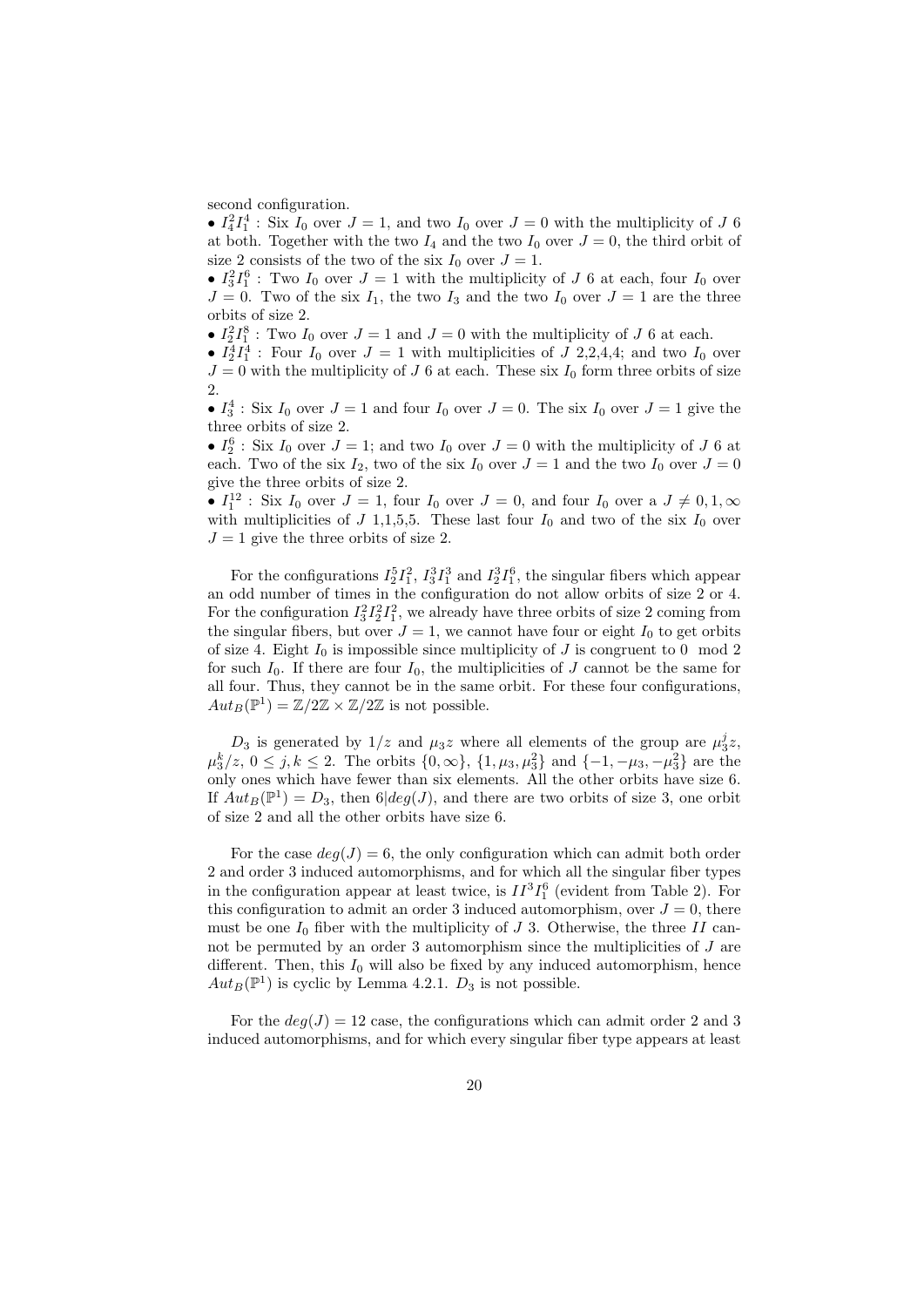second configuration.

• $I_4^2 I_1^4$ : Six $I_0$ over $J=1$, and two $I_0$ over $J=0$ with the multiplicity of $J$ 6 at both. Together with the two $I_4$ and the two $I_0$ over $J=0$, the third orbit of size 2 consists of the two of the six $I_0$ over $J=1$.

• $I_3^2 I_1^6$ : Two $I_0$ over $J=1$ with the multiplicity of $J$ 6 at each, four $I_0$ over $J=0$. Two of the six $I_1$, the two $I_3$ and the two $I_0$ over $J=1$ are the three orbits of size 2.

• $I_2^2 I_1^8$ : Two $I_0$ over $J=1$ and $J=0$ with the multiplicity of $J$ 6 at each.

• $I_2^4 I_1^4$ : Four $I_0$ over $J=1$ with multiplicities of $J$ 2,2,4,4; and two $I_0$ over $J=0$ with the multiplicity of $J$ 6 at each. These six $I_0$ form three orbits of size 2.

• $I_3^4$ : Six $I_0$ over $J=1$ and four $I_0$ over $J=0$. The six $I_0$ over $J=1$ give the three orbits of size 2.

• $I_2^6$ : Six $I_0$ over $J=1$; and two $I_0$ over $J=0$ with the multiplicity of $J$ 6 at each. Two of the six $I_2$, two of the six $I_0$ over $J=1$ and the two $I_0$ over $J=0$ give the three orbits of size 2.

• $I_1^{12}$ : Six $I_0$ over $J=1$, four $I_0$ over $J=0$, and four $I_0$ over a $J \neq 0,1,\infty$ with multiplicities of $J$ 1,1,5,5. These last four $I_0$ and two of the six $I_0$ over $J=1$ give the three orbits of size 2.

For the configurations $I_2^5 I_1^2$, $I_3^3 I_1^3$ and $I_2^3 I_1^6$, the singular fibers which appear an odd number of times in the configuration do not allow orbits of size 2 or 4. For the configuration $I_3^2 I_2^2 I_1^2$, we already have three orbits of size 2 coming from the singular fibers, but over $J=1$, we cannot have four or eight $I_0$ to get orbits of size 4. Eight $I_0$ is impossible since multiplicity of $J$ is congruent to 0 mod 2 for such $I_0$. If there are four $I_0$, the multiplicities of $J$ cannot be the same for all four. Thus, they cannot be in the same orbit. For these four configurations, $Aut_B(\mathbb{P}^1) = \mathbb{Z}/2\mathbb{Z} \times \mathbb{Z}/2\mathbb{Z}$ is not possible.

$D_3$ is generated by $1/z$ and $\mu_3 z$ where all elements of the group are $\mu_3^j z$, $\mu_3^k/z$, $0 \leq j,k \leq 2$. The orbits $\{0,\infty\}$, $\{1,\mu_3,\mu_3^2\}$ and $\{-1,-\mu_3,-\mu_3^2\}$ are the only ones which have fewer than six elements. All the other orbits have size 6. If $Aut_B(\mathbb{P}^1) = D_3$, then $6|deg(J)$, and there are two orbits of size 3, one orbit of size 2 and all the other orbits have size 6.

For the case $deg(J)=6$, the only configuration which can admit both order 2 and order 3 induced automorphisms, and for which all the singular fiber types in the configuration appear at least twice, is $II^3 I_1^6$ (evident from Table 2). For this configuration to admit an order 3 induced automorphism, over $J=0$, there must be one $I_0$ fiber with the multiplicity of $J$ 3. Otherwise, the three $II$ cannot be permuted by an order 3 automorphism since the multiplicities of $J$ are different. Then, this $I_0$ will also be fixed by any induced automorphism, hence $Aut_B(\mathbb{P}^1)$ is cyclic by Lemma 4.2.1. $D_3$ is not possible.

For the $deg(J)=12$ case, the configurations which can admit order 2 and 3 induced automorphisms, and for which every singular fiber type appears at least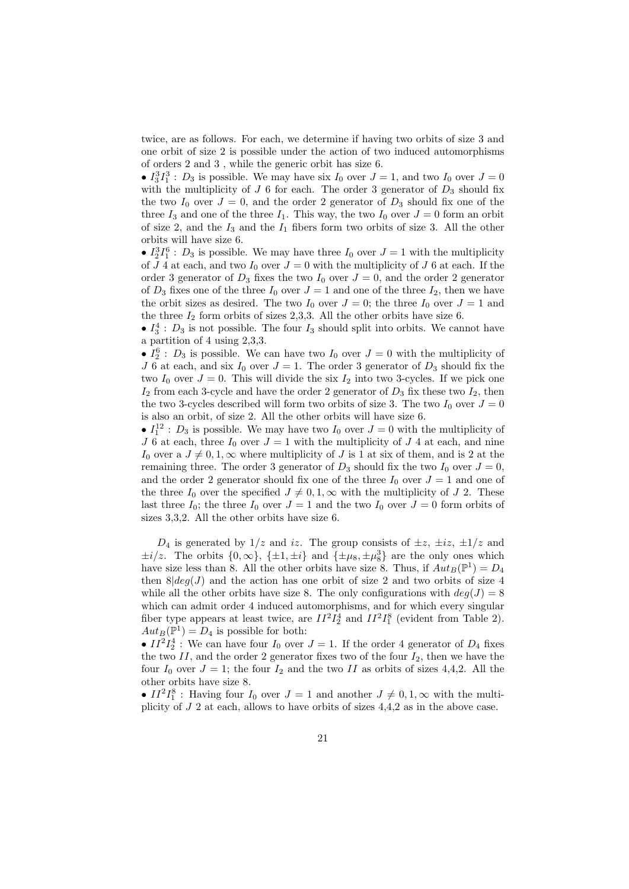twice, are as follows. For each, we determine if having two orbits of size 3 and one orbit of size 2 is possible under the action of two induced automorphisms of orders 2 and 3 , while the generic orbit has size 6.

• $I_3^3 I_1^3$ : $D_3$ is possible. We may have six $I_0$ over $J = 1$, and two $I_0$ over $J = 0$ with the multiplicity of $J$ 6 for each. The order 3 generator of $D_3$ should fix the two $I_0$ over $J = 0$, and the order 2 generator of $D_3$ should fix one of the three $I_3$ and one of the three $I_1$. This way, the two $I_0$ over $J = 0$ form an orbit of size 2, and the $I_3$ and the $I_1$ fibers form two orbits of size 3. All the other orbits will have size 6.

• $I_2^3 I_1^6$ : $D_3$ is possible. We may have three $I_0$ over $J = 1$ with the multiplicity of $J$ 4 at each, and two $I_0$ over $J = 0$ with the multiplicity of $J$ 6 at each. If the order 3 generator of $D_3$ fixes the two $I_0$ over $J = 0$, and the order 2 generator of $D_3$ fixes one of the three $I_0$ over $J = 1$ and one of the three $I_2$, then we have the orbit sizes as desired. The two $I_0$ over $J = 0$; the three $I_0$ over $J = 1$ and the three $I_2$ form orbits of sizes 2,3,3. All the other orbits have size 6.

• $I_3^4$ : $D_3$ is not possible. The four $I_3$ should split into orbits. We cannot have a partition of 4 using 2,3,3.

• $I_2^6$ : $D_3$ is possible. We can have two $I_0$ over $J = 0$ with the multiplicity of $J$ 6 at each, and six $I_0$ over $J = 1$. The order 3 generator of $D_3$ should fix the two $I_0$ over $J = 0$. This will divide the six $I_2$ into two 3-cycles. If we pick one $I_2$ from each 3-cycle and have the order 2 generator of $D_3$ fix these two $I_2$, then the two 3-cycles described will form two orbits of size 3. The two $I_0$ over $J = 0$ is also an orbit, of size 2. All the other orbits will have size 6.

• $I_1^{12}$ : $D_3$ is possible. We may have two $I_0$ over $J = 0$ with the multiplicity of $J$ 6 at each, three $I_0$ over $J = 1$ with the multiplicity of $J$ 4 at each, and nine $I_0$ over a $J \neq 0, 1, \infty$ where multiplicity of $J$ is 1 at six of them, and is 2 at the remaining three. The order 3 generator of $D_3$ should fix the two $I_0$ over $J = 0$, and the order 2 generator should fix one of the three $I_0$ over $J = 1$ and one of the three $I_0$ over the specified $J \neq 0, 1, \infty$ with the multiplicity of $J$ 2. These last three $I_0$; the three $I_0$ over $J = 1$ and the two $I_0$ over $J = 0$ form orbits of sizes 3,3,2. All the other orbits have size 6.

$D_4$ is generated by $1/z$ and $iz$. The group consists of $\pm z$, $\pm iz$, $\pm 1/z$ and $\pm i/z$. The orbits $\{0, \infty\}$, $\{\pm 1, \pm i\}$ and $\{\pm \mu_8, \pm \mu_8^3\}$ are the only ones which have size less than 8. All the other orbits have size 8. Thus, if $Aut_B(\mathbb{P}^1) = D_4$ then $8 | deg(J)$ and the action has one orbit of size 2 and two orbits of size 4 while all the other orbits have size 8. The only configurations with $deg(J) = 8$ which can admit order 4 induced automorphisms, and for which every singular fiber type appears at least twice, are $II^2 I_2^4$ and $II^2 I_1^8$ (evident from Table 2). $Aut_B(\mathbb{P}^1) = D_4$ is possible for both:

• $II^2 I_2^4$ : We can have four $I_0$ over $J = 1$. If the order 4 generator of $D_4$ fixes the two $II$, and the order 2 generator fixes two of the four $I_2$, then we have the four $I_0$ over $J = 1$; the four $I_2$ and the two $II$ as orbits of sizes 4,4,2. All the other orbits have size 8.

• $II^2 I_1^8$ : Having four $I_0$ over $J = 1$ and another $J \neq 0, 1, \infty$ with the multiplicity of $J$ 2 at each, allows to have orbits of sizes 4,4,2 as in the above case.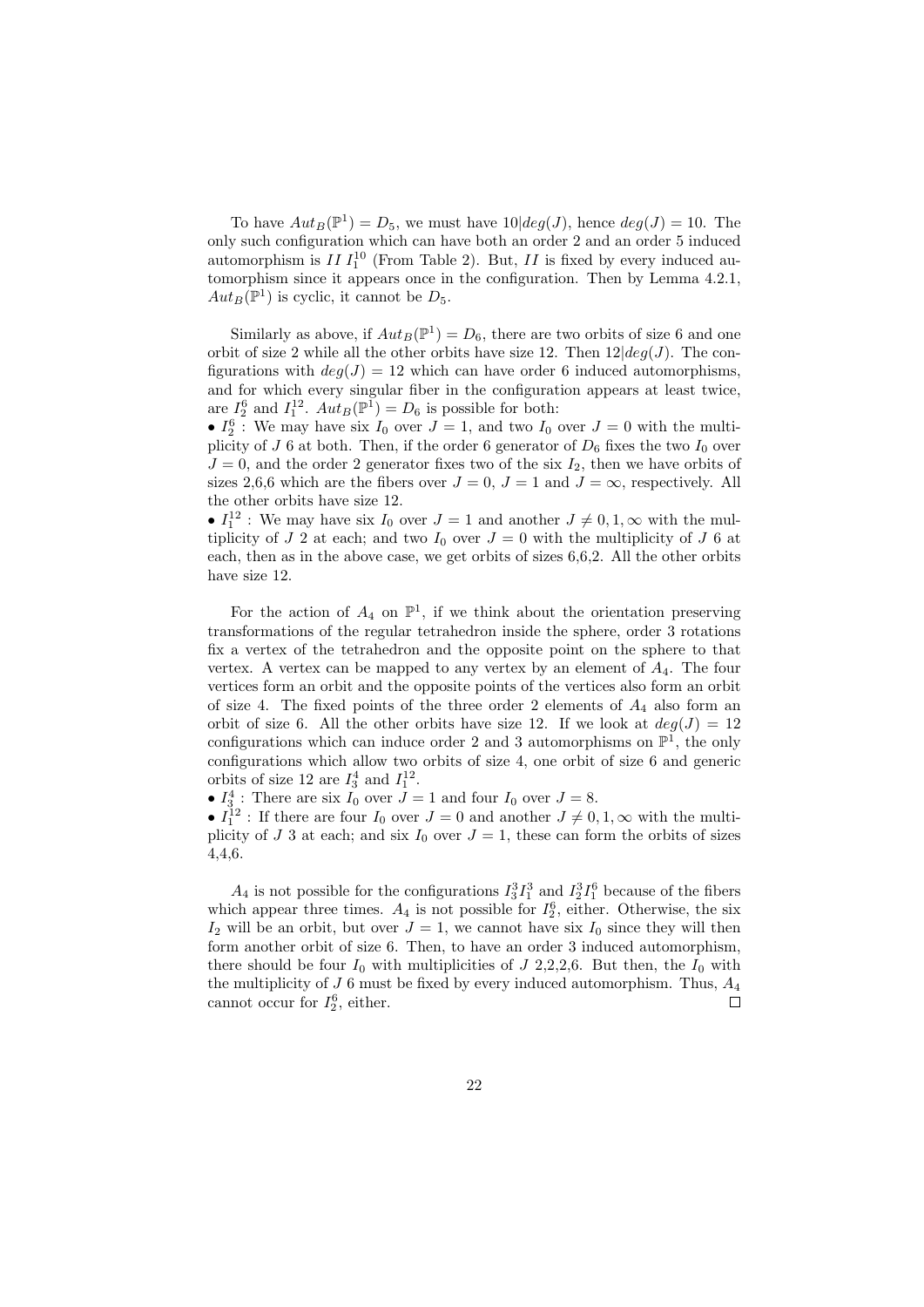To have $Aut_B(\mathbb{P}^1) = D_5$, we must have $10|deg(J)$, hence $deg(J) = 10$. The only such configuration which can have both an order 2 and an order 5 induced automorphism is $II\, I_1^{10}$ (From Table 2). But, $II$ is fixed by every induced automorphism since it appears once in the configuration. Then by Lemma 4.2.1, $Aut_B(\mathbb{P}^1)$ is cyclic, it cannot be $D_5$.

Similarly as above, if $Aut_B(\mathbb{P}^1) = D_6$, there are two orbits of size 6 and one orbit of size 2 while all the other orbits have size 12. Then $12|deg(J)$. The configurations with $deg(J) = 12$ which can have order 6 induced automorphisms, and for which every singular fiber in the configuration appears at least twice, are $I_2^6$ and $I_1^{12}$. $Aut_B(\mathbb{P}^1) = D_6$ is possible for both:

- $I_2^6$ : We may have six $I_0$ over $J = 1$, and two $I_0$ over $J = 0$ with the multiplicity of $J$ 6 at both. Then, if the order 6 generator of $D_6$ fixes the two $I_0$ over $J = 0$, and the order 2 generator fixes two of the six $I_2$, then we have orbits of sizes 2,6,6 which are the fibers over $J = 0$, $J = 1$ and $J = \infty$, respectively. All the other orbits have size 12.
- $I_1^{12}$ : We may have six $I_0$ over $J = 1$ and another $J \neq 0, 1, \infty$ with the multiplicity of $J$ 2 at each; and two $I_0$ over $J = 0$ with the multiplicity of $J$ 6 at each, then as in the above case, we get orbits of sizes 6,6,2. All the other orbits have size 12.

For the action of $A_4$ on $\mathbb{P}^1$, if we think about the orientation preserving transformations of the regular tetrahedron inside the sphere, order 3 rotations fix a vertex of the tetrahedron and the opposite point on the sphere to that vertex. A vertex can be mapped to any vertex by an element of $A_4$. The four vertices form an orbit and the opposite points of the vertices also form an orbit of size 4. The fixed points of the three order 2 elements of $A_4$ also form an orbit of size 6. All the other orbits have size 12. If we look at $deg(J) = 12$ configurations which can induce order 2 and 3 automorphisms on $\mathbb{P}^1$, the only configurations which allow two orbits of size 4, one orbit of size 6 and generic orbits of size 12 are $I_3^4$ and $I_1^{12}$.

- $I_3^4$ : There are six $I_0$ over $J = 1$ and four $I_0$ over $J = 8$.
- $I_1^{12}$ : If there are four $I_0$ over $J = 0$ and another $J \neq 0, 1, \infty$ with the multiplicity of $J$ 3 at each; and six $I_0$ over $J = 1$, these can form the orbits of sizes 4,4,6.

$A_4$ is not possible for the configurations $I_3^3 I_1^3$ and $I_2^3 I_1^6$ because of the fibers which appear three times. $A_4$ is not possible for $I_2^6$, either. Otherwise, the six $I_2$ will be an orbit, but over $J = 1$, we cannot have six $I_0$ since they will then form another orbit of size 6. Then, to have an order 3 induced automorphism, there should be four $I_0$ with multiplicities of $J$ 2,2,2,6. But then, the $I_0$ with the multiplicity of $J$ 6 must be fixed by every induced automorphism. Thus, $A_4$ cannot occur for $I_2^6$, either. $\square$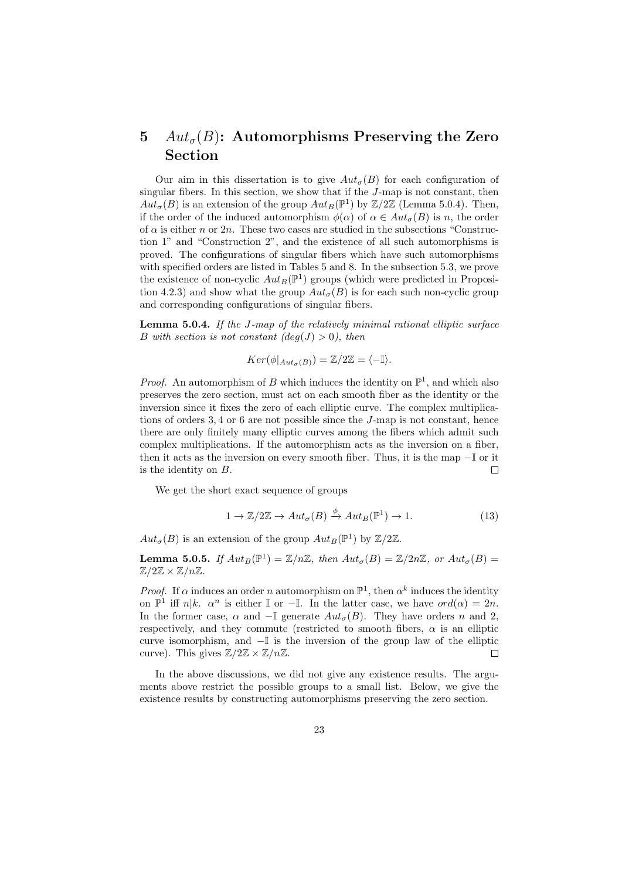# 5 $Aut_\sigma(B)$: Automorphisms Preserving the Zero Section

Our aim in this dissertation is to give $Aut_\sigma(B)$ for each configuration of singular fibers. In this section, we show that if the $J$-map is not constant, then $Aut_\sigma(B)$ is an extension of the group $Aut_B(\mathbb{P}^1)$ by $\mathbb{Z}/2\mathbb{Z}$ (Lemma 5.0.4). Then, if the order of the induced automorphism $\phi(\alpha)$ of $\alpha \in Aut_\sigma(B)$ is $n$, the order of $\alpha$ is either $n$ or $2n$. These two cases are studied in the subsections "Construction 1" and "Construction 2", and the existence of all such automorphisms is proved. The configurations of singular fibers which have such automorphisms with specified orders are listed in Tables 5 and 8. In the subsection 5.3, we prove the existence of non-cyclic $Aut_B(\mathbb{P}^1)$ groups (which were predicted in Proposition 4.2.3) and show what the group $Aut_\sigma(B)$ is for each such non-cyclic group and corresponding configurations of singular fibers.

**Lemma 5.0.4.** *If the $J$-map of the relatively minimal rational elliptic surface $B$ with section is not constant ($deg(J) > 0$), then*

$$Ker(\phi|_{Aut_\sigma(B)}) = \mathbb{Z}/2\mathbb{Z} = \langle -\mathbb{I} \rangle.$$

*Proof.* An automorphism of $B$ which induces the identity on $\mathbb{P}^1$, and which also preserves the zero section, must act on each smooth fiber as the identity or the inversion since it fixes the zero of each elliptic curve. The complex multiplications of orders $3, 4$ or $6$ are not possible since the $J$-map is not constant, hence there are only finitely many elliptic curves among the fibers which admit such complex multiplications. If the automorphism acts as the inversion on a fiber, then it acts as the inversion on every smooth fiber. Thus, it is the map $-\mathbb{I}$ or it is the identity on $B$. □

We get the short exact sequence of groups

$$1 \to \mathbb{Z}/2\mathbb{Z} \to Aut_\sigma(B) \xrightarrow{\phi} Aut_B(\mathbb{P}^1) \to 1. \tag{13}$$

$Aut_\sigma(B)$ is an extension of the group $Aut_B(\mathbb{P}^1)$ by $\mathbb{Z}/2\mathbb{Z}$.

**Lemma 5.0.5.** *If $Aut_B(\mathbb{P}^1) = \mathbb{Z}/n\mathbb{Z}$, then $Aut_\sigma(B) = \mathbb{Z}/2n\mathbb{Z}$, or $Aut_\sigma(B) = \mathbb{Z}/2\mathbb{Z} \times \mathbb{Z}/n\mathbb{Z}$.*

*Proof.* If $\alpha$ induces an order $n$ automorphism on $\mathbb{P}^1$, then $\alpha^k$ induces the identity on $\mathbb{P}^1$ iff $n|k$. $\alpha^n$ is either $\mathbb{I}$ or $-\mathbb{I}$. In the latter case, we have $ord(\alpha) = 2n$. In the former case, $\alpha$ and $-\mathbb{I}$ generate $Aut_\sigma(B)$. They have orders $n$ and $2$, respectively, and they commute (restricted to smooth fibers, $\alpha$ is an elliptic curve isomorphism, and $-\mathbb{I}$ is the inversion of the group law of the elliptic curve). This gives $\mathbb{Z}/2\mathbb{Z} \times \mathbb{Z}/n\mathbb{Z}$. □

In the above discussions, we did not give any existence results. The arguments above restrict the possible groups to a small list. Below, we give the existence results by constructing automorphisms preserving the zero section.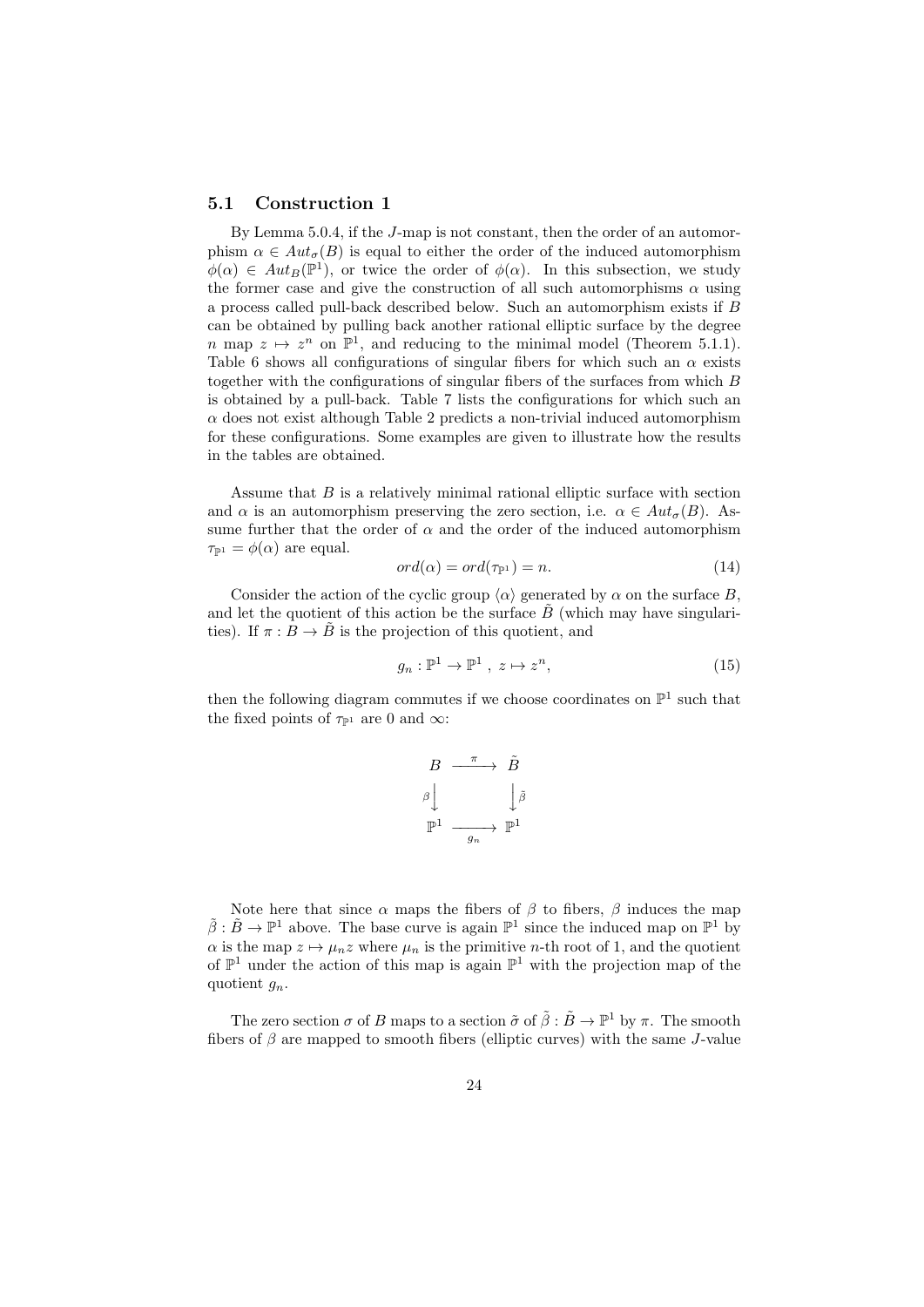### 5.1 Construction 1

By Lemma 5.0.4, if the $J$-map is not constant, then the order of an automorphism $\alpha \in Aut_\sigma(B)$ is equal to either the order of the induced automorphism $\phi(\alpha) \in Aut_B(\mathbb{P}^1)$, or twice the order of $\phi(\alpha)$. In this subsection, we study the former case and give the construction of all such automorphisms $\alpha$ using a process called pull-back described below. Such an automorphism exists if $B$ can be obtained by pulling back another rational elliptic surface by the degree $n$ map $z \mapsto z^n$ on $\mathbb{P}^1$, and reducing to the minimal model (Theorem 5.1.1). Table 6 shows all configurations of singular fibers for which such an $\alpha$ exists together with the configurations of singular fibers of the surfaces from which $B$ is obtained by a pull-back. Table 7 lists the configurations for which such an $\alpha$ does not exist although Table 2 predicts a non-trivial induced automorphism for these configurations. Some examples are given to illustrate how the results in the tables are obtained.

Assume that $B$ is a relatively minimal rational elliptic surface with section and $\alpha$ is an automorphism preserving the zero section, i.e. $\alpha \in Aut_\sigma(B)$. Assume further that the order of $\alpha$ and the order of the induced automorphism $\tau_{\mathbb{P}^1} = \phi(\alpha)$ are equal.

$$ord(\alpha) = ord(\tau_{\mathbb{P}^1}) = n. \tag{14}$$

Consider the action of the cyclic group $\langle\alpha\rangle$ generated by $\alpha$ on the surface $B$, and let the quotient of this action be the surface $\tilde{B}$ (which may have singularities). If $\pi : B \to \tilde{B}$ is the projection of this quotient, and

$$g_n : \mathbb{P}^1 \to \mathbb{P}^1 \ , \ z \mapsto z^n, \tag{15}$$

then the following diagram commutes if we choose coordinates on $\mathbb{P}^1$ such that the fixed points of $\tau_{\mathbb{P}^1}$ are 0 and $\infty$:

$$\begin{array}{ccc} B & \xrightarrow{\ \pi\ } & \tilde{B} \\ {\scriptstyle\beta}\downarrow & & \downarrow{\scriptstyle\tilde{\beta}} \\ \mathbb{P}^1 & \xrightarrow[g_n]{} & \mathbb{P}^1 \end{array}$$

Note here that since $\alpha$ maps the fibers of $\beta$ to fibers, $\beta$ induces the map $\tilde{\beta} : \tilde{B} \to \mathbb{P}^1$ above. The base curve is again $\mathbb{P}^1$ since the induced map on $\mathbb{P}^1$ by $\alpha$ is the map $z \mapsto \mu_n z$ where $\mu_n$ is the primitive $n$-th root of 1, and the quotient of $\mathbb{P}^1$ under the action of this map is again $\mathbb{P}^1$ with the projection map of the quotient $g_n$.

The zero section $\sigma$ of $B$ maps to a section $\tilde{\sigma}$ of $\tilde{\beta} : \tilde{B} \to \mathbb{P}^1$ by $\pi$. The smooth fibers of $\beta$ are mapped to smooth fibers (elliptic curves) with the same $J$-value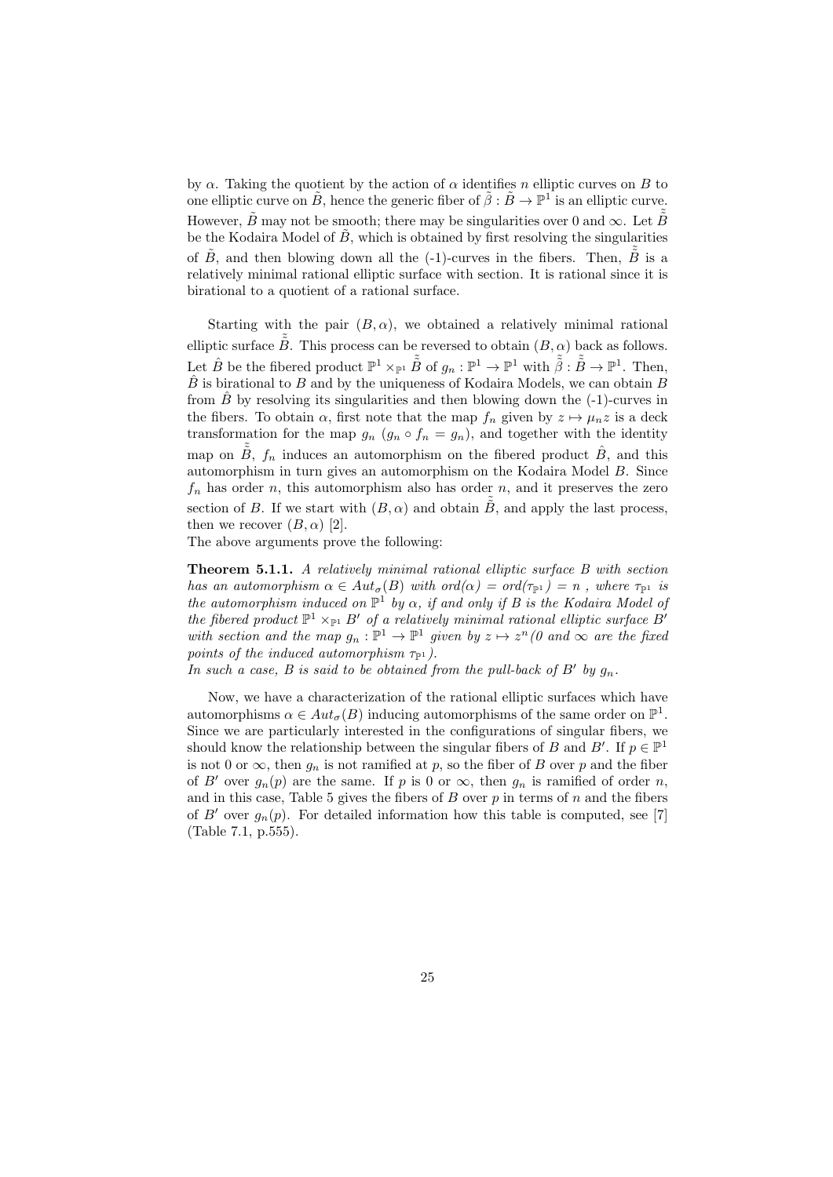by $\alpha$. Taking the quotient by the action of $\alpha$ identifies $n$ elliptic curves on $B$ to one elliptic curve on $\tilde{B}$, hence the generic fiber of $\tilde{\beta} : \tilde{B} \to \mathbb{P}^1$ is an elliptic curve. However, $\tilde{B}$ may not be smooth; there may be singularities over 0 and $\infty$. Let $\tilde{\tilde{B}}$ be the Kodaira Model of $\tilde{B}$, which is obtained by first resolving the singularities of $\tilde{B}$, and then blowing down all the (-1)-curves in the fibers. Then, $\tilde{\tilde{B}}$ is a relatively minimal rational elliptic surface with section. It is rational since it is birational to a quotient of a rational surface.

Starting with the pair $(B, \alpha)$, we obtained a relatively minimal rational elliptic surface $\tilde{\tilde{B}}$. This process can be reversed to obtain $(B, \alpha)$ back as follows. Let $\hat{B}$ be the fibered product $\mathbb{P}^1 \times_{\mathbb{P}^1} \tilde{\tilde{B}}$ of $g_n : \mathbb{P}^1 \to \mathbb{P}^1$ with $\tilde{\tilde{\beta}} : \tilde{\tilde{B}} \to \mathbb{P}^1$. Then, $\hat{B}$ is birational to $B$ and by the uniqueness of Kodaira Models, we can obtain $B$ from $\hat{B}$ by resolving its singularities and then blowing down the (-1)-curves in the fibers. To obtain $\alpha$, first note that the map $f_n$ given by $z \mapsto \mu_n z$ is a deck transformation for the map $g_n$ ($g_n \circ f_n = g_n$), and together with the identity map on $\tilde{\tilde{B}}$, $f_n$ induces an automorphism on the fibered product $\hat{B}$, and this automorphism in turn gives an automorphism on the Kodaira Model $B$. Since $f_n$ has order $n$, this automorphism also has order $n$, and it preserves the zero section of $B$. If we start with $(B, \alpha)$ and obtain $\tilde{\tilde{B}}$, and apply the last process, then we recover $(B, \alpha)$ [2].

The above arguments prove the following:

**Theorem 5.1.1.** *A relatively minimal rational elliptic surface $B$ with section has an automorphism $\alpha \in Aut_\sigma(B)$ with $ord(\alpha) = ord(\tau_{\mathbb{P}^1}) = n$ , where $\tau_{\mathbb{P}^1}$ is the automorphism induced on $\mathbb{P}^1$ by $\alpha$, if and only if $B$ is the Kodaira Model of the fibered product $\mathbb{P}^1 \times_{\mathbb{P}^1} B'$ of a relatively minimal rational elliptic surface $B'$ with section and the map $g_n : \mathbb{P}^1 \to \mathbb{P}^1$ given by $z \mapsto z^n$(0 and $\infty$ are the fixed points of the induced automorphism $\tau_{\mathbb{P}^1}$).*

*In such a case, $B$ is said to be obtained from the pull-back of $B'$ by $g_n$.*

Now, we have a characterization of the rational elliptic surfaces which have automorphisms $\alpha \in Aut_\sigma(B)$ inducing automorphisms of the same order on $\mathbb{P}^1$. Since we are particularly interested in the configurations of singular fibers, we should know the relationship between the singular fibers of $B$ and $B'$. If $p \in \mathbb{P}^1$ is not 0 or $\infty$, then $g_n$ is not ramified at $p$, so the fiber of $B$ over $p$ and the fiber of $B'$ over $g_n(p)$ are the same. If $p$ is 0 or $\infty$, then $g_n$ is ramified of order $n$, and in this case, Table 5 gives the fibers of $B$ over $p$ in terms of $n$ and the fibers of $B'$ over $g_n(p)$. For detailed information how this table is computed, see [7] (Table 7.1, p.555).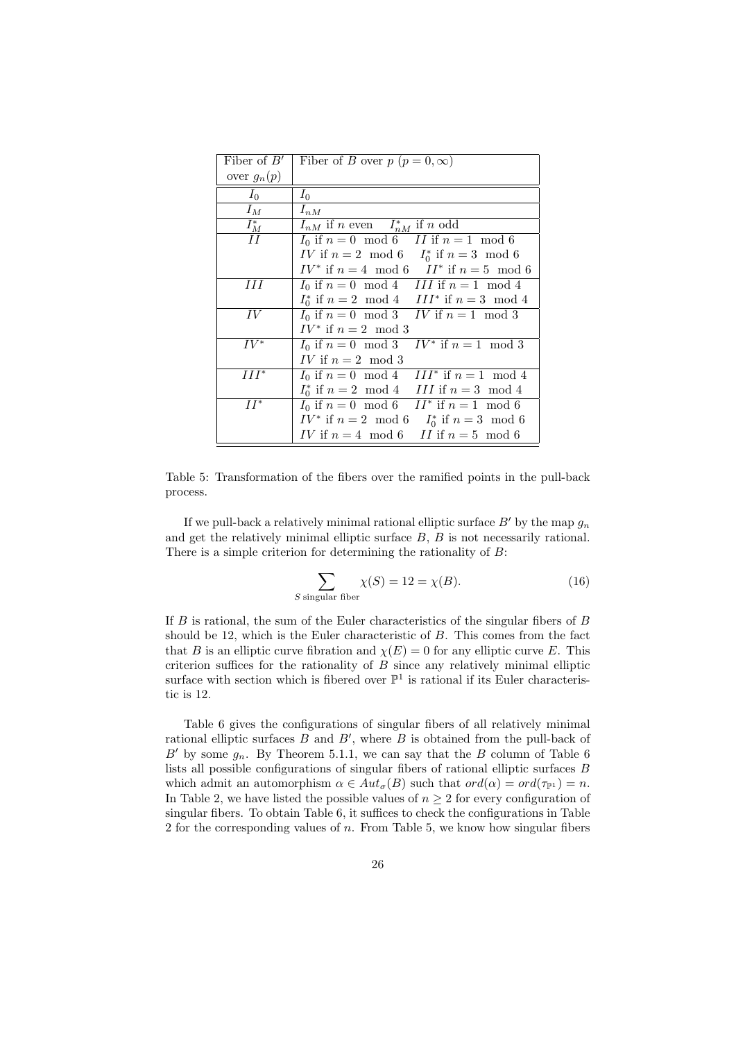| Fiber of $B'$ over $g_n(p)$ | Fiber of $B$ over $p$ ($p = 0, \infty$) |
|---|---|
| $I_0$ | $I_0$ |
| $I_M$ | $I_{nM}$ |
| $I_M^*$ | $I_{nM}$ if $n$ even $\quad I_{nM}^*$ if $n$ odd |
| $II$ | $I_0$ if $n = 0 \mod 6 \quad II$ if $n = 1 \mod 6$<br>$IV$ if $n = 2 \mod 6 \quad I_0^*$ if $n = 3 \mod 6$<br>$IV^*$ if $n = 4 \mod 6 \quad II^*$ if $n = 5 \mod 6$ |
| $III$ | $I_0$ if $n = 0 \mod 4 \quad III$ if $n = 1 \mod 4$<br>$I_0^*$ if $n = 2 \mod 4 \quad III^*$ if $n = 3 \mod 4$ |
| $IV$ | $I_0$ if $n = 0 \mod 3 \quad IV$ if $n = 1 \mod 3$<br>$IV^*$ if $n = 2 \mod 3$ |
| $IV^*$ | $I_0$ if $n = 0 \mod 3 \quad IV^*$ if $n = 1 \mod 3$<br>$IV$ if $n = 2 \mod 3$ |
| $III^*$ | $I_0$ if $n = 0 \mod 4 \quad III^*$ if $n = 1 \mod 4$<br>$I_0^*$ if $n = 2 \mod 4 \quad III$ if $n = 3 \mod 4$ |
| $II^*$ | $I_0$ if $n = 0 \mod 6 \quad II^*$ if $n = 1 \mod 6$<br>$IV^*$ if $n = 2 \mod 6 \quad I_0^*$ if $n = 3 \mod 6$<br>$IV$ if $n = 4 \mod 6 \quad II$ if $n = 5 \mod 6$ |

Table 5: Transformation of the fibers over the ramified points in the pull-back process.

If we pull-back a relatively minimal rational elliptic surface $B'$ by the map $g_n$ and get the relatively minimal elliptic surface $B$, $B$ is not necessarily rational. There is a simple criterion for determining the rationality of $B$:

$$\sum_{S \text{ singular fiber}} \chi(S) = 12 = \chi(B). \tag{16}$$

If $B$ is rational, the sum of the Euler characteristics of the singular fibers of $B$ should be 12, which is the Euler characteristic of $B$. This comes from the fact that $B$ is an elliptic curve fibration and $\chi(E) = 0$ for any elliptic curve $E$. This criterion suffices for the rationality of $B$ since any relatively minimal elliptic surface with section which is fibered over $\mathbb{P}^1$ is rational if its Euler characteristic is 12.

Table 6 gives the configurations of singular fibers of all relatively minimal rational elliptic surfaces $B$ and $B'$, where $B$ is obtained from the pull-back of $B'$ by some $g_n$. By Theorem 5.1.1, we can say that the $B$ column of Table 6 lists all possible configurations of singular fibers of rational elliptic surfaces $B$ which admit an automorphism $\alpha \in Aut_\sigma(B)$ such that $ord(\alpha) = ord(\tau_{\mathbb{P}^1}) = n$. In Table 2, we have listed the possible values of $n \geq 2$ for every configuration of singular fibers. To obtain Table 6, it suffices to check the configurations in Table 2 for the corresponding values of $n$. From Table 5, we know how singular fibers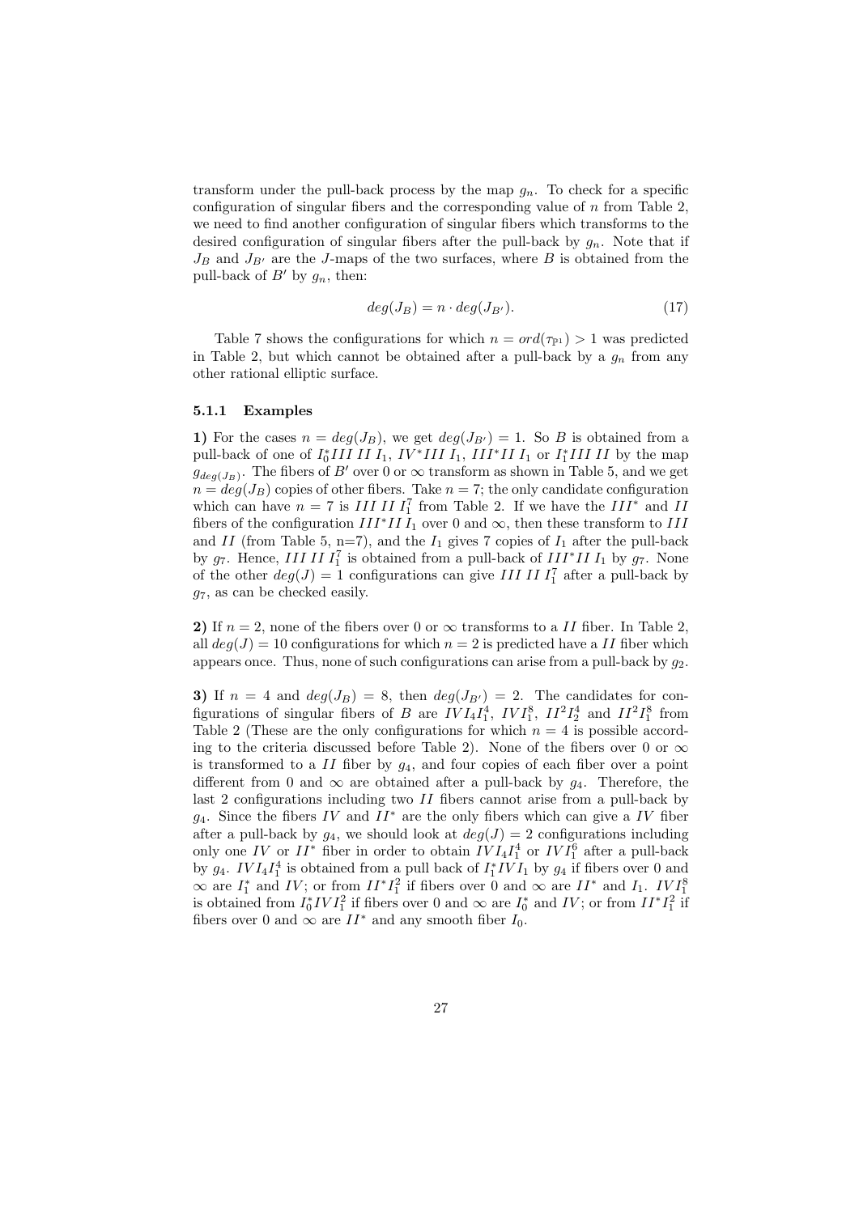transform under the pull-back process by the map $g_n$. To check for a specific configuration of singular fibers and the corresponding value of $n$ from Table 2, we need to find another configuration of singular fibers which transforms to the desired configuration of singular fibers after the pull-back by $g_n$. Note that if $J_B$ and $J_{B'}$ are the $J$-maps of the two surfaces, where $B$ is obtained from the pull-back of $B'$ by $g_n$, then:

$$deg(J_B) = n \cdot deg(J_{B'}). \tag{17}$$

Table 7 shows the configurations for which $n = ord(\tau_{\mathbb{P}^1}) > 1$ was predicted in Table 2, but which cannot be obtained after a pull-back by a $g_n$ from any other rational elliptic surface.

#### 5.1.1 Examples

**1)** For the cases $n = deg(J_B)$, we get $deg(J_{B'}) = 1$. So $B$ is obtained from a pull-back of one of $I_0^* III\, II\, I_1$, $IV^* III\, I_1$, $III^* II\, I_1$ or $I_1^* III\, II$ by the map $g_{deg(J_B)}$. The fibers of $B'$ over 0 or $\infty$ transform as shown in Table 5, and we get $n = deg(J_B)$ copies of other fibers. Take $n = 7$; the only candidate configuration which can have $n = 7$ is $III\, II\, I_1^7$ from Table 2. If we have the $III^*$ and $II$ fibers of the configuration $III^* II\, I_1$ over 0 and $\infty$, then these transform to $III$ and $II$ (from Table 5, n=7), and the $I_1$ gives 7 copies of $I_1$ after the pull-back by $g_7$. Hence, $III\, II\, I_1^7$ is obtained from a pull-back of $III^* II\, I_1$ by $g_7$. None of the other $deg(J) = 1$ configurations can give $III\, II\, I_1^7$ after a pull-back by $g_7$, as can be checked easily.

**2)** If $n = 2$, none of the fibers over 0 or $\infty$ transforms to a $II$ fiber. In Table 2, all $deg(J) = 10$ configurations for which $n = 2$ is predicted have a $II$ fiber which appears once. Thus, none of such configurations can arise from a pull-back by $g_2$.

**3)** If $n = 4$ and $deg(J_B) = 8$, then $deg(J_{B'}) = 2$. The candidates for configurations of singular fibers of $B$ are $IV I_4 I_1^4$, $IV I_1^8$, $II^2 I_2^4$ and $II^2 I_1^8$ from Table 2 (These are the only configurations for which $n = 4$ is possible according to the criteria discussed before Table 2). None of the fibers over 0 or $\infty$ is transformed to a $II$ fiber by $g_4$, and four copies of each fiber over a point different from 0 and $\infty$ are obtained after a pull-back by $g_4$. Therefore, the last 2 configurations including two $II$ fibers cannot arise from a pull-back by $g_4$. Since the fibers $IV$ and $II^*$ are the only fibers which can give a $IV$ fiber after a pull-back by $g_4$, we should look at $deg(J) = 2$ configurations including only one $IV$ or $II^*$ fiber in order to obtain $IV I_4 I_1^4$ or $IV I_1^6$ after a pull-back by $g_4$. $IV I_4 I_1^4$ is obtained from a pull back of $I_1^* IV I_1$ by $g_4$ if fibers over 0 and $\infty$ are $I_1^*$ and $IV$; or from $II^* I_1^2$ if fibers over 0 and $\infty$ are $II^*$ and $I_1$. $IV I_1^8$ is obtained from $I_0^* IV I_1^2$ if fibers over 0 and $\infty$ are $I_0^*$ and $IV$; or from $II^* I_1^2$ if fibers over 0 and $\infty$ are $II^*$ and any smooth fiber $I_0$.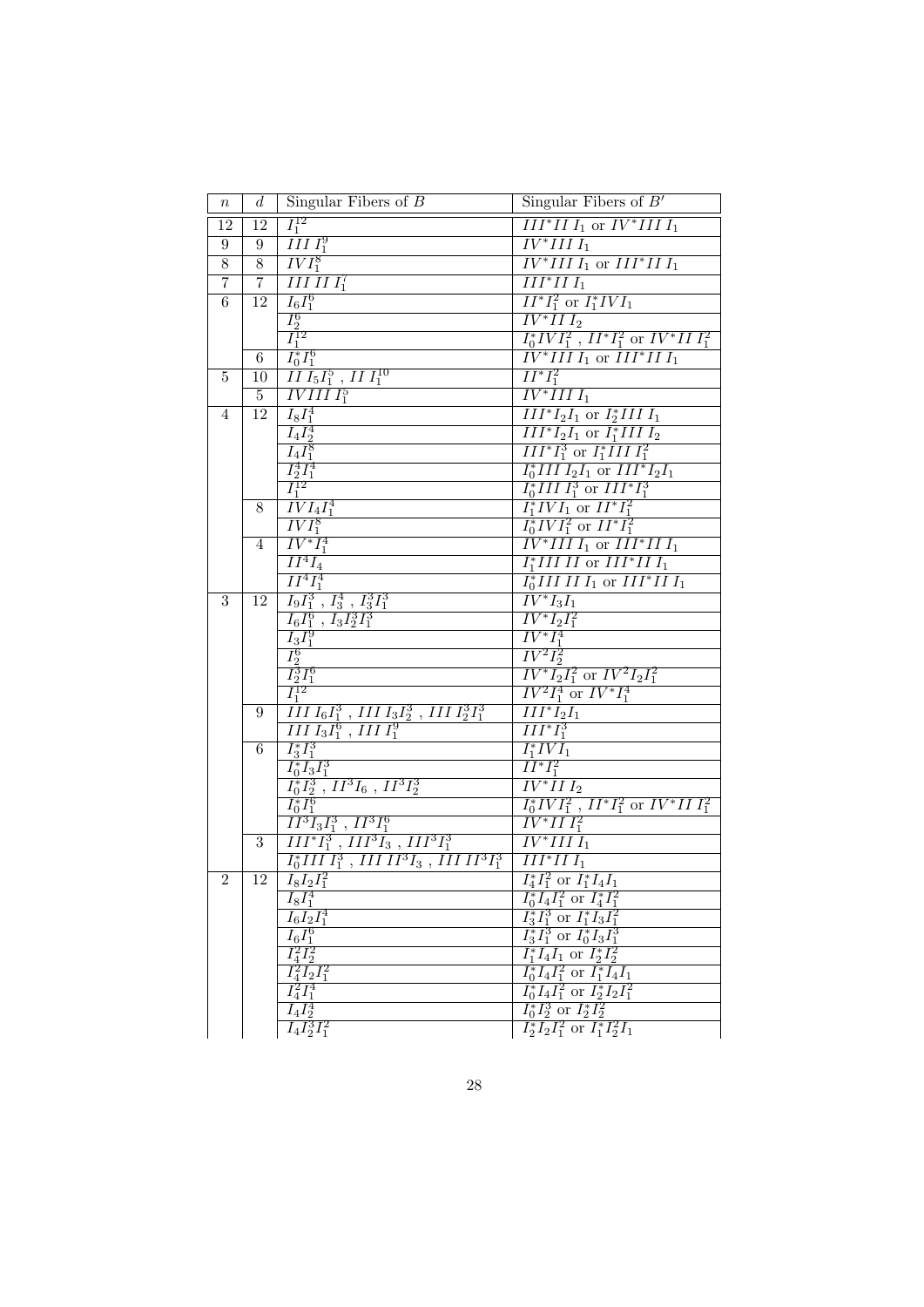| $n$ | $d$ | Singular Fibers of $B$ | Singular Fibers of $B'$ |
|---|---|---|---|
| 12 | 12 | $I_1^{12}$ | $III^*II\,I_1$ or $IV^*III\,I_1$ |
| 9 | 9 | $III\,I_1^9$ | $IV^*III\,I_1$ |
| 8 | 8 | $IVI_1^8$ | $IV^*III\,I_1$ or $III^*II\,I_1$ |
| 7 | 7 | $III\,II\,I_1^7$ | $III^*II\,I_1$ |
| 6 | 12 | $I_6I_1^6$ | $II^*I_1^2$ or $I_1^*IVI_1$ |
| | | $I_2^6$ | $IV^*II\,I_2$ |
| | | $I_1^{12}$ | $I_0^*IVI_1^2$ , $II^*I_1^2$ or $IV^*II\,I_1^2$ |
| | 6 | $I_0^*I_1^6$ | $IV^*III\,I_1$ or $III^*II\,I_1$ |
| 5 | 10 | $II\,I_5I_1^5$ , $II\,I_1^{10}$ | $II^*I_1^2$ |
| | 5 | $IVIII\,I_1^5$ | $IV^*III\,I_1$ |
| 4 | 12 | $I_8I_1^4$ | $III^*I_2I_1$ or $I_2^*III\,I_1$ |
| | | $I_4I_2^4$ | $III^*I_2I_1$ or $I_1^*III\,I_2$ |
| | | $I_4I_1^8$ | $III^*I_1^3$ or $I_1^*III\,I_1^2$ |
| | | $I_2^4I_1^4$ | $I_0^*III\,I_2I_1$ or $III^*I_2I_1$ |
| | | $I_1^{12}$ | $I_0^*III\,I_1^3$ or $III^*I_1^3$ |
| | 8 | $IVI_4I_1^4$ | $I_1^*IVI_1$ or $II^*I_1^2$ |
| | | $IVI_1^8$ | $I_0^*IVI_1^2$ or $II^*I_1^2$ |
| | 4 | $IV^*I_1^4$ | $IV^*III\,I_1$ or $III^*II\,I_1$ |
| | | $II^4I_4$ | $I_1^*III\,II$ or $III^*II\,I_1$ |
| | | $II^4I_1^4$ | $I_0^*III\,II\,I_1$ or $III^*II\,I_1$ |
| 3 | 12 | $I_9I_1^3$ , $I_3^4$ , $I_3^3I_1^3$ | $IV^*I_3I_1$ |
| | | $I_6I_1^6$ , $I_3I_2^3I_1^3$ | $IV^*I_2I_1^2$ |
| | | $I_3I_1^9$ | $IV^*I_1^4$ |
| | | $I_2^6$ | $IV^2I_2^2$ |
| | | $I_2^3I_1^6$ | $IV^*I_2I_1^2$ or $IV^2I_2I_1^2$ |
| | | $I_1^{12}$ | $IV^2I_1^4$ or $IV^*I_1^4$ |
| | 9 | $III\,I_6I_1^3$ , $III\,I_3I_2^3$ , $III\,I_2^3I_1^3$ | $III^*I_2I_1$ |
| | | $III\,I_3I_1^6$ , $III\,I_1^9$ | $III^*I_1^3$ |
| | 6 | $I_3^*I_1^3$ | $I_1^*IVI_1$ |
| | | $I_0^*I_3I_1^3$ | $II^*I_1^2$ |
| | | $I_0^*I_2^3$ , $II^3I_6$ , $II^3I_2^3$ | $IV^*II\,I_2$ |
| | | $I_0^*I_1^6$ | $I_0^*IVI_1^2$ , $II^*I_1^2$ or $IV^*II\,I_1^2$ |
| | | $II^3I_3I_1^3$ , $II^3I_1^6$ | $IV^*II\,I_1^2$ |
| | 3 | $III^*I_1^3$ , $III^3I_3$ , $III^3I_1^3$ | $IV^*III\,I_1$ |
| | | $I_0^*III\,I_1^3$ , $III\,II^3I_3$ , $III\,II^3I_1^3$ | $III^*II\,I_1$ |
| 2 | 12 | $I_8I_2I_1^2$ | $I_4^*I_1^2$ or $I_1^*I_4I_1$ |
| | | $I_8I_1^4$ | $I_0^*I_4I_1^2$ or $I_4^*I_1^2$ |
| | | $I_6I_2I_1^4$ | $I_3^*I_1^3$ or $I_1^*I_3I_1^2$ |
| | | $I_6I_1^6$ | $I_3^*I_1^3$ or $I_0^*I_3I_1^3$ |
| | | $I_4^2I_2^2$ | $I_1^*I_4I_1$ or $I_2^*I_2^2$ |
| | | $I_4^2I_2I_1^2$ | $I_0^*I_4I_1^2$ or $I_1^*I_4I_1$ |
| | | $I_4^2I_1^4$ | $I_0^*I_4I_1^2$ or $I_2^*I_2I_1^2$ |
| | | $I_4I_2^4$ | $I_0^*I_2^3$ or $I_2^*I_2^2$ |
| | | $I_4I_2^3I_1^2$ | $I_2^*I_2I_1^2$ or $I_1^*I_2^2I_1$ |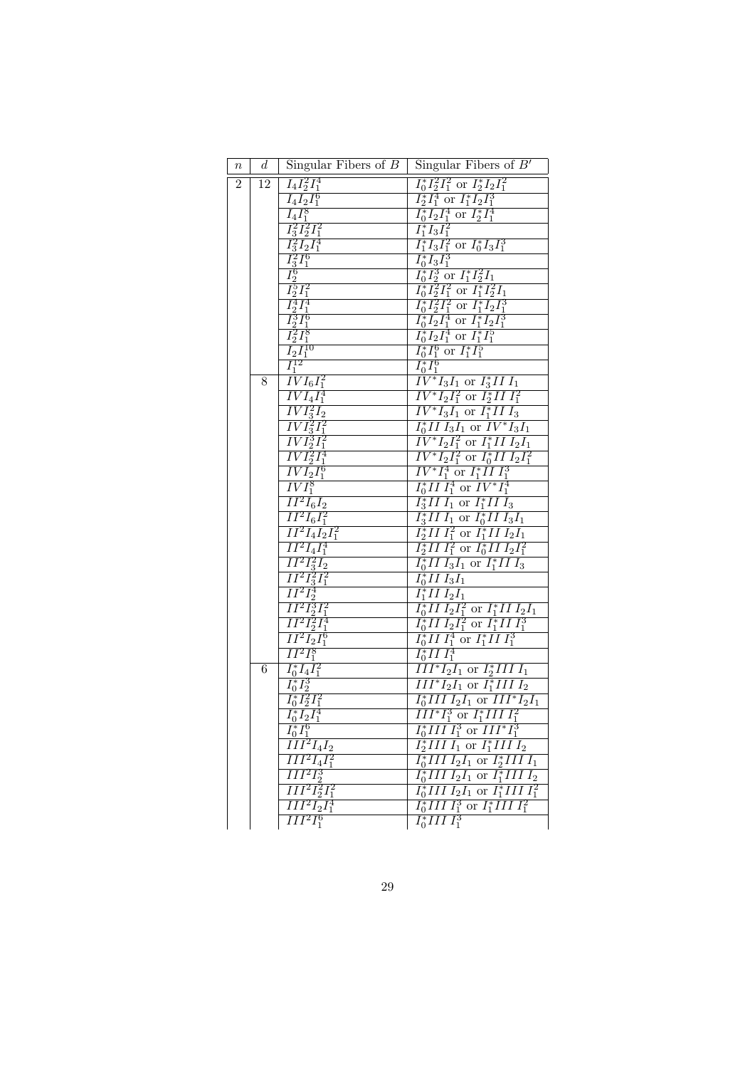| $n$ | $d$ | Singular Fibers of $B$ | Singular Fibers of $B'$ |
|---|---|---|---|
| 2 | 12 | $I_4 I_2^2 I_1^4$ | $I_0^* I_2^2 I_1^2$ or $I_2^* I_2 I_1^2$ |
| | | $I_4 I_2 I_1^6$ | $I_2^* I_1^4$ or $I_1^* I_2 I_1^3$ |
| | | $I_4 I_1^8$ | $I_0^* I_2 I_1^4$ or $I_2^* I_1^4$ |
| | | $I_3^2 I_2^2 I_1^2$ | $I_1^* I_3 I_1^2$ |
| | | $I_3^2 I_2 I_1^4$ | $I_1^* I_3 I_1^2$ or $I_0^* I_3 I_1^3$ |
| | | $I_3^2 I_1^6$ | $I_0^* I_3 I_1^3$ |
| | | $I_2^6$ | $I_0^* I_2^3$ or $I_1^* I_2^2 I_1$ |
| | | $I_2^5 I_1^2$ | $I_0^* I_2^2 I_1^2$ or $I_1^* I_2^2 I_1$ |
| | | $I_2^4 I_1^4$ | $I_0^* I_2^2 I_1^2$ or $I_1^* I_2 I_1^3$ |
| | | $I_2^3 I_1^6$ | $I_0^* I_2 I_1^4$ or $I_1^* I_2 I_1^3$ |
| | | $I_2^2 I_1^8$ | $I_0^* I_2 I_1^4$ or $I_1^* I_1^5$ |
| | | $I_2 I_1^{10}$ | $I_0^* I_1^6$ or $I_1^* I_1^5$ |
| | | $I_1^{12}$ | $I_0^* I_1^6$ |
| | 8 | $IV I_6 I_1^2$ | $IV^* I_3 I_1$ or $I_3^* II\, I_1$ |
| | | $IV I_4 I_1^4$ | $IV^* I_2 I_1^2$ or $I_2^* II\, I_1^2$ |
| | | $IV I_3^2 I_2$ | $IV^* I_3 I_1$ or $I_1^* II\, I_3$ |
| | | $IV I_3^2 I_1^2$ | $I_0^* II\, I_3 I_1$ or $IV^* I_3 I_1$ |
| | | $IV I_2^3 I_1^2$ | $IV^* I_2 I_1^2$ or $I_1^* II\, I_2 I_1$ |
| | | $IV I_2^2 I_1^4$ | $IV^* I_2 I_1^2$ or $I_0^* II\, I_2 I_1^2$ |
| | | $IV I_2 I_1^6$ | $IV^* I_1^4$ or $I_1^* II\, I_1^3$ |
| | | $IV I_1^8$ | $I_0^* II\, I_1^4$ or $IV^* I_1^4$ |
| | | $II^2 I_6 I_2$ | $I_3^* II\, I_1$ or $I_1^* II\, I_3$ |
| | | $II^2 I_6 I_1^2$ | $I_3^* II\, I_1$ or $I_0^* II\, I_3 I_1$ |
| | | $II^2 I_4 I_2 I_1^2$ | $I_2^* II\, I_1^2$ or $I_1^* II\, I_2 I_1$ |
| | | $II^2 I_4 I_1^4$ | $I_2^* II\, I_1^2$ or $I_0^* II\, I_2 I_1^2$ |
| | | $II^2 I_3^2 I_2$ | $I_0^* II\, I_3 I_1$ or $I_1^* II\, I_3$ |
| | | $II^2 I_3^2 I_1^2$ | $I_0^* II\, I_3 I_1$ |
| | | $II^2 I_2^4$ | $I_1^* II\, I_2 I_1$ |
| | | $II^2 I_2^3 I_1^2$ | $I_0^* II\, I_2 I_1^2$ or $I_1^* II\, I_2 I_1$ |
| | | $II^2 I_2^2 I_1^4$ | $I_0^* II\, I_2 I_1^2$ or $I_1^* II\, I_1^3$ |
| | | $II^2 I_2 I_1^6$ | $I_0^* II\, I_1^4$ or $I_1^* II\, I_1^3$ |
| | | $II^2 I_1^8$ | $I_0^* II\, I_1^4$ |
| | 6 | $I_0^* I_4 I_1^2$ | $III^* I_2 I_1$ or $I_2^* III\, I_1$ |
| | | $I_0^* I_2^3$ | $III^* I_2 I_1$ or $I_1^* III\, I_2$ |
| | | $I_0^* I_2^2 I_1^2$ | $I_0^* III\, I_2 I_1$ or $III^* I_2 I_1$ |
| | | $I_0^* I_2 I_1^4$ | $III^* I_1^3$ or $I_1^* III\, I_1^2$ |
| | | $I_0^* I_1^6$ | $I_0^* III\, I_1^3$ or $III^* I_1^3$ |
| | | $III^2 I_4 I_2$ | $I_2^* III\, I_1$ or $I_1^* III\, I_2$ |
| | | $III^2 I_4 I_1^2$ | $I_0^* III\, I_2 I_1$ or $I_2^* III\, I_1$ |
| | | $III^2 I_2^3$ | $I_0^* III\, I_2 I_1$ or $I_1^* III\, I_2$ |
| | | $III^2 I_2^2 I_1^2$ | $I_0^* III\, I_2 I_1$ or $I_1^* III\, I_1^2$ |
| | | $III^2 I_2 I_1^4$ | $I_0^* III\, I_1^3$ or $I_1^* III\, I_1^2$ |
| | | $III^2 I_1^6$ | $I_0^* III\, I_1^3$ |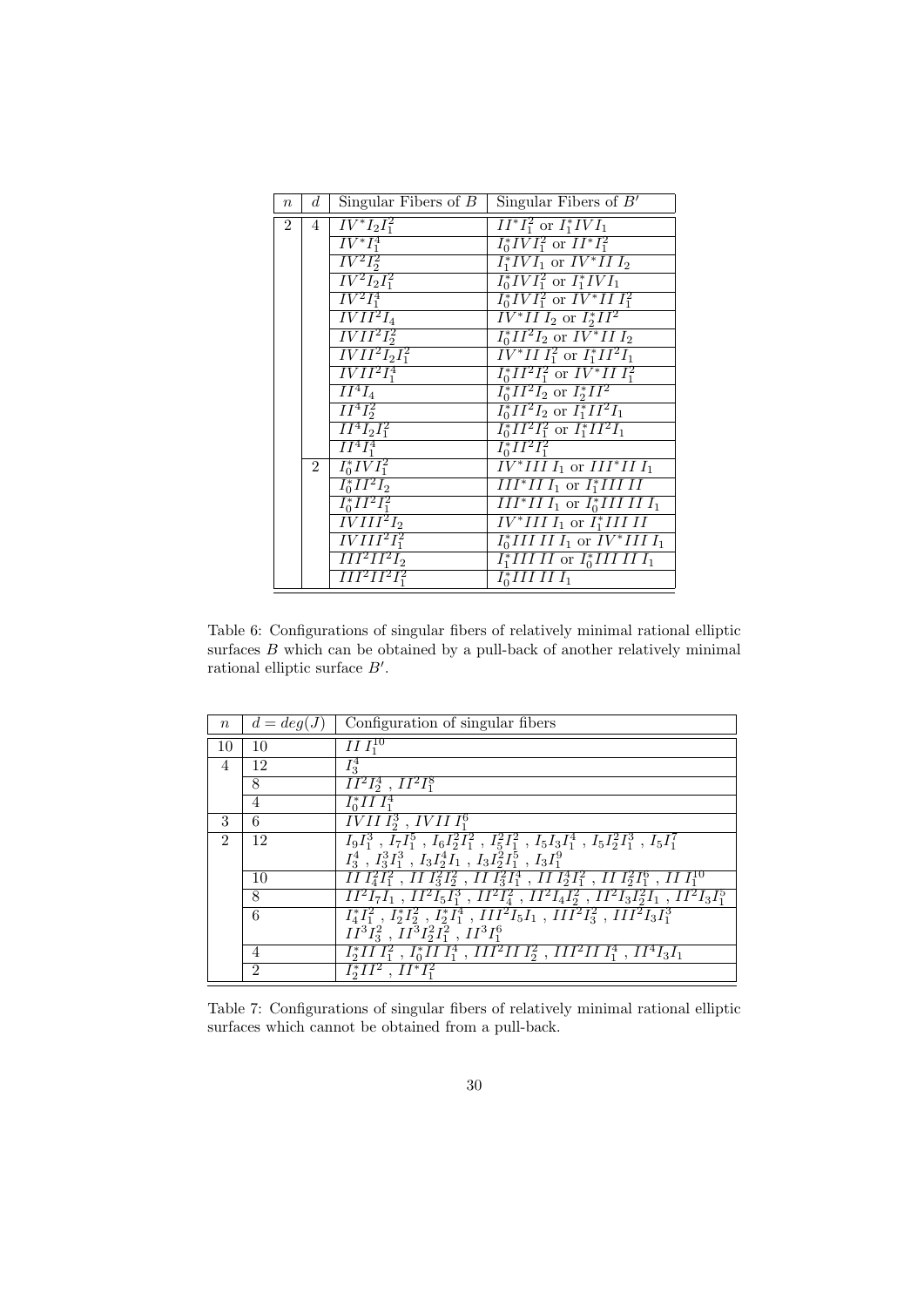| $n$ | $d$ | Singular Fibers of $B$ | Singular Fibers of $B'$ |
|---|---|---|---|
| 2 | 4 | $IV^*I_2I_1^2$ | $II^*I_1^2$ or $I_1^*IV I_1$ |
| | | $IV^*I_1^4$ | $I_0^*IV I_1^2$ or $II^*I_1^2$ |
| | | $IV^2I_2^2$ | $I_1^*IV I_1$ or $IV^*II\, I_2$ |
| | | $IV^2I_2I_1^2$ | $I_0^*IV I_1^2$ or $I_1^*IV I_1$ |
| | | $IV^2I_1^4$ | $I_0^*IV I_1^2$ or $IV^*II\, I_1^2$ |
| | | $IV\, II^2I_4$ | $IV^*II\, I_2$ or $I_2^*II^2$ |
| | | $IV\, II^2I_2^2$ | $I_0^*II^2I_2$ or $IV^*II\, I_2$ |
| | | $IV\, II^2I_2I_1^2$ | $IV^*II\, I_1^2$ or $I_1^*II^2I_1$ |
| | | $IV\, II^2I_1^4$ | $I_0^*II^2I_1^2$ or $IV^*II\, I_1^2$ |
| | | $II^4I_4$ | $I_0^*II^2I_2$ or $I_2^*II^2$ |
| | | $II^4I_2^2$ | $I_0^*II^2I_2$ or $I_1^*II^2I_1$ |
| | | $II^4I_2I_1^2$ | $I_0^*II^2I_1^2$ or $I_1^*II^2I_1$ |
| | | $II^4I_1^4$ | $I_0^*II^2I_1^2$ |
| | 2 | $I_0^*IV I_1^2$ | $IV^*III\, I_1$ or $III^*II\, I_1$ |
| | | $I_0^*II^2I_2$ | $III^*II\, I_1$ or $I_1^*III\, II$ |
| | | $I_0^*II^2I_1^2$ | $III^*II\, I_1$ or $I_0^*III\, II\, I_1$ |
| | | $IV\, III^2I_2$ | $IV^*III\, I_1$ or $I_1^*III\, II$ |
| | | $IV\, III^2I_1^2$ | $I_0^*III\, II\, I_1$ or $IV^*III\, I_1$ |
| | | $III^2II^2I_2$ | $I_1^*III\, II$ or $I_0^*III\, II\, I_1$ |
| | | $III^2II^2I_1^2$ | $I_0^*III\, II\, I_1$ |

Table 6: Configurations of singular fibers of relatively minimal rational elliptic surfaces $B$ which can be obtained by a pull-back of another relatively minimal rational elliptic surface $B'$.

| $n$ | $d = deg(J)$ | Configuration of singular fibers |
|---|---|---|
| 10 | 10 | $II\, I_1^{10}$ |
| 4 | 12 | $I_3^4$ |
| | 8 | $II^2I_2^4$ , $II^2I_1^8$ |
| | 4 | $I_0^*II\, I_1^4$ |
| 3 | 6 | $IV\, II\, I_2^3$ , $IV\, II\, I_1^6$ |
| 2 | 12 | $I_9I_1^3$ , $I_7I_1^5$ , $I_6I_2^2I_1^2$ , $I_5^2I_1^2$ , $I_5I_3I_1^4$ , $I_5I_2^2I_1^3$ , $I_5I_1^7$ <br> $I_3^4$ , $I_3^3I_1^3$ , $I_3I_2^4I_1$ , $I_3I_2^2I_1^5$ , $I_3I_1^9$ |
| | 10 | $II\, I_4^2I_1^2$ , $II\, I_3^2I_2^2$ , $II\, I_3^2I_1^4$ , $II\, I_2^4I_1^2$ , $II\, I_2^2I_1^6$ , $II\, I_1^{10}$ |
| | 8 | $II^2I_7I_1$ , $II^2I_5I_1^3$ , $II^2I_4^2$ , $II^2I_4I_2^2$ , $II^2I_3I_2^2I_1$ , $II^2I_3I_1^5$ |
| | 6 | $I_4^*I_1^2$ , $I_2^*I_2^2$ , $I_2^*I_1^4$ , $III^2I_5I_1$ , $III^2I_3^2$ , $III^2I_3I_1^3$ <br> $II^3I_3^2$ , $II^3I_2^2I_1^2$ , $II^3I_1^6$ |
| | 4 | $I_2^*II\, I_1^2$ , $I_0^*II\, I_1^4$ , $III^2II\, I_2^2$ , $III^2II\, I_1^4$ , $II^4I_3I_1$ |
| | 2 | $I_2^*II^2$ , $II^*I_1^2$ |

Table 7: Configurations of singular fibers of relatively minimal rational elliptic surfaces which cannot be obtained from a pull-back.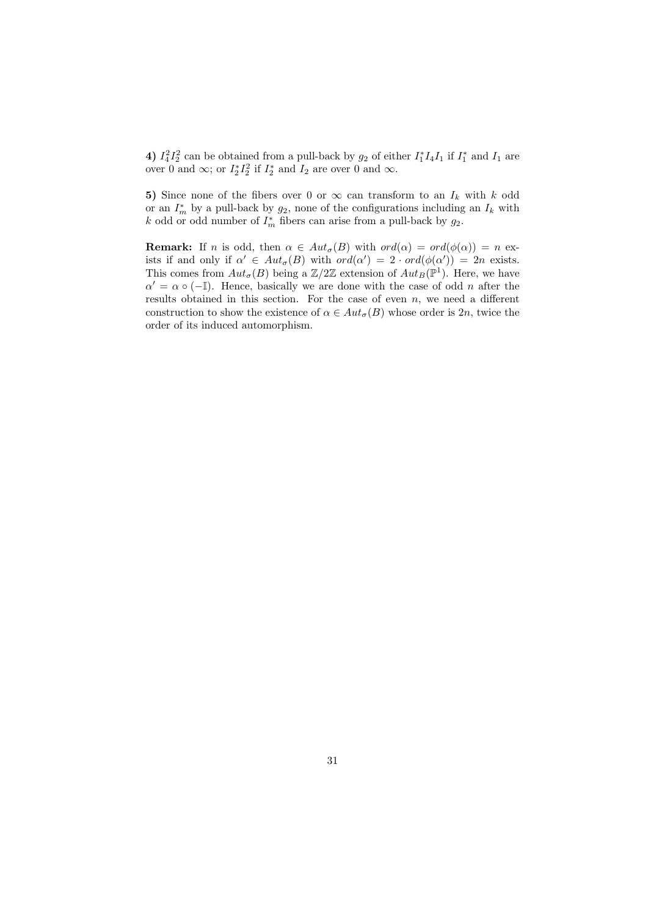**4)** $I_4^2 I_2^2$ can be obtained from a pull-back by $g_2$ of either $I_1^* I_4 I_1$ if $I_1^*$ and $I_1$ are over 0 and $\infty$; or $I_2^* I_2^2$ if $I_2^*$ and $I_2$ are over 0 and $\infty$.

**5)** Since none of the fibers over 0 or $\infty$ can transform to an $I_k$ with $k$ odd or an $I_m^*$ by a pull-back by $g_2$, none of the configurations including an $I_k$ with $k$ odd or odd number of $I_m^*$ fibers can arise from a pull-back by $g_2$.

**Remark:** If $n$ is odd, then $\alpha \in Aut_\sigma(B)$ with $ord(\alpha) = ord(\phi(\alpha)) = n$ exists if and only if $\alpha' \in Aut_\sigma(B)$ with $ord(\alpha') = 2 \cdot ord(\phi(\alpha')) = 2n$ exists. This comes from $Aut_\sigma(B)$ being a $\mathbb{Z}/2\mathbb{Z}$ extension of $Aut_B(\mathbb{P}^1)$. Here, we have $\alpha' = \alpha \circ (-\mathbb{I})$. Hence, basically we are done with the case of odd $n$ after the results obtained in this section. For the case of even $n$, we need a different construction to show the existence of $\alpha \in Aut_\sigma(B)$ whose order is $2n$, twice the order of its induced automorphism.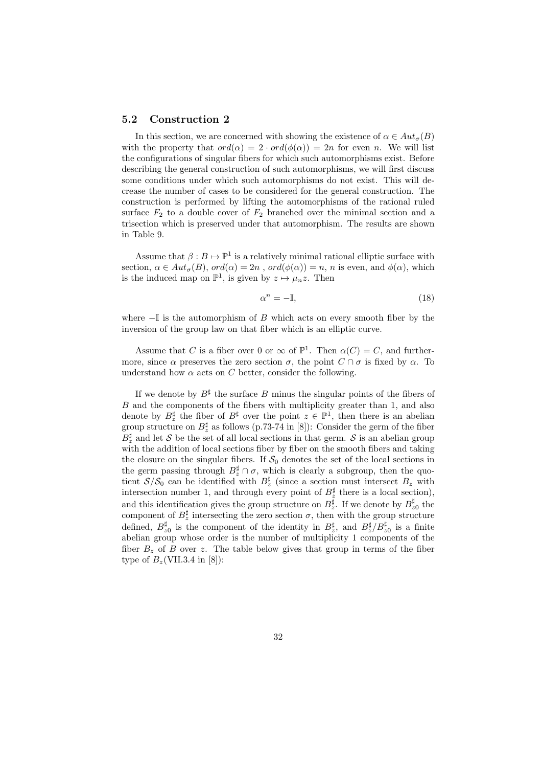## 5.2 Construction 2

In this section, we are concerned with showing the existence of $\alpha \in Aut_\sigma(B)$ with the property that $ord(\alpha) = 2 \cdot ord(\phi(\alpha)) = 2n$ for even $n$. We will list the configurations of singular fibers for which such automorphisms exist. Before describing the general construction of such automorphisms, we will first discuss some conditions under which such automorphisms do not exist. This will decrease the number of cases to be considered for the general construction. The construction is performed by lifting the automorphisms of the rational ruled surface $F_2$ to a double cover of $F_2$ branched over the minimal section and a trisection which is preserved under that automorphism. The results are shown in Table 9.

Assume that $\beta : B \mapsto \mathbb{P}^1$ is a relatively minimal rational elliptic surface with section, $\alpha \in Aut_\sigma(B)$, $ord(\alpha) = 2n$ , $ord(\phi(\alpha)) = n$, $n$ is even, and $\phi(\alpha)$, which is the induced map on $\mathbb{P}^1$, is given by $z \mapsto \mu_n z$. Then

$$\alpha^n = -\mathbb{I}, \tag{18}$$

where $-\mathbb{I}$ is the automorphism of $B$ which acts on every smooth fiber by the inversion of the group law on that fiber which is an elliptic curve.

Assume that $C$ is a fiber over 0 or $\infty$ of $\mathbb{P}^1$. Then $\alpha(C) = C$, and furthermore, since $\alpha$ preserves the zero section $\sigma$, the point $C \cap \sigma$ is fixed by $\alpha$. To understand how $\alpha$ acts on $C$ better, consider the following.

If we denote by $B^\sharp$ the surface $B$ minus the singular points of the fibers of $B$ and the components of the fibers with multiplicity greater than 1, and also denote by $B^\sharp_z$ the fiber of $B^\sharp$ over the point $z \in \mathbb{P}^1$, then there is an abelian group structure on $B^\sharp_z$ as follows (p.73-74 in [8]): Consider the germ of the fiber $B^\sharp_z$ and let $\mathcal{S}$ be the set of all local sections in that germ. $\mathcal{S}$ is an abelian group with the addition of local sections fiber by fiber on the smooth fibers and taking the closure on the singular fibers. If $\mathcal{S}_0$ denotes the set of the local sections in the germ passing through $B^\sharp_z \cap \sigma$, which is clearly a subgroup, then the quotient $\mathcal{S}/\mathcal{S}_0$ can be identified with $B^\sharp_z$ (since a section must intersect $B_z$ with intersection number 1, and through every point of $B^\sharp_z$ there is a local section), and this identification gives the group structure on $B^\sharp_z$. If we denote by $B^\sharp_{z0}$ the component of $B^\sharp_z$ intersecting the zero section $\sigma$, then with the group structure defined, $B^\sharp_{z0}$ is the component of the identity in $B^\sharp_z$, and $B^\sharp_z / B^\sharp_{z0}$ is a finite abelian group whose order is the number of multiplicity 1 components of the fiber $B_z$ of $B$ over $z$. The table below gives that group in terms of the fiber type of $B_z$(VII.3.4 in [8]):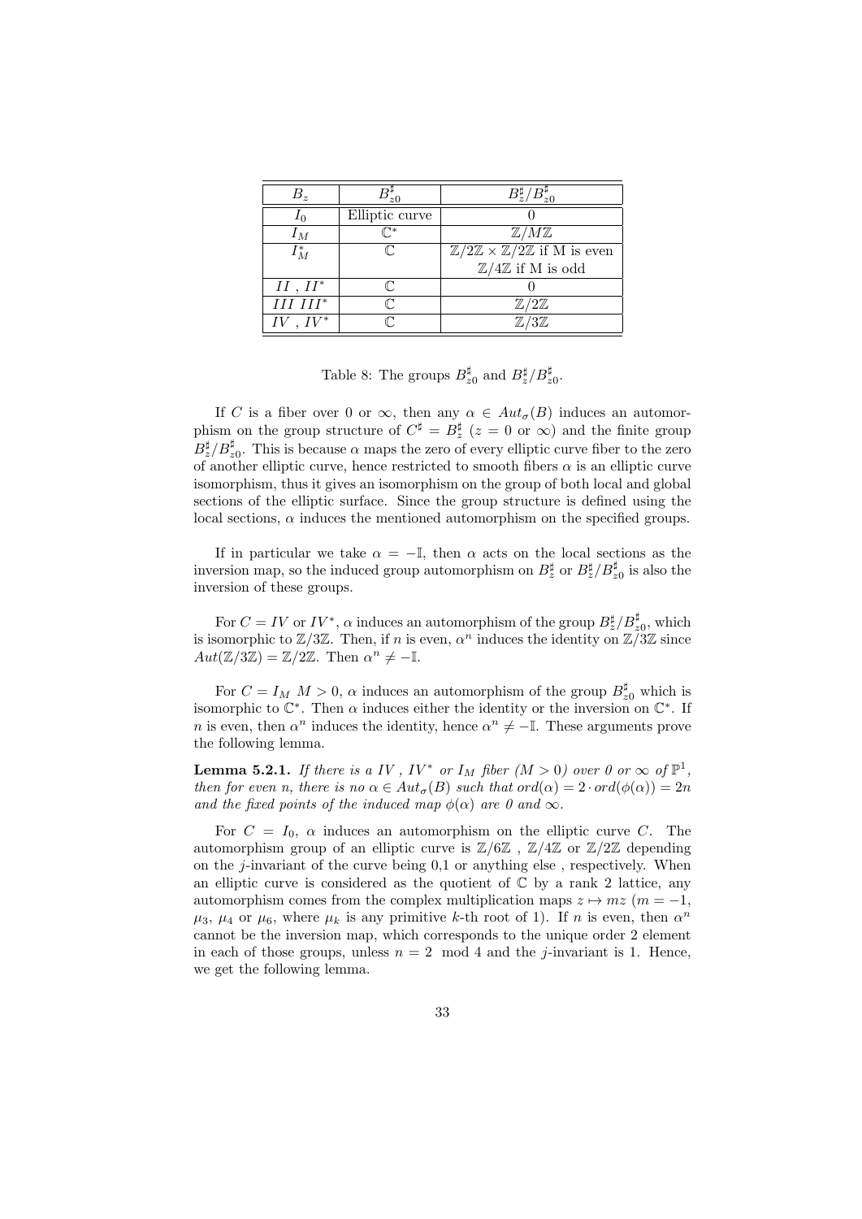| $B_z$ | $B^\sharp_{z0}$ | $B^\sharp_z/B^\sharp_{z0}$ |
|---|---|---|
| $I_0$ | Elliptic curve | 0 |
| $I_M$ | $\mathbb{C}^*$ | $\mathbb{Z}/M\mathbb{Z}$ |
| $I^*_M$ | $\mathbb{C}$ | $\mathbb{Z}/2\mathbb{Z} \times \mathbb{Z}/2\mathbb{Z}$ if M is even |
| | | $\mathbb{Z}/4\mathbb{Z}$ if M is odd |
| $II$ , $II^*$ | $\mathbb{C}$ | 0 |
| $III$ $III^*$ | $\mathbb{C}$ | $\mathbb{Z}/2\mathbb{Z}$ |
| $IV$ , $IV^*$ | $\mathbb{C}$ | $\mathbb{Z}/3\mathbb{Z}$ |

Table 8: The groups $B^\sharp_{z0}$ and $B^\sharp_z/B^\sharp_{z0}$.

If $C$ is a fiber over 0 or $\infty$, then any $\alpha \in Aut_\sigma(B)$ induces an automorphism on the group structure of $C^\sharp = B^\sharp_z$ ($z = 0$ or $\infty$) and the finite group $B^\sharp_z/B^\sharp_{z0}$. This is because $\alpha$ maps the zero of every elliptic curve fiber to the zero of another elliptic curve, hence restricted to smooth fibers $\alpha$ is an elliptic curve isomorphism, thus it gives an isomorphism on the group of both local and global sections of the elliptic surface. Since the group structure is defined using the local sections, $\alpha$ induces the mentioned automorphism on the specified groups.

If in particular we take $\alpha = -\mathbb{I}$, then $\alpha$ acts on the local sections as the inversion map, so the induced group automorphism on $B^\sharp_z$ or $B^\sharp_z/B^\sharp_{z0}$ is also the inversion of these groups.

For $C = IV$ or $IV^*$, $\alpha$ induces an automorphism of the group $B^\sharp_z/B^\sharp_{z0}$, which is isomorphic to $\mathbb{Z}/3\mathbb{Z}$. Then, if $n$ is even, $\alpha^n$ induces the identity on $\mathbb{Z}/3\mathbb{Z}$ since $Aut(\mathbb{Z}/3\mathbb{Z}) = \mathbb{Z}/2\mathbb{Z}$. Then $\alpha^n \neq -\mathbb{I}$.

For $C = I_M$ $M > 0$, $\alpha$ induces an automorphism of the group $B^\sharp_{z0}$ which is isomorphic to $\mathbb{C}^*$. Then $\alpha$ induces either the identity or the inversion on $\mathbb{C}^*$. If $n$ is even, then $\alpha^n$ induces the identity, hence $\alpha^n \neq -\mathbb{I}$. These arguments prove the following lemma.

**Lemma 5.2.1.** *If there is a $IV$ , $IV^*$ or $I_M$ fiber ($M > 0$) over 0 or $\infty$ of $\mathbb{P}^1$, then for even n, there is no $\alpha \in Aut_\sigma(B)$ such that $ord(\alpha) = 2 \cdot ord(\phi(\alpha)) = 2n$ and the fixed points of the induced map $\phi(\alpha)$ are 0 and $\infty$.*

For $C = I_0$, $\alpha$ induces an automorphism on the elliptic curve $C$. The automorphism group of an elliptic curve is $\mathbb{Z}/6\mathbb{Z}$ , $\mathbb{Z}/4\mathbb{Z}$ or $\mathbb{Z}/2\mathbb{Z}$ depending on the $j$-invariant of the curve being 0,1 or anything else , respectively. When an elliptic curve is considered as the quotient of $\mathbb{C}$ by a rank 2 lattice, any automorphism comes from the complex multiplication maps $z \mapsto mz$ ($m = -1$, $\mu_3$, $\mu_4$ or $\mu_6$, where $\mu_k$ is any primitive $k$-th root of 1). If $n$ is even, then $\alpha^n$ cannot be the inversion map, which corresponds to the unique order 2 element in each of those groups, unless $n = 2 \mod 4$ and the $j$-invariant is 1. Hence, we get the following lemma.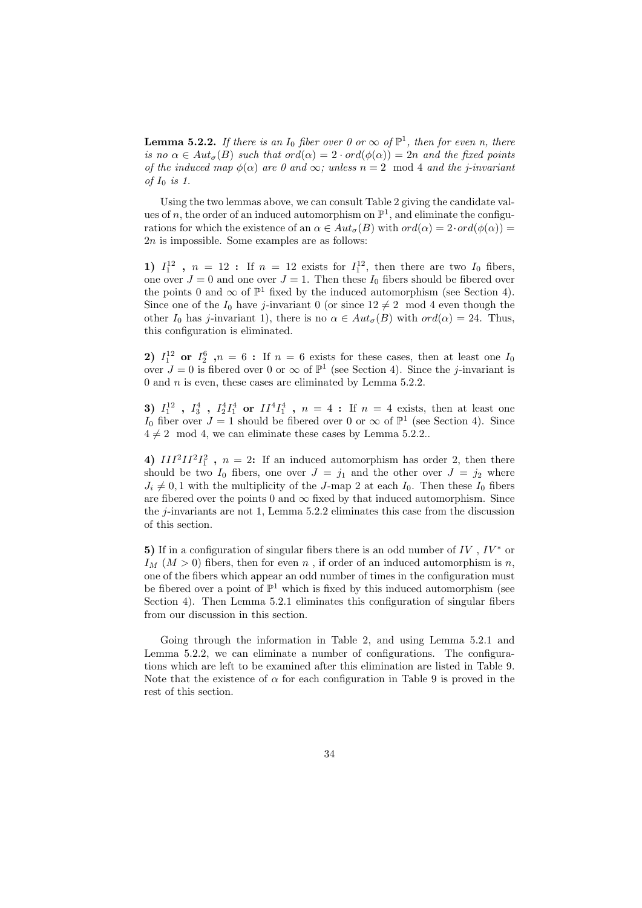**Lemma 5.2.2.** *If there is an $I_0$ fiber over 0 or $\infty$ of $\mathbb{P}^1$, then for even $n$, there is no $\alpha \in Aut_\sigma(B)$ such that $ord(\alpha) = 2 \cdot ord(\phi(\alpha)) = 2n$ and the fixed points of the induced map $\phi(\alpha)$ are 0 and $\infty$; unless $n = 2 \mod 4$ and the j-invariant of $I_0$ is 1.*

Using the two lemmas above, we can consult Table 2 giving the candidate values of $n$, the order of an induced automorphism on $\mathbb{P}^1$, and eliminate the configurations for which the existence of an $\alpha \in Aut_\sigma(B)$ with $ord(\alpha) = 2 \cdot ord(\phi(\alpha)) = 2n$ is impossible. Some examples are as follows:

**1) $I_1^{12}$ , $n = 12$ :** If $n = 12$ exists for $I_1^{12}$, then there are two $I_0$ fibers, one over $J = 0$ and one over $J = 1$. Then these $I_0$ fibers should be fibered over the points 0 and $\infty$ of $\mathbb{P}^1$ fixed by the induced automorphism (see Section 4). Since one of the $I_0$ have $j$-invariant 0 (or since $12 \neq 2 \mod 4$ even though the other $I_0$ has $j$-invariant 1), there is no $\alpha \in Aut_\sigma(B)$ with $ord(\alpha) = 24$. Thus, this configuration is eliminated.

**2) $I_1^{12}$ or $I_2^6$ ,$n = 6$ :** If $n = 6$ exists for these cases, then at least one $I_0$ over $J = 0$ is fibered over 0 or $\infty$ of $\mathbb{P}^1$ (see Section 4). Since the $j$-invariant is 0 and $n$ is even, these cases are eliminated by Lemma 5.2.2.

**3) $I_1^{12}$ , $I_3^4$ , $I_2^4 I_1^4$ or $II^4 I_1^4$ , $n = 4$ :** If $n = 4$ exists, then at least one $I_0$ fiber over $J = 1$ should be fibered over 0 or $\infty$ of $\mathbb{P}^1$ (see Section 4). Since $4 \neq 2 \mod 4$, we can eliminate these cases by Lemma 5.2.2..

**4) $III^2 II^2 I_1^2$ , $n = 2$:** If an induced automorphism has order 2, then there should be two $I_0$ fibers, one over $J = j_1$ and the other over $J = j_2$ where $J_i \neq 0, 1$ with the multiplicity of the $J$-map 2 at each $I_0$. Then these $I_0$ fibers are fibered over the points 0 and $\infty$ fixed by that induced automorphism. Since the $j$-invariants are not 1, Lemma 5.2.2 eliminates this case from the discussion of this section.

**5)** If in a configuration of singular fibers there is an odd number of $IV$ , $IV^*$ or $I_M$ ($M > 0$) fibers, then for even $n$ , if order of an induced automorphism is $n$, one of the fibers which appear an odd number of times in the configuration must be fibered over a point of $\mathbb{P}^1$ which is fixed by this induced automorphism (see Section 4). Then Lemma 5.2.1 eliminates this configuration of singular fibers from our discussion in this section.

Going through the information in Table 2, and using Lemma 5.2.1 and Lemma 5.2.2, we can eliminate a number of configurations. The configurations which are left to be examined after this elimination are listed in Table 9. Note that the existence of $\alpha$ for each configuration in Table 9 is proved in the rest of this section.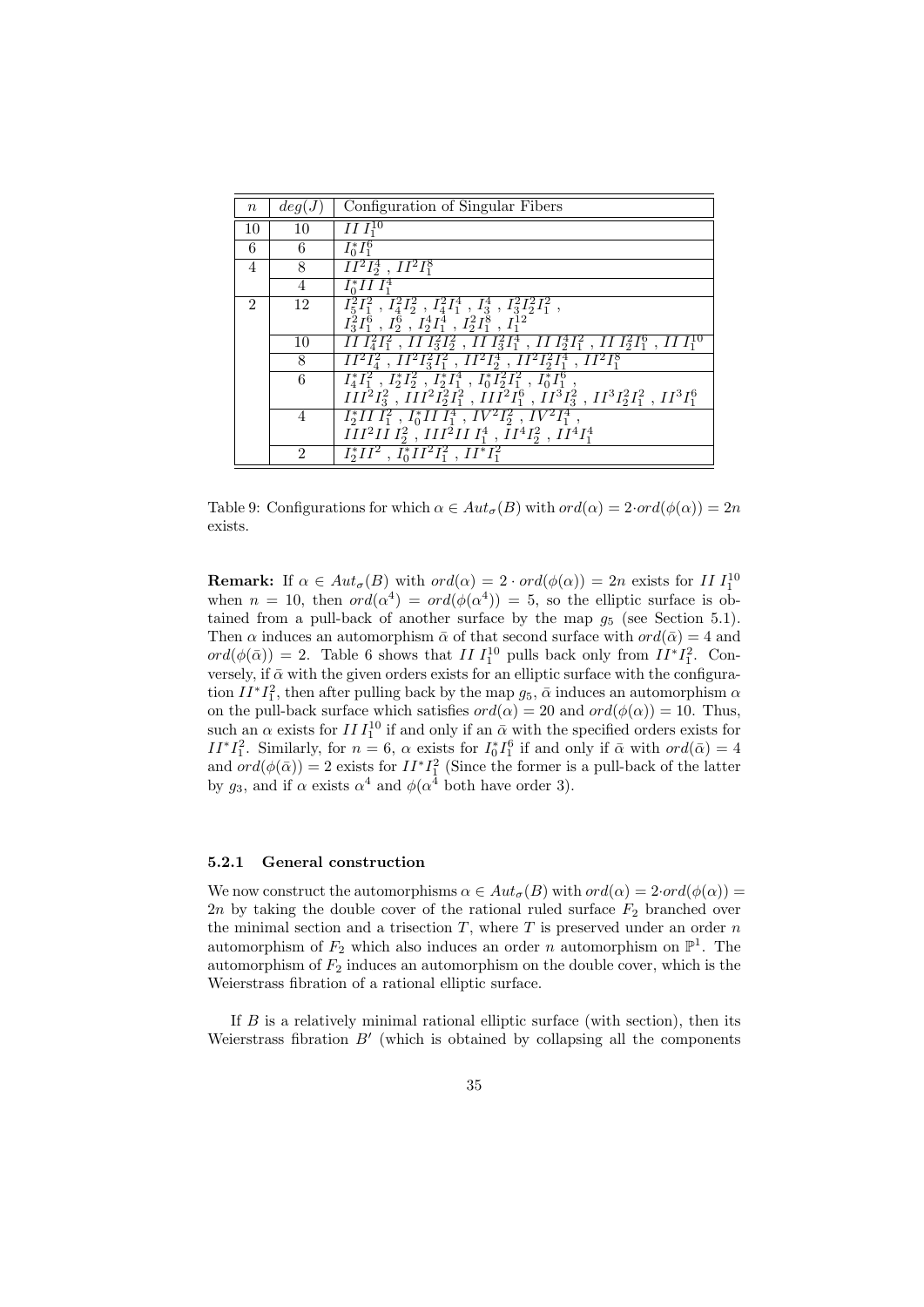| $n$ | $deg(J)$ | Configuration of Singular Fibers |
|---|---|---|
| 10 | 10 | $II\, I_1^{10}$ |
| 6 | 6 | $I_0^* I_1^6$ |
| 4 | 8 | $II^2 I_2^4$ , $II^2 I_1^8$ |
| | 4 | $I_0^* II\, I_1^4$ |
| 2 | 12 | $I_5^2 I_1^2$ , $I_4^2 I_2^2$ , $I_4^2 I_1^4$ , $I_3^4$ , $I_3^2 I_2^2 I_1^2$ , $I_3^2 I_1^6$ , $I_2^6$ , $I_2^4 I_1^4$ , $I_2^2 I_1^8$ , $I_1^{12}$ |
| | 10 | $II\, I_4^2 I_1^2$ , $II\, I_3^2 I_2^2$ , $II\, I_3^2 I_1^4$ , $II\, I_2^4 I_1^2$ , $II\, I_2^2 I_1^6$ , $II\, I_1^{10}$ |
| | 8 | $II^2 I_4^2$ , $II^2 I_3^2 I_1^2$ , $II^2 I_2^4$ , $II^2 I_2^2 I_1^4$ , $II^2 I_1^8$ |
| | 6 | $I_4^* I_1^2$ , $I_2^* I_2^2$ , $I_2^* I_1^4$ , $I_0^* I_2^2 I_1^2$ , $I_0^* I_1^6$ , $III^2 I_3^2$ , $III^2 I_2^2 I_1^2$ , $III^2 I_1^6$ , $II^3 I_3^2$ , $II^3 I_2^2 I_1^2$ , $II^3 I_1^6$ |
| | 4 | $I_2^* II\, I_1^2$ , $I_0^* II\, I_1^4$ , $IV^2 I_2^2$ , $IV^2 I_1^4$ , $III^2 II\, I_2^2$ , $III^2 II\, I_1^4$ , $II^4 I_2^2$ , $II^4 I_1^4$ |
| | 2 | $I_2^* II^2$ , $I_0^* II^2 I_1^2$ , $II^* I_1^2$ |

Table 9: Configurations for which $\alpha \in Aut_\sigma(B)$ with $ord(\alpha) = 2 \cdot ord(\phi(\alpha)) = 2n$ exists.

**Remark:** If $\alpha \in Aut_\sigma(B)$ with $ord(\alpha) = 2 \cdot ord(\phi(\alpha)) = 2n$ exists for $II\, I_1^{10}$ when $n = 10$, then $ord(\alpha^4) = ord(\phi(\alpha^4)) = 5$, so the elliptic surface is obtained from a pull-back of another surface by the map $g_5$ (see Section 5.1). Then $\alpha$ induces an automorphism $\bar{\alpha}$ of that second surface with $ord(\bar{\alpha}) = 4$ and $ord(\phi(\bar{\alpha})) = 2$. Table 6 shows that $II\, I_1^{10}$ pulls back only from $II^* I_1^2$. Conversely, if $\bar{\alpha}$ with the given orders exists for an elliptic surface with the configuration $II^* I_1^2$, then after pulling back by the map $g_5$, $\bar{\alpha}$ induces an automorphism $\alpha$ on the pull-back surface which satisfies $ord(\alpha) = 20$ and $ord(\phi(\alpha)) = 10$. Thus, such an $\alpha$ exists for $II\, I_1^{10}$ if and only if an $\bar{\alpha}$ with the specified orders exists for $II^* I_1^2$. Similarly, for $n = 6$, $\alpha$ exists for $I_0^* I_1^6$ if and only if $\bar{\alpha}$ with $ord(\bar{\alpha}) = 4$ and $ord(\phi(\bar{\alpha})) = 2$ exists for $II^* I_1^2$ (Since the former is a pull-back of the latter by $g_3$, and if $\alpha$ exists $\alpha^4$ and $\phi(\alpha^4$ both have order 3).

#### 5.2.1 General construction

We now construct the automorphisms $\alpha \in Aut_\sigma(B)$ with $ord(\alpha) = 2 \cdot ord(\phi(\alpha)) = 2n$ by taking the double cover of the rational ruled surface $F_2$ branched over the minimal section and a trisection $T$, where $T$ is preserved under an order $n$ automorphism of $F_2$ which also induces an order $n$ automorphism on $\mathbb{P}^1$. The automorphism of $F_2$ induces an automorphism on the double cover, which is the Weierstrass fibration of a rational elliptic surface.

If $B$ is a relatively minimal rational elliptic surface (with section), then its Weierstrass fibration $B'$ (which is obtained by collapsing all the components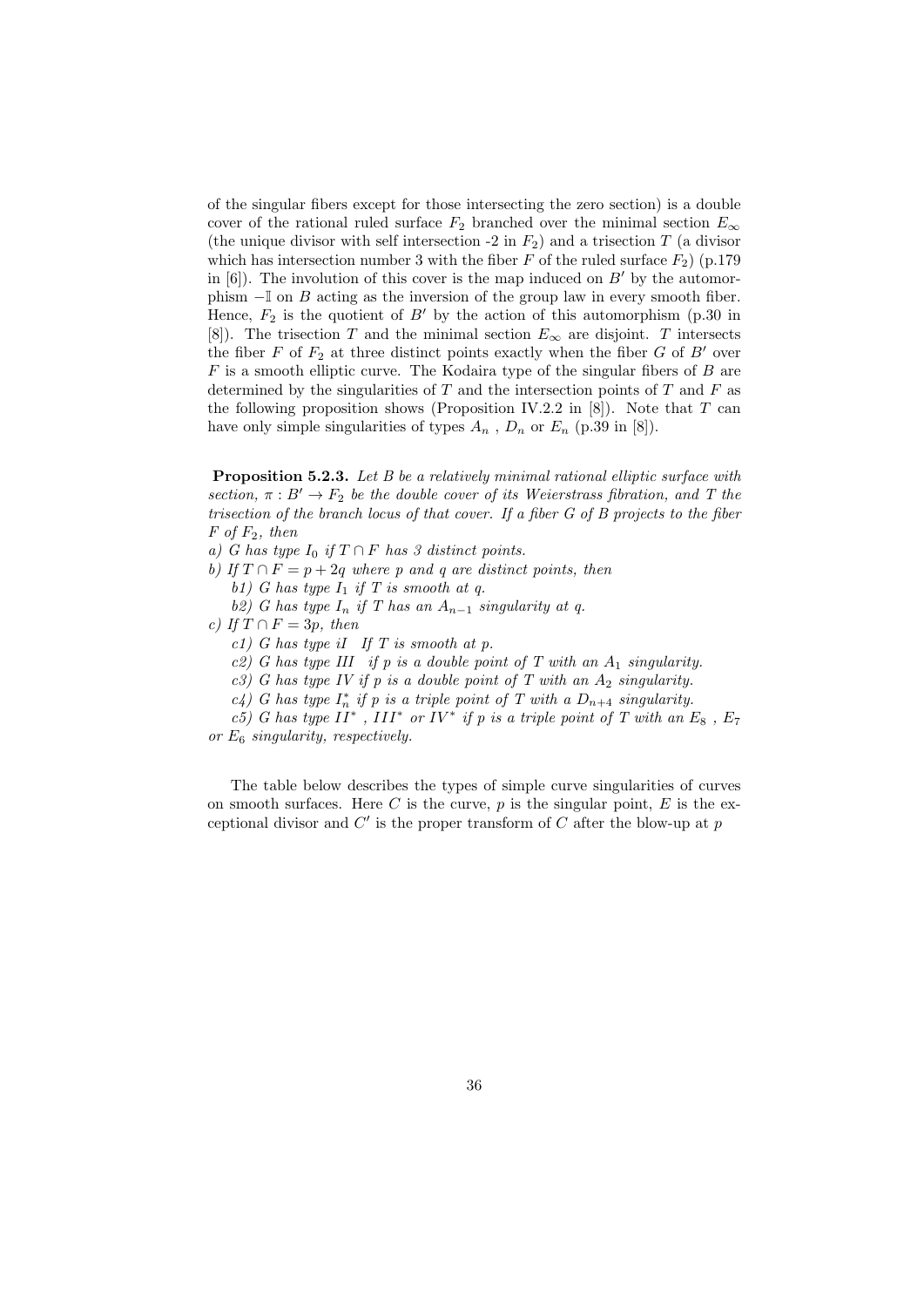of the singular fibers except for those intersecting the zero section) is a double cover of the rational ruled surface $F_2$ branched over the minimal section $E_\infty$ (the unique divisor with self intersection -2 in $F_2$) and a trisection $T$ (a divisor which has intersection number 3 with the fiber $F$ of the ruled surface $F_2$) (p.179 in [6]). The involution of this cover is the map induced on $B'$ by the automorphism $-\mathbb{I}$ on $B$ acting as the inversion of the group law in every smooth fiber. Hence, $F_2$ is the quotient of $B'$ by the action of this automorphism (p.30 in [8]). The trisection $T$ and the minimal section $E_\infty$ are disjoint. $T$ intersects the fiber $F$ of $F_2$ at three distinct points exactly when the fiber $G$ of $B'$ over $F$ is a smooth elliptic curve. The Kodaira type of the singular fibers of $B$ are determined by the singularities of $T$ and the intersection points of $T$ and $F$ as the following proposition shows (Proposition IV.2.2 in [8]). Note that $T$ can have only simple singularities of types $A_n$ , $D_n$ or $E_n$ (p.39 in [8]).

**Proposition 5.2.3.** *Let $B$ be a relatively minimal rational elliptic surface with section, $\pi : B' \to F_2$ be the double cover of its Weierstrass fibration, and $T$ the trisection of the branch locus of that cover. If a fiber $G$ of $B$ projects to the fiber $F$ of $F_2$, then*

*a) $G$ has type $I_0$ if $T \cap F$ has 3 distinct points.*

*b) If $T \cap F = p + 2q$ where $p$ and $q$ are distinct points, then*

*b1) $G$ has type $I_1$ if $T$ is smooth at $q$.*

*b2) $G$ has type $I_n$ if $T$ has an $A_{n-1}$ singularity at $q$.*

*c) If $T \cap F = 3p$, then*

*c1) $G$ has type $iI$ If $T$ is smooth at $p$.*

*c2) $G$ has type $III$ if $p$ is a double point of $T$ with an $A_1$ singularity.*

*c3) $G$ has type $IV$ if $p$ is a double point of $T$ with an $A_2$ singularity.*

*c4) $G$ has type $I_n^*$ if $p$ is a triple point of $T$ with a $D_{n+4}$ singularity.*

*c5) $G$ has type $II^*$ , $III^*$ or $IV^*$ if $p$ is a triple point of $T$ with an $E_8$ , $E_7$ or $E_6$ singularity, respectively.*

The table below describes the types of simple curve singularities of curves on smooth surfaces. Here $C$ is the curve, $p$ is the singular point, $E$ is the exceptional divisor and $C'$ is the proper transform of $C$ after the blow-up at $p$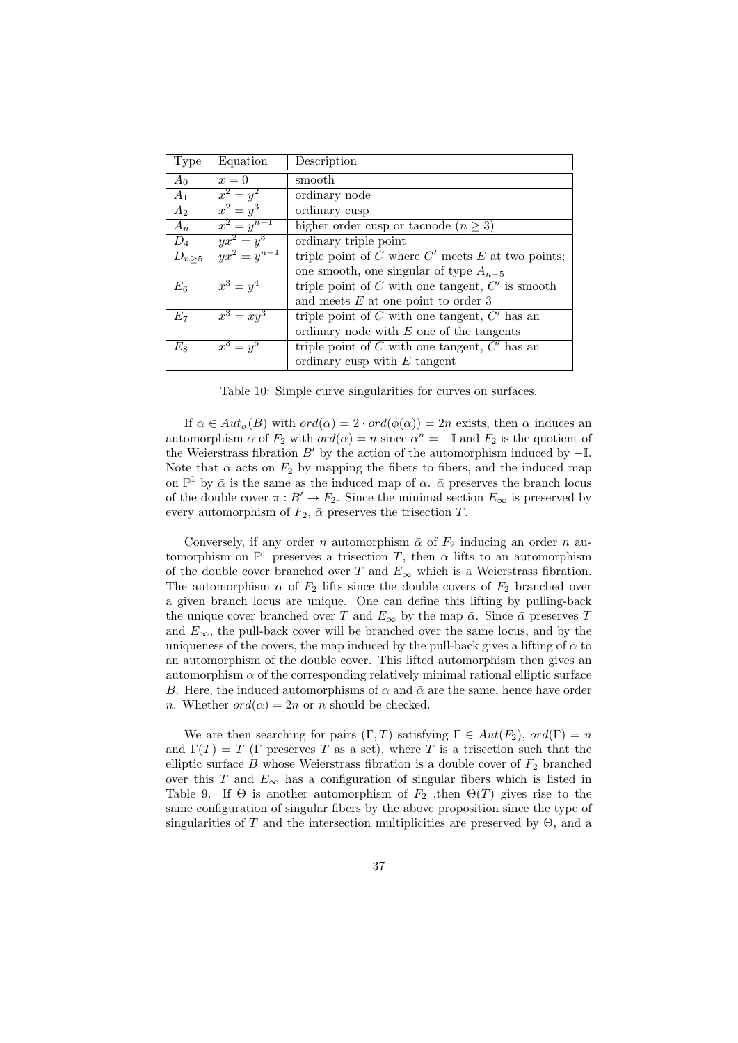| Type | Equation | Description |
|---|---|---|
| $A_0$ | $x = 0$ | smooth |
| $A_1$ | $x^2 = y^2$ | ordinary node |
| $A_2$ | $x^2 = y^3$ | ordinary cusp |
| $A_n$ | $x^2 = y^{n+1}$ | higher order cusp or tacnode ($n \geq 3$) |
| $D_4$ | $yx^2 = y^3$ | ordinary triple point |
| $D_{n\geq 5}$ | $yx^2 = y^{n-1}$ | triple point of $C$ where $C'$ meets $E$ at two points; one smooth, one singular of type $A_{n-5}$ |
| $E_6$ | $x^3 = y^4$ | triple point of $C$ with one tangent, $C'$ is smooth and meets $E$ at one point to order 3 |
| $E_7$ | $x^3 = xy^3$ | triple point of $C$ with one tangent, $C'$ has an ordinary node with $E$ one of the tangents |
| $E_8$ | $x^3 = y^5$ | triple point of $C$ with one tangent, $C'$ has an ordinary cusp with $E$ tangent |

Table 10: Simple curve singularities for curves on surfaces.

If $\alpha \in Aut_\sigma(B)$ with $ord(\alpha) = 2 \cdot ord(\phi(\alpha)) = 2n$ exists, then $\alpha$ induces an automorphism $\bar{\alpha}$ of $F_2$ with $ord(\bar{\alpha}) = n$ since $\alpha^n = -\mathbb{I}$ and $F_2$ is the quotient of the Weierstrass fibration $B'$ by the action of the automorphism induced by $-\mathbb{I}$. Note that $\bar{\alpha}$ acts on $F_2$ by mapping the fibers to fibers, and the induced map on $\mathbb{P}^1$ by $\bar{\alpha}$ is the same as the induced map of $\alpha$. $\bar{\alpha}$ preserves the branch locus of the double cover $\pi : B' \to F_2$. Since the minimal section $E_\infty$ is preserved by every automorphism of $F_2$, $\bar{\alpha}$ preserves the trisection $T$.

Conversely, if any order $n$ automorphism $\bar{\alpha}$ of $F_2$ inducing an order $n$ automorphism on $\mathbb{P}^1$ preserves a trisection $T$, then $\bar{\alpha}$ lifts to an automorphism of the double cover branched over $T$ and $E_\infty$ which is a Weierstrass fibration. The automorphism $\bar{\alpha}$ of $F_2$ lifts since the double covers of $F_2$ branched over a given branch locus are unique. One can define this lifting by pulling-back the unique cover branched over $T$ and $E_\infty$ by the map $\bar{\alpha}$. Since $\bar{\alpha}$ preserves $T$ and $E_\infty$, the pull-back cover will be branched over the same locus, and by the uniqueness of the covers, the map induced by the pull-back gives a lifting of $\bar{\alpha}$ to an automorphism of the double cover. This lifted automorphism then gives an automorphism $\alpha$ of the corresponding relatively minimal rational elliptic surface $B$. Here, the induced automorphisms of $\alpha$ and $\bar{\alpha}$ are the same, hence have order $n$. Whether $ord(\alpha) = 2n$ or $n$ should be checked.

We are then searching for pairs $(\Gamma, T)$ satisfying $\Gamma \in Aut(F_2)$, $ord(\Gamma) = n$ and $\Gamma(T) = T$ ($\Gamma$ preserves $T$ as a set), where $T$ is a trisection such that the elliptic surface $B$ whose Weierstrass fibration is a double cover of $F_2$ branched over this $T$ and $E_\infty$ has a configuration of singular fibers which is listed in Table 9. If $\Theta$ is another automorphism of $F_2$ ,then $\Theta(T)$ gives rise to the same configuration of singular fibers by the above proposition since the type of singularities of $T$ and the intersection multiplicities are preserved by $\Theta$, and a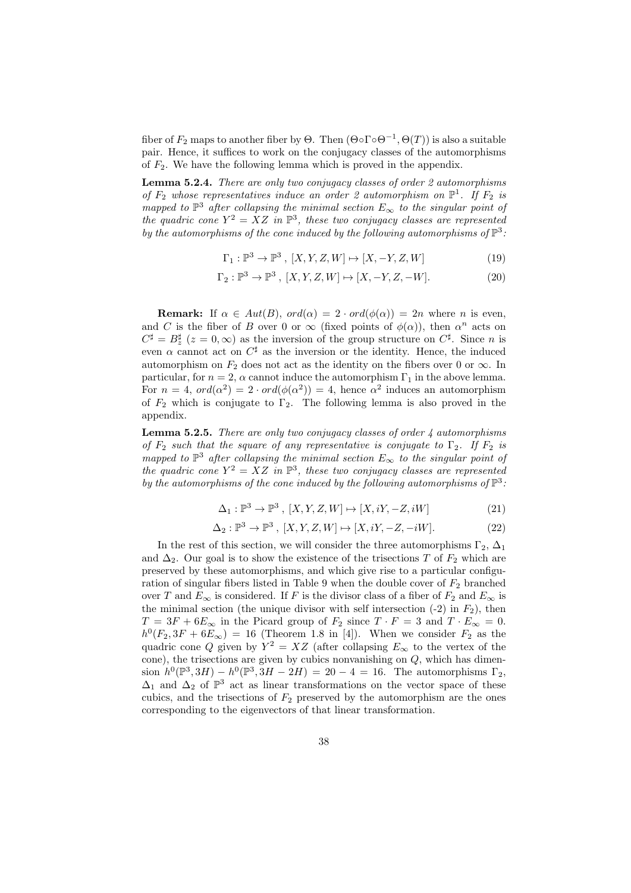fiber of $F_2$ maps to another fiber by $\Theta$. Then $(\Theta\circ\Gamma\circ\Theta^{-1}, \Theta(T))$ is also a suitable pair. Hence, it suffices to work on the conjugacy classes of the automorphisms of $F_2$. We have the following lemma which is proved in the appendix.

**Lemma 5.2.4.** *There are only two conjugacy classes of order 2 automorphisms of $F_2$ whose representatives induce an order 2 automorphism on $\mathbb{P}^1$. If $F_2$ is mapped to $\mathbb{P}^3$ after collapsing the minimal section $E_\infty$ to the singular point of the quadric cone $Y^2 = XZ$ in $\mathbb{P}^3$, these two conjugacy classes are represented by the automorphisms of the cone induced by the following automorphisms of $\mathbb{P}^3$:*

$$\Gamma_1 : \mathbb{P}^3 \to \mathbb{P}^3 \ , \ [X, Y, Z, W] \mapsto [X, -Y, Z, W] \tag{19}$$

$$\Gamma_2 : \mathbb{P}^3 \to \mathbb{P}^3 \ , \ [X, Y, Z, W] \mapsto [X, -Y, Z, -W]. \tag{20}$$

**Remark:** If $\alpha \in Aut(B)$, $ord(\alpha) = 2 \cdot ord(\phi(\alpha)) = 2n$ where $n$ is even, and $C$ is the fiber of $B$ over 0 or $\infty$ (fixed points of $\phi(\alpha)$), then $\alpha^n$ acts on $C^\sharp = B_z^\sharp$ ($z = 0, \infty$) as the inversion of the group structure on $C^\sharp$. Since $n$ is even $\alpha$ cannot act on $C^\sharp$ as the inversion or the identity. Hence, the induced automorphism on $F_2$ does not act as the identity on the fibers over 0 or $\infty$. In particular, for $n = 2$, $\alpha$ cannot induce the automorphism $\Gamma_1$ in the above lemma. For $n = 4$, $ord(\alpha^2) = 2 \cdot ord(\phi(\alpha^2)) = 4$, hence $\alpha^2$ induces an automorphism of $F_2$ which is conjugate to $\Gamma_2$. The following lemma is also proved in the appendix.

**Lemma 5.2.5.** *There are only two conjugacy classes of order 4 automorphisms of $F_2$ such that the square of any representative is conjugate to $\Gamma_2$. If $F_2$ is mapped to $\mathbb{P}^3$ after collapsing the minimal section $E_\infty$ to the singular point of the quadric cone $Y^2 = XZ$ in $\mathbb{P}^3$, these two conjugacy classes are represented by the automorphisms of the cone induced by the following automorphisms of $\mathbb{P}^3$:*

$$\Delta_1 : \mathbb{P}^3 \to \mathbb{P}^3 \ , \ [X, Y, Z, W] \mapsto [X, iY, -Z, iW] \tag{21}$$

$$\Delta_2 : \mathbb{P}^3 \to \mathbb{P}^3 \ , \ [X, Y, Z, W] \mapsto [X, iY, -Z, -iW]. \tag{22}$$

In the rest of this section, we will consider the three automorphisms $\Gamma_2$, $\Delta_1$ and $\Delta_2$. Our goal is to show the existence of the trisections $T$ of $F_2$ which are preserved by these automorphisms, and which give rise to a particular configuration of singular fibers listed in Table 9 when the double cover of $F_2$ branched over $T$ and $E_\infty$ is considered. If $F$ is the divisor class of a fiber of $F_2$ and $E_\infty$ is the minimal section (the unique divisor with self intersection (-2) in $F_2$), then $T = 3F + 6E_\infty$ in the Picard group of $F_2$ since $T \cdot F = 3$ and $T \cdot E_\infty = 0$. $h^0(F_2, 3F + 6E_\infty) = 16$ (Theorem 1.8 in [4]). When we consider $F_2$ as the quadric cone $Q$ given by $Y^2 = XZ$ (after collapsing $E_\infty$ to the vertex of the cone), the trisections are given by cubics nonvanishing on $Q$, which has dimension $h^0(\mathbb{P}^3, 3H) - h^0(\mathbb{P}^3, 3H - 2H) = 20 - 4 = 16$. The automorphisms $\Gamma_2$, $\Delta_1$ and $\Delta_2$ of $\mathbb{P}^3$ act as linear transformations on the vector space of these cubics, and the trisections of $F_2$ preserved by the automorphism are the ones corresponding to the eigenvectors of that linear transformation.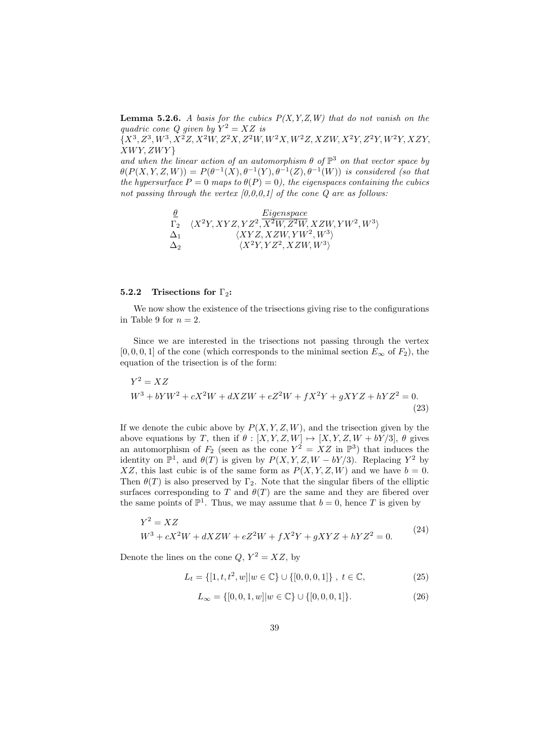**Lemma 5.2.6.** *A basis for the cubics P(X,Y,Z,W) that do not vanish on the quadric cone Q given by $Y^2 = XZ$ is*
$\{X^3, Z^3, W^3, X^2Z, X^2W, Z^2X, Z^2W, W^2X, W^2Z, XZW, X^2Y, Z^2Y, W^2Y, XZY, XWY, ZWY\}$
*and when the linear action of an automorphism $\theta$ of $\mathbb{P}^3$ on that vector space by $\theta(P(X,Y,Z,W)) = P(\theta^{-1}(X), \theta^{-1}(Y), \theta^{-1}(Z), \theta^{-1}(W))$ is considered (so that the hypersurface $P = 0$ maps to $\theta(P) = 0$), the eigenspaces containing the cubics not passing through the vertex [0,0,0,1] of the cone Q are as follows:*

| $\underline{\theta}$ | *Eigenspace* |
|---|---|
| $\Gamma_2$ | $\langle X^2Y, XYZ, YZ^2, \overline{X^2W, Z^2W}, XZW, YW^2, W^3\rangle$ |
| $\Delta_1$ | $\langle XYZ, XZW, YW^2, W^3\rangle$ |
| $\Delta_2$ | $\langle X^2Y, YZ^2, XZW, W^3\rangle$ |

### 5.2.2 Trisections for $\Gamma_2$:

We now show the existence of the trisections giving rise to the configurations in Table 9 for $n = 2$.

Since we are interested in the trisections not passing through the vertex $[0, 0, 0, 1]$ of the cone (which corresponds to the minimal section $E_\infty$ of $F_2$), the equation of the trisection is of the form:

$$\begin{aligned} &Y^2 = XZ \\ &W^3 + bYW^2 + cX^2W + dXZW + eZ^2W + fX^2Y + gXYZ + hYZ^2 = 0. \end{aligned} \tag{23}$$

If we denote the cubic above by $P(X, Y, Z, W)$, and the trisection given by the above equations by $T$, then if $\theta : [X, Y, Z, W] \mapsto [X, Y, Z, W + bY/3]$, $\theta$ gives an automorphism of $F_2$ (seen as the cone $Y^2 = XZ$ in $\mathbb{P}^3$) that induces the identity on $\mathbb{P}^1$, and $\theta(T)$ is given by $P(X, Y, Z, W - bY/3)$. Replacing $Y^2$ by $XZ$, this last cubic is of the same form as $P(X, Y, Z, W)$ and we have $b = 0$. Then $\theta(T)$ is also preserved by $\Gamma_2$. Note that the singular fibers of the elliptic surfaces corresponding to $T$ and $\theta(T)$ are the same and they are fibered over the same points of $\mathbb{P}^1$. Thus, we may assume that $b = 0$, hence $T$ is given by

$$\begin{aligned} &Y^2 = XZ \\ &W^3 + cX^2W + dXZW + eZ^2W + fX^2Y + gXYZ + hYZ^2 = 0. \end{aligned} \tag{24}$$

Denote the lines on the cone $Q$, $Y^2 = XZ$, by

$$L_t = \{[1, t, t^2, w] | w \in \mathbb{C}\} \cup \{[0, 0, 0, 1]\} \ , \ t \in \mathbb{C}, \tag{25}$$

$$L_\infty = \{[0, 0, 1, w] | w \in \mathbb{C}\} \cup \{[0, 0, 0, 1]\}. \tag{26}$$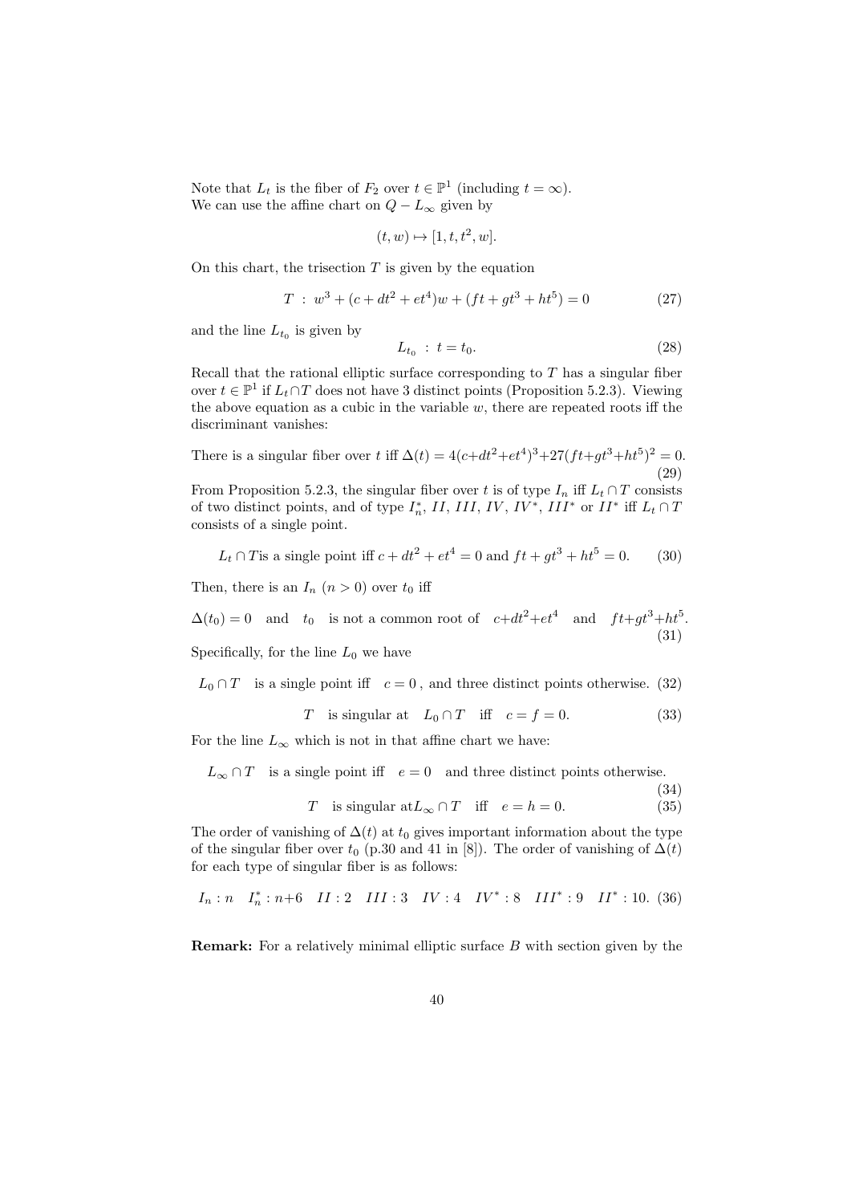Note that $L_t$ is the fiber of $F_2$ over $t \in \mathbb{P}^1$ (including $t = \infty$).
We can use the affine chart on $Q - L_\infty$ given by

$$(t, w) \mapsto [1, t, t^2, w].$$

On this chart, the trisection $T$ is given by the equation

$$T \ : \ w^3 + (c + dt^2 + et^4)w + (ft + gt^3 + ht^5) = 0 \tag{27}$$

and the line $L_{t_0}$ is given by

$$L_{t_0} \ : \ t = t_0. \tag{28}$$

Recall that the rational elliptic surface corresponding to $T$ has a singular fiber over $t \in \mathbb{P}^1$ if $L_t \cap T$ does not have 3 distinct points (Proposition 5.2.3). Viewing the above equation as a cubic in the variable $w$, there are repeated roots iff the discriminant vanishes:

$$\text{There is a singular fiber over } t \text{ iff } \Delta(t) = 4(c+dt^2+et^4)^3+27(ft+gt^3+ht^5)^2 = 0. \tag{29}$$

From Proposition 5.2.3, the singular fiber over $t$ is of type $I_n$ iff $L_t \cap T$ consists of two distinct points, and of type $I_n^*$, $II$, $III$, $IV$, $IV^*$, $III^*$ or $II^*$ iff $L_t \cap T$ consists of a single point.

$$L_t \cap T \text{is a single point iff } c + dt^2 + et^4 = 0 \text{ and } ft + gt^3 + ht^5 = 0. \tag{30}$$

Then, there is an $I_n$ $(n > 0)$ over $t_0$ iff

$$\Delta(t_0) = 0 \quad \text{and} \quad t_0 \quad \text{is not a common root of} \quad c+dt^2+et^4 \quad \text{and} \quad ft+gt^3+ht^5. \tag{31}$$

Specifically, for the line $L_0$ we have

$$L_0 \cap T \quad \text{is a single point iff} \quad c = 0 \text{ , and three distinct points otherwise.} \tag{32}$$

$$T \quad \text{is singular at} \quad L_0 \cap T \quad \text{iff} \quad c = f = 0. \tag{33}$$

For the line $L_\infty$ which is not in that affine chart we have:

$$L_\infty \cap T \quad \text{is a single point iff} \quad e = 0 \quad \text{and three distinct points otherwise.} \tag{34}$$

$$T \quad \text{is singular at} L_\infty \cap T \quad \text{iff} \quad e = h = 0. \tag{35}$$

The order of vanishing of $\Delta(t)$ at $t_0$ gives important information about the type of the singular fiber over $t_0$ (p.30 and 41 in [8]). The order of vanishing of $\Delta(t)$ for each type of singular fiber is as follows:

$$I_n : n \quad I_n^* : n{+}6 \quad II : 2 \quad III : 3 \quad IV : 4 \quad IV^* : 8 \quad III^* : 9 \quad II^* : 10. \tag{36}$$

**Remark:** For a relatively minimal elliptic surface $B$ with section given by the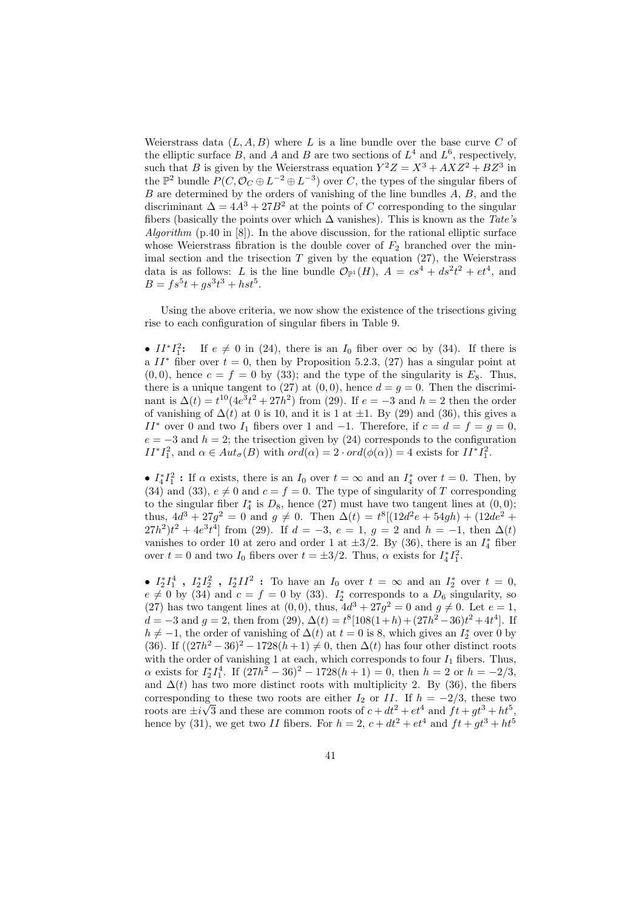Weierstrass data $(L, A, B)$ where $L$ is a line bundle over the base curve $C$ of the elliptic surface $B$, and $A$ and $B$ are two sections of $L^4$ and $L^6$, respectively, such that $B$ is given by the Weierstrass equation $Y^2Z = X^3 + AXZ^2 + BZ^3$ in the $\mathbb{P}^2$ bundle $P(C, \mathcal{O}_C \oplus L^{-2} \oplus L^{-3})$ over $C$, the types of the singular fibers of $B$ are determined by the orders of vanishing of the line bundles $A$, $B$, and the discriminant $\Delta = 4A^3 + 27B^2$ at the points of $C$ corresponding to the singular fibers (basically the points over which $\Delta$ vanishes). This is known as the *Tate's Algorithm* (p.40 in [8]). In the above discussion, for the rational elliptic surface whose Weierstrass fibration is the double cover of $F_2$ branched over the minimal section and the trisection $T$ given by the equation (27), the Weierstrass data is as follows: $L$ is the line bundle $\mathcal{O}_{\mathbb{P}^1}(H)$, $A = cs^4 + ds^2t^2 + et^4$, and $B = fs^5t + gs^3t^3 + hst^5$.

Using the above criteria, we now show the existence of the trisections giving rise to each configuration of singular fibers in Table 9.

• $II^*I_1^2$**:** If $e \neq 0$ in (24), there is an $I_0$ fiber over $\infty$ by (34). If there is a $II^*$ fiber over $t = 0$, then by Proposition 5.2.3, (27) has a singular point at $(0, 0)$, hence $c = f = 0$ by (33); and the type of the singularity is $E_8$. Thus, there is a unique tangent to (27) at $(0, 0)$, hence $d = g = 0$. Then the discriminant is $\Delta(t) = t^{10}(4e^3t^2 + 27h^2)$ from (29). If $e = -3$ and $h = 2$ then the order of vanishing of $\Delta(t)$ at 0 is 10, and it is 1 at $\pm1$. By (29) and (36), this gives a $II^*$ over 0 and two $I_1$ fibers over 1 and $-1$. Therefore, if $c = d = f = g = 0$, $e = -3$ and $h = 2$; the trisection given by (24) corresponds to the configuration $II^*I_1^2$, and $\alpha \in Aut_\sigma(B)$ with $ord(\alpha) = 2 \cdot ord(\phi(\alpha)) = 4$ exists for $II^*I_1^2$.

• $I_4^*I_1^2$ **:** If $\alpha$ exists, there is an $I_0$ over $t = \infty$ and an $I_4^*$ over $t = 0$. Then, by (34) and (33), $e \neq 0$ and $c = f = 0$. The type of singularity of $T$ corresponding to the singular fiber $I_4^*$ is $D_8$, hence (27) must have two tangent lines at $(0, 0)$; thus, $4d^3 + 27g^2 = 0$ and $g \neq 0$. Then $\Delta(t) = t^8[(12d^2e + 54gh) + (12de^2 + 27h^2)t^2 + 4e^3t^4]$ from (29). If $d = -3$, $e = 1$, $g = 2$ and $h = -1$, then $\Delta(t)$ vanishes to order 10 at zero and order 1 at $\pm3/2$. By (36), there is an $I_4^*$ fiber over $t = 0$ and two $I_0$ fibers over $t = \pm3/2$. Thus, $\alpha$ exists for $I_4^*I_1^2$.

• $I_2^*I_1^4$ **,** $I_2^*I_2^2$ **,** $I_2^*II^2$ **:** To have an $I_0$ over $t = \infty$ and an $I_2^*$ over $t = 0$, $e \neq 0$ by (34) and $c = f = 0$ by (33). $I_2^*$ corresponds to a $D_6$ singularity, so (27) has two tangent lines at $(0, 0)$, thus, $4d^3 + 27g^2 = 0$ and $g \neq 0$. Let $e = 1$, $d = -3$ and $g = 2$, then from (29), $\Delta(t) = t^8[108(1+h) + (27h^2 - 36)t^2 + 4t^4]$. If $h \neq -1$, the order of vanishing of $\Delta(t)$ at $t = 0$ is 8, which gives an $I_2^*$ over 0 by (36). If $((27h^2 - 36)^2 - 1728(h + 1) \neq 0$, then $\Delta(t)$ has four other distinct roots with the order of vanishing 1 at each, which corresponds to four $I_1$ fibers. Thus, $\alpha$ exists for $I_2^*I_1^4$. If $(27h^2 - 36)^2 - 1728(h + 1) = 0$, then $h = 2$ or $h = -2/3$, and $\Delta(t)$ has two more distinct roots with multiplicity 2. By (36), the fibers corresponding to these two roots are either $I_2$ or $II$. If $h = -2/3$, these two roots are $\pm i\sqrt{3}$ and these are common roots of $c + dt^2 + et^4$ and $ft + gt^3 + ht^5$, hence by (31), we get two $II$ fibers. For $h = 2$, $c + dt^2 + et^4$ and $ft + gt^3 + ht^5$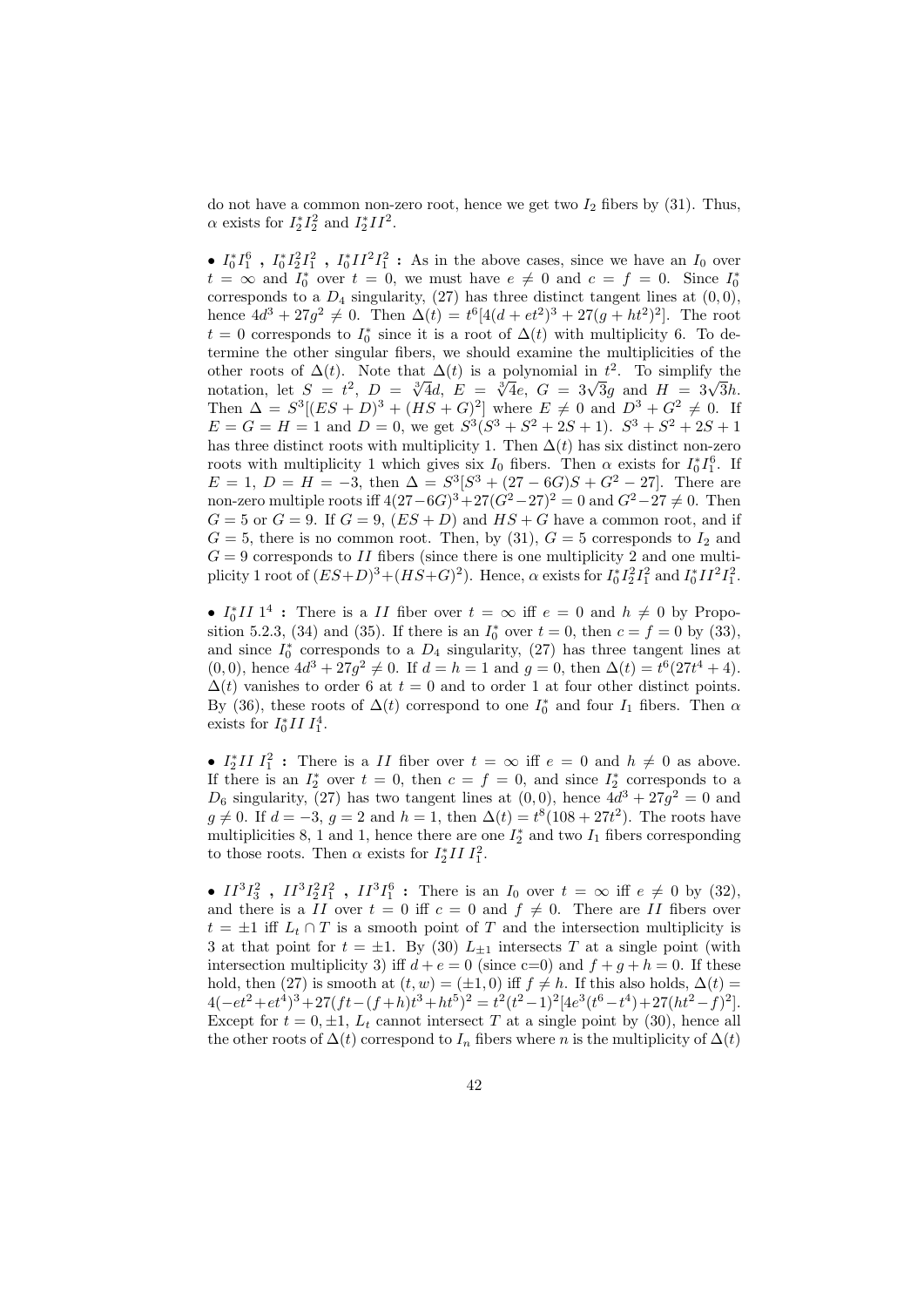do not have a common non-zero root, hence we get two $I_2$ fibers by (31). Thus, $\alpha$ exists for $I_2^*I_2^2$ and $I_2^*II^2$.

• $I_0^*I_1^6$ **,** $I_0^*I_2^2I_1^2$ **,** $I_0^*II^2I_1^2$ **:** As in the above cases, since we have an $I_0$ over $t = \infty$ and $I_0^*$ over $t = 0$, we must have $e \neq 0$ and $c = f = 0$. Since $I_0^*$ corresponds to a $D_4$ singularity, (27) has three distinct tangent lines at $(0,0)$, hence $4d^3 + 27g^2 \neq 0$. Then $\Delta(t) = t^6[4(d + et^2)^3 + 27(g + ht^2)^2]$. The root $t = 0$ corresponds to $I_0^*$ since it is a root of $\Delta(t)$ with multiplicity 6. To determine the other singular fibers, we should examine the multiplicities of the other roots of $\Delta(t)$. Note that $\Delta(t)$ is a polynomial in $t^2$. To simplify the notation, let $S = t^2$, $D = \sqrt[3]{4}d$, $E = \sqrt[3]{4}e$, $G = 3\sqrt{3}g$ and $H = 3\sqrt{3}h$. Then $\Delta = S^3[(ES + D)^3 + (HS + G)^2]$ where $E \neq 0$ and $D^3 + G^2 \neq 0$. If $E = G = H = 1$ and $D = 0$, we get $S^3(S^3 + S^2 + 2S + 1)$. $S^3 + S^2 + 2S + 1$ has three distinct roots with multiplicity 1. Then $\Delta(t)$ has six distinct non-zero roots with multiplicity 1 which gives six $I_0$ fibers. Then $\alpha$ exists for $I_0^*I_1^6$. If $E = 1$, $D = H = -3$, then $\Delta = S^3[S^3 + (27 - 6G)S + G^2 - 27]$. There are non-zero multiple roots iff $4(27-6G)^3+27(G^2-27)^2 = 0$ and $G^2-27 \neq 0$. Then $G = 5$ or $G = 9$. If $G = 9$, $(ES + D)$ and $HS + G$ have a common root, and if $G = 5$, there is no common root. Then, by (31), $G = 5$ corresponds to $I_2$ and $G = 9$ corresponds to $II$ fibers (since there is one multiplicity 2 and one multiplicity 1 root of $(ES+D)^3+(HS+G)^2$). Hence, $\alpha$ exists for $I_0^*I_2^2I_1^2$ and $I_0^*II^2I_1^2$.

• $I_0^*II\ 1^4$ **:** There is a $II$ fiber over $t = \infty$ iff $e = 0$ and $h \neq 0$ by Proposition 5.2.3, (34) and (35). If there is an $I_0^*$ over $t = 0$, then $c = f = 0$ by (33), and since $I_0^*$ corresponds to a $D_4$ singularity, (27) has three tangent lines at $(0,0)$, hence $4d^3 + 27g^2 \neq 0$. If $d = h = 1$ and $g = 0$, then $\Delta(t) = t^6(27t^4 + 4)$. $\Delta(t)$ vanishes to order 6 at $t = 0$ and to order 1 at four other distinct points. By (36), these roots of $\Delta(t)$ correspond to one $I_0^*$ and four $I_1$ fibers. Then $\alpha$ exists for $I_0^*II\,I_1^4$.

• $I_2^*II\ I_1^2$ **:** There is a $II$ fiber over $t = \infty$ iff $e = 0$ and $h \neq 0$ as above. If there is an $I_2^*$ over $t = 0$, then $c = f = 0$, and since $I_2^*$ corresponds to a $D_6$ singularity, (27) has two tangent lines at $(0,0)$, hence $4d^3 + 27g^2 = 0$ and $g \neq 0$. If $d = -3$, $g = 2$ and $h = 1$, then $\Delta(t) = t^8(108 + 27t^2)$. The roots have multiplicities 8, 1 and 1, hence there are one $I_2^*$ and two $I_1$ fibers corresponding to those roots. Then $\alpha$ exists for $I_2^*II\,I_1^2$.

• $II^3I_3^2$ **,** $II^3I_2^2I_1^2$ **,** $II^3I_1^6$ **:** There is an $I_0$ over $t = \infty$ iff $e \neq 0$ by (32), and there is a $II$ over $t = 0$ iff $c = 0$ and $f \neq 0$. There are $II$ fibers over $t = \pm 1$ iff $L_t \cap T$ is a smooth point of $T$ and the intersection multiplicity is 3 at that point for $t = \pm 1$. By (30) $L_{\pm 1}$ intersects $T$ at a single point (with intersection multiplicity 3) iff $d + e = 0$ (since c=0) and $f + g + h = 0$. If these hold, then (27) is smooth at $(t, w) = (\pm 1, 0)$ iff $f \neq h$. If this also holds, $\Delta(t) = 4(-et^2+et^4)^3+27(ft-(f+h)t^3+ht^5)^2 = t^2(t^2-1)^2[4e^3(t^6-t^4)+27(ht^2-f)^2]$. Except for $t = 0, \pm 1$, $L_t$ cannot intersect $T$ at a single point by (30), hence all the other roots of $\Delta(t)$ correspond to $I_n$ fibers where $n$ is the multiplicity of $\Delta(t)$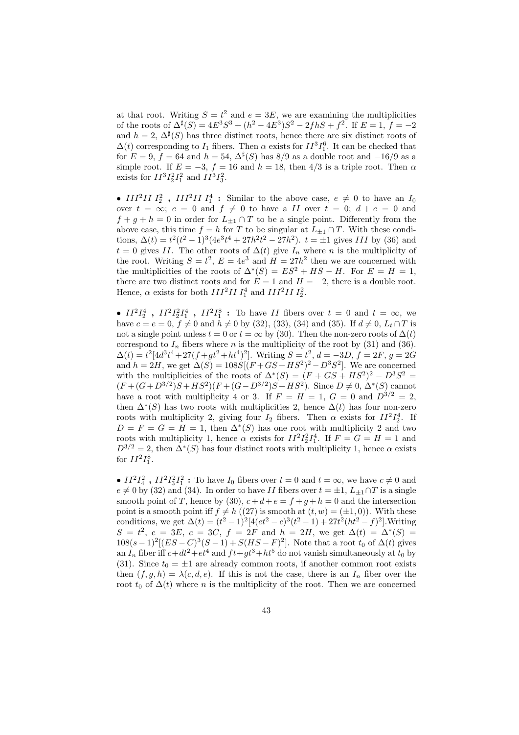at that root. Writing $S = t^2$ and $e = 3E$, we are examining the multiplicities of the roots of $\Delta^\sharp(S) = 4E^3S^3 + (h^2 - 4E^3)S^2 - 2fhS + f^2$. If $E = 1$, $f = -2$ and $h = 2$, $\Delta^\sharp(S)$ has three distinct roots, hence there are six distinct roots of $\Delta(t)$ corresponding to $I_1$ fibers. Then $\alpha$ exists for $II^3I_1^6$. It can be checked that for $E = 9$, $f = 64$ and $h = 54$, $\Delta^\sharp(S)$ has $8/9$ as a double root and $-16/9$ as a simple root. If $E = -3$, $f = 16$ and $h = 18$, then $4/3$ is a triple root. Then $\alpha$ exists for $II^3I_2^2I_1^2$ and $II^3I_3^2$.

- **$III^2II\ I_2^2$ , $III^2II\ I_1^4$ :** Similar to the above case, $e \neq 0$ to have an $I_0$ over $t = \infty$; $c = 0$ and $f \neq 0$ to have a $II$ over $t = 0$; $d + e = 0$ and $f + g + h = 0$ in order for $L_{\pm 1} \cap T$ to be a single point. Differently from the above case, this time $f = h$ for $T$ to be singular at $L_{\pm 1} \cap T$. With these conditions, $\Delta(t) = t^2(t^2-1)^3(4e^3t^4 + 27h^2t^2 - 27h^2)$. $t = \pm 1$ gives $III$ by (36) and $t = 0$ gives $II$. The other roots of $\Delta(t)$ give $I_n$ where $n$ is the multiplicity of the root. Writing $S = t^2$, $E = 4e^3$ and $H = 27h^2$ then we are concerned with the multiplicities of the roots of $\Delta^*(S) = ES^2 + HS - H$. For $E = H = 1$, there are two distinct roots and for $E = 1$ and $H = -2$, there is a double root. Hence, $\alpha$ exists for both $III^2II\ I_1^4$ and $III^2II\ I_2^2$.

- **$II^2I_2^4$ , $II^2I_2^2I_1^4$ , $II^2I_1^8$ :** To have $II$ fibers over $t = 0$ and $t = \infty$, we have $c = e = 0$, $f \neq 0$ and $h \neq 0$ by (32), (33), (34) and (35). If $d \neq 0$, $L_t \cap T$ is not a single point unless $t = 0$ or $t = \infty$ by (30). Then the non-zero roots of $\Delta(t)$ correspond to $I_n$ fibers where $n$ is the multiplicity of the root by (31) and (36). $\Delta(t) = t^2[4d^3t^4 + 27(f + gt^2 + ht^4)^2]$. Writing $S = t^2$, $d = -3D$, $f = 2F$, $g = 2G$ and $h = 2H$, we get $\Delta(S) = 108S[(F + GS + HS^2)^2 - D^3S^2]$. We are concerned with the multiplicities of the roots of $\Delta^*(S) = (F + GS + HS^2)^2 - D^3S^2 = (F + (G + D^{3/2})S + HS^2)(F + (G - D^{3/2})S + HS^2)$. Since $D \neq 0$, $\Delta^*(S)$ cannot have a root with multiplicity 4 or 3. If $F = H = 1$, $G = 0$ and $D^{3/2} = 2$, then $\Delta^*(S)$ has two roots with multiplicities 2, hence $\Delta(t)$ has four non-zero roots with multiplicity 2, giving four $I_2$ fibers. Then $\alpha$ exists for $II^2I_2^4$. If $D = F = G = H = 1$, then $\Delta^*(S)$ has one root with multiplicity 2 and two roots with multiplicity 1, hence $\alpha$ exists for $II^2I_2^2I_1^4$. If $F = G = H = 1$ and $D^{3/2} = 2$, then $\Delta^*(S)$ has four distinct roots with multiplicity 1, hence $\alpha$ exists for $II^2I_1^8$.

- **$II^2I_4^2$ , $II^2I_3^2I_1^2$ :** To have $I_0$ fibers over $t = 0$ and $t = \infty$, we have $c \neq 0$ and $e \neq 0$ by (32) and (34). In order to have $II$ fibers over $t = \pm 1$, $L_{\pm 1} \cap T$ is a single smooth point of $T$, hence by (30), $c + d + e = f + g + h = 0$ and the intersection point is a smooth point iff $f \neq h$ ((27) is smooth at $(t, w) = (\pm 1, 0)$). With these conditions, we get $\Delta(t) = (t^2-1)^2[4(et^2 - c)^3(t^2-1) + 27t^2(ht^2 - f)^2]$.Writing $S = t^2$, $e = 3E$, $c = 3C$, $f = 2F$ and $h = 2H$, we get $\Delta(t) = \Delta^*(S) = 108(s-1)^2[(ES - C)^3(S-1) + S(HS - F)^2]$. Note that a root $t_0$ of $\Delta(t)$ gives an $I_n$ fiber iff $c + dt^2 + et^4$ and $ft + gt^3 + ht^5$ do not vanish simultaneously at $t_0$ by (31). Since $t_0 = \pm 1$ are already common roots, if another common root exists then $(f, g, h) = \lambda(c, d, e)$. If this is not the case, there is an $I_n$ fiber over the root $t_0$ of $\Delta(t)$ where $n$ is the multiplicity of the root. Then we are concerned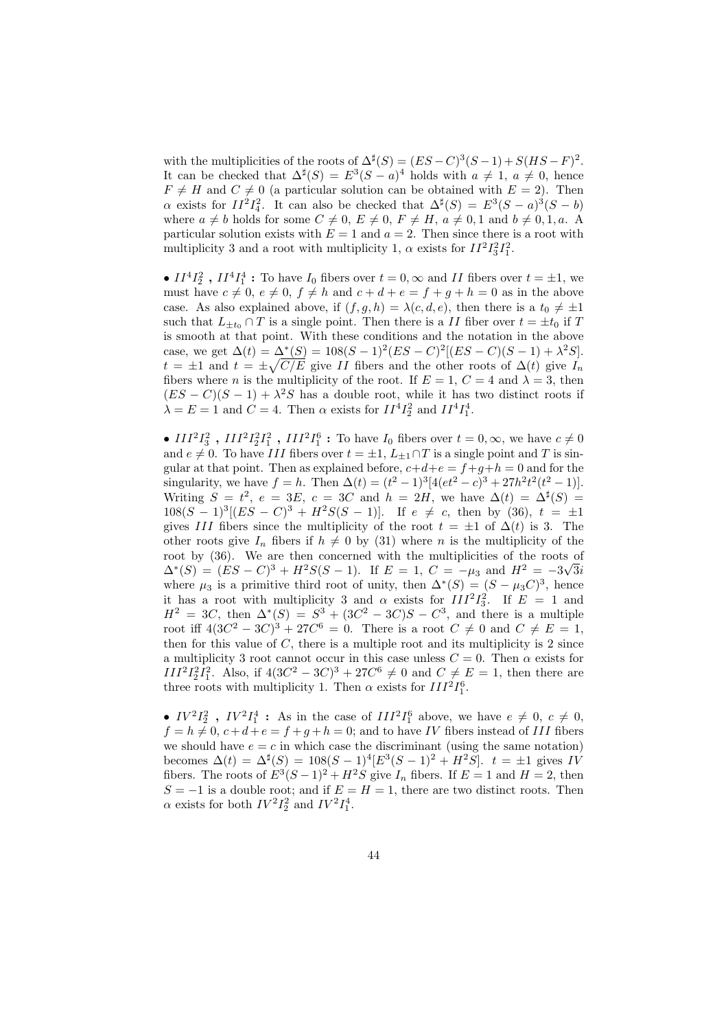with the multiplicities of the roots of $\Delta^\sharp(S) = (ES-C)^3(S-1) + S(HS-F)^2$. It can be checked that $\Delta^\sharp(S) = E^3(S-a)^4$ holds with $a \neq 1$, $a \neq 0$, hence $F \neq H$ and $C \neq 0$ (a particular solution can be obtained with $E = 2$). Then $\alpha$ exists for $II^2 I_4^2$. It can also be checked that $\Delta^\sharp(S) = E^3(S-a)^3(S-b)$ where $a \neq b$ holds for some $C \neq 0$, $E \neq 0$, $F \neq H$, $a \neq 0, 1$ and $b \neq 0, 1, a$. A particular solution exists with $E = 1$ and $a = 2$. Then since there is a root with multiplicity 3 and a root with multiplicity 1, $\alpha$ exists for $II^2 I_3^2 I_1^2$.

- **$II^4 I_2^2$ , $II^4 I_1^4$ :** To have $I_0$ fibers over $t = 0, \infty$ and $II$ fibers over $t = \pm 1$, we must have $c \neq 0$, $e \neq 0$, $f \neq h$ and $c + d + e = f + g + h = 0$ as in the above case. As also explained above, if $(f, g, h) = \lambda(c, d, e)$, then there is a $t_0 \neq \pm 1$ such that $L_{\pm t_0} \cap T$ is a single point. Then there is a $II$ fiber over $t = \pm t_0$ if $T$ is smooth at that point. With these conditions and the notation in the above case, we get $\Delta(t) = \Delta^*(S) = 108(S-1)^2(ES-C)^2[(ES-C)(S-1) + \lambda^2 S]$. $t = \pm 1$ and $t = \pm\sqrt{C/E}$ give $II$ fibers and the other roots of $\Delta(t)$ give $I_n$ fibers where $n$ is the multiplicity of the root. If $E = 1$, $C = 4$ and $\lambda = 3$, then $(ES-C)(S-1) + \lambda^2 S$ has a double root, while it has two distinct roots if $\lambda = E = 1$ and $C = 4$. Then $\alpha$ exists for $II^4 I_2^2$ and $II^4 I_1^4$.

- **$III^2 I_3^2$ , $III^2 I_2^2 I_1^2$ , $III^2 I_1^6$ :** To have $I_0$ fibers over $t = 0, \infty$, we have $c \neq 0$ and $e \neq 0$. To have $III$ fibers over $t = \pm 1$, $L_{\pm 1} \cap T$ is a single point and $T$ is singular at that point. Then as explained before, $c + d + e = f + g + h = 0$ and for the singularity, we have $f = h$. Then $\Delta(t) = (t^2-1)^3[4(et^2-c)^3 + 27h^2 t^2(t^2-1)]$. Writing $S = t^2$, $e = 3E$, $c = 3C$ and $h = 2H$, we have $\Delta(t) = \Delta^\sharp(S) = 108(S-1)^3[(ES-C)^3 + H^2 S(S-1)]$. If $e \neq c$, then by (36), $t = \pm 1$ gives $III$ fibers since the multiplicity of the root $t = \pm 1$ of $\Delta(t)$ is 3. The other roots give $I_n$ fibers if $h \neq 0$ by (31) where $n$ is the multiplicity of the root by (36). We are then concerned with the multiplicities of the roots of $\Delta^*(S) = (ES-C)^3 + H^2 S(S-1)$. If $E = 1$, $C = -\mu_3$ and $H^2 = -3\sqrt{3}i$ where $\mu_3$ is a primitive third root of unity, then $\Delta^*(S) = (S - \mu_3 C)^3$, hence it has a root with multiplicity 3 and $\alpha$ exists for $III^2 I_3^2$. If $E = 1$ and $H^2 = 3C$, then $\Delta^*(S) = S^3 + (3C^2 - 3C)S - C^3$, and there is a multiple root iff $4(3C^2 - 3C)^3 + 27C^6 = 0$. There is a root $C \neq 0$ and $C \neq E = 1$, then for this value of $C$, there is a multiple root and its multiplicity is 2 since a multiplicity 3 root cannot occur in this case unless $C = 0$. Then $\alpha$ exists for $III^2 I_2^2 I_1^2$. Also, if $4(3C^2 - 3C)^3 + 27C^6 \neq 0$ and $C \neq E = 1$, then there are three roots with multiplicity 1. Then $\alpha$ exists for $III^2 I_1^6$.

- **$IV^2 I_2^2$ , $IV^2 I_1^4$ :** As in the case of $III^2 I_1^6$ above, we have $e \neq 0$, $c \neq 0$, $f = h \neq 0$, $c + d + e = f + g + h = 0$; and to have $IV$ fibers instead of $III$ fibers we should have $e = c$ in which case the discriminant (using the same notation) becomes $\Delta(t) = \Delta^\sharp(S) = 108(S-1)^4[E^3(S-1)^2 + H^2 S]$. $t = \pm 1$ gives $IV$ fibers. The roots of $E^3(S-1)^2 + H^2 S$ give $I_n$ fibers. If $E = 1$ and $H = 2$, then $S = -1$ is a double root; and if $E = H = 1$, there are two distinct roots. Then $\alpha$ exists for both $IV^2 I_2^2$ and $IV^2 I_1^4$.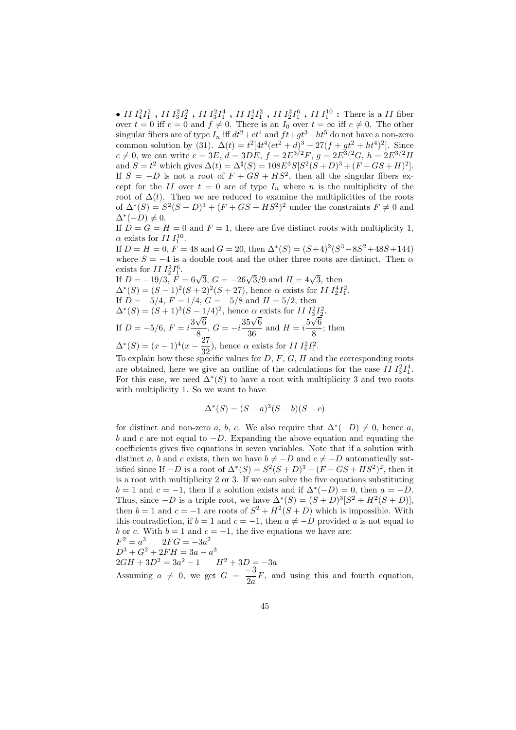• $II\ I_4^2 I_1^2$ , $II\ I_3^2 I_2^2$ , $II\ I_3^2 I_1^4$ , $II\ I_2^4 I_1^2$ , $II\ I_2^2 I_1^6$ , $II\ I_1^{10}$ **:** There is a $II$ fiber over $t = 0$ iff $c = 0$ and $f \neq 0$. There is an $I_0$ over $t = \infty$ iff $e \neq 0$. The other singular fibers are of type $I_n$ iff $dt^2 + et^4$ and $ft + gt^3 + ht^5$ do not have a non-zero common solution by (31). $\Delta(t) = t^2[4t^4(et^2 + d)^3 + 27(f + gt^2 + ht^4)^2]$. Since $e \neq 0$, we can write $e = 3E$, $d = 3DE$, $f = 2E^{3/2}F$, $g = 2E^{3/2}G$, $h = 2E^{3/2}H$ and $S = t^2$ which gives $\Delta(t) = \Delta^\sharp(S) = 108E^3 S[S^2(S + D)^3 + (F + GS + H)^2]$. If $S = -D$ is not a root of $F + GS + HS^2$, then all the singular fibers except for the $II$ over $t = 0$ are of type $I_n$ where $n$ is the multiplicity of the root of $\Delta(t)$. Then we are reduced to examine the multiplicities of the roots of $\Delta^*(S) = S^2(S + D)^3 + (F + GS + HS^2)^2$ under the constraints $F \neq 0$ and $\Delta^*(-D) \neq 0$.

If $D = G = H = 0$ and $F = 1$, there are five distinct roots with multiplicity 1, $\alpha$ exists for $II\ I_1^{10}$.

If $D = H = 0$, $F = 48$ and $G = 20$, then $\Delta^*(S) = (S+4)^2(S^3 - 8S^2 + 48S + 144)$ where $S = -4$ is a double root and the other three roots are distinct. Then $\alpha$ exists for $II\ I_2^2 I_1^6$.

If $D = -19/3$, $F = 6\sqrt{3}$, $G = -26\sqrt{3}/9$ and $H = 4\sqrt{3}$, then $\Delta^*(S) = (S - 1)^2(S + 2)^2(S + 27)$, hence $\alpha$ exists for $II\ I_2^4 I_1^2$.

If $D = -5/4$, $F = 1/4$, $G = -5/8$ and $H = 5/2$; then $\Delta^*(S) = (S + 1)^3(S - 1/4)^2$, hence $\alpha$ exists for $II\ I_3^2 I_2^2$.

If $D = -5/6$, $F = i\dfrac{3\sqrt{6}}{8}$, $G = -i\dfrac{35\sqrt{6}}{36}$ and $H = i\dfrac{5\sqrt{6}}{8}$; then $\Delta^*(S) = (x - 1)^4(x - \dfrac{27}{32})$, hence $\alpha$ exists for $II\ I_4^2 I_1^2$.

To explain how these specific values for $D$, $F$, $G$, $H$ and the corresponding roots are obtained, here we give an outline of the calculations for the case $II\ I_3^2 I_1^4$. For this case, we need $\Delta^*(S)$ to have a root with multiplicity 3 and two roots with multiplicity 1. So we want to have

$$\Delta^*(S) = (S - a)^3(S - b)(S - c)$$

for distinct and non-zero $a$, $b$, $c$. We also require that $\Delta^*(-D) \neq 0$, hence $a$, $b$ and $c$ are not equal to $-D$. Expanding the above equation and equating the coefficients gives five equations in seven variables. Note that if a solution with distinct $a$, $b$ and $c$ exists, then we have $b \neq -D$ and $c \neq -D$ automatically satisfied since If $-D$ is a root of $\Delta^*(S) = S^2(S + D)^3 + (F + GS + HS^2)^2$, then it is a root with multiplicity 2 or 3. If we can solve the five equations substituting $b = 1$ and $c = -1$, then if a solution exists and if $\Delta^*(-D) = 0$, then $a = -D$. Thus, since $-D$ is a triple root, we have $\Delta^*(S) = (S + D)^3[S^2 + H^2(S + D)]$, then $b = 1$ and $c = -1$ are roots of $S^2 + H^2(S + D)$ which is impossible. With this contradiction, if $b = 1$ and $c = -1$, then $a \neq -D$ provided $a$ is not equal to $b$ or $c$. With $b = 1$ and $c = -1$, the five equations we have are:

$F^2 = a^3 \qquad 2FG = -3a^2$

$D^3 + G^2 + 2FH = 3a - a^3$

$2GH + 3D^2 = 3a^2 - 1 \qquad H^2 + 3D = -3a$

Assuming $a \neq 0$, we get $G = \dfrac{-3}{2a}F$, and using this and fourth equation,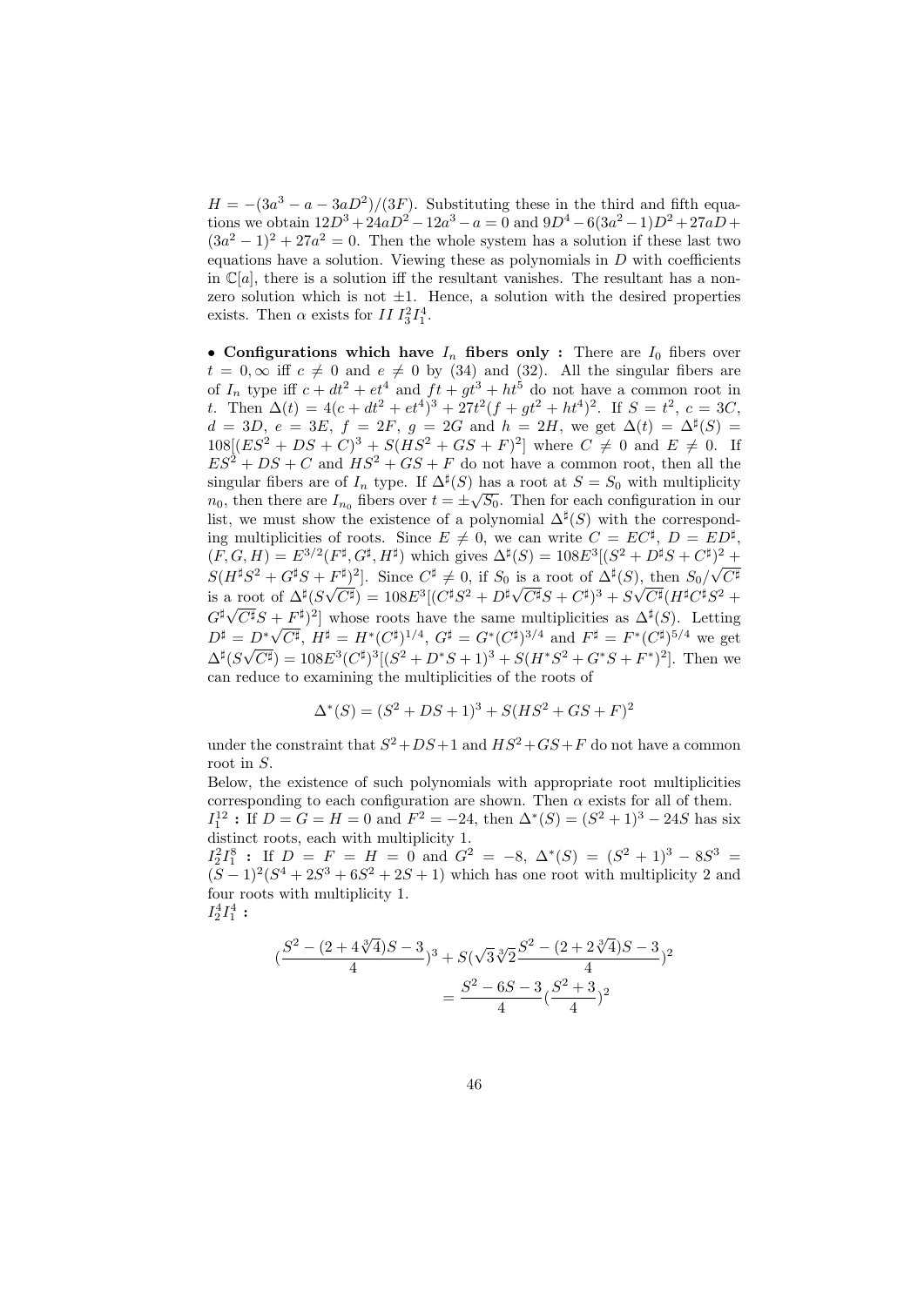$H = -(3a^3 - a - 3aD^2)/(3F)$. Substituting these in the third and fifth equations we obtain $12D^3 + 24aD^2 - 12a^3 - a = 0$ and $9D^4 - 6(3a^2-1)D^2 + 27aD + (3a^2-1)^2 + 27a^2 = 0$. Then the whole system has a solution if these last two equations have a solution. Viewing these as polynomials in $D$ with coefficients in $\mathbb{C}[a]$, there is a solution iff the resultant vanishes. The resultant has a nonzero solution which is not $\pm 1$. Hence, a solution with the desired properties exists. Then $\alpha$ exists for $II\, I_3^2 I_1^4$.

• **Configurations which have $I_n$ fibers only :** There are $I_0$ fibers over $t = 0, \infty$ iff $c \neq 0$ and $e \neq 0$ by (34) and (32). All the singular fibers are of $I_n$ type iff $c + dt^2 + et^4$ and $ft + gt^3 + ht^5$ do not have a common root in $t$. Then $\Delta(t) = 4(c + dt^2 + et^4)^3 + 27t^2(f + gt^2 + ht^4)^2$. If $S = t^2$, $c = 3C$, $d = 3D$, $e = 3E$, $f = 2F$, $g = 2G$ and $h = 2H$, we get $\Delta(t) = \Delta^\sharp(S) = 108[(ES^2 + DS + C)^3 + S(HS^2 + GS + F)^2]$ where $C \neq 0$ and $E \neq 0$. If $ES^2 + DS + C$ and $HS^2 + GS + F$ do not have a common root, then all the singular fibers are of $I_n$ type. If $\Delta^\sharp(S)$ has a root at $S = S_0$ with multiplicity $n_0$, then there are $I_{n_0}$ fibers over $t = \pm\sqrt{S_0}$. Then for each configuration in our list, we must show the existence of a polynomial $\Delta^\sharp(S)$ with the corresponding multiplicities of roots. Since $E \neq 0$, we can write $C = EC^\sharp$, $D = ED^\sharp$, $(F, G, H) = E^{3/2}(F^\sharp, G^\sharp, H^\sharp)$ which gives $\Delta^\sharp(S) = 108E^3[(S^2 + D^\sharp S + C^\sharp)^2 + S(H^\sharp S^2 + G^\sharp S + F^\sharp)^2]$. Since $C^\sharp \neq 0$, if $S_0$ is a root of $\Delta^\sharp(S)$, then $S_0/\sqrt{C^\sharp}$ is a root of $\Delta^\sharp(S\sqrt{C^\sharp}) = 108E^3[(C^\sharp S^2 + D^\sharp\sqrt{C^\sharp}S + C^\sharp)^3 + S\sqrt{C^\sharp}(H^\sharp C^\sharp S^2 + G^\sharp\sqrt{C^\sharp}S + F^\sharp)^2]$ whose roots have the same multiplicities as $\Delta^\sharp(S)$. Letting $D^\sharp = D^*\sqrt{C^\sharp}$, $H^\sharp = H^*(C^\sharp)^{1/4}$, $G^\sharp = G^*(C^\sharp)^{3/4}$ and $F^\sharp = F^*(C^\sharp)^{5/4}$ we get $\Delta^\sharp(S\sqrt{C^\sharp}) = 108E^3(C^\sharp)^3[(S^2 + D^*S + 1)^3 + S(H^*S^2 + G^*S + F^*)^2]$. Then we can reduce to examining the multiplicities of the roots of

$$\Delta^*(S) = (S^2 + DS + 1)^3 + S(HS^2 + GS + F)^2$$

under the constraint that $S^2 + DS + 1$ and $HS^2 + GS + F$ do not have a common root in $S$.

Below, the existence of such polynomials with appropriate root multiplicities corresponding to each configuration are shown. Then $\alpha$ exists for all of them.

$I_1^{12}$ **:** If $D = G = H = 0$ and $F^2 = -24$, then $\Delta^*(S) = (S^2+1)^3 - 24S$ has six distinct roots, each with multiplicity 1.

$I_2^2 I_1^8$ **:** If $D = F = H = 0$ and $G^2 = -8$, $\Delta^*(S) = (S^2+1)^3 - 8S^3 = (S-1)^2(S^4 + 2S^3 + 6S^2 + 2S + 1)$ which has one root with multiplicity 2 and four roots with multiplicity 1.

$I_2^4 I_1^4$ **:**

$$\begin{aligned}
(\frac{S^2 - (2 + 4\sqrt[3]{4})S - 3}{4})^3 + S(\sqrt{3}\sqrt[3]{2}\frac{S^2 - (2 + 2\sqrt[3]{4})S - 3}{4})^2 \\
= \frac{S^2 - 6S - 3}{4}(\frac{S^2 + 3}{4})^2
\end{aligned}$$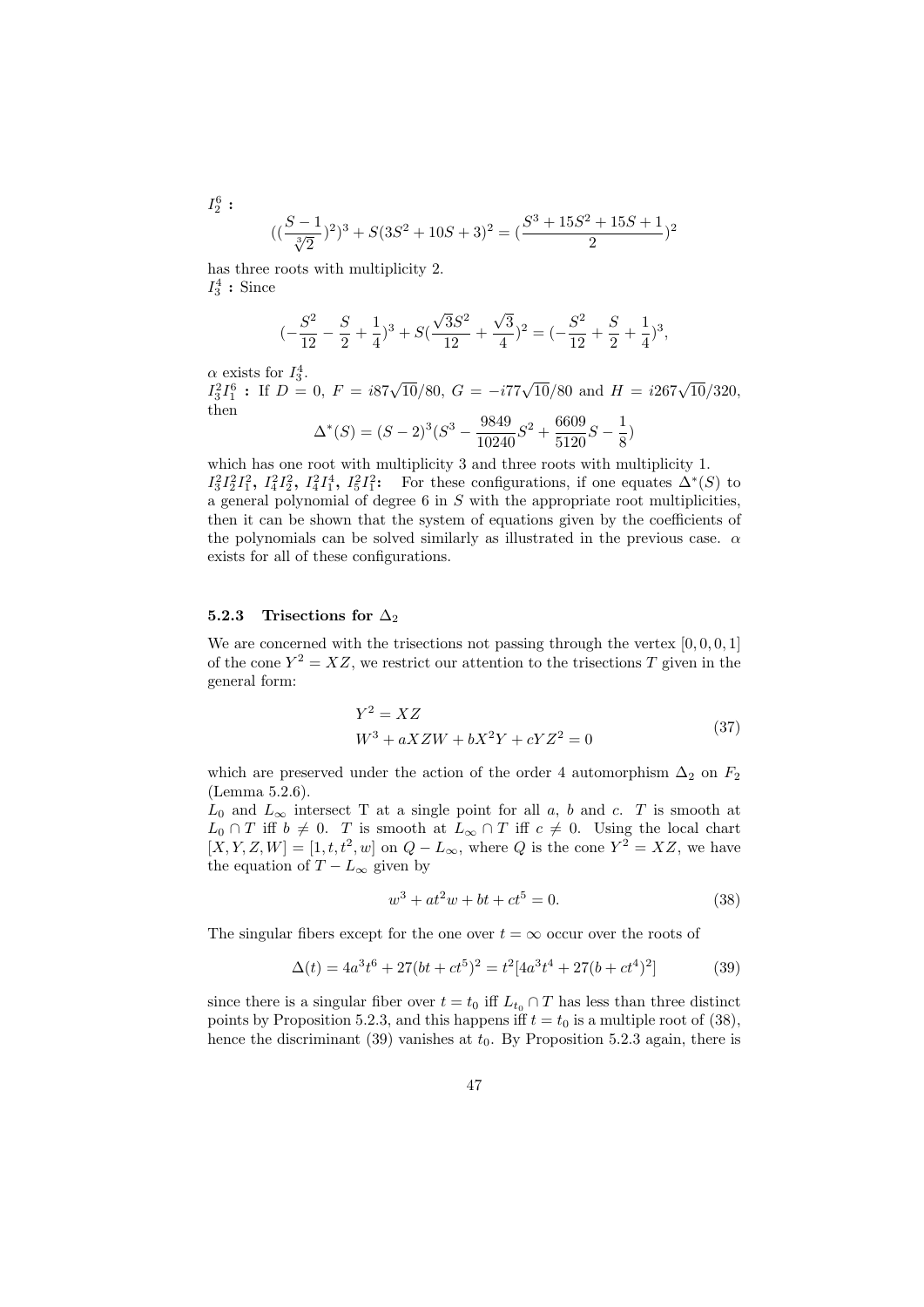**$I_2^6$ :**

$$((\frac{S-1}{\sqrt[3]{2}})^2)^3 + S(3S^2+10S+3)^2 = (\frac{S^3+15S^2+15S+1}{2})^2$$

has three roots with multiplicity 2.

**$I_3^4$ :** Since

$$(-\frac{S^2}{12} - \frac{S}{2} + \frac{1}{4})^3 + S(\frac{\sqrt{3}S^2}{12} + \frac{\sqrt{3}}{4})^2 = (-\frac{S^2}{12} + \frac{S}{2} + \frac{1}{4})^3,$$

$\alpha$ exists for $I_3^4$.

**$I_3^2 I_1^6$ :** If $D = 0$, $F = i87\sqrt{10}/80$, $G = -i77\sqrt{10}/80$ and $H = i267\sqrt{10}/320$, then

$$\Delta^*(S) = (S-2)^3(S^3 - \frac{9849}{10240}S^2 + \frac{6609}{5120}S - \frac{1}{8})$$

which has one root with multiplicity 3 and three roots with multiplicity 1.

**$I_3^2 I_2^2 I_1^2$, $I_4^2 I_2^2$, $I_4^2 I_1^4$, $I_5^2 I_1^2$:** For these configurations, if one equates $\Delta^*(S)$ to a general polynomial of degree 6 in $S$ with the appropriate root multiplicities, then it can be shown that the system of equations given by the coefficients of the polynomials can be solved similarly as illustrated in the previous case. $\alpha$ exists for all of these configurations.

### 5.2.3 Trisections for $\Delta_2$

We are concerned with the trisections not passing through the vertex $[0, 0, 0, 1]$ of the cone $Y^2 = XZ$, we restrict our attention to the trisections $T$ given in the general form:

$$\begin{aligned} &Y^2 = XZ \\ &W^3 + aXZW + bX^2Y + cYZ^2 = 0 \end{aligned} \tag{37}$$

which are preserved under the action of the order 4 automorphism $\Delta_2$ on $F_2$ (Lemma 5.2.6).

$L_0$ and $L_\infty$ intersect T at a single point for all $a$, $b$ and $c$. $T$ is smooth at $L_0 \cap T$ iff $b \neq 0$. $T$ is smooth at $L_\infty \cap T$ iff $c \neq 0$. Using the local chart $[X, Y, Z, W] = [1, t, t^2, w]$ on $Q - L_\infty$, where $Q$ is the cone $Y^2 = XZ$, we have the equation of $T - L_\infty$ given by

$$w^3 + at^2w + bt + ct^5 = 0. \tag{38}$$

The singular fibers except for the one over $t = \infty$ occur over the roots of

$$\Delta(t) = 4a^3t^6 + 27(bt + ct^5)^2 = t^2[4a^3t^4 + 27(b + ct^4)^2] \tag{39}$$

since there is a singular fiber over $t = t_0$ iff $L_{t_0} \cap T$ has less than three distinct points by Proposition 5.2.3, and this happens iff $t = t_0$ is a multiple root of (38), hence the discriminant (39) vanishes at $t_0$. By Proposition 5.2.3 again, there is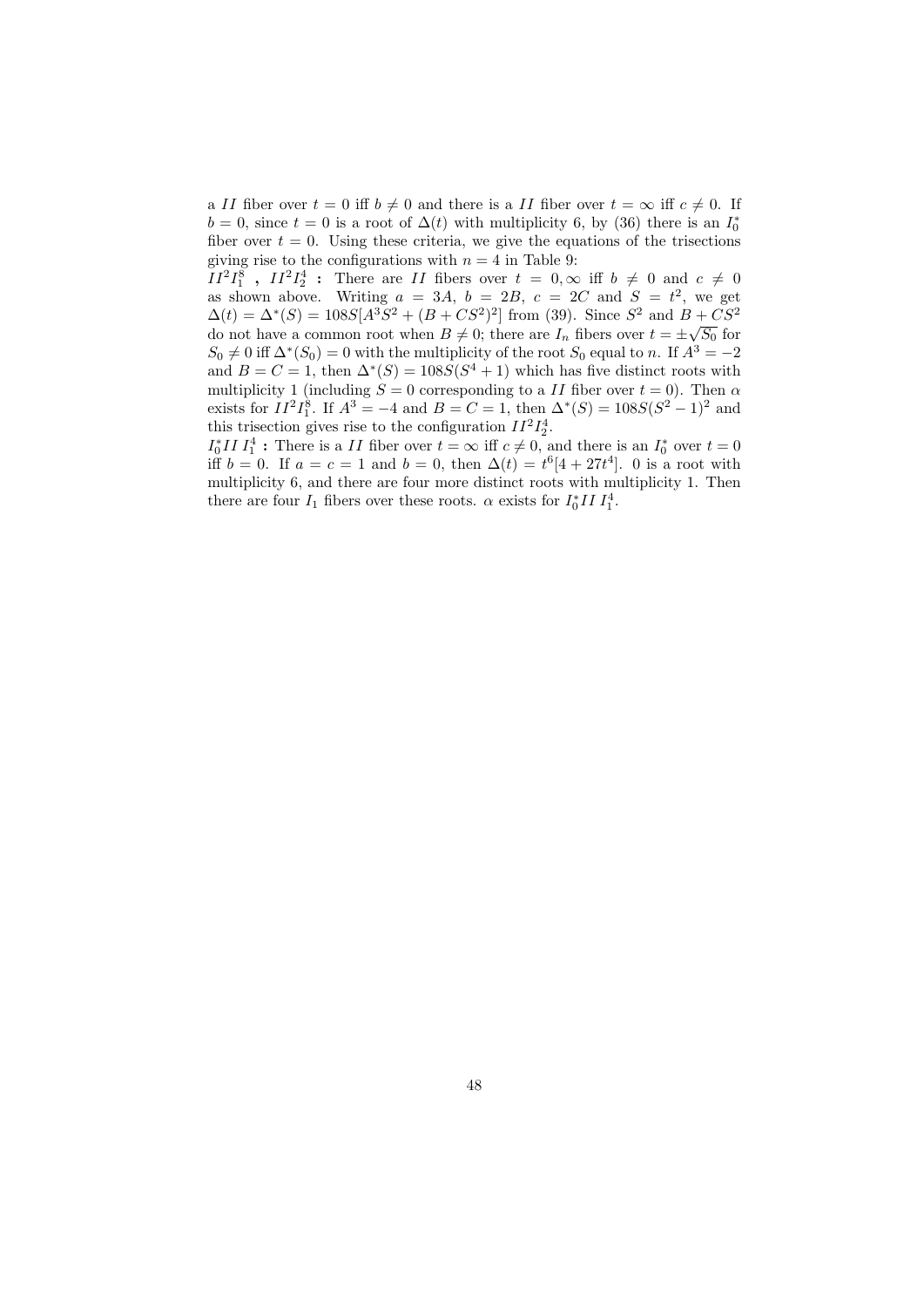a $II$ fiber over $t = 0$ iff $b \neq 0$ and there is a $II$ fiber over $t = \infty$ iff $c \neq 0$. If $b = 0$, since $t = 0$ is a root of $\Delta(t)$ with multiplicity 6, by (36) there is an $I_0^*$ fiber over $t = 0$. Using these criteria, we give the equations of the trisections giving rise to the configurations with $n = 4$ in Table 9:

**$II^2 I_1^8$ , $II^2 I_2^4$ :** There are $II$ fibers over $t = 0, \infty$ iff $b \neq 0$ and $c \neq 0$ as shown above. Writing $a = 3A$, $b = 2B$, $c = 2C$ and $S = t^2$, we get $\Delta(t) = \Delta^*(S) = 108S[A^3S^2 + (B + CS^2)^2]$ from (39). Since $S^2$ and $B + CS^2$ do not have a common root when $B \neq 0$; there are $I_n$ fibers over $t = \pm\sqrt{S_0}$ for $S_0 \neq 0$ iff $\Delta^*(S_0) = 0$ with the multiplicity of the root $S_0$ equal to $n$. If $A^3 = -2$ and $B = C = 1$, then $\Delta^*(S) = 108S(S^4 + 1)$ which has five distinct roots with multiplicity 1 (including $S = 0$ corresponding to a $II$ fiber over $t = 0$). Then $\alpha$ exists for $II^2 I_1^8$. If $A^3 = -4$ and $B = C = 1$, then $\Delta^*(S) = 108S(S^2 - 1)^2$ and this trisection gives rise to the configuration $II^2 I_2^4$.

**$I_0^* II\, I_1^4$ :** There is a $II$ fiber over $t = \infty$ iff $c \neq 0$, and there is an $I_0^*$ over $t = 0$ iff $b = 0$. If $a = c = 1$ and $b = 0$, then $\Delta(t) = t^6[4 + 27t^4]$. 0 is a root with multiplicity 6, and there are four more distinct roots with multiplicity 1. Then there are four $I_1$ fibers over these roots. $\alpha$ exists for $I_0^* II\, I_1^4$.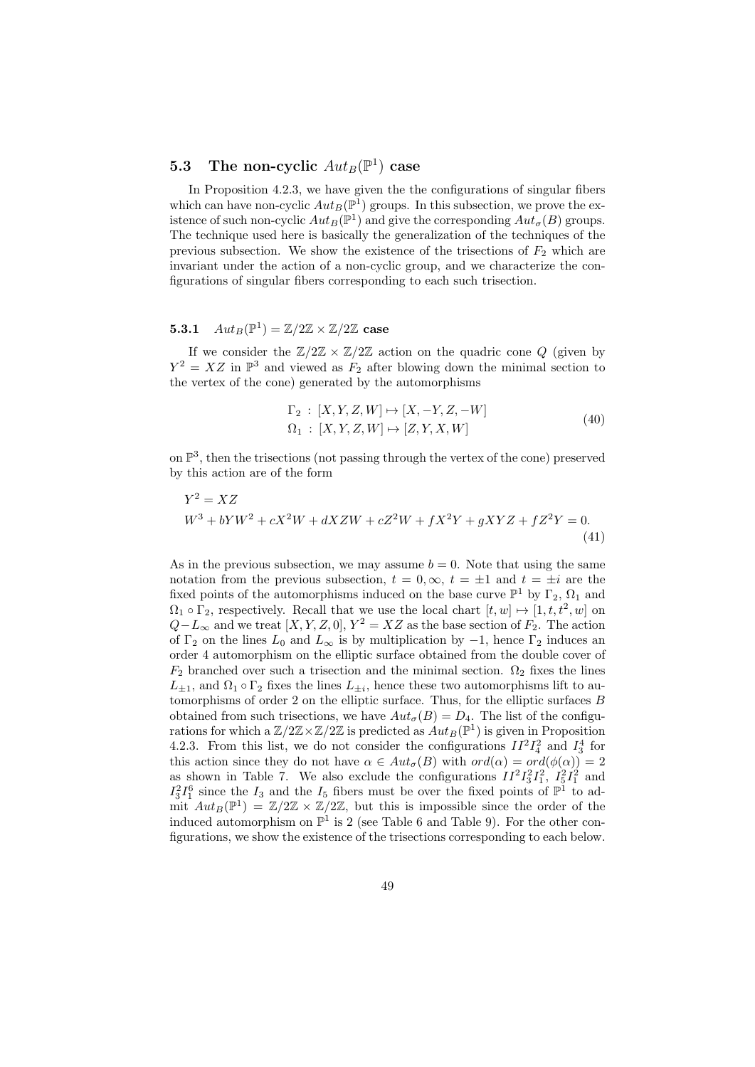### 5.3 The non-cyclic $Aut_B(\mathbb{P}^1)$ case

In Proposition 4.2.3, we have given the the configurations of singular fibers which can have non-cyclic $Aut_B(\mathbb{P}^1)$ groups. In this subsection, we prove the existence of such non-cyclic $Aut_B(\mathbb{P}^1)$ and give the corresponding $Aut_\sigma(B)$ groups. The technique used here is basically the generalization of the techniques of the previous subsection. We show the existence of the trisections of $F_2$ which are invariant under the action of a non-cyclic group, and we characterize the configurations of singular fibers corresponding to each such trisection.

#### 5.3.1 $Aut_B(\mathbb{P}^1) = \mathbb{Z}/2\mathbb{Z} \times \mathbb{Z}/2\mathbb{Z}$ case

If we consider the $\mathbb{Z}/2\mathbb{Z} \times \mathbb{Z}/2\mathbb{Z}$ action on the quadric cone $Q$ (given by $Y^2 = XZ$ in $\mathbb{P}^3$ and viewed as $F_2$ after blowing down the minimal section to the vertex of the cone) generated by the automorphisms

$$
\begin{aligned}
\Gamma_2 &: [X, Y, Z, W] \mapsto [X, -Y, Z, -W] \\
\Omega_1 &: [X, Y, Z, W] \mapsto [Z, Y, X, W]
\end{aligned}
\tag{40}
$$

on $\mathbb{P}^3$, then the trisections (not passing through the vertex of the cone) preserved by this action are of the form

$$
\begin{aligned}
&Y^2 = XZ \\
&W^3 + bYW^2 + cX^2W + dXZW + cZ^2W + fX^2Y + gXYZ + fZ^2Y = 0.
\end{aligned}
\tag{41}
$$

As in the previous subsection, we may assume $b = 0$. Note that using the same notation from the previous subsection, $t = 0, \infty$, $t = \pm 1$ and $t = \pm i$ are the fixed points of the automorphisms induced on the base curve $\mathbb{P}^1$ by $\Gamma_2$, $\Omega_1$ and $\Omega_1 \circ \Gamma_2$, respectively. Recall that we use the local chart $[t, w] \mapsto [1, t, t^2, w]$ on $Q - L_\infty$ and we treat $[X, Y, Z, 0]$, $Y^2 = XZ$ as the base section of $F_2$. The action of $\Gamma_2$ on the lines $L_0$ and $L_\infty$ is by multiplication by $-1$, hence $\Gamma_2$ induces an order 4 automorphism on the elliptic surface obtained from the double cover of $F_2$ branched over such a trisection and the minimal section. $\Omega_2$ fixes the lines $L_{\pm 1}$, and $\Omega_1 \circ \Gamma_2$ fixes the lines $L_{\pm i}$, hence these two automorphisms lift to automorphisms of order 2 on the elliptic surface. Thus, for the elliptic surfaces $B$ obtained from such trisections, we have $Aut_\sigma(B) = D_4$. The list of the configurations for which a $\mathbb{Z}/2\mathbb{Z} \times \mathbb{Z}/2\mathbb{Z}$ is predicted as $Aut_B(\mathbb{P}^1)$ is given in Proposition 4.2.3. From this list, we do not consider the configurations $II^2I_4^2$ and $I_3^4$ for this action since they do not have $\alpha \in Aut_\sigma(B)$ with $ord(\alpha) = ord(\phi(\alpha)) = 2$ as shown in Table 7. We also exclude the configurations $II^2I_3^2I_1^2$, $I_5^2I_1^2$ and $I_3^2I_1^6$ since the $I_3$ and the $I_5$ fibers must be over the fixed points of $\mathbb{P}^1$ to admit $Aut_B(\mathbb{P}^1) = \mathbb{Z}/2\mathbb{Z} \times \mathbb{Z}/2\mathbb{Z}$, but this is impossible since the order of the induced automorphism on $\mathbb{P}^1$ is 2 (see Table 6 and Table 9). For the other configurations, we show the existence of the trisections corresponding to each below.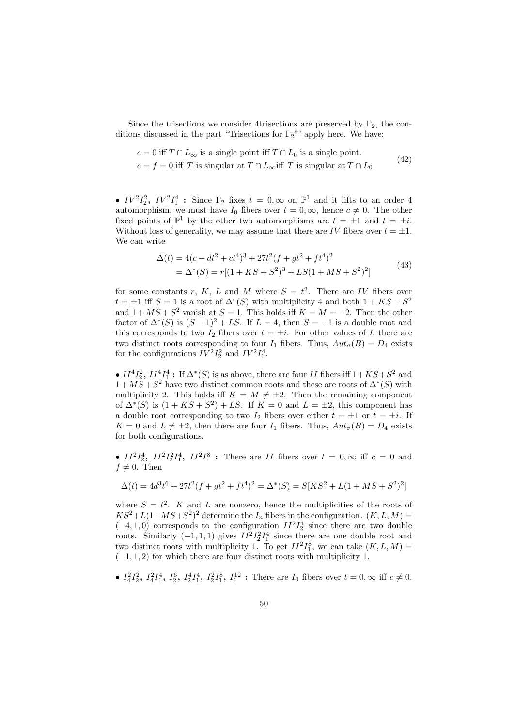Since the trisections we consider 4trisections are preserved by $\Gamma_2$, the conditions discussed in the part "Trisections for $\Gamma_2$"' apply here. We have:

$$
\begin{aligned}
&c = 0 \text{ iff } T \cap L_\infty \text{ is a single point iff } T \cap L_0 \text{ is a single point.} \\
&c = f = 0 \text{ iff } T \text{ is singular at } T \cap L_\infty \text{iff } T \text{ is singular at } T \cap L_0.
\end{aligned}
\tag{42}
$$

- **$IV^2 I_2^2$, $IV^2 I_1^4$ :** Since $\Gamma_2$ fixes $t = 0, \infty$ on $\mathbb{P}^1$ and it lifts to an order 4 automorphism, we must have $I_0$ fibers over $t = 0, \infty$, hence $c \neq 0$. The other fixed points of $\mathbb{P}^1$ by the other two automorphisms are $t = \pm 1$ and $t = \pm i$. Without loss of generality, we may assume that there are $IV$ fibers over $t = \pm 1$. We can write

$$
\begin{aligned}
\Delta(t) &= 4(c + dt^2 + ct^4)^3 + 27t^2(f + gt^2 + ft^4)^2 \\
&= \Delta^*(S) = r[(1 + KS + S^2)^3 + LS(1 + MS + S^2)^2]
\end{aligned}
\tag{43}
$$

for some constants $r$, $K$, $L$ and $M$ where $S = t^2$. There are $IV$ fibers over $t = \pm 1$ iff $S = 1$ is a root of $\Delta^*(S)$ with multiplicity 4 and both $1 + KS + S^2$ and $1 + MS + S^2$ vanish at $S = 1$. This holds iff $K = M = -2$. Then the other factor of $\Delta^*(S)$ is $(S-1)^2 + LS$. If $L = 4$, then $S = -1$ is a double root and this corresponds to two $I_2$ fibers over $t = \pm i$. For other values of $L$ there are two distinct roots corresponding to four $I_1$ fibers. Thus, $Aut_\sigma(B) = D_4$ exists for the configurations $IV^2 I_2^2$ and $IV^2 I_1^4$.

- **$II^4 I_2^2$, $II^4 I_1^4$ :** If $\Delta^*(S)$ is as above, there are four $II$ fibers iff $1+KS+S^2$ and $1+MS+S^2$ have two distinct common roots and these are roots of $\Delta^*(S)$ with multiplicity 2. This holds iff $K = M \neq \pm 2$. Then the remaining component of $\Delta^*(S)$ is $(1 + KS + S^2) + LS$. If $K = 0$ and $L = \pm 2$, this component has a double root corresponding to two $I_2$ fibers over either $t = \pm 1$ or $t = \pm i$. If $K = 0$ and $L \neq \pm 2$, then there are four $I_1$ fibers. Thus, $Aut_\sigma(B) = D_4$ exists for both configurations.

- **$II^2 I_2^4$, $II^2 I_2^2 I_1^4$, $II^2 I_1^8$ :** There are $II$ fibers over $t = 0, \infty$ iff $c = 0$ and $f \neq 0$. Then

$$\Delta(t) = 4d^3t^6 + 27t^2(f + gt^2 + ft^4)^2 = \Delta^*(S) = S[KS^2 + L(1 + MS + S^2)^2]$$

where $S = t^2$. $K$ and $L$ are nonzero, hence the multiplicities of the roots of $KS^2+L(1+MS+S^2)^2$ determine the $I_n$ fibers in the configuration. $(K, L, M) = (-4, 1, 0)$ corresponds to the configuration $II^2 I_2^4$ since there are two double roots. Similarly $(-1, 1, 1)$ gives $II^2 I_2^2 I_1^4$ since there are one double root and two distinct roots with multiplicity 1. To get $II^2 I_1^8$, we can take $(K, L, M) = (-1, 1, 2)$ for which there are four distinct roots with multiplicity 1.

- **$I_4^2 I_2^2$, $I_4^2 I_1^4$, $I_2^6$, $I_2^4 I_1^4$, $I_2^2 I_1^8$, $I_1^{12}$ :** There are $I_0$ fibers over $t = 0, \infty$ iff $c \neq 0$.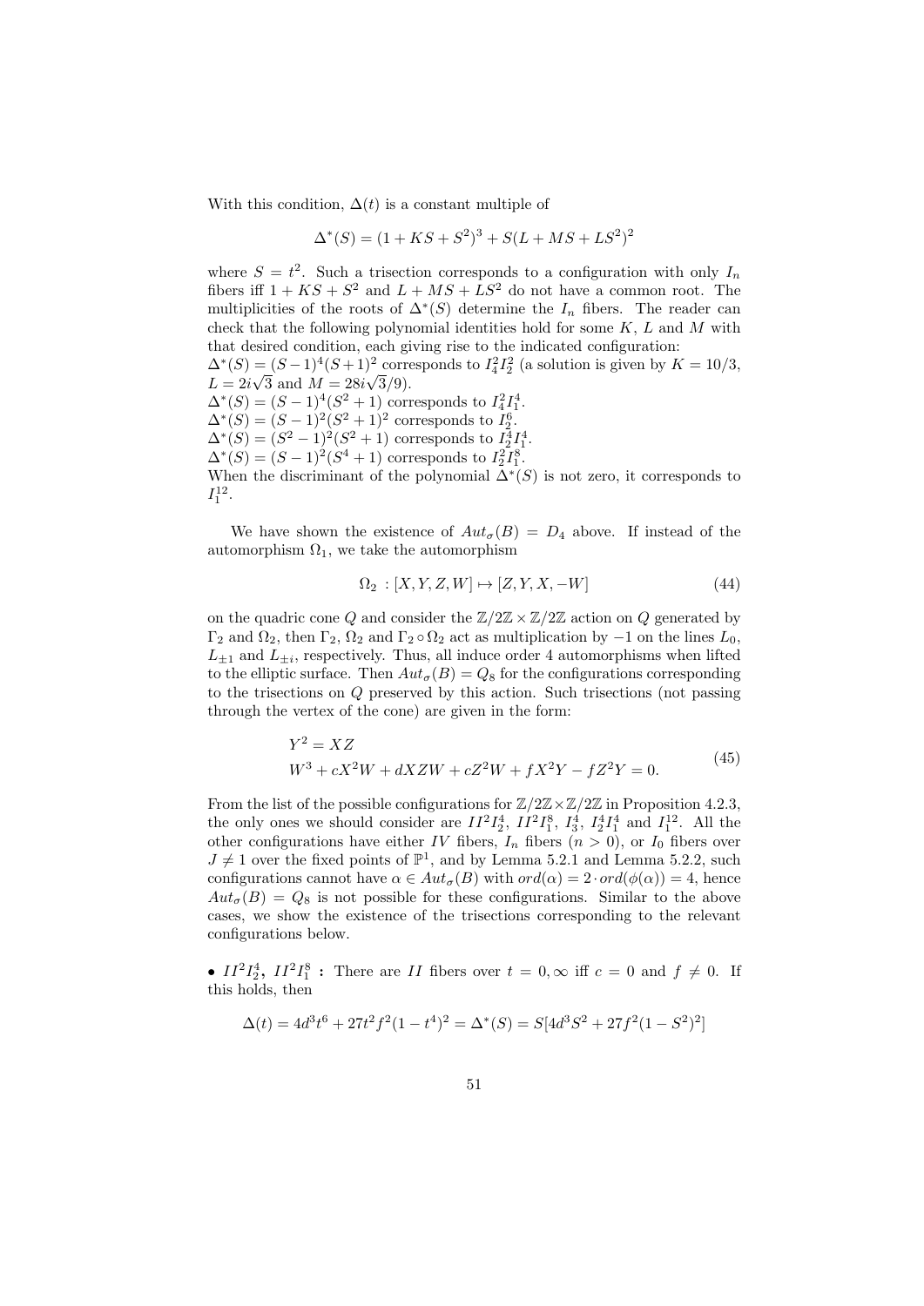With this condition, $\Delta(t)$ is a constant multiple of

$$\Delta^*(S) = (1 + KS + S^2)^3 + S(L + MS + LS^2)^2$$

where $S = t^2$. Such a trisection corresponds to a configuration with only $I_n$ fibers iff $1 + KS + S^2$ and $L + MS + LS^2$ do not have a common root. The multiplicities of the roots of $\Delta^*(S)$ determine the $I_n$ fibers. The reader can check that the following polynomial identities hold for some $K$, $L$ and $M$ with that desired condition, each giving rise to the indicated configuration:
$\Delta^*(S) = (S-1)^4(S+1)^2$ corresponds to $I_4^2 I_2^2$ (a solution is given by $K = 10/3$, $L = 2i\sqrt{3}$ and $M = 28i\sqrt{3}/9$).
$\Delta^*(S) = (S-1)^4(S^2+1)$ corresponds to $I_4^2 I_1^4$.
$\Delta^*(S) = (S-1)^2(S^2+1)^2$ corresponds to $I_2^6$.
$\Delta^*(S) = (S^2-1)^2(S^2+1)$ corresponds to $I_2^4 I_1^4$.
$\Delta^*(S) = (S-1)^2(S^4+1)$ corresponds to $I_2^2 I_1^8$.
When the discriminant of the polynomial $\Delta^*(S)$ is not zero, it corresponds to $I_1^{12}$.

We have shown the existence of $Aut_\sigma(B) = D_4$ above. If instead of the automorphism $\Omega_1$, we take the automorphism

$$\Omega_2 : [X, Y, Z, W] \mapsto [Z, Y, X, -W] \tag{44}$$

on the quadric cone $Q$ and consider the $\mathbb{Z}/2\mathbb{Z} \times \mathbb{Z}/2\mathbb{Z}$ action on $Q$ generated by $\Gamma_2$ and $\Omega_2$, then $\Gamma_2$, $\Omega_2$ and $\Gamma_2 \circ \Omega_2$ act as multiplication by $-1$ on the lines $L_0$, $L_{\pm 1}$ and $L_{\pm i}$, respectively. Thus, all induce order 4 automorphisms when lifted to the elliptic surface. Then $Aut_\sigma(B) = Q_8$ for the configurations corresponding to the trisections on $Q$ preserved by this action. Such trisections (not passing through the vertex of the cone) are given in the form:

$$\begin{aligned} &Y^2 = XZ \\ &W^3 + cX^2W + dXZW + cZ^2W + fX^2Y - fZ^2Y = 0. \end{aligned} \tag{45}$$

From the list of the possible configurations for $\mathbb{Z}/2\mathbb{Z} \times \mathbb{Z}/2\mathbb{Z}$ in Proposition 4.2.3, the only ones we should consider are $II^2 I_2^4$, $II^2 I_1^8$, $I_3^4$, $I_2^4 I_1^4$ and $I_1^{12}$. All the other configurations have either $IV$ fibers, $I_n$ fibers ($n > 0$), or $I_0$ fibers over $J \neq 1$ over the fixed points of $\mathbb{P}^1$, and by Lemma 5.2.1 and Lemma 5.2.2, such configurations cannot have $\alpha \in Aut_\sigma(B)$ with $ord(\alpha) = 2 \cdot ord(\phi(\alpha)) = 4$, hence $Aut_\sigma(B) = Q_8$ is not possible for these configurations. Similar to the above cases, we show the existence of the trisections corresponding to the relevant configurations below.

• **$II^2 I_2^4$, $II^2 I_1^8$ :** There are $II$ fibers over $t = 0, \infty$ iff $c = 0$ and $f \neq 0$. If this holds, then

$$\Delta(t) = 4d^3t^6 + 27t^2 f^2(1 - t^4)^2 = \Delta^*(S) = S[4d^3S^2 + 27f^2(1 - S^2)^2]$$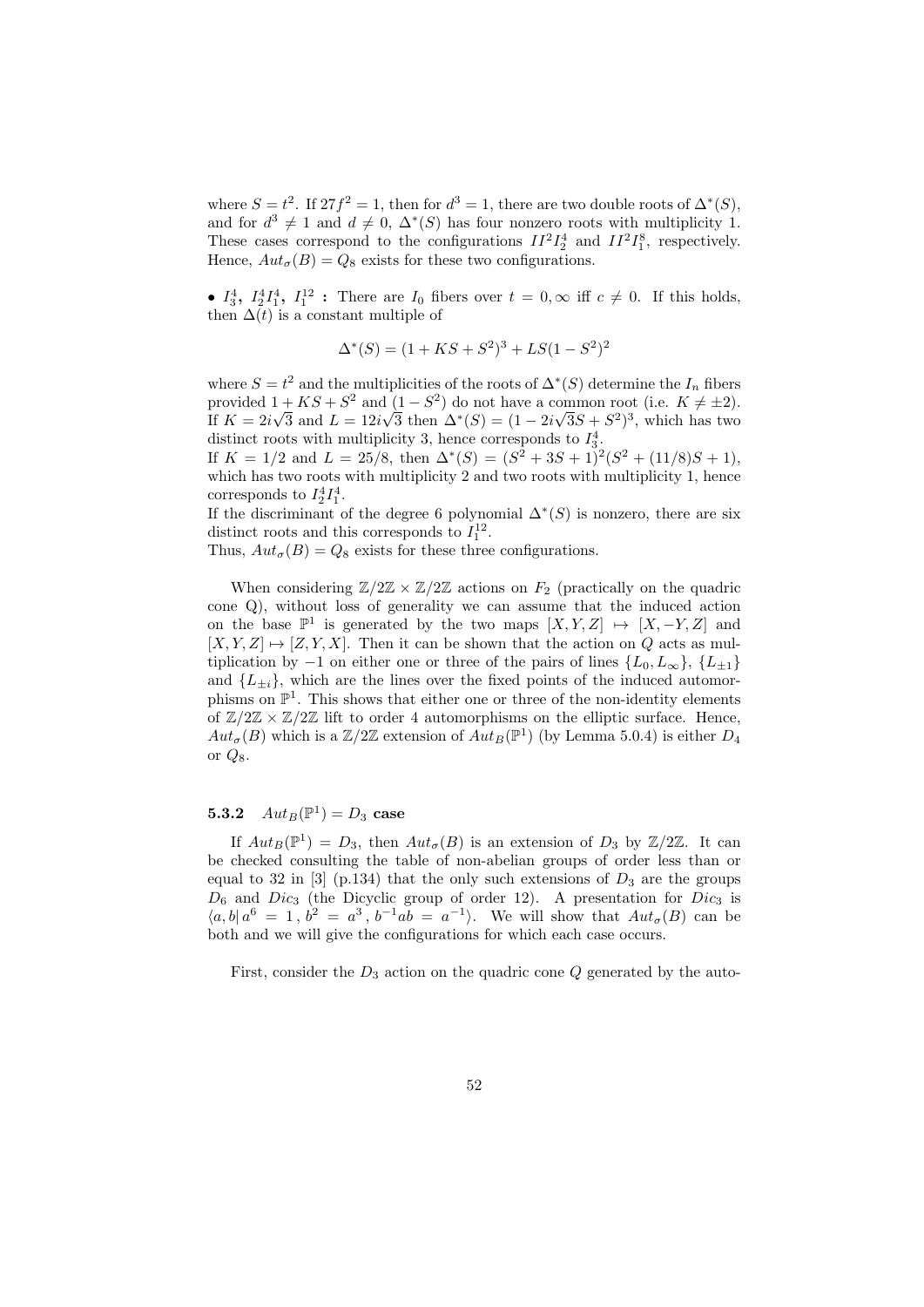where $S = t^2$. If $27f^2 = 1$, then for $d^3 = 1$, there are two double roots of $\Delta^*(S)$, and for $d^3 \neq 1$ and $d \neq 0$, $\Delta^*(S)$ has four nonzero roots with multiplicity 1. These cases correspond to the configurations $II^2I_2^4$ and $II^2I_1^8$, respectively. Hence, $Aut_\sigma(B) = Q_8$ exists for these two configurations.

• **$I_3^4$, $I_2^4I_1^4$, $I_1^{12}$ :** There are $I_0$ fibers over $t = 0, \infty$ iff $c \neq 0$. If this holds, then $\Delta(t)$ is a constant multiple of

$$\Delta^*(S) = (1 + KS + S^2)^3 + LS(1 - S^2)^2$$

where $S = t^2$ and the multiplicities of the roots of $\Delta^*(S)$ determine the $I_n$ fibers provided $1 + KS + S^2$ and $(1 - S^2)$ do not have a common root (i.e. $K \neq \pm 2$). If $K = 2i\sqrt{3}$ and $L = 12i\sqrt{3}$ then $\Delta^*(S) = (1 - 2i\sqrt{3}S + S^2)^3$, which has two distinct roots with multiplicity 3, hence corresponds to $I_3^4$.
If $K = 1/2$ and $L = 25/8$, then $\Delta^*(S) = (S^2 + 3S + 1)^2(S^2 + (11/8)S + 1)$, which has two roots with multiplicity 2 and two roots with multiplicity 1, hence corresponds to $I_2^4I_1^4$.
If the discriminant of the degree 6 polynomial $\Delta^*(S)$ is nonzero, there are six distinct roots and this corresponds to $I_1^{12}$.
Thus, $Aut_\sigma(B) = Q_8$ exists for these three configurations.

When considering $\mathbb{Z}/2\mathbb{Z} \times \mathbb{Z}/2\mathbb{Z}$ actions on $F_2$ (practically on the quadric cone Q), without loss of generality we can assume that the induced action on the base $\mathbb{P}^1$ is generated by the two maps $[X, Y, Z] \mapsto [X, -Y, Z]$ and $[X, Y, Z] \mapsto [Z, Y, X]$. Then it can be shown that the action on $Q$ acts as multiplication by $-1$ on either one or three of the pairs of lines $\{L_0, L_\infty\}$, $\{L_{\pm 1}\}$ and $\{L_{\pm i}\}$, which are the lines over the fixed points of the induced automorphisms on $\mathbb{P}^1$. This shows that either one or three of the non-identity elements of $\mathbb{Z}/2\mathbb{Z} \times \mathbb{Z}/2\mathbb{Z}$ lift to order 4 automorphisms on the elliptic surface. Hence, $Aut_\sigma(B)$ which is a $\mathbb{Z}/2\mathbb{Z}$ extension of $Aut_B(\mathbb{P}^1)$ (by Lemma 5.0.4) is either $D_4$ or $Q_8$.

### 5.3.2 $Aut_B(\mathbb{P}^1) = D_3$ case

If $Aut_B(\mathbb{P}^1) = D_3$, then $Aut_\sigma(B)$ is an extension of $D_3$ by $\mathbb{Z}/2\mathbb{Z}$. It can be checked consulting the table of non-abelian groups of order less than or equal to 32 in [3] (p.134) that the only such extensions of $D_3$ are the groups $D_6$ and $Dic_3$ (the Dicyclic group of order 12). A presentation for $Dic_3$ is $\langle a, b | \, a^6 = 1 \, , b^2 = a^3 \, , b^{-1}ab = a^{-1} \rangle$. We will show that $Aut_\sigma(B)$ can be both and we will give the configurations for which each case occurs.

First, consider the $D_3$ action on the quadric cone $Q$ generated by the auto-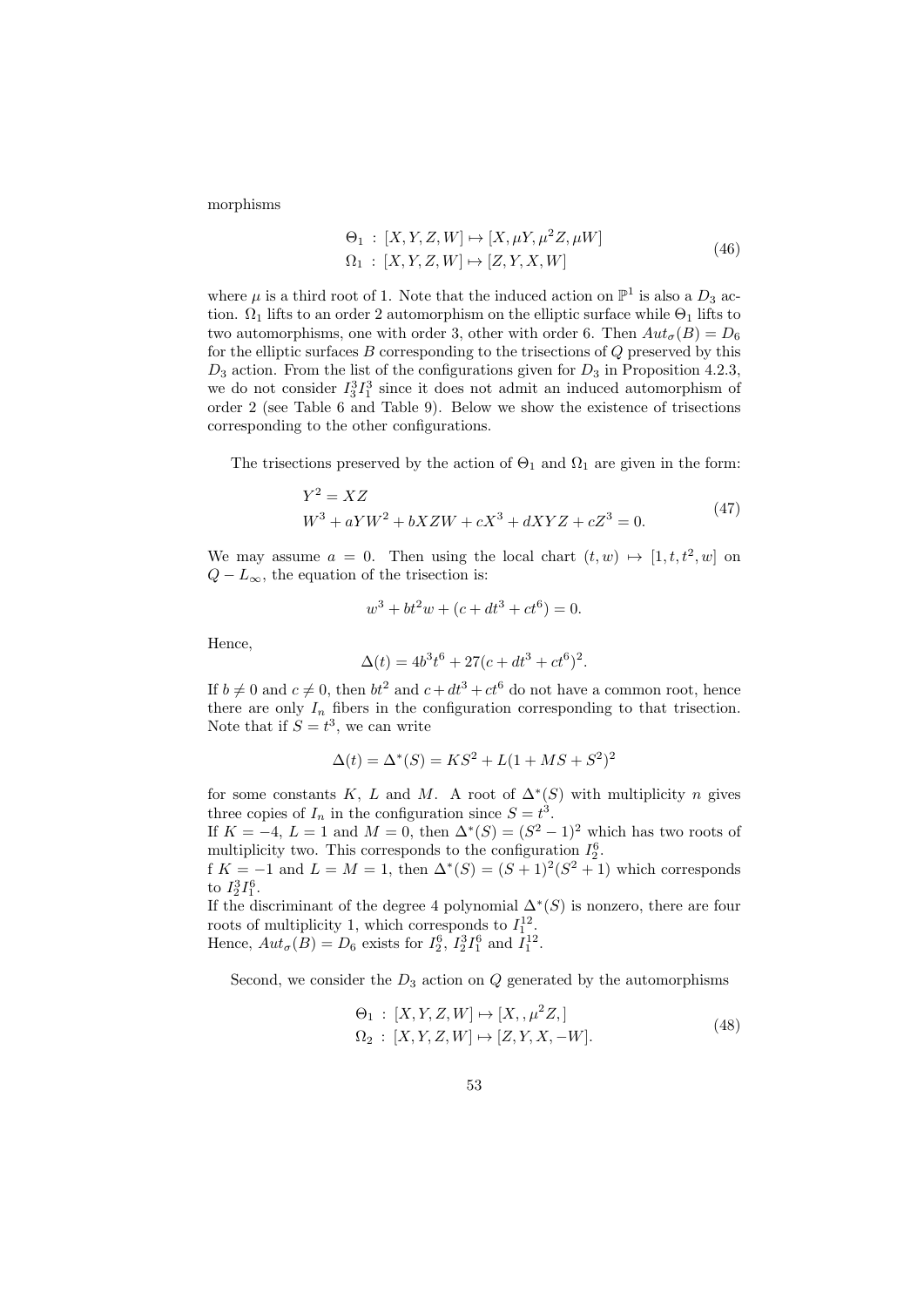morphisms

$$\begin{aligned} \Theta_1 &: [X,Y,Z,W] \mapsto [X, \mu Y, \mu^2 Z, \mu W] \\ \Omega_1 &: [X,Y,Z,W] \mapsto [Z,Y,X,W] \end{aligned} \tag{46}$$

where $\mu$ is a third root of 1. Note that the induced action on $\mathbb{P}^1$ is also a $D_3$ action. $\Omega_1$ lifts to an order 2 automorphism on the elliptic surface while $\Theta_1$ lifts to two automorphisms, one with order 3, other with order 6. Then $Aut_\sigma(B) = D_6$ for the elliptic surfaces $B$ corresponding to the trisections of $Q$ preserved by this $D_3$ action. From the list of the configurations given for $D_3$ in Proposition 4.2.3, we do not consider $I_3^3 I_1^3$ since it does not admit an induced automorphism of order 2 (see Table 6 and Table 9). Below we show the existence of trisections corresponding to the other configurations.

The trisections preserved by the action of $\Theta_1$ and $\Omega_1$ are given in the form:

$$\begin{aligned} &Y^2 = XZ \\ &W^3 + aYW^2 + bXZW + cX^3 + dXYZ + cZ^3 = 0. \end{aligned} \tag{47}$$

We may assume $a = 0$. Then using the local chart $(t, w) \mapsto [1, t, t^2, w]$ on $Q - L_\infty$, the equation of the trisection is:

$$w^3 + bt^2 w + (c + dt^3 + ct^6) = 0.$$

Hence,

$$\Delta(t) = 4b^3 t^6 + 27(c + dt^3 + ct^6)^2.$$

If $b \neq 0$ and $c \neq 0$, then $bt^2$ and $c + dt^3 + ct^6$ do not have a common root, hence there are only $I_n$ fibers in the configuration corresponding to that trisection. Note that if $S = t^3$, we can write

$$\Delta(t) = \Delta^*(S) = KS^2 + L(1 + MS + S^2)^2$$

for some constants $K$, $L$ and $M$. A root of $\Delta^*(S)$ with multiplicity $n$ gives three copies of $I_n$ in the configuration since $S = t^3$.
If $K = -4$, $L = 1$ and $M = 0$, then $\Delta^*(S) = (S^2 - 1)^2$ which has two roots of multiplicity two. This corresponds to the configuration $I_2^6$.
f $K = -1$ and $L = M = 1$, then $\Delta^*(S) = (S + 1)^2(S^2 + 1)$ which corresponds to $I_2^3 I_1^6$.
If the discriminant of the degree 4 polynomial $\Delta^*(S)$ is nonzero, there are four roots of multiplicity 1, which corresponds to $I_1^{12}$.
Hence, $Aut_\sigma(B) = D_6$ exists for $I_2^6$, $I_2^3 I_1^6$ and $I_1^{12}$.

Second, we consider the $D_3$ action on $Q$ generated by the automorphisms

$$\begin{aligned} \Theta_1 &: [X,Y,Z,W] \mapsto [X, , \mu^2 Z, ] \\ \Omega_2 &: [X,Y,Z,W] \mapsto [Z,Y,X,-W]. \end{aligned} \tag{48}$$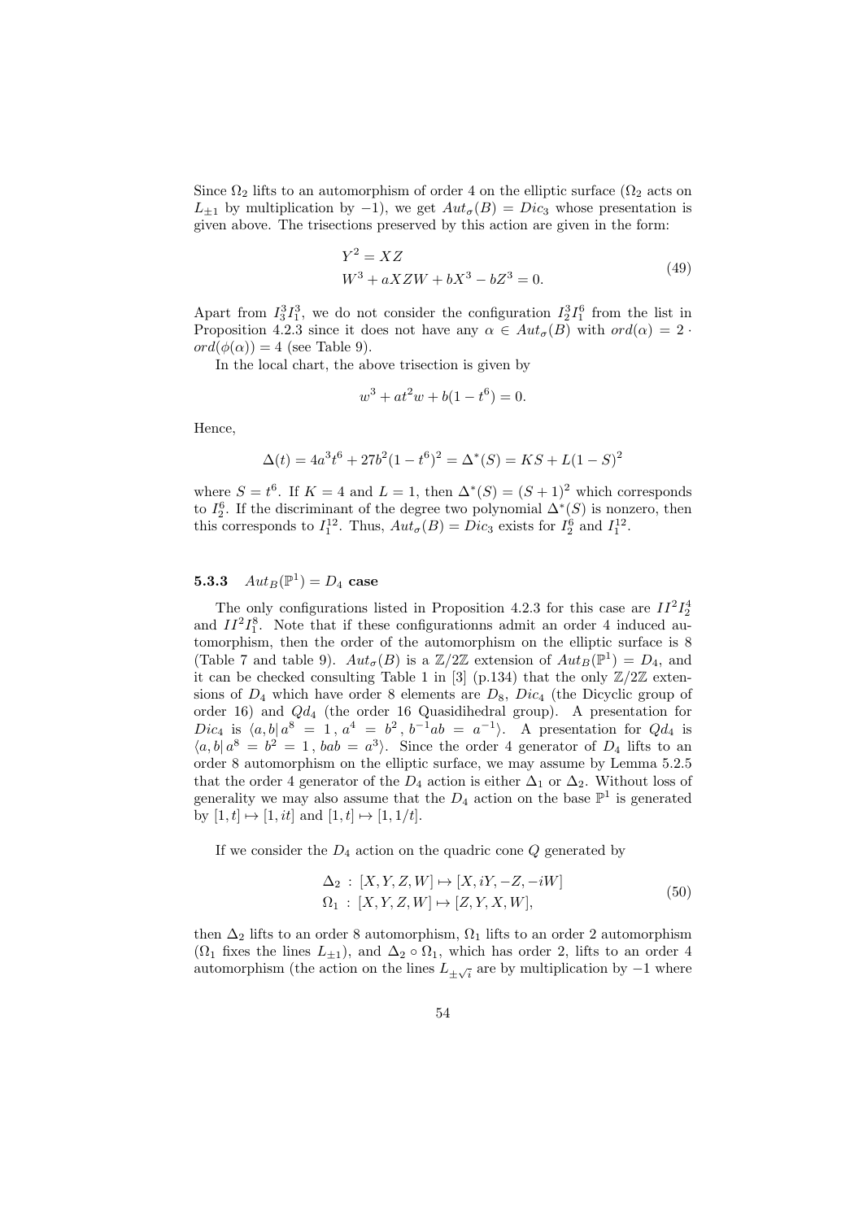Since $\Omega_2$ lifts to an automorphism of order 4 on the elliptic surface ($\Omega_2$ acts on $L_{\pm 1}$ by multiplication by $-1$), we get $Aut_\sigma(B) = Dic_3$ whose presentation is given above. The trisections preserved by this action are given in the form:

$$
\begin{aligned}
&Y^2 = XZ \\
&W^3 + aXZW + bX^3 - bZ^3 = 0.
\end{aligned}
\tag{49}
$$

Apart from $I_3^3 I_1^3$, we do not consider the configuration $I_2^3 I_1^6$ from the list in Proposition 4.2.3 since it does not have any $\alpha \in Aut_\sigma(B)$ with $ord(\alpha) = 2 \cdot ord(\phi(\alpha)) = 4$ (see Table 9).

In the local chart, the above trisection is given by

$$
w^3 + at^2 w + b(1 - t^6) = 0.
$$

Hence,

$$
\Delta(t) = 4a^3 t^6 + 27b^2(1 - t^6)^2 = \Delta^*(S) = KS + L(1 - S)^2
$$

where $S = t^6$. If $K = 4$ and $L = 1$, then $\Delta^*(S) = (S + 1)^2$ which corresponds to $I_2^6$. If the discriminant of the degree two polynomial $\Delta^*(S)$ is nonzero, then this corresponds to $I_1^{12}$. Thus, $Aut_\sigma(B) = Dic_3$ exists for $I_2^6$ and $I_1^{12}$.

### 5.3.3 $Aut_B(\mathbb{P}^1) = D_4$ case

The only configurations listed in Proposition 4.2.3 for this case are $II^2 I_2^4$ and $II^2 I_1^8$. Note that if these configurationns admit an order 4 induced automorphism, then the order of the automorphism on the elliptic surface is 8 (Table 7 and table 9). $Aut_\sigma(B)$ is a $\mathbb{Z}/2\mathbb{Z}$ extension of $Aut_B(\mathbb{P}^1) = D_4$, and it can be checked consulting Table 1 in [3] (p.134) that the only $\mathbb{Z}/2\mathbb{Z}$ extensions of $D_4$ which have order 8 elements are $D_8$, $Dic_4$ (the Dicyclic group of order 16) and $Qd_4$ (the order 16 Quasidihedral group). A presentation for $Dic_4$ is $\langle a, b |\, a^8 = 1\,,\, a^4 = b^2\,,\, b^{-1}ab = a^{-1}\rangle$. A presentation for $Qd_4$ is $\langle a, b |\, a^8 = b^2 = 1\,,\, bab = a^3\rangle$. Since the order 4 generator of $D_4$ lifts to an order 8 automorphism on the elliptic surface, we may assume by Lemma 5.2.5 that the order 4 generator of the $D_4$ action is either $\Delta_1$ or $\Delta_2$. Without loss of generality we may also assume that the $D_4$ action on the base $\mathbb{P}^1$ is generated by $[1, t] \mapsto [1, it]$ and $[1, t] \mapsto [1, 1/t]$.

If we consider the $D_4$ action on the quadric cone $Q$ generated by

$$
\begin{aligned}
\Delta_2 &: [X, Y, Z, W] \mapsto [X, iY, -Z, -iW] \\
\Omega_1 &: [X, Y, Z, W] \mapsto [Z, Y, X, W],
\end{aligned}
\tag{50}
$$

then $\Delta_2$ lifts to an order 8 automorphism, $\Omega_1$ lifts to an order 2 automorphism ($\Omega_1$ fixes the lines $L_{\pm 1}$), and $\Delta_2 \circ \Omega_1$, which has order 2, lifts to an order 4 automorphism (the action on the lines $L_{\pm\sqrt{i}}$ are by multiplication by $-1$ where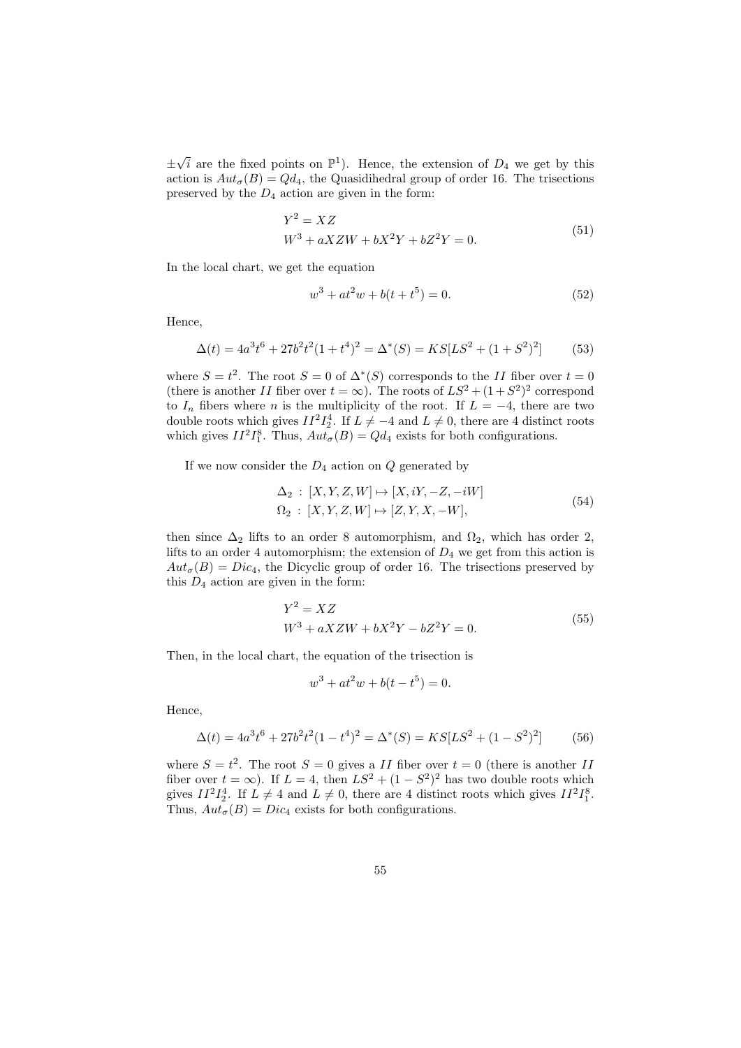$\pm\sqrt{i}$ are the fixed points on $\mathbb{P}^1$). Hence, the extension of $D_4$ we get by this action is $Aut_\sigma(B) = Qd_4$, the Quasidihedral group of order 16. The trisections preserved by the $D_4$ action are given in the form:

$$
\begin{aligned}
&Y^2 = XZ \\
&W^3 + aXZW + bX^2Y + bZ^2Y = 0.
\end{aligned}
\tag{51}
$$

In the local chart, we get the equation

$$
w^3 + at^2w + b(t + t^5) = 0. \tag{52}
$$

Hence,

$$
\Delta(t) = 4a^3t^6 + 27b^2t^2(1 + t^4)^2 = \Delta^*(S) = KS[LS^2 + (1 + S^2)^2] \tag{53}
$$

where $S = t^2$. The root $S = 0$ of $\Delta^*(S)$ corresponds to the $II$ fiber over $t = 0$ (there is another $II$ fiber over $t = \infty$). The roots of $LS^2 + (1 + S^2)^2$ correspond to $I_n$ fibers where $n$ is the multiplicity of the root. If $L = -4$, there are two double roots which gives $II^2I_2^4$. If $L \neq -4$ and $L \neq 0$, there are 4 distinct roots which gives $II^2I_1^8$. Thus, $Aut_\sigma(B) = Qd_4$ exists for both configurations.

If we now consider the $D_4$ action on $Q$ generated by

$$
\begin{aligned}
\Delta_2 &: [X, Y, Z, W] \mapsto [X, iY, -Z, -iW] \\
\Omega_2 &: [X, Y, Z, W] \mapsto [Z, Y, X, -W],
\end{aligned}
\tag{54}
$$

then since $\Delta_2$ lifts to an order 8 automorphism, and $\Omega_2$, which has order 2, lifts to an order 4 automorphism; the extension of $D_4$ we get from this action is $Aut_\sigma(B) = Dic_4$, the Dicyclic group of order 16. The trisections preserved by this $D_4$ action are given in the form:

$$
\begin{aligned}
&Y^2 = XZ \\
&W^3 + aXZW + bX^2Y - bZ^2Y = 0.
\end{aligned}
\tag{55}
$$

Then, in the local chart, the equation of the trisection is

$$
w^3 + at^2w + b(t - t^5) = 0.
$$

Hence,

$$
\Delta(t) = 4a^3t^6 + 27b^2t^2(1 - t^4)^2 = \Delta^*(S) = KS[LS^2 + (1 - S^2)^2] \tag{56}
$$

where $S = t^2$. The root $S = 0$ gives a $II$ fiber over $t = 0$ (there is another $II$ fiber over $t = \infty$). If $L = 4$, then $LS^2 + (1 - S^2)^2$ has two double roots which gives $II^2I_2^4$. If $L \neq 4$ and $L \neq 0$, there are 4 distinct roots which gives $II^2I_1^8$. Thus, $Aut_\sigma(B) = Dic_4$ exists for both configurations.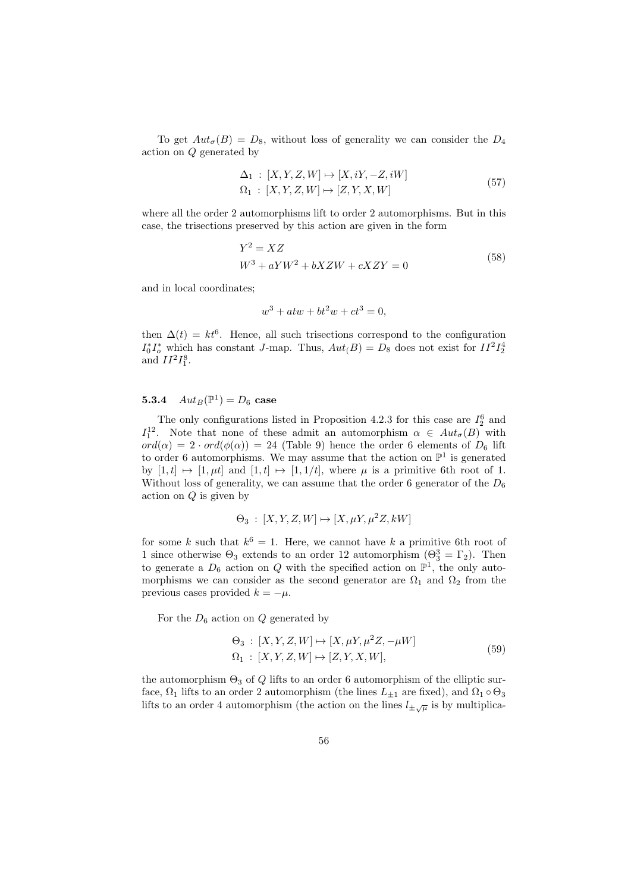To get $Aut_\sigma(B) = D_8$, without loss of generality we can consider the $D_4$ action on $Q$ generated by

$$
\begin{aligned}
\Delta_1 &: [X, Y, Z, W] \mapsto [X, iY, -Z, iW] \\
\Omega_1 &: [X, Y, Z, W] \mapsto [Z, Y, X, W]
\end{aligned}
\tag{57}
$$

where all the order 2 automorphisms lift to order 2 automorphisms. But in this case, the trisections preserved by this action are given in the form

$$
\begin{aligned}
&Y^2 = XZ \\
&W^3 + aYW^2 + bXZW + cXZY = 0
\end{aligned}
\tag{58}
$$

and in local coordinates;

$$w^3 + atw + bt^2w + ct^3 = 0,$$

then $\Delta(t) = kt^6$. Hence, all such trisections correspond to the configuration $I_0^* I_o^*$ which has constant $J$-map. Thus, $Aut_(B) = D_8$ does not exist for $II^2 I_2^4$ and $II^2 I_1^8$.

#### 5.3.4 $Aut_B(\mathbb{P}^1) = D_6$ case

The only configurations listed in Proposition 4.2.3 for this case are $I_2^6$ and $I_1^{12}$. Note that none of these admit an automorphism $\alpha \in Aut_\sigma(B)$ with $ord(\alpha) = 2 \cdot ord(\phi(\alpha)) = 24$ (Table 9) hence the order 6 elements of $D_6$ lift to order 6 automorphisms. We may assume that the action on $\mathbb{P}^1$ is generated by $[1, t] \mapsto [1, \mu t]$ and $[1, t] \mapsto [1, 1/t]$, where $\mu$ is a primitive 6th root of 1. Without loss of generality, we can assume that the order 6 generator of the $D_6$ action on $Q$ is given by

$$\Theta_3 : [X, Y, Z, W] \mapsto [X, \mu Y, \mu^2 Z, kW]$$

for some $k$ such that $k^6 = 1$. Here, we cannot have $k$ a primitive 6th root of 1 since otherwise $\Theta_3$ extends to an order 12 automorphism ($\Theta_3^3 = \Gamma_2$). Then to generate a $D_6$ action on $Q$ with the specified action on $\mathbb{P}^1$, the only automorphisms we can consider as the second generator are $\Omega_1$ and $\Omega_2$ from the previous cases provided $k = -\mu$.

For the $D_6$ action on $Q$ generated by

$$
\begin{aligned}
\Theta_3 &: [X, Y, Z, W] \mapsto [X, \mu Y, \mu^2 Z, -\mu W] \\
\Omega_1 &: [X, Y, Z, W] \mapsto [Z, Y, X, W],
\end{aligned}
\tag{59}
$$

the automorphism $\Theta_3$ of $Q$ lifts to an order 6 automorphism of the elliptic surface, $\Omega_1$ lifts to an order 2 automorphism (the lines $L_{\pm 1}$ are fixed), and $\Omega_1 \circ \Theta_3$ lifts to an order 4 automorphism (the action on the lines $l_{\pm\sqrt{\mu}}$ is by multiplica-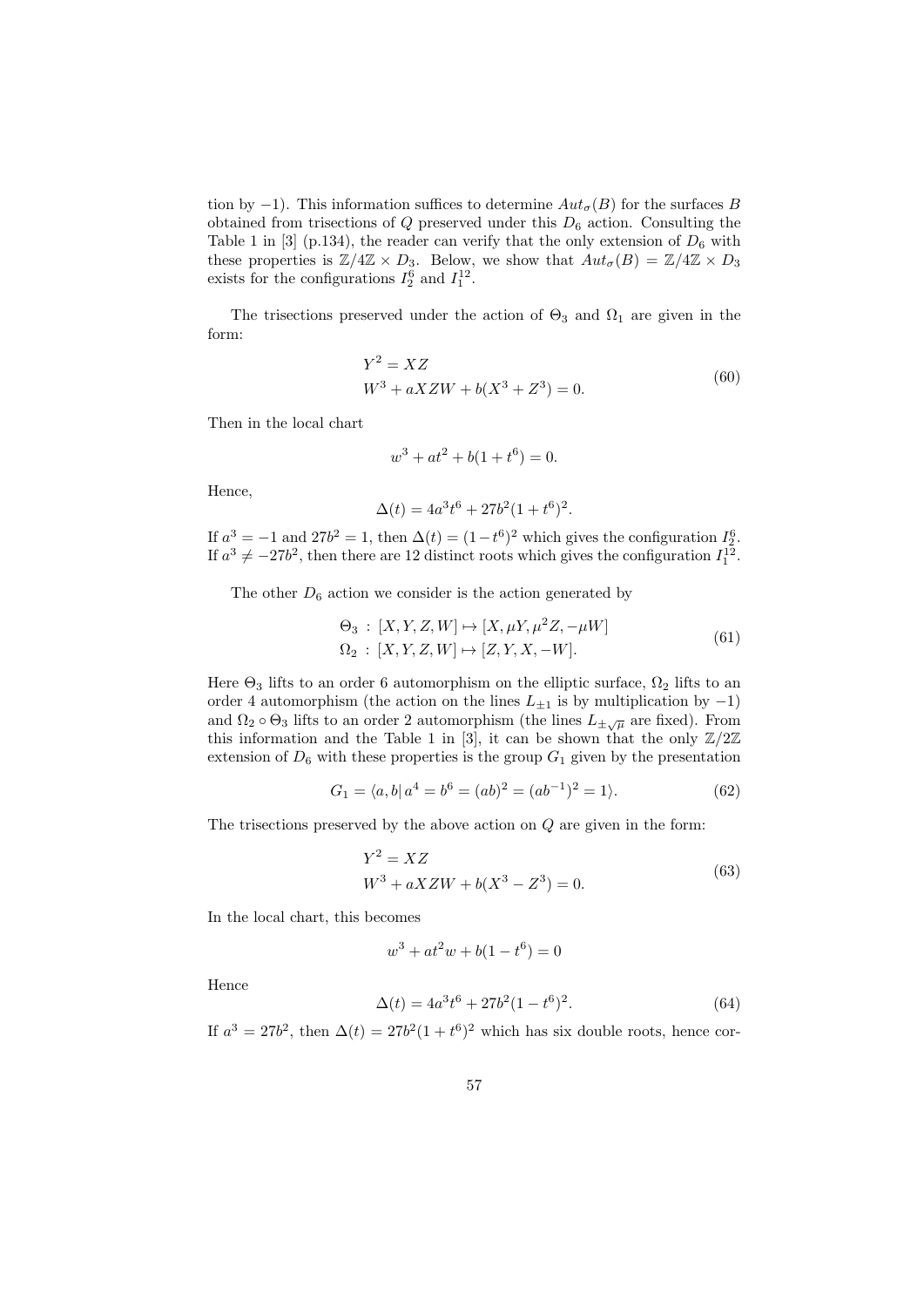tion by $-1$). This information suffices to determine $Aut_\sigma(B)$ for the surfaces $B$ obtained from trisections of $Q$ preserved under this $D_6$ action. Consulting the Table 1 in [3] (p.134), the reader can verify that the only extension of $D_6$ with these properties is $\mathbb{Z}/4\mathbb{Z} \times D_3$. Below, we show that $Aut_\sigma(B) = \mathbb{Z}/4\mathbb{Z} \times D_3$ exists for the configurations $I_2^6$ and $I_1^{12}$.

The trisections preserved under the action of $\Theta_3$ and $\Omega_1$ are given in the form:

$$
\begin{aligned}
&Y^2 = XZ \\
&W^3 + aXZW + b(X^3 + Z^3) = 0.
\end{aligned}
\tag{60}
$$

Then in the local chart

$$
w^3 + at^2 + b(1 + t^6) = 0.
$$

Hence,

$$
\Delta(t) = 4a^3t^6 + 27b^2(1 + t^6)^2.
$$

If $a^3 = -1$ and $27b^2 = 1$, then $\Delta(t) = (1 - t^6)^2$ which gives the configuration $I_2^6$. If $a^3 \neq -27b^2$, then there are 12 distinct roots which gives the configuration $I_1^{12}$.

The other $D_6$ action we consider is the action generated by

$$
\begin{aligned}
&\Theta_3 \,:\, [X, Y, Z, W] \mapsto [X, \mu Y, \mu^2 Z, -\mu W] \\
&\Omega_2 \,:\, [X, Y, Z, W] \mapsto [Z, Y, X, -W].
\end{aligned}
\tag{61}
$$

Here $\Theta_3$ lifts to an order 6 automorphism on the elliptic surface, $\Omega_2$ lifts to an order 4 automorphism (the action on the lines $L_{\pm 1}$ is by multiplication by $-1$) and $\Omega_2 \circ \Theta_3$ lifts to an order 2 automorphism (the lines $L_{\pm\sqrt{\mu}}$ are fixed). From this information and the Table 1 in [3], it can be shown that the only $\mathbb{Z}/2\mathbb{Z}$ extension of $D_6$ with these properties is the group $G_1$ given by the presentation

$$
G_1 = \langle a, b |\, a^4 = b^6 = (ab)^2 = (ab^{-1})^2 = 1 \rangle.
\tag{62}
$$

The trisections preserved by the above action on $Q$ are given in the form:

$$
\begin{aligned}
&Y^2 = XZ \\
&W^3 + aXZW + b(X^3 - Z^3) = 0.
\end{aligned}
\tag{63}
$$

In the local chart, this becomes

$$
w^3 + at^2w + b(1 - t^6) = 0
$$

Hence

$$
\Delta(t) = 4a^3t^6 + 27b^2(1 - t^6)^2.
\tag{64}
$$

If $a^3 = 27b^2$, then $\Delta(t) = 27b^2(1 + t^6)^2$ which has six double roots, hence cor-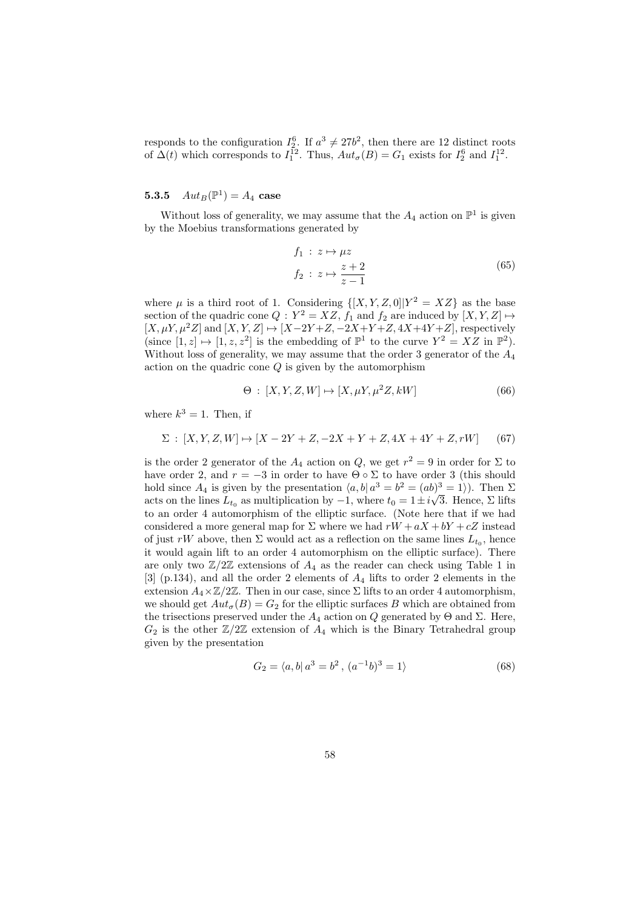responds to the configuration $I_2^6$. If $a^3 \neq 27b^2$, then there are 12 distinct roots of $\Delta(t)$ which corresponds to $I_1^{12}$. Thus, $Aut_\sigma(B) = G_1$ exists for $I_2^6$ and $I_1^{12}$.

### 5.3.5 $Aut_B(\mathbb{P}^1) = A_4$ case

Without loss of generality, we may assume that the $A_4$ action on $\mathbb{P}^1$ is given by the Moebius transformations generated by

$$
\begin{aligned}
f_1 &: z \mapsto \mu z \\
f_2 &: z \mapsto \frac{z+2}{z-1}
\end{aligned}
\tag{65}
$$

where $\mu$ is a third root of 1. Considering $\{[X,Y,Z,0] | Y^2 = XZ\}$ as the base section of the quadric cone $Q : Y^2 = XZ$, $f_1$ and $f_2$ are induced by $[X,Y,Z] \mapsto [X, \mu Y, \mu^2 Z]$ and $[X,Y,Z] \mapsto [X-2Y+Z, -2X+Y+Z, 4X+4Y+Z]$, respectively (since $[1,z] \mapsto [1,z,z^2]$ is the embedding of $\mathbb{P}^1$ to the curve $Y^2 = XZ$ in $\mathbb{P}^2$). Without loss of generality, we may assume that the order 3 generator of the $A_4$ action on the quadric cone $Q$ is given by the automorphism

$$
\Theta : [X,Y,Z,W] \mapsto [X, \mu Y, \mu^2 Z, kW] \tag{66}
$$

where $k^3 = 1$. Then, if

$$
\Sigma : [X,Y,Z,W] \mapsto [X-2Y+Z, -2X+Y+Z, 4X+4Y+Z, rW] \tag{67}
$$

is the order 2 generator of the $A_4$ action on $Q$, we get $r^2 = 9$ in order for $\Sigma$ to have order 2, and $r = -3$ in order to have $\Theta \circ \Sigma$ to have order 3 (this should hold since $A_4$ is given by the presentation $\langle a, b | \, a^3 = b^2 = (ab)^3 = 1 \rangle$). Then $\Sigma$ acts on the lines $L_{t_0}$ as multiplication by $-1$, where $t_0 = 1 \pm i\sqrt{3}$. Hence, $\Sigma$ lifts to an order 4 automorphism of the elliptic surface. (Note here that if we had considered a more general map for $\Sigma$ where we had $rW + aX + bY + cZ$ instead of just $rW$ above, then $\Sigma$ would act as a reflection on the same lines $L_{t_0}$, hence it would again lift to an order 4 automorphism on the elliptic surface). There are only two $\mathbb{Z}/2\mathbb{Z}$ extensions of $A_4$ as the reader can check using Table 1 in [3] (p.134), and all the order 2 elements of $A_4$ lifts to order 2 elements in the extension $A_4 \times \mathbb{Z}/2\mathbb{Z}$. Then in our case, since $\Sigma$ lifts to an order 4 automorphism, we should get $Aut_\sigma(B) = G_2$ for the elliptic surfaces $B$ which are obtained from the trisections preserved under the $A_4$ action on $Q$ generated by $\Theta$ and $\Sigma$. Here, $G_2$ is the other $\mathbb{Z}/2\mathbb{Z}$ extension of $A_4$ which is the Binary Tetrahedral group given by the presentation

$$
G_2 = \langle a, b | \, a^3 = b^2 \, , \, (a^{-1}b)^3 = 1 \rangle \tag{68}
$$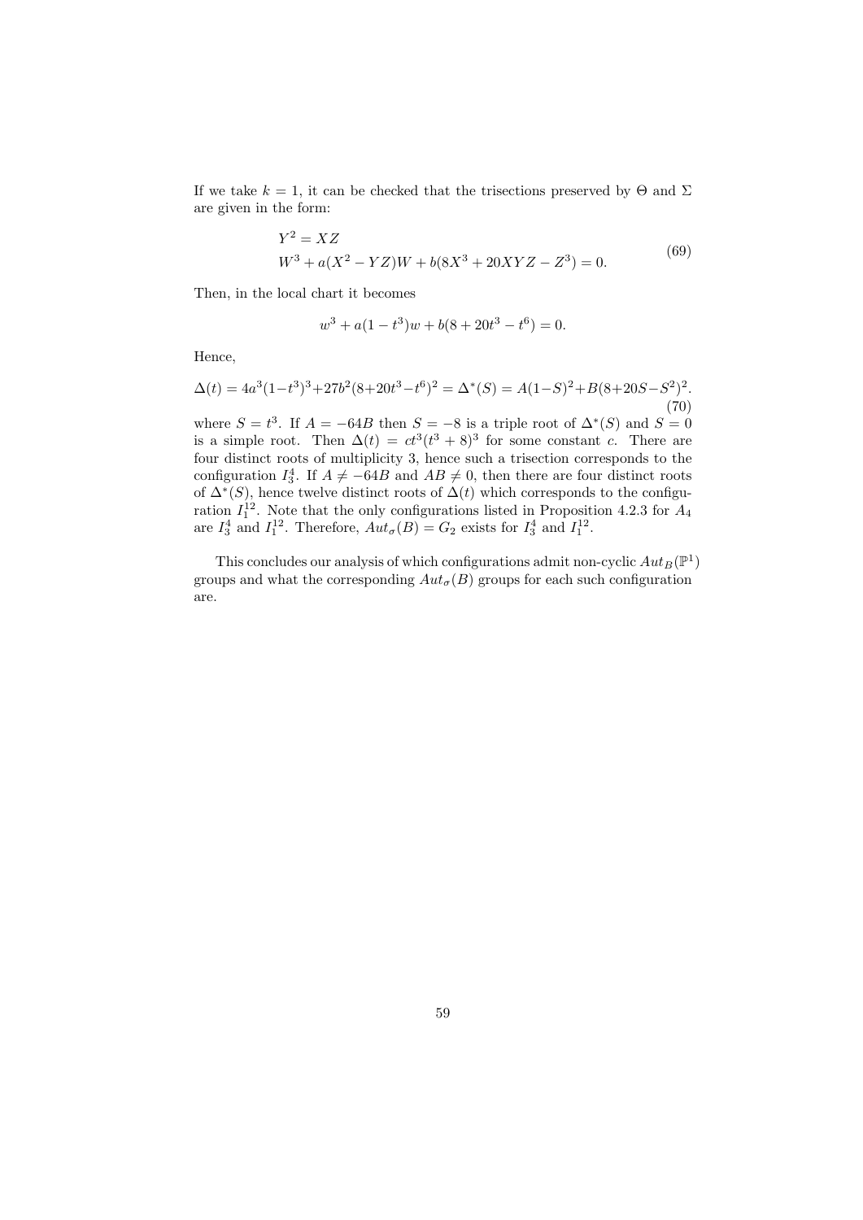If we take $k = 1$, it can be checked that the trisections preserved by $\Theta$ and $\Sigma$ are given in the form:

$$
\begin{aligned}
&Y^2 = XZ \\
&W^3 + a(X^2 - YZ)W + b(8X^3 + 20XYZ - Z^3) = 0.
\end{aligned}
\tag{69}
$$

Then, in the local chart it becomes

$$
w^3 + a(1 - t^3)w + b(8 + 20t^3 - t^6) = 0.
$$

Hence,

$$
\Delta(t) = 4a^3(1-t^3)^3 + 27b^2(8+20t^3-t^6)^2 = \Delta^*(S) = A(1-S)^2 + B(8+20S-S^2)^2.
\tag{70}
$$

where $S = t^3$. If $A = -64B$ then $S = -8$ is a triple root of $\Delta^*(S)$ and $S = 0$ is a simple root. Then $\Delta(t) = ct^3(t^3 + 8)^3$ for some constant $c$. There are four distinct roots of multiplicity 3, hence such a trisection corresponds to the configuration $I_3^4$. If $A \neq -64B$ and $AB \neq 0$, then there are four distinct roots of $\Delta^*(S)$, hence twelve distinct roots of $\Delta(t)$ which corresponds to the configuration $I_1^{12}$. Note that the only configurations listed in Proposition 4.2.3 for $A_4$ are $I_3^4$ and $I_1^{12}$. Therefore, $Aut_\sigma(B) = G_2$ exists for $I_3^4$ and $I_1^{12}$.

This concludes our analysis of which configurations admit non-cyclic $Aut_B(\mathbb{P}^1)$ groups and what the corresponding $Aut_\sigma(B)$ groups for each such configuration are.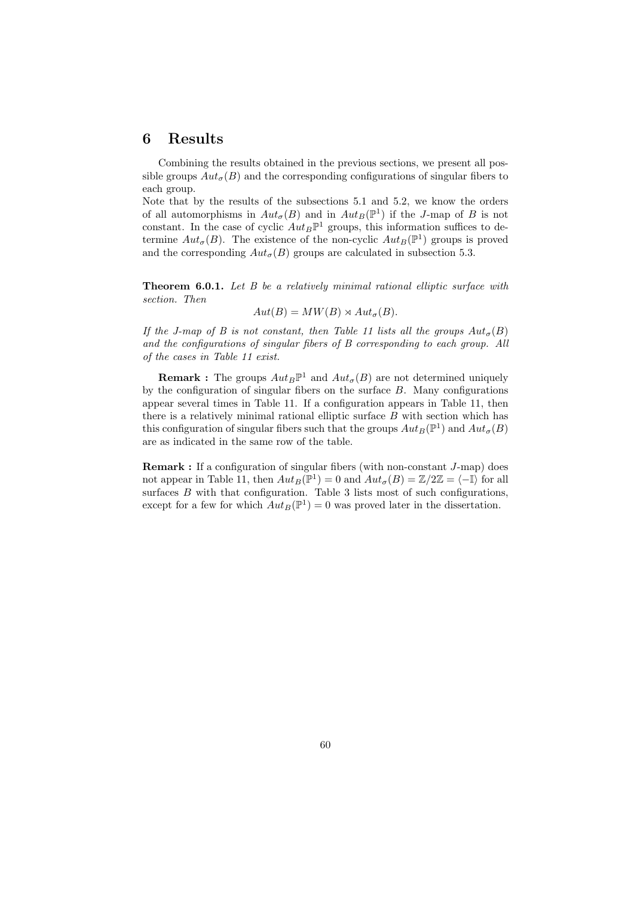# 6 Results

Combining the results obtained in the previous sections, we present all possible groups $Aut_\sigma(B)$ and the corresponding configurations of singular fibers to each group.
Note that by the results of the subsections 5.1 and 5.2, we know the orders of all automorphisms in $Aut_\sigma(B)$ and in $Aut_B(\mathbb{P}^1)$ if the $J$-map of $B$ is not constant. In the case of cyclic $Aut_B\mathbb{P}^1$ groups, this information suffices to determine $Aut_\sigma(B)$. The existence of the non-cyclic $Aut_B(\mathbb{P}^1)$ groups is proved and the corresponding $Aut_\sigma(B)$ groups are calculated in subsection 5.3.

**Theorem 6.0.1.** *Let $B$ be a relatively minimal rational elliptic surface with section. Then*

$$Aut(B) = MW(B) \rtimes Aut_\sigma(B).$$

*If the J-map of $B$ is not constant, then Table 11 lists all the groups $Aut_\sigma(B)$ and the configurations of singular fibers of $B$ corresponding to each group. All of the cases in Table 11 exist.*

**Remark :** The groups $Aut_B\mathbb{P}^1$ and $Aut_\sigma(B)$ are not determined uniquely by the configuration of singular fibers on the surface $B$. Many configurations appear several times in Table 11. If a configuration appears in Table 11, then there is a relatively minimal rational elliptic surface $B$ with section which has this configuration of singular fibers such that the groups $Aut_B(\mathbb{P}^1)$ and $Aut_\sigma(B)$ are as indicated in the same row of the table.

**Remark :** If a configuration of singular fibers (with non-constant $J$-map) does not appear in Table 11, then $Aut_B(\mathbb{P}^1) = 0$ and $Aut_\sigma(B) = \mathbb{Z}/2\mathbb{Z} = \langle -\mathbb{I} \rangle$ for all surfaces $B$ with that configuration. Table 3 lists most of such configurations, except for a few for which $Aut_B(\mathbb{P}^1) = 0$ was proved later in the dissertation.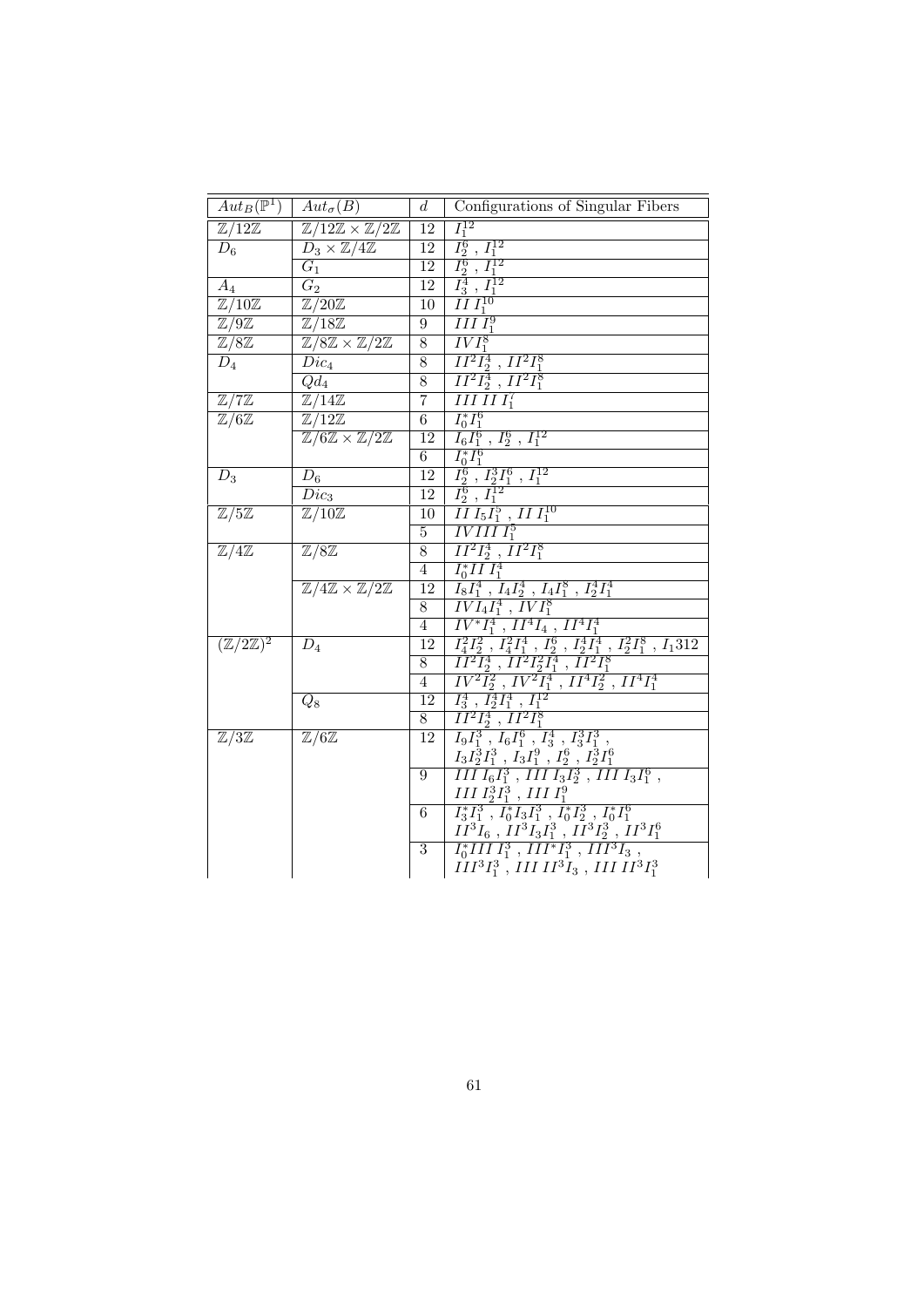| $Aut_B(\mathbb{P}^1)$ | $Aut_\sigma(B)$ | $d$ | Configurations of Singular Fibers |
|---|---|---|---|
| $\mathbb{Z}/12\mathbb{Z}$ | $\mathbb{Z}/12\mathbb{Z} \times \mathbb{Z}/2\mathbb{Z}$ | 12 | $I_1^{12}$ |
| $D_6$ | $D_3 \times \mathbb{Z}/4\mathbb{Z}$ | 12 | $I_2^6$ , $I_1^{12}$ |
| | $G_1$ | 12 | $I_2^6$ , $I_1^{12}$ |
| $A_4$ | $G_2$ | 12 | $I_3^4$ , $I_1^{12}$ |
| $\mathbb{Z}/10\mathbb{Z}$ | $\mathbb{Z}/20\mathbb{Z}$ | 10 | $II\, I_1^{10}$ |
| $\mathbb{Z}/9\mathbb{Z}$ | $\mathbb{Z}/18\mathbb{Z}$ | 9 | $III\, I_1^9$ |
| $\mathbb{Z}/8\mathbb{Z}$ | $\mathbb{Z}/8\mathbb{Z} \times \mathbb{Z}/2\mathbb{Z}$ | 8 | $IV I_1^8$ |
| $D_4$ | $Dic_4$ | 8 | $II^2 I_2^4$ , $II^2 I_1^8$ |
| | $Qd_4$ | 8 | $II^2 I_2^4$ , $II^2 I_1^8$ |
| $\mathbb{Z}/7\mathbb{Z}$ | $\mathbb{Z}/14\mathbb{Z}$ | 7 | $III\, II\, I_1^7$ |
| $\mathbb{Z}/6\mathbb{Z}$ | $\mathbb{Z}/12\mathbb{Z}$ | 6 | $I_0^* I_1^6$ |
| | $\mathbb{Z}/6\mathbb{Z} \times \mathbb{Z}/2\mathbb{Z}$ | 12 | $I_6 I_1^6$ , $I_2^6$ , $I_1^{12}$ |
| | | 6 | $I_0^* I_1^6$ |
| $D_3$ | $D_6$ | 12 | $I_2^6$ , $I_2^3 I_1^6$ , $I_1^{12}$ |
| | $Dic_3$ | 12 | $I_2^6$ , $I_1^{12}$ |
| $\mathbb{Z}/5\mathbb{Z}$ | $\mathbb{Z}/10\mathbb{Z}$ | 10 | $II\, I_5 I_1^5$ , $II\, I_1^{10}$ |
| | | 5 | $IV III\, I_1^5$ |
| $\mathbb{Z}/4\mathbb{Z}$ | $\mathbb{Z}/8\mathbb{Z}$ | 8 | $II^2 I_2^4$ , $II^2 I_1^8$ |
| | | 4 | $I_0^* II\, I_1^4$ |
| | $\mathbb{Z}/4\mathbb{Z} \times \mathbb{Z}/2\mathbb{Z}$ | 12 | $I_8 I_1^4$ , $I_4 I_2^4$ , $I_4 I_1^8$ , $I_2^4 I_1^4$ |
| | | 8 | $IV I_4 I_1^4$ , $IV I_1^8$ |
| | | 4 | $IV^* I_1^4$ , $II^4 I_4$ , $II^4 I_1^4$ |
| $(\mathbb{Z}/2\mathbb{Z})^2$ | $D_4$ | 12 | $I_4^2 I_2^2$ , $I_4^2 I_1^4$ , $I_2^6$ , $I_2^4 I_1^4$ , $I_2^2 I_1^8$ , $I_1 312$ |
| | | 8 | $II^2 I_2^4$ , $II^2 I_2^2 I_1^4$ , $II^2 I_1^8$ |
| | | 4 | $IV^2 I_2^2$ , $IV^2 I_1^4$ , $II^4 I_2^2$ , $II^4 I_1^4$ |
| | $Q_8$ | 12 | $I_3^4$ , $I_2^4 I_1^4$ , $I_1^{12}$ |
| | | 8 | $II^2 I_2^4$ , $II^2 I_1^8$ |
| $\mathbb{Z}/3\mathbb{Z}$ | $\mathbb{Z}/6\mathbb{Z}$ | 12 | $I_9 I_1^3$ , $I_6 I_1^6$ , $I_3^4$ , $I_3^3 I_1^3$ , $I_3 I_2^3 I_1^3$ , $I_3 I_1^9$ , $I_2^6$ , $I_2^3 I_1^6$ |
| | | 9 | $III\, I_6 I_1^3$ , $III\, I_3 I_2^3$ , $III\, I_3 I_1^6$ , $III\, I_2^3 I_1^3$ , $III\, I_1^9$ |
| | | 6 | $I_3^* I_1^3$ , $I_0^* I_3 I_1^3$ , $I_0^* I_2^3$ , $I_0^* I_1^6$ $II^3 I_6$ , $II^3 I_3 I_1^3$ , $II^3 I_2^3$ , $II^3 I_1^6$ |
| | | 3 | $I_0^* III\, I_1^3$ , $III^* I_1^3$ , $III^3 I_3$ , $III^3 I_1^3$ , $III\, II^3 I_3$ , $III\, II^3 I_1^3$ |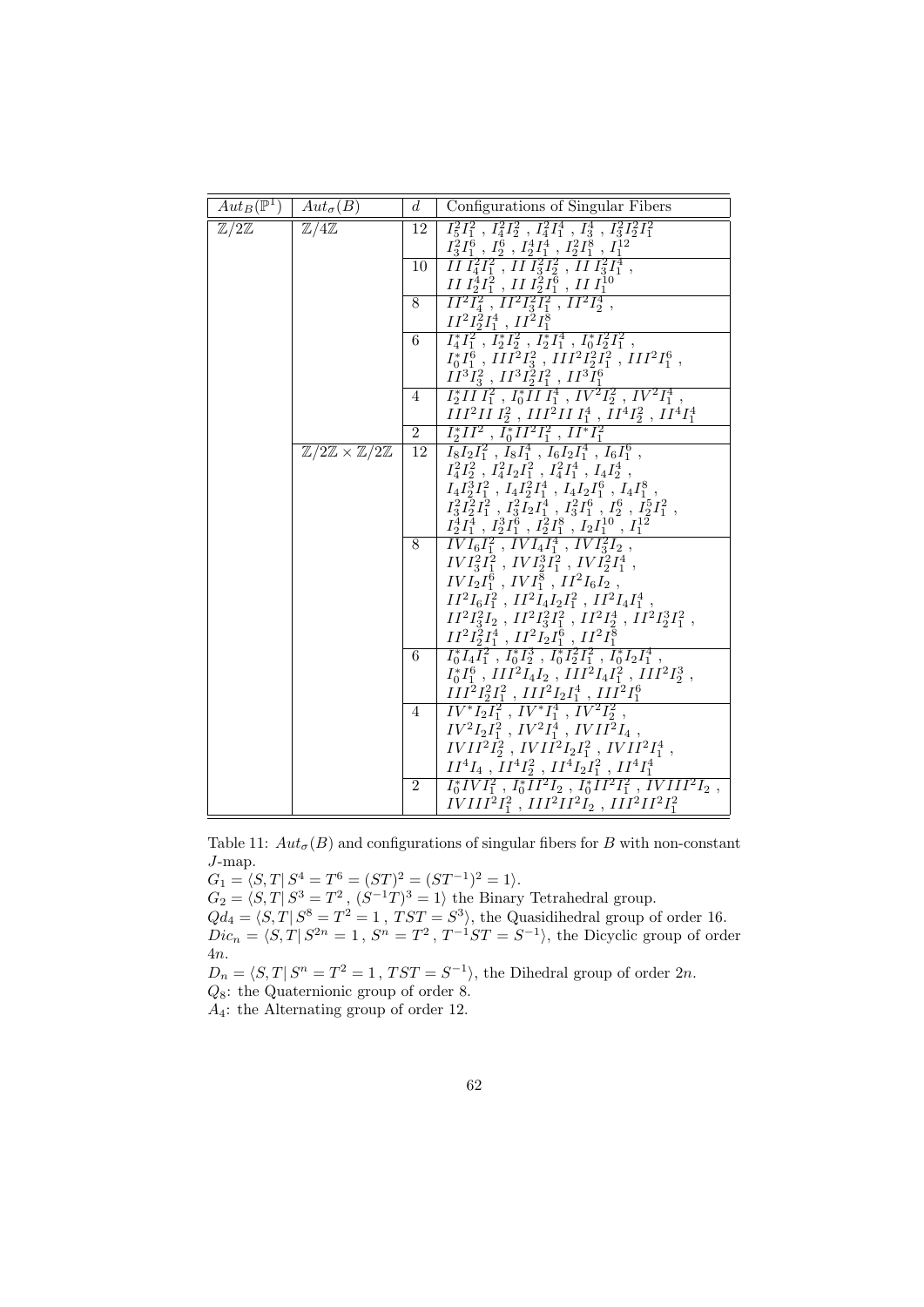| $Aut_B(\mathbb{P}^1)$ | $Aut_\sigma(B)$ | $d$ | Configurations of Singular Fibers |
|---|---|---|---|
| $\mathbb{Z}/2\mathbb{Z}$ | $\mathbb{Z}/4\mathbb{Z}$ | 12 | $I_5^2I_1^2\,,\,I_4^2I_2^2\,,\,I_4^2I_1^4\,,\,I_3^4\,,\,I_3^2I_2^2I_1^2$ $I_3^2I_1^6\,,\,I_2^6\,,\,I_2^4I_1^4\,,\,I_2^2I_1^8\,,\,I_1^{12}$ |
| | | 10 | $II\,I_4^2I_1^2\,,\,II\,I_3^2I_2^2\,,\,II\,I_3^2I_1^4\,,$ $II\,I_2^4I_1^2\,,\,II\,I_2^2I_1^6\,,\,II\,I_1^{10}$ |
| | | 8 | $II^2I_4^2\,,\,II^2I_3^2I_1^2\,,\,II^2I_2^4\,,$ $II^2I_2^2I_1^4\,,\,II^2I_1^8$ |
| | | 6 | $I_4^*I_1^2\,,\,I_2^*I_2^2\,,\,I_2^*I_1^4\,,\,I_0^*I_2^2I_1^2\,,$ $I_0^*I_1^6\,,\,III^2I_3^2\,,\,III^2I_2^2I_1^2\,,\,III^2I_1^6\,,$ $II^3I_3^2\,,\,II^3I_2^2I_1^2\,,\,II^3I_1^6$ |
| | | 4 | $I_2^*II\,I_1^2\,,\,I_0^*II\,I_1^4\,,\,IV^2I_2^2\,,\,IV^2I_1^4\,,$ $III^2II\,I_2^2\,,\,III^2II\,I_1^4\,,\,II^4I_2^2\,,\,II^4I_1^4$ |
| | | 2 | $I_2^*II^2\,,\,I_0^*II^2I_1^2\,,\,II^*I_1^2$ |
| | $\mathbb{Z}/2\mathbb{Z}\times\mathbb{Z}/2\mathbb{Z}$ | 12 | $I_8I_2I_1^2\,,\,I_8I_1^4\,,\,I_6I_2I_1^4\,,\,I_6I_1^6\,,$ $I_4^2I_2^2\,,\,I_4^2I_2I_1^2\,,\,I_4^2I_1^4\,,\,I_4I_2^4\,,$ $I_4I_2^3I_1^2\,,\,I_4I_2^2I_1^4\,,\,I_4I_2I_1^6\,,\,I_4I_1^8\,,$ $I_3^2I_2^2I_1^2\,,\,I_3^2I_2I_1^4\,,\,I_3^2I_1^6\,,\,I_2^6\,,\,I_2^5I_1^2\,,$ $I_2^4I_1^4\,,\,I_2^3I_1^6\,,\,I_2^2I_1^8\,,\,I_2I_1^{10}\,,\,I_1^{12}$ |
| | | 8 | $IVI_6I_1^2\,,\,IVI_4I_1^4\,,\,IVI_3^2I_2\,,$ $IVI_3^2I_1^2\,,\,IVI_2^3I_1^2\,,\,IVI_2^2I_1^4\,,$ $IVI_2I_1^6\,,\,IVI_1^8\,,\,II^2I_6I_2\,,$ $II^2I_6I_1^2\,,\,II^2I_4I_2I_1^2\,,\,II^2I_4I_1^4\,,$ $II^2I_3^2I_2\,,\,II^2I_3^2I_1^2\,,\,II^2I_2^4\,,\,II^2I_2^3I_1^2\,,$ $II^2I_2^2I_1^4\,,\,II^2I_2I_1^6\,,\,II^2I_1^8$ |
| | | 6 | $I_0^*I_4I_1^2\,,\,I_0^*I_2^3\,,\,I_0^*I_2^2I_1^2\,,\,I_0^*I_2I_1^4\,,$ $I_0^*I_1^6\,,\,III^2I_4I_2\,,\,III^2I_4I_1^2\,,\,III^2I_2^3\,,$ $III^2I_2^2I_1^2\,,\,III^2I_2I_1^4\,,\,III^2I_1^6$ |
| | | 4 | $IV^*I_2I_1^2\,,\,IV^*I_1^4\,,\,IV^2I_2^2\,,$ $IV^2I_2I_1^2\,,\,IV^2I_1^4\,,\,IVII^2I_4\,,$ $IVII^2I_2^2\,,\,IVII^2I_2I_1^2\,,\,IVII^2I_1^4\,,$ $II^4I_4\,,\,II^4I_2^2\,,\,II^4I_2I_1^2\,,\,II^4I_1^4$ |
| | | 2 | $I_0^*IVI_1^2\,,\,I_0^*II^2I_2\,,\,I_0^*II^2I_1^2\,,\,IVIII^2I_2\,,$ $IVIII^2I_1^2\,,\,III^2II^2I_2\,,\,III^2II^2I_1^2$ |

Table 11: $Aut_\sigma(B)$ and configurations of singular fibers for $B$ with non-constant $J$-map.

$G_1 = \langle S,T|\, S^4 = T^6 = (ST)^2 = (ST^{-1})^2 = 1\rangle$.

$G_2 = \langle S,T|\, S^3 = T^2\,,\,(S^{-1}T)^3 = 1\rangle$ the Binary Tetrahedral group.

$Qd_4 = \langle S,T|\, S^8 = T^2 = 1\,,\,TST = S^3\rangle$, the Quasidihedral group of order 16.

$Dic_n = \langle S,T|\, S^{2n} = 1\,,\,S^n = T^2\,,\,T^{-1}ST = S^{-1}\rangle$, the Dicyclic group of order $4n$.

$D_n = \langle S,T|\, S^n = T^2 = 1\,,\,TST = S^{-1}\rangle$, the Dihedral group of order $2n$.

$Q_8$: the Quaternionic group of order 8.

$A_4$: the Alternating group of order 12.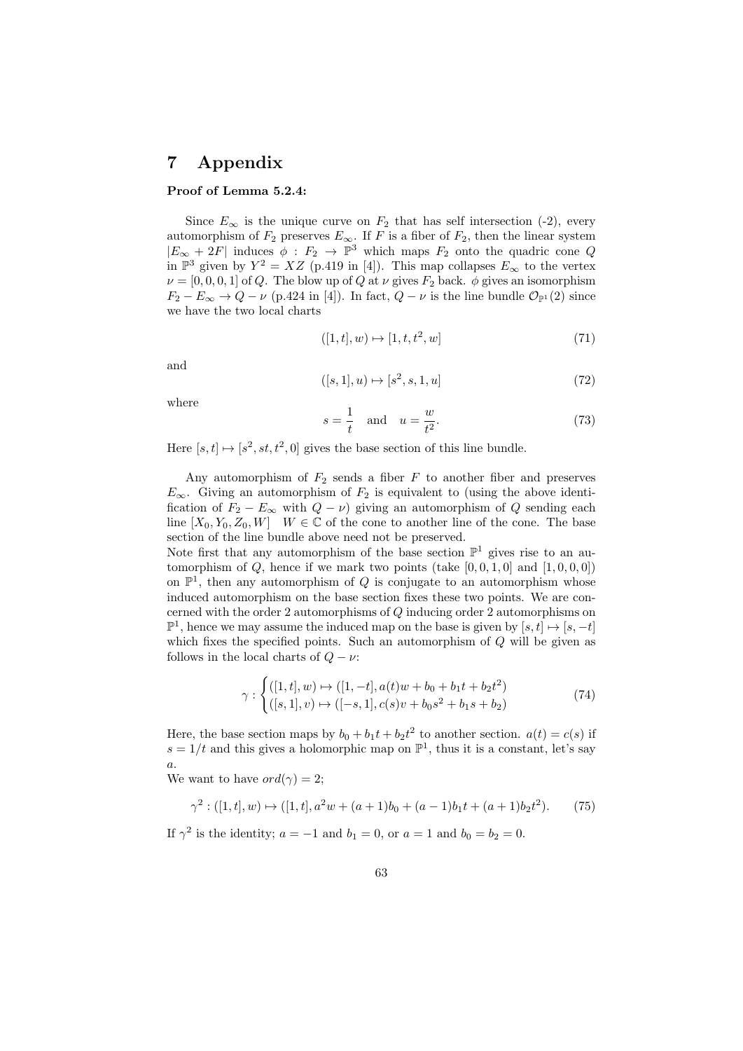# 7 Appendix

**Proof of Lemma 5.2.4:**

Since $E_\infty$ is the unique curve on $F_2$ that has self intersection (-2), every automorphism of $F_2$ preserves $E_\infty$. If $F$ is a fiber of $F_2$, then the linear system $|E_\infty + 2F|$ induces $\phi : F_2 \to \mathbb{P}^3$ which maps $F_2$ onto the quadric cone $Q$ in $\mathbb{P}^3$ given by $Y^2 = XZ$ (p.419 in [4]). This map collapses $E_\infty$ to the vertex $\nu = [0, 0, 0, 1]$ of $Q$. The blow up of $Q$ at $\nu$ gives $F_2$ back. $\phi$ gives an isomorphism $F_2 - E_\infty \to Q - \nu$ (p.424 in [4]). In fact, $Q - \nu$ is the line bundle $\mathcal{O}_{\mathbb{P}^1}(2)$ since we have the two local charts

$$([1, t], w) \mapsto [1, t, t^2, w] \tag{71}$$

and

$$([s, 1], u) \mapsto [s^2, s, 1, u] \tag{72}$$

where

$$s = \frac{1}{t} \quad \text{and} \quad u = \frac{w}{t^2}. \tag{73}$$

Here $[s, t] \mapsto [s^2, st, t^2, 0]$ gives the base section of this line bundle.

Any automorphism of $F_2$ sends a fiber $F$ to another fiber and preserves $E_\infty$. Giving an automorphism of $F_2$ is equivalent to (using the above identification of $F_2 - E_\infty$ with $Q - \nu$) giving an automorphism of $Q$ sending each line $[X_0, Y_0, Z_0, W]$ $\quad W \in \mathbb{C}$ of the cone to another line of the cone. The base section of the line bundle above need not be preserved.

Note first that any automorphism of the base section $\mathbb{P}^1$ gives rise to an automorphism of $Q$, hence if we mark two points (take $[0, 0, 1, 0]$ and $[1, 0, 0, 0]$) on $\mathbb{P}^1$, then any automorphism of $Q$ is conjugate to an automorphism whose induced automorphism on the base section fixes these two points. We are concerned with the order 2 automorphisms of $Q$ inducing order 2 automorphisms on $\mathbb{P}^1$, hence we may assume the induced map on the base is given by $[s, t] \mapsto [s, -t]$ which fixes the specified points. Such an automorphism of $Q$ will be given as follows in the local charts of $Q - \nu$:

$$\gamma : \begin{cases} ([1, t], w) \mapsto ([1, -t], a(t)w + b_0 + b_1 t + b_2 t^2) \\ ([s, 1], v) \mapsto ([-s, 1], c(s)v + b_0 s^2 + b_1 s + b_2) \end{cases} \tag{74}$$

Here, the base section maps by $b_0 + b_1 t + b_2 t^2$ to another section. $a(t) = c(s)$ if $s = 1/t$ and this gives a holomorphic map on $\mathbb{P}^1$, thus it is a constant, let's say $a$.

We want to have $ord(\gamma) = 2$;

$$\gamma^2 : ([1, t], w) \mapsto ([1, t], a^2 w + (a + 1)b_0 + (a - 1)b_1 t + (a + 1)b_2 t^2). \tag{75}$$

If $\gamma^2$ is the identity; $a = -1$ and $b_1 = 0$, or $a = 1$ and $b_0 = b_2 = 0$.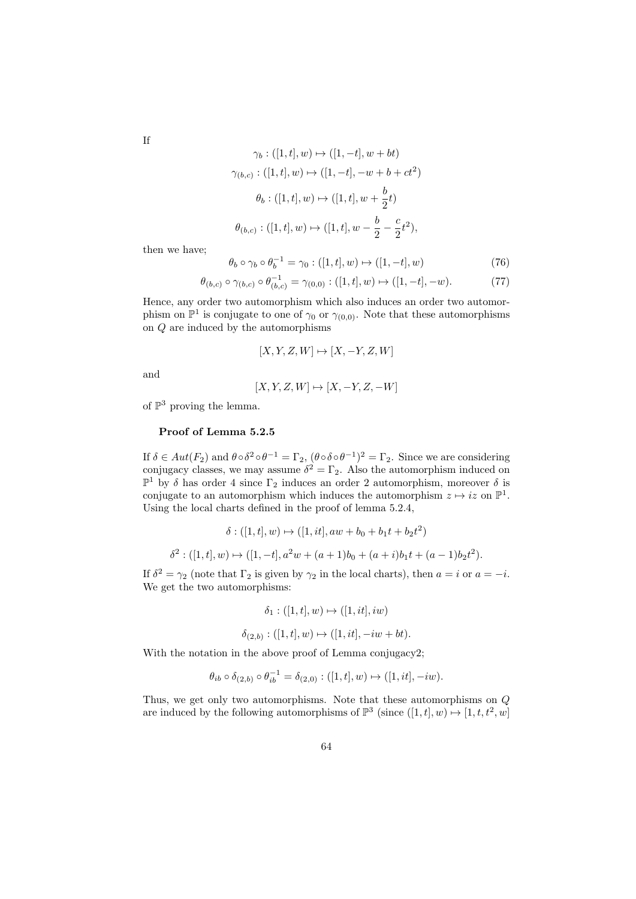If

$$\gamma_b : ([1,t], w) \mapsto ([1,-t], w + bt)$$

$$\gamma_{(b,c)} : ([1,t], w) \mapsto ([1,-t], -w + b + ct^2)$$

$$\theta_b : ([1,t], w) \mapsto ([1,t], w + \frac{b}{2}t)$$

$$\theta_{(b,c)} : ([1,t], w) \mapsto ([1,t], w - \frac{b}{2} - \frac{c}{2}t^2),$$

then we have;

$$\theta_b \circ \gamma_b \circ \theta_b^{-1} = \gamma_0 : ([1,t], w) \mapsto ([1,-t], w) \tag{76}$$

$$\theta_{(b,c)} \circ \gamma_{(b,c)} \circ \theta_{(b,c)}^{-1} = \gamma_{(0,0)} : ([1,t], w) \mapsto ([1,-t], -w). \tag{77}$$

Hence, any order two automorphism which also induces an order two automorphism on $\mathbb{P}^1$ is conjugate to one of $\gamma_0$ or $\gamma_{(0,0)}$. Note that these automorphisms on $Q$ are induced by the automorphisms

$$[X, Y, Z, W] \mapsto [X, -Y, Z, W]$$

and

$$[X, Y, Z, W] \mapsto [X, -Y, Z, -W]$$

of $\mathbb{P}^3$ proving the lemma.

### Proof of Lemma 5.2.5

If $\delta \in Aut(F_2)$ and $\theta \circ \delta^2 \circ \theta^{-1} = \Gamma_2$, $(\theta \circ \delta \circ \theta^{-1})^2 = \Gamma_2$. Since we are considering conjugacy classes, we may assume $\delta^2 = \Gamma_2$. Also the automorphism induced on $\mathbb{P}^1$ by $\delta$ has order 4 since $\Gamma_2$ induces an order 2 automorphism, moreover $\delta$ is conjugate to an automorphism which induces the automorphism $z \mapsto iz$ on $\mathbb{P}^1$. Using the local charts defined in the proof of lemma 5.2.4,

$$\delta : ([1,t], w) \mapsto ([1, it], aw + b_0 + b_1 t + b_2 t^2)$$

$$\delta^2 : ([1,t], w) \mapsto ([1,-t], a^2 w + (a+1)b_0 + (a+i)b_1 t + (a-1)b_2 t^2).$$

If $\delta^2 = \gamma_2$ (note that $\Gamma_2$ is given by $\gamma_2$ in the local charts), then $a = i$ or $a = -i$. We get the two automorphisms:

$$\delta_1 : ([1,t], w) \mapsto ([1, it], iw)$$

$$\delta_{(2,b)} : ([1,t], w) \mapsto ([1, it], -iw + bt).$$

With the notation in the above proof of Lemma conjugacy2;

$$\theta_{ib} \circ \delta_{(2,b)} \circ \theta_{ib}^{-1} = \delta_{(2,0)} : ([1,t], w) \mapsto ([1, it], -iw).$$

Thus, we get only two automorphisms. Note that these automorphisms on $Q$ are induced by the following automorphisms of $\mathbb{P}^3$ (since $([1,t], w) \mapsto [1, t, t^2, w]$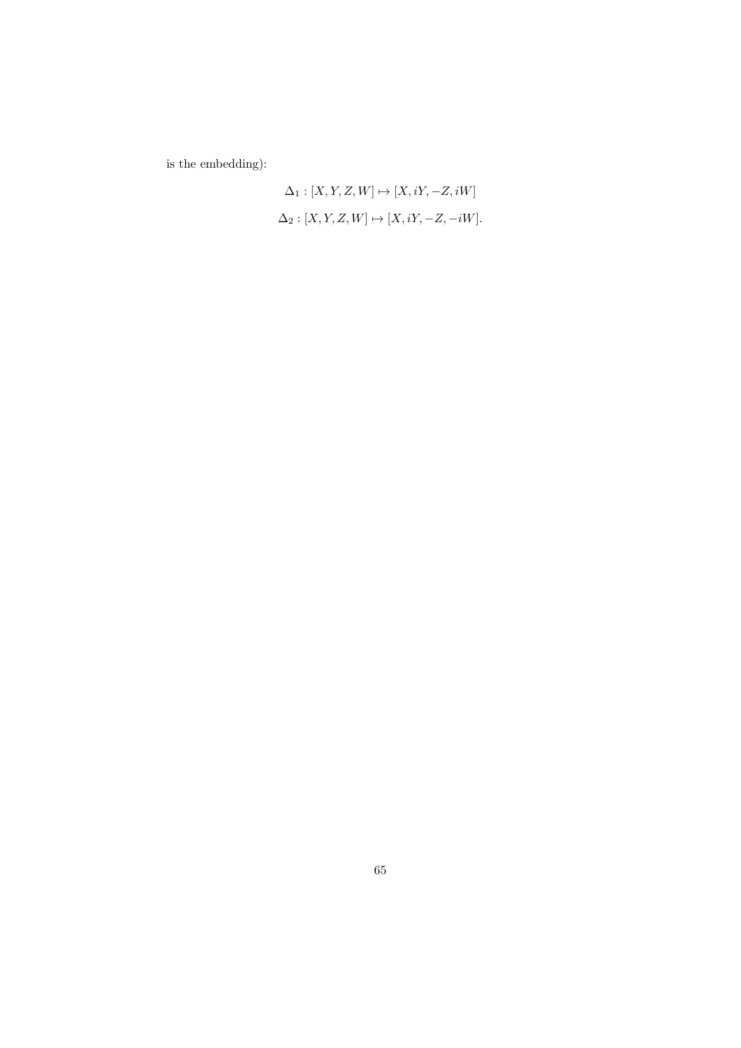is the embedding):

$$\Delta_1 : [X, Y, Z, W] \mapsto [X, iY, -Z, iW]$$

$$\Delta_2 : [X, Y, Z, W] \mapsto [X, iY, -Z, -iW].$$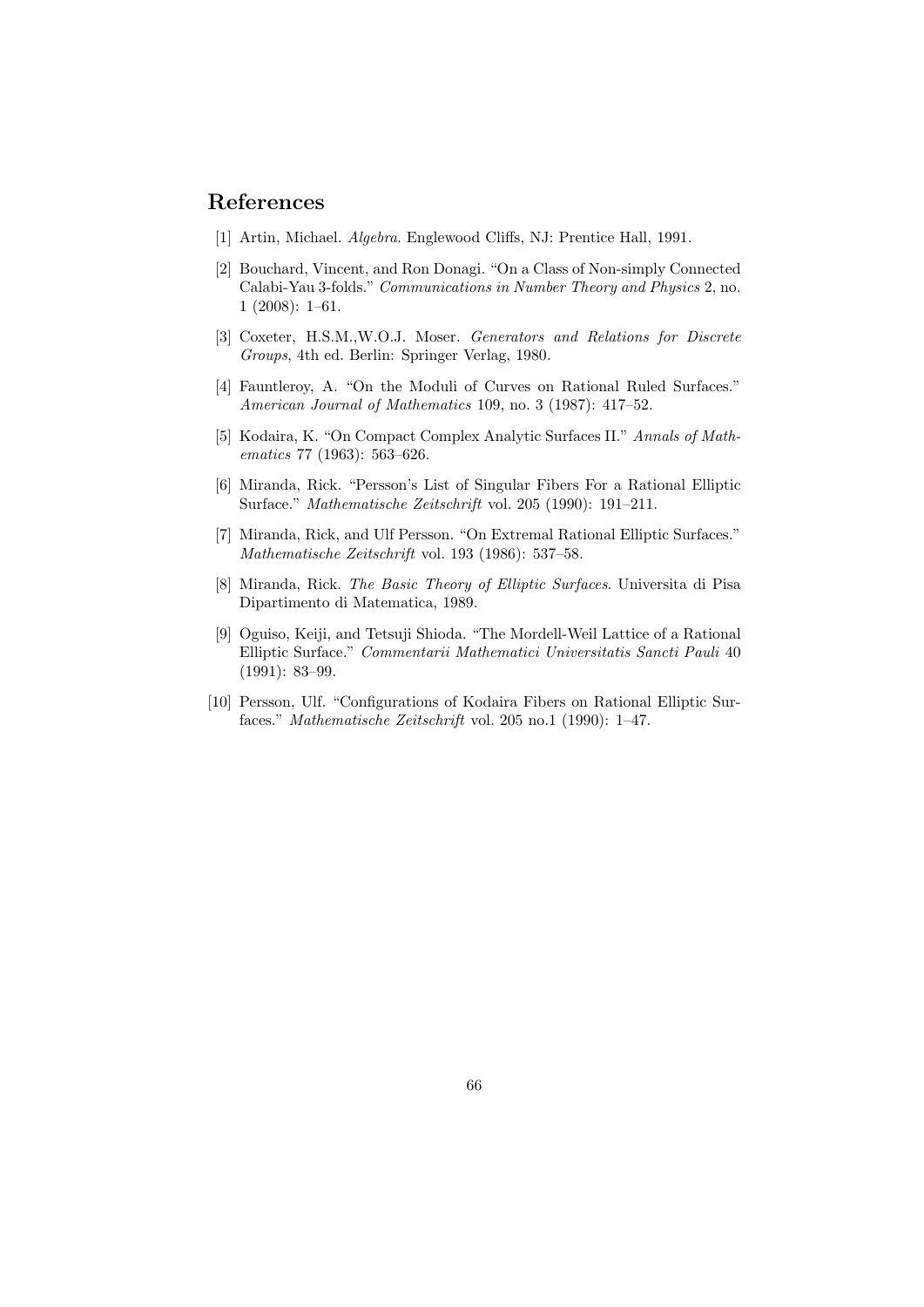## References

[1] Artin, Michael. *Algebra*. Englewood Cliffs, NJ: Prentice Hall, 1991.

[2] Bouchard, Vincent, and Ron Donagi. "On a Class of Non-simply Connected Calabi-Yau 3-folds." *Communications in Number Theory and Physics* 2, no. 1 (2008): 1–61.

[3] Coxeter, H.S.M.,W.O.J. Moser. *Generators and Relations for Discrete Groups*, 4th ed. Berlin: Springer Verlag, 1980.

[4] Fauntleroy, A. "On the Moduli of Curves on Rational Ruled Surfaces." *American Journal of Mathematics* 109, no. 3 (1987): 417–52.

[5] Kodaira, K. "On Compact Complex Analytic Surfaces II." *Annals of Mathematics* 77 (1963): 563–626.

[6] Miranda, Rick. "Persson's List of Singular Fibers For a Rational Elliptic Surface." *Mathematische Zeitschrift* vol. 205 (1990): 191–211.

[7] Miranda, Rick, and Ulf Persson. "On Extremal Rational Elliptic Surfaces." *Mathematische Zeitschrift* vol. 193 (1986): 537–58.

[8] Miranda, Rick. *The Basic Theory of Elliptic Surfaces*. Universita di Pisa Dipartimento di Matematica, 1989.

[9] Oguiso, Keiji, and Tetsuji Shioda. "The Mordell-Weil Lattice of a Rational Elliptic Surface." *Commentarii Mathematici Universitatis Sancti Pauli* 40 (1991): 83–99.

[10] Persson, Ulf. "Configurations of Kodaira Fibers on Rational Elliptic Surfaces." *Mathematische Zeitschrift* vol. 205 no.1 (1990): 1–47.